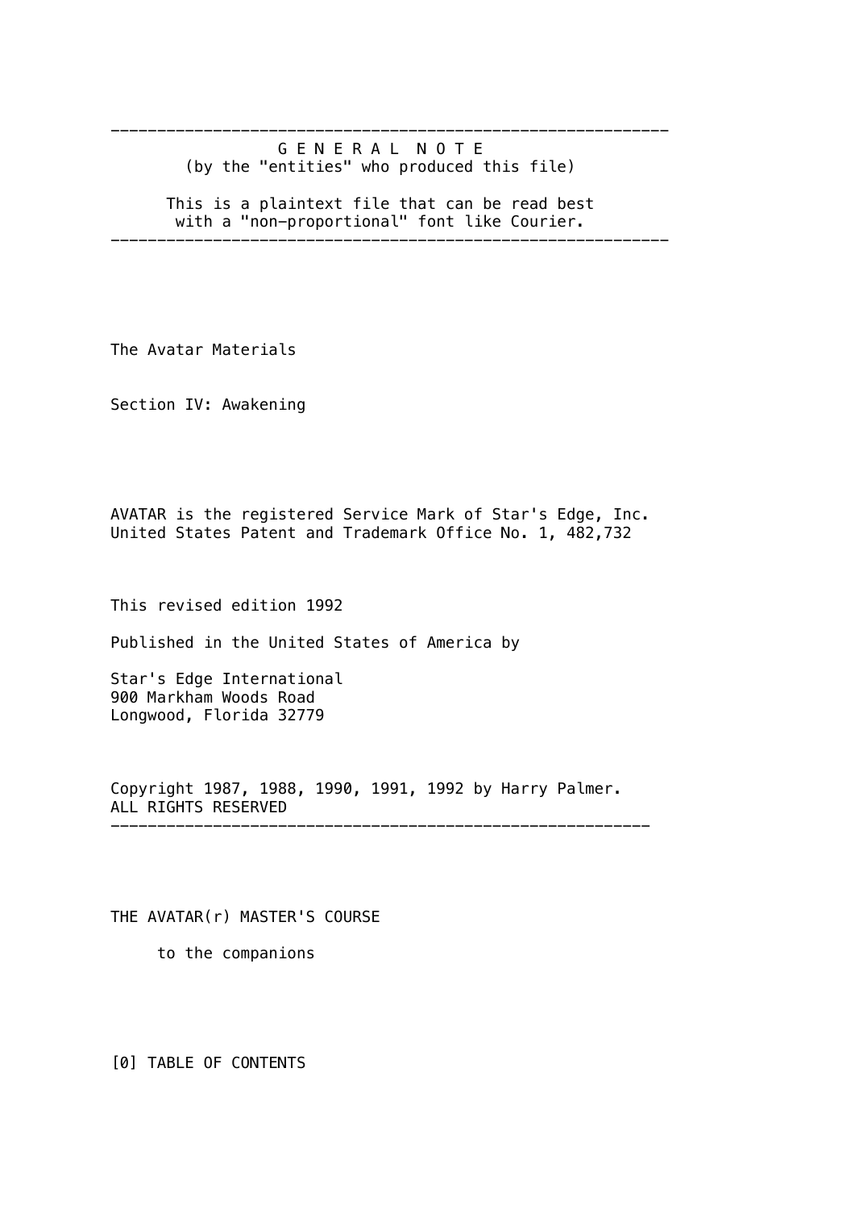---

G E N E R A L  N O T E
(by the "entities" who produced this file)

This is a plaintext file that can be read best
with a "non-proportional" font like Courier.

---

The Avatar Materials

Section IV: Awakening

AVATAR is the registered Service Mark of Star's Edge, Inc.
United States Patent and Trademark Office No. 1, 482,732

This revised edition 1992

Published in the United States of America by

Star's Edge International
900 Markham Woods Road
Longwood, Florida 32779

Copyright 1987, 1988, 1990, 1991, 1992 by Harry Palmer.
ALL RIGHTS RESERVED

---

THE AVATAR(r) MASTER'S COURSE

to the companions

[0] TABLE OF CONTENTS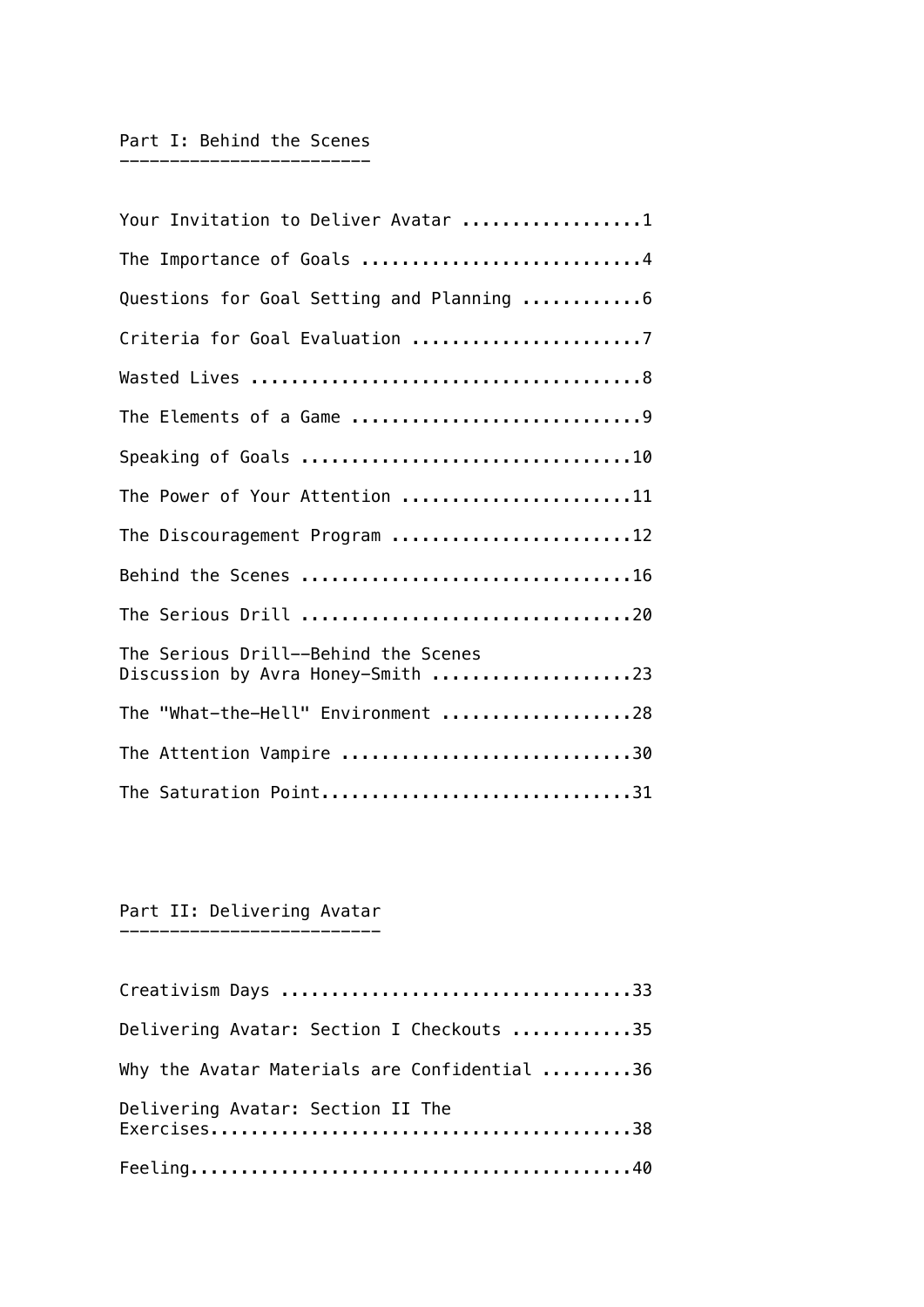## Part I: Behind the Scenes

Your Invitation to Deliver Avatar ..................1

The Importance of Goals ............................4

Questions for Goal Setting and Planning ............6

Criteria for Goal Evaluation .......................7

Wasted Lives .......................................8

The Elements of a Game .............................9

Speaking of Goals .................................10

The Power of Your Attention .......................11

The Discouragement Program ........................12

Behind the Scenes .................................16

The Serious Drill .................................20

The Serious Drill--Behind the Scenes
Discussion by Avra Honey-Smith ....................23

The "What-the-Hell" Environment ...................28

The Attention Vampire .............................30

The Saturation Point...............................31

## Part II: Delivering Avatar

Creativism Days ...................................33

Delivering Avatar: Section I Checkouts ............35

Why the Avatar Materials are Confidential .........36

Delivering Avatar: Section II The
Exercises..........................................38

Feeling............................................40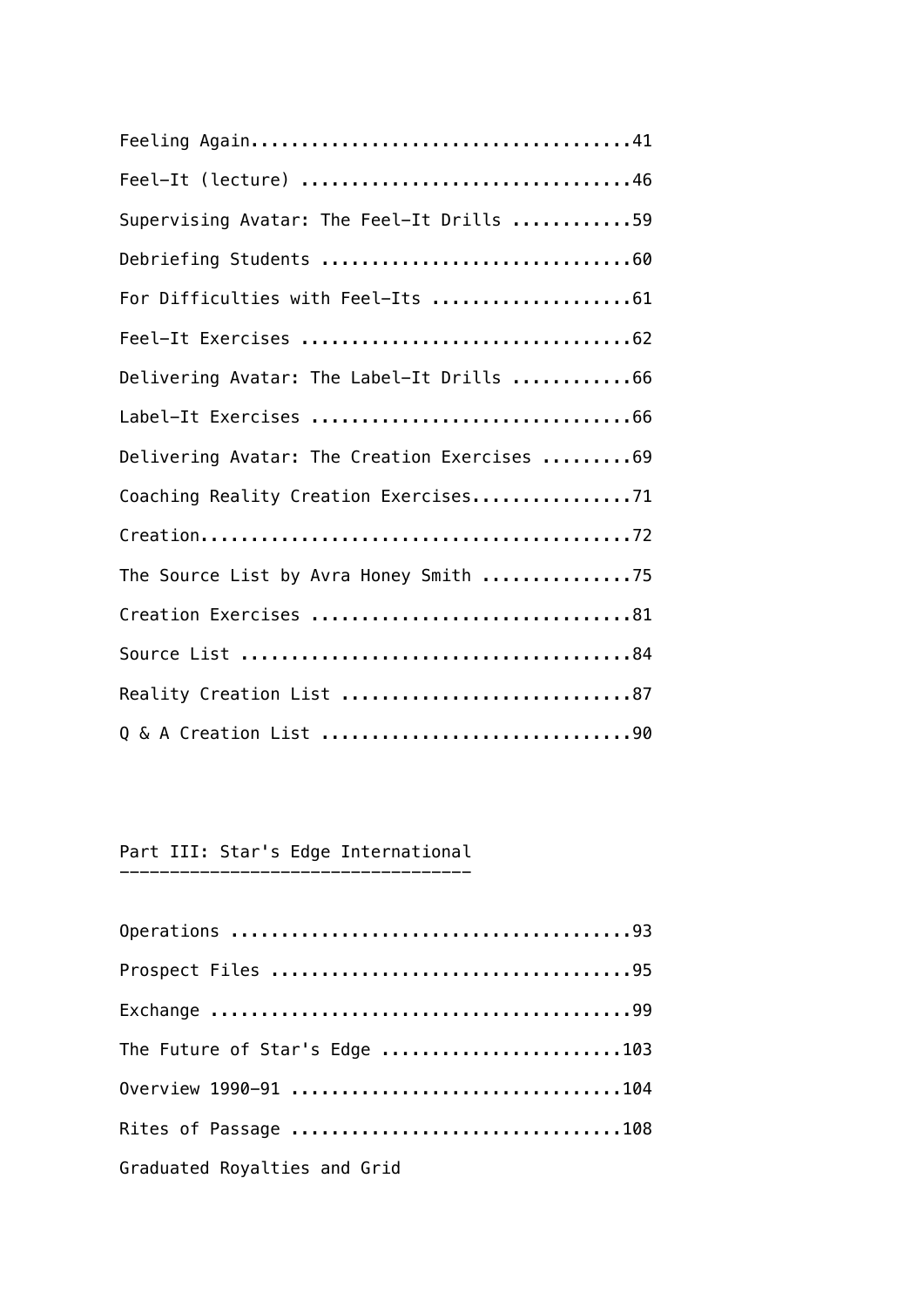Feeling Again.....................................41

Feel-It (lecture) ................................46

Supervising Avatar: The Feel-It Drills ............59

Debriefing Students ...............................60

For Difficulties with Feel-Its ....................61

Feel-It Exercises .................................62

Delivering Avatar: The Label-It Drills ............66

Label-It Exercises ................................66

Delivering Avatar: The Creation Exercises .........69

Coaching Reality Creation Exercises................71

Creation...........................................72

The Source List by Avra Honey Smith ...............75

Creation Exercises ................................81

Source List .......................................84

Reality Creation List .............................87

Q & A Creation List ...............................90

## Part III: Star's Edge International

Operations ........................................93

Prospect Files ....................................95

Exchange ..........................................99

The Future of Star's Edge ........................103

Overview 1990-91 .................................104

Rites of Passage .................................108

Graduated Royalties and Grid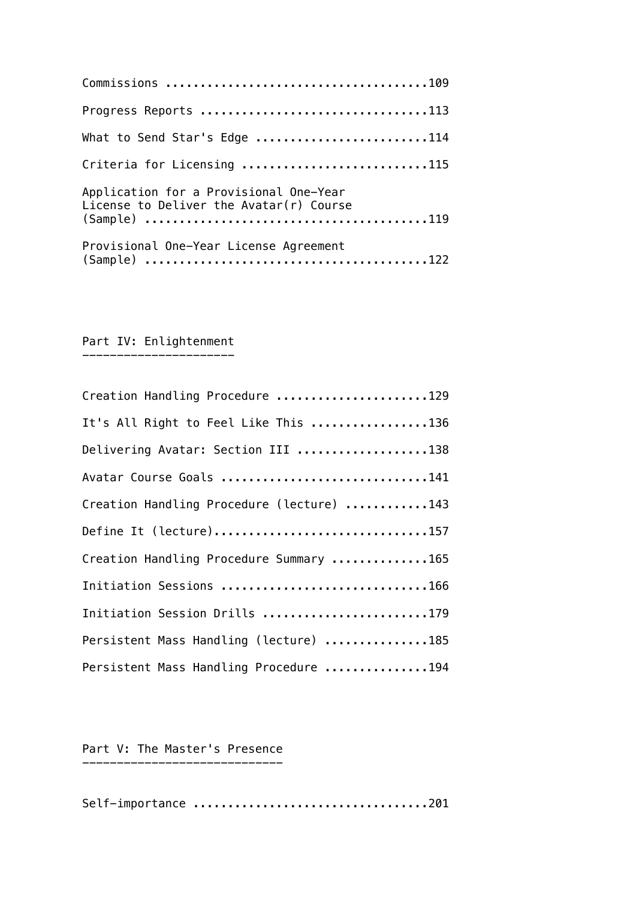Commissions ......................................109

Progress Reports .................................113

What to Send Star's Edge .........................114

Criteria for Licensing ...........................115

Application for a Provisional One-Year License to Deliver the Avatar(r) Course (Sample) ........................................119

Provisional One-Year License Agreement (Sample) .........................................122

## Part IV: Enlightenment

Creation Handling Procedure ......................129

It's All Right to Feel Like This .................136

Delivering Avatar: Section III ...................138

Avatar Course Goals ..............................141

Creation Handling Procedure (lecture) ............143

Define It (lecture)...............................157

Creation Handling Procedure Summary ..............165

Initiation Sessions ..............................166

Initiation Session Drills ........................179

Persistent Mass Handling (lecture) ...............185

Persistent Mass Handling Procedure ...............194

## Part V: The Master's Presence

Self-importance ..................................201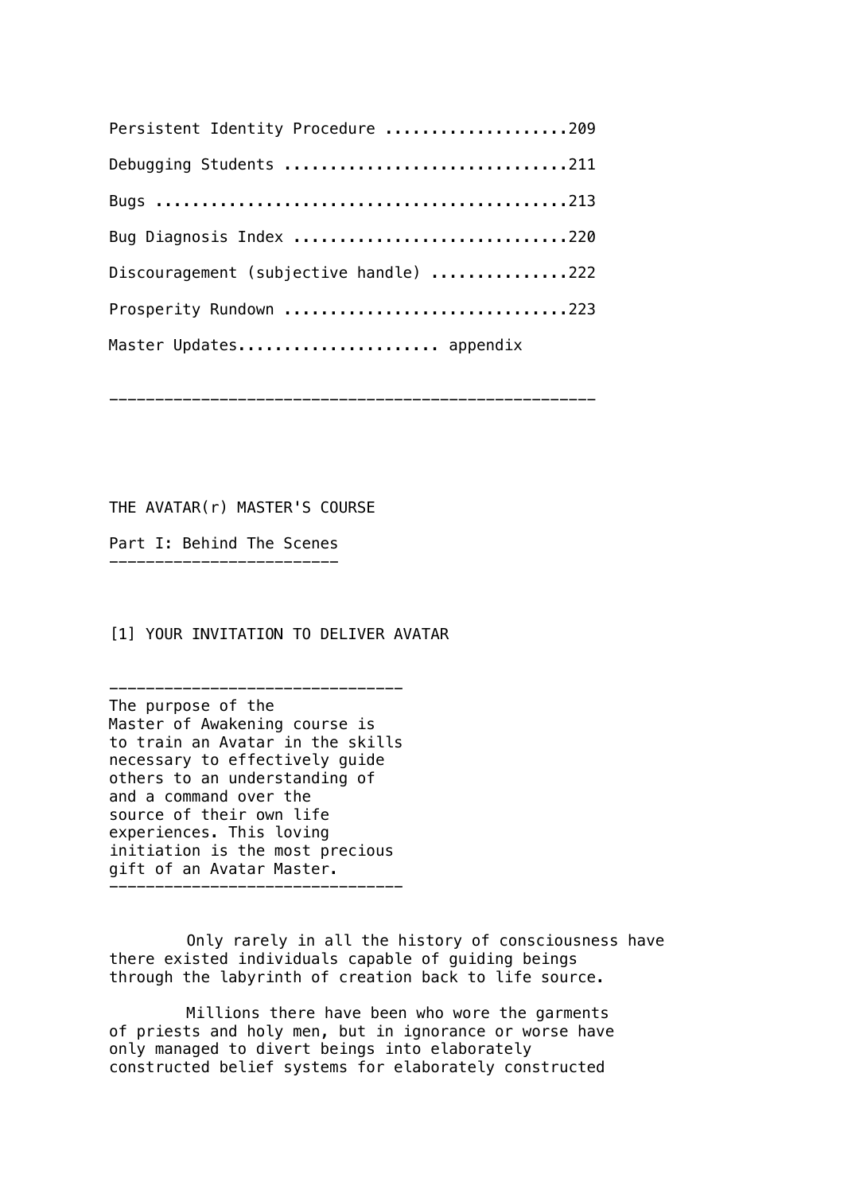Persistent Identity Procedure ....................209

Debugging Students ...............................211

Bugs .............................................213

Bug Diagnosis Index ..............................220

Discouragement (subjective handle) ...............222

Prosperity Rundown ...............................223

Master Updates..................... appendix

---

# THE AVATAR(r) MASTER'S COURSE

## Part I: Behind The Scenes

### [1] YOUR INVITATION TO DELIVER AVATAR

---

The purpose of the Master of Awakening course is to train an Avatar in the skills necessary to effectively guide others to an understanding of and a command over the source of their own life experiences. This loving initiation is the most precious gift of an Avatar Master.

---

Only rarely in all the history of consciousness have there existed individuals capable of guiding beings through the labyrinth of creation back to life source.

Millions there have been who wore the garments of priests and holy men, but in ignorance or worse have only managed to divert beings into elaborately constructed belief systems for elaborately constructed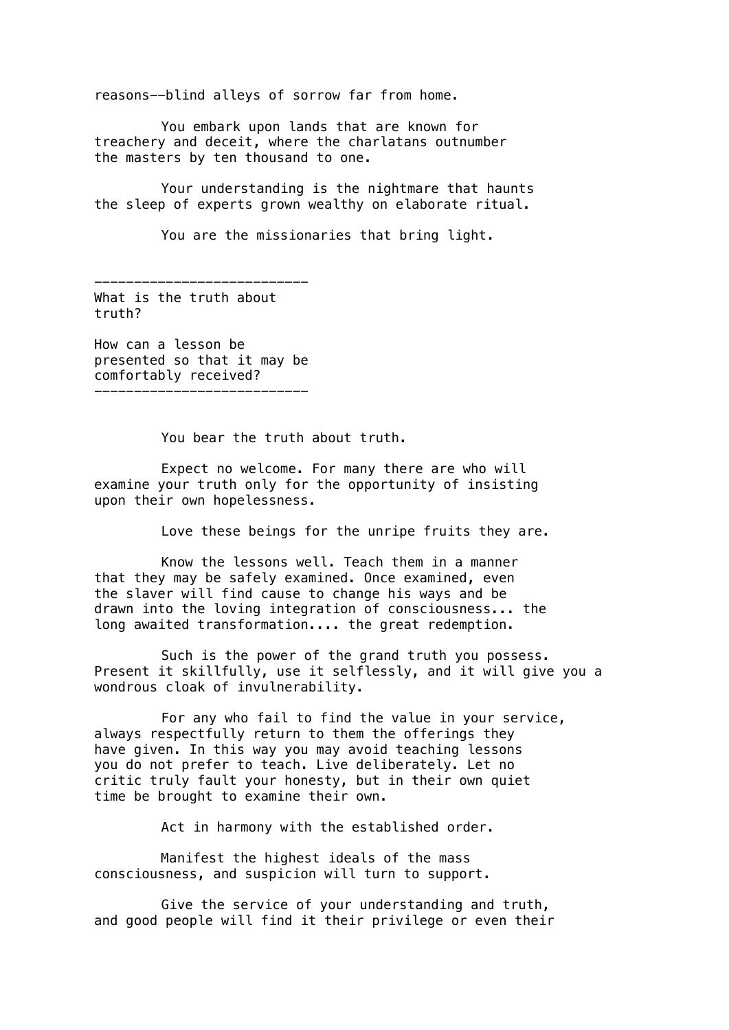reasons--blind alleys of sorrow far from home.

You embark upon lands that are known for treachery and deceit, where the charlatans outnumber the masters by ten thousand to one.

Your understanding is the nightmare that haunts the sleep of experts grown wealthy on elaborate ritual.

You are the missionaries that bring light.

---

What is the truth about truth?

How can a lesson be presented so that it may be comfortably received?

---

You bear the truth about truth.

Expect no welcome. For many there are who will examine your truth only for the opportunity of insisting upon their own hopelessness.

Love these beings for the unripe fruits they are.

Know the lessons well. Teach them in a manner that they may be safely examined. Once examined, even the slaver will find cause to change his ways and be drawn into the loving integration of consciousness... the long awaited transformation.... the great redemption.

Such is the power of the grand truth you possess. Present it skillfully, use it selflessly, and it will give you a wondrous cloak of invulnerability.

For any who fail to find the value in your service, always respectfully return to them the offerings they have given. In this way you may avoid teaching lessons you do not prefer to teach. Live deliberately. Let no critic truly fault your honesty, but in their own quiet time be brought to examine their own.

Act in harmony with the established order.

Manifest the highest ideals of the mass consciousness, and suspicion will turn to support.

Give the service of your understanding and truth, and good people will find it their privilege or even their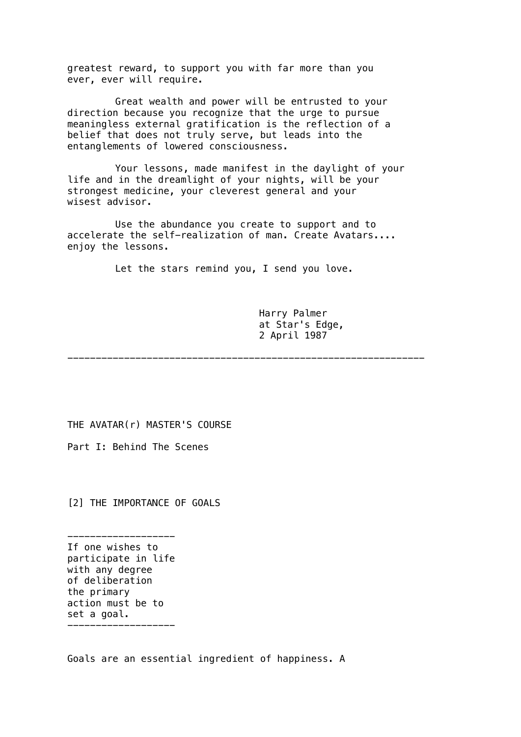greatest reward, to support you with far more than you ever, ever will require.

Great wealth and power will be entrusted to your direction because you recognize that the urge to pursue meaningless external gratification is the reflection of a belief that does not truly serve, but leads into the entanglements of lowered consciousness.

Your lessons, made manifest in the daylight of your life and in the dreamlight of your nights, will be your strongest medicine, your cleverest general and your wisest advisor.

Use the abundance you create to support and to accelerate the self-realization of man. Create Avatars.... enjoy the lessons.

Let the stars remind you, I send you love.

Harry Palmer  
at Star's Edge,  
2 April 1987

---

# THE AVATAR(r) MASTER'S COURSE

## Part I: Behind The Scenes

### [2] THE IMPORTANCE OF GOALS

---

> If one wishes to participate in life with any degree of deliberation the primary action must be to set a goal.

---

Goals are an essential ingredient of happiness. A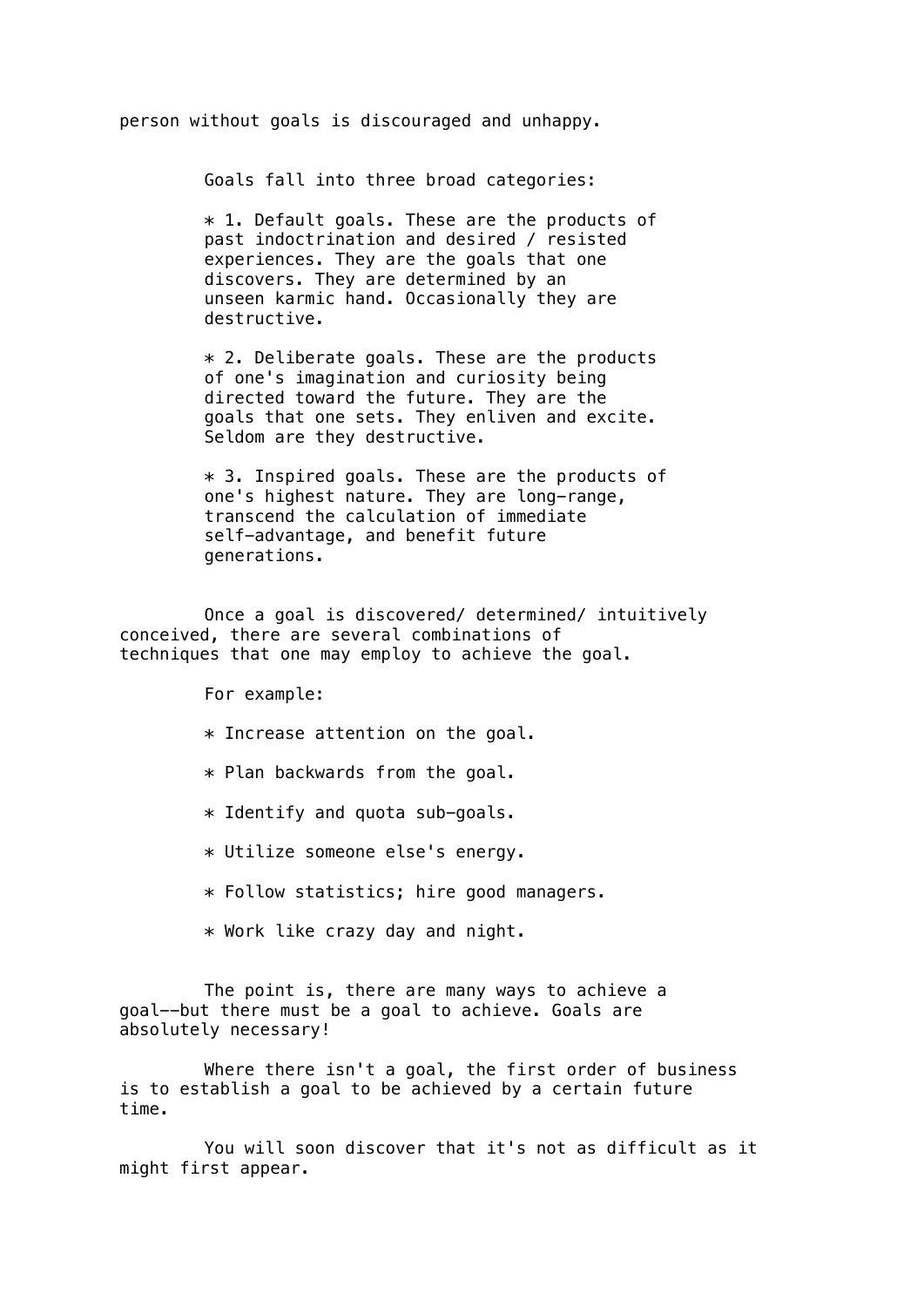person without goals is discouraged and unhappy.

Goals fall into three broad categories:

* 1. Default goals. These are the products of past indoctrination and desired / resisted experiences. They are the goals that one discovers. They are determined by an unseen karmic hand. Occasionally they are destructive.

* 2. Deliberate goals. These are the products of one's imagination and curiosity being directed toward the future. They are the goals that one sets. They enliven and excite. Seldom are they destructive.

* 3. Inspired goals. These are the products of one's highest nature. They are long-range, transcend the calculation of immediate self-advantage, and benefit future generations.

Once a goal is discovered/ determined/ intuitively conceived, there are several combinations of techniques that one may employ to achieve the goal.

For example:

* Increase attention on the goal.

* Plan backwards from the goal.

* Identify and quota sub-goals.

* Utilize someone else's energy.

* Follow statistics; hire good managers.

* Work like crazy day and night.

The point is, there are many ways to achieve a goal--but there must be a goal to achieve. Goals are absolutely necessary!

Where there isn't a goal, the first order of business is to establish a goal to be achieved by a certain future time.

You will soon discover that it's not as difficult as it might first appear.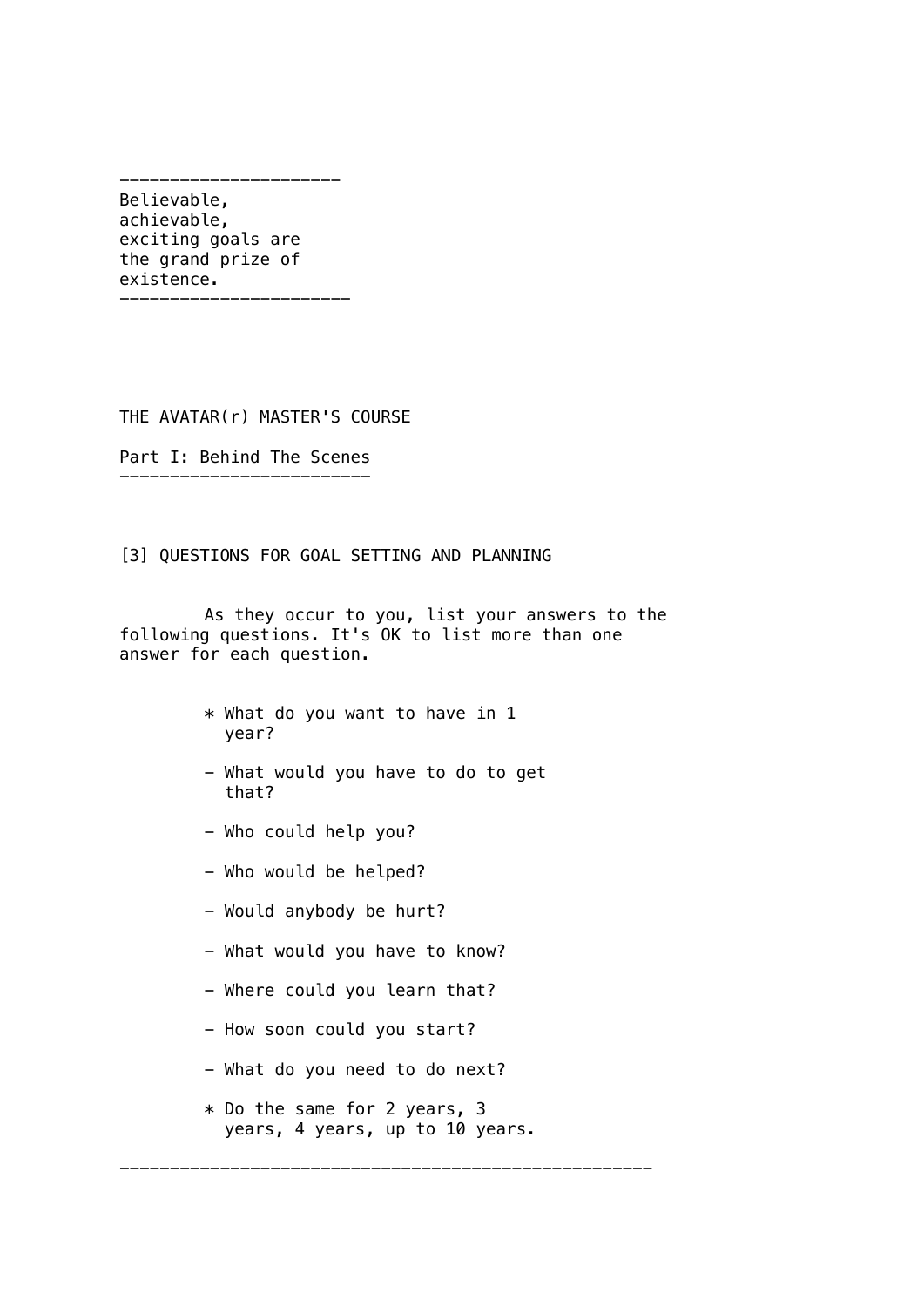Believable,
achievable,
exciting goals are
the grand prize of
existence.

THE AVATAR(r) MASTER'S COURSE

## Part I: Behind The Scenes

### [3] QUESTIONS FOR GOAL SETTING AND PLANNING

As they occur to you, list your answers to the following questions. It's OK to list more than one answer for each question.

* What do you want to have in 1 year?
  - What would you have to do to get that?
  - Who could help you?
  - Who would be helped?
  - Would anybody be hurt?
  - What would you have to know?
  - Where could you learn that?
  - How soon could you start?
  - What do you need to do next?
* Do the same for 2 years, 3 years, 4 years, up to 10 years.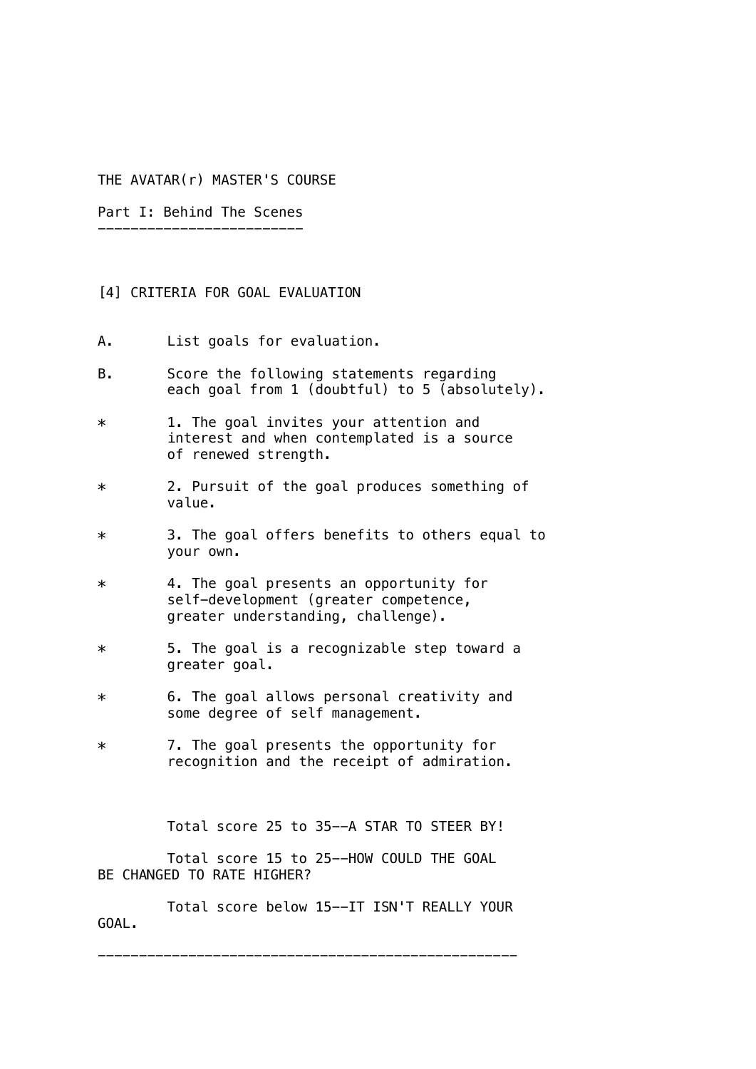# THE AVATAR(r) MASTER'S COURSE

## Part I: Behind The Scenes

### [4] CRITERIA FOR GOAL EVALUATION

A. List goals for evaluation.

B. Score the following statements regarding each goal from 1 (doubtful) to 5 (absolutely).

* 1. The goal invites your attention and interest and when contemplated is a source of renewed strength.

* 2. Pursuit of the goal produces something of value.

* 3. The goal offers benefits to others equal to your own.

* 4. The goal presents an opportunity for self-development (greater competence, greater understanding, challenge).

* 5. The goal is a recognizable step toward a greater goal.

* 6. The goal allows personal creativity and some degree of self management.

* 7. The goal presents the opportunity for recognition and the receipt of admiration.

Total score 25 to 35--A STAR TO STEER BY!

Total score 15 to 25--HOW COULD THE GOAL BE CHANGED TO RATE HIGHER?

Total score below 15--IT ISN'T REALLY YOUR GOAL.

---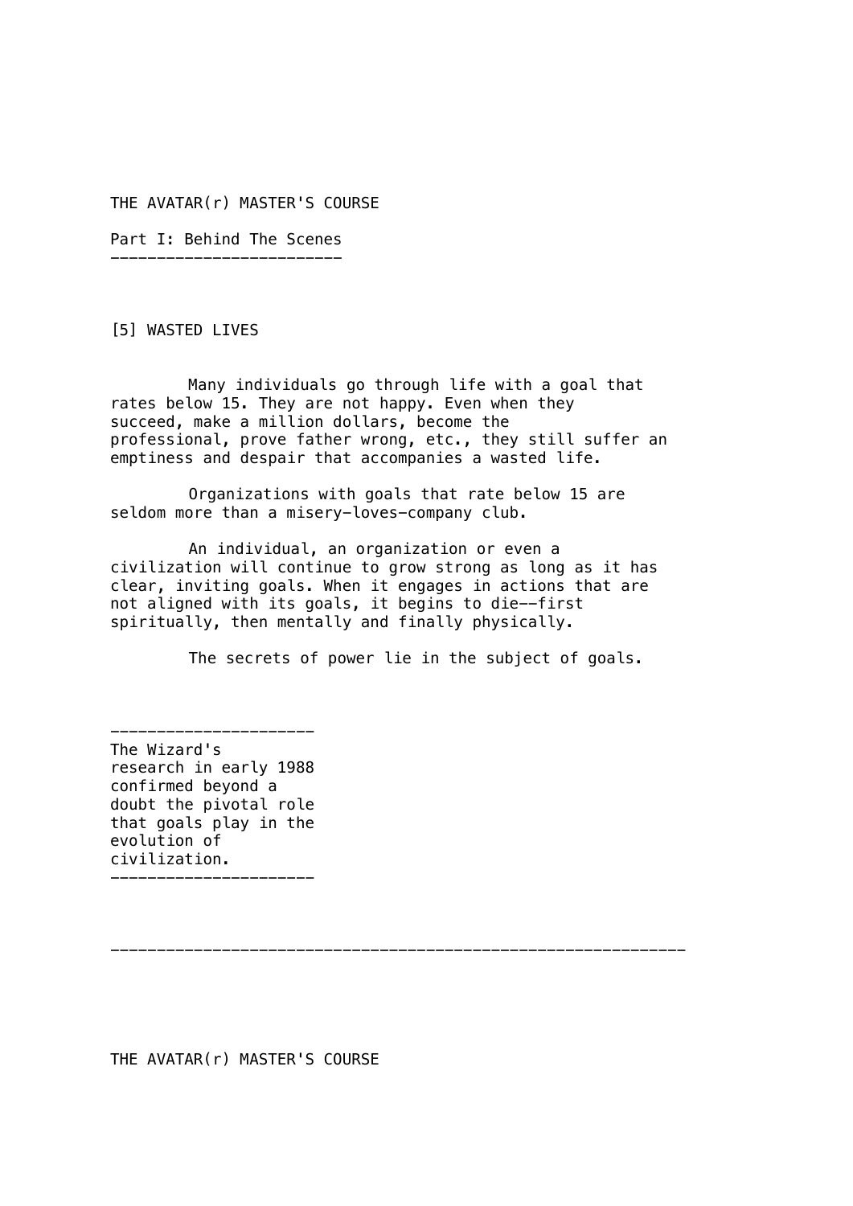THE AVATAR(r) MASTER'S COURSE

## Part I: Behind The Scenes

### [5] WASTED LIVES

Many individuals go through life with a goal that rates below 15. They are not happy. Even when they succeed, make a million dollars, become the professional, prove father wrong, etc., they still suffer an emptiness and despair that accompanies a wasted life.

Organizations with goals that rate below 15 are seldom more than a misery-loves-company club.

An individual, an organization or even a civilization will continue to grow strong as long as it has clear, inviting goals. When it engages in actions that are not aligned with its goals, it begins to die--first spiritually, then mentally and finally physically.

The secrets of power lie in the subject of goals.

---

The Wizard's research in early 1988 confirmed beyond a doubt the pivotal role that goals play in the evolution of civilization.

---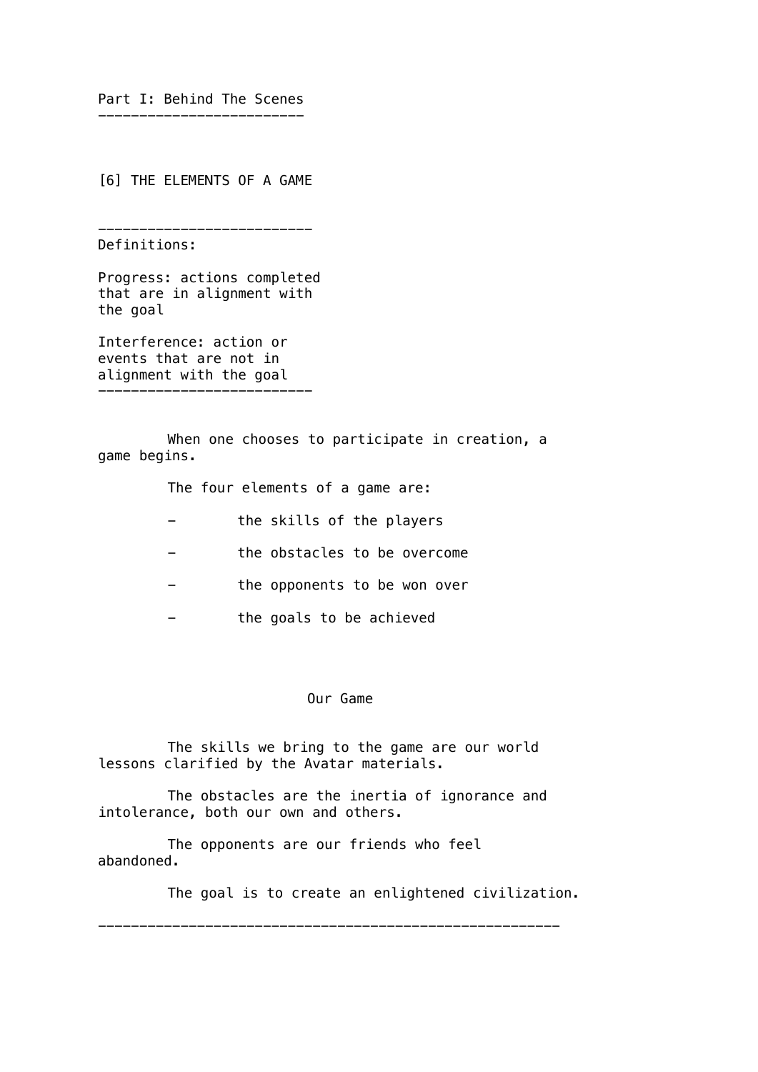# Part I: Behind The Scenes

## [6] THE ELEMENTS OF A GAME

---

Definitions:

Progress: actions completed that are in alignment with the goal

Interference: action or events that are not in alignment with the goal

---

When one chooses to participate in creation, a game begins.

The four elements of a game are:

- the skills of the players
- the obstacles to be overcome
- the opponents to be won over
- the goals to be achieved

### Our Game

The skills we bring to the game are our world lessons clarified by the Avatar materials.

The obstacles are the inertia of ignorance and intolerance, both our own and others.

The opponents are our friends who feel abandoned.

The goal is to create an enlightened civilization.

---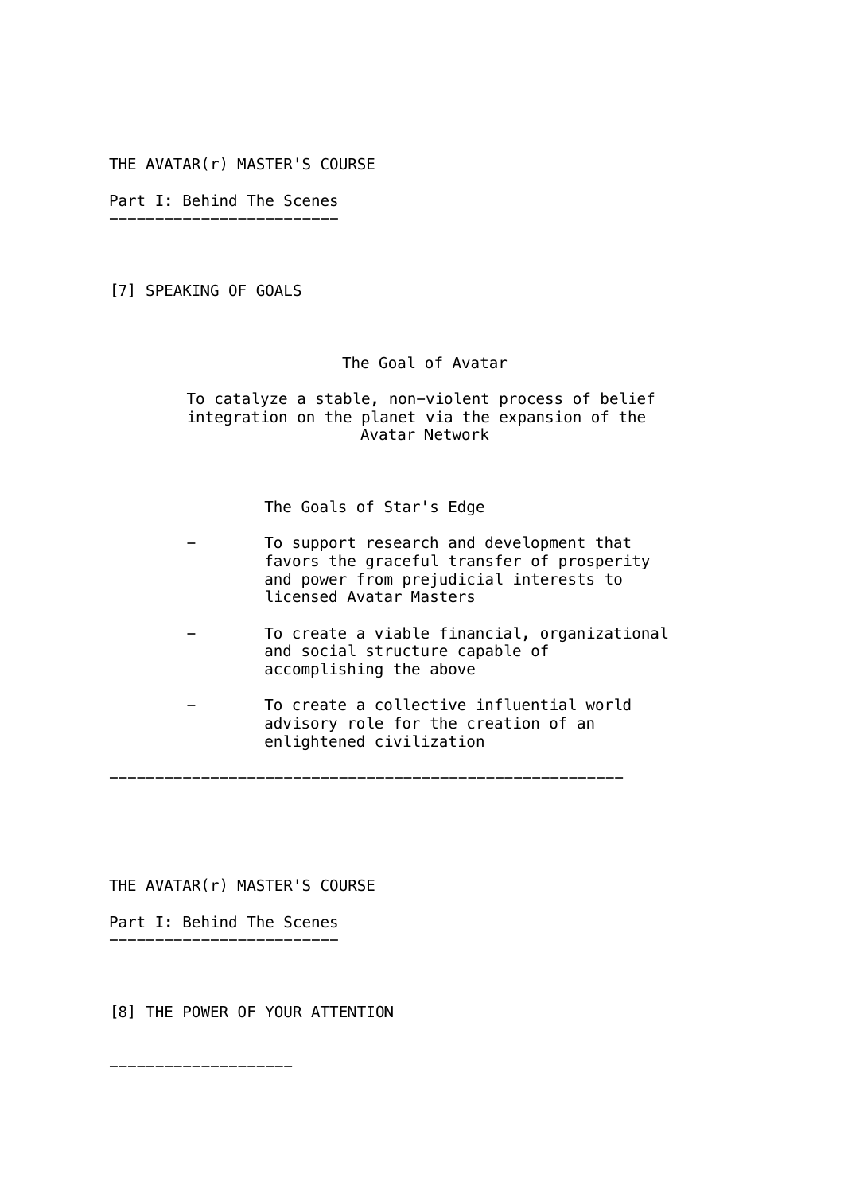THE AVATAR(r) MASTER'S COURSE

## Part I: Behind The Scenes

### [7] SPEAKING OF GOALS

#### The Goal of Avatar

To catalyze a stable, non-violent process of belief integration on the planet via the expansion of the Avatar Network

#### The Goals of Star's Edge

- To support research and development that favors the graceful transfer of prosperity and power from prejudicial interests to licensed Avatar Masters
- To create a viable financial, organizational and social structure capable of accomplishing the above
- To create a collective influential world advisory role for the creation of an enlightened civilization

---

THE AVATAR(r) MASTER'S COURSE

## Part I: Behind The Scenes

### [8] THE POWER OF YOUR ATTENTION

---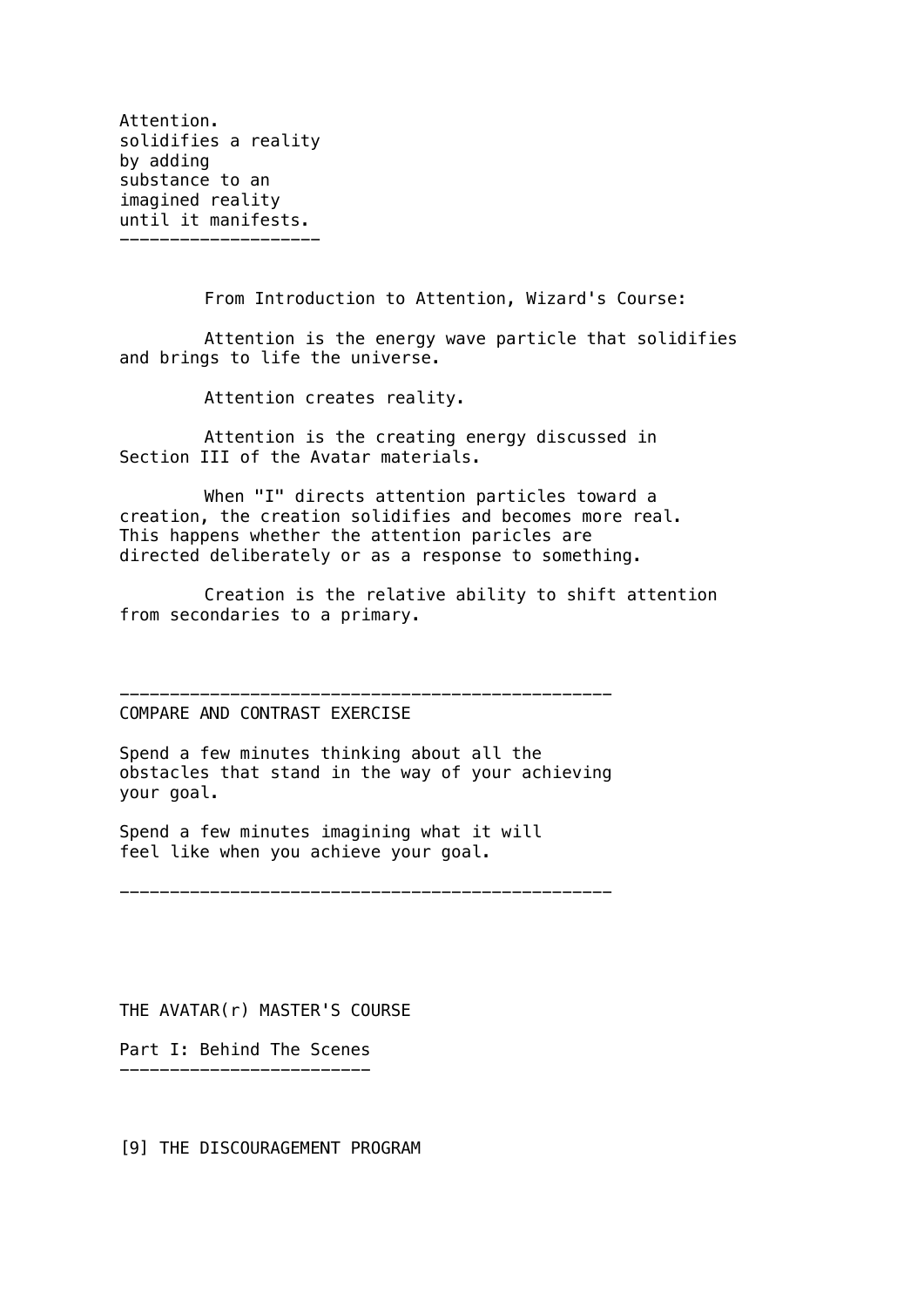Attention.
solidifies a reality
by adding
substance to an
imagined reality
until it manifests.

---

From Introduction to Attention, Wizard's Course:

Attention is the energy wave particle that solidifies and brings to life the universe.

Attention creates reality.

Attention is the creating energy discussed in Section III of the Avatar materials.

When "I" directs attention particles toward a creation, the creation solidifies and becomes more real. This happens whether the attention paricles are directed deliberately or as a response to something.

Creation is the relative ability to shift attention from secondaries to a primary.

---

COMPARE AND CONTRAST EXERCISE

Spend a few minutes thinking about all the obstacles that stand in the way of your achieving your goal.

Spend a few minutes imagining what it will feel like when you achieve your goal.

---

THE AVATAR(r) MASTER'S COURSE

## Part I: Behind The Scenes

### [9] THE DISCOURAGEMENT PROGRAM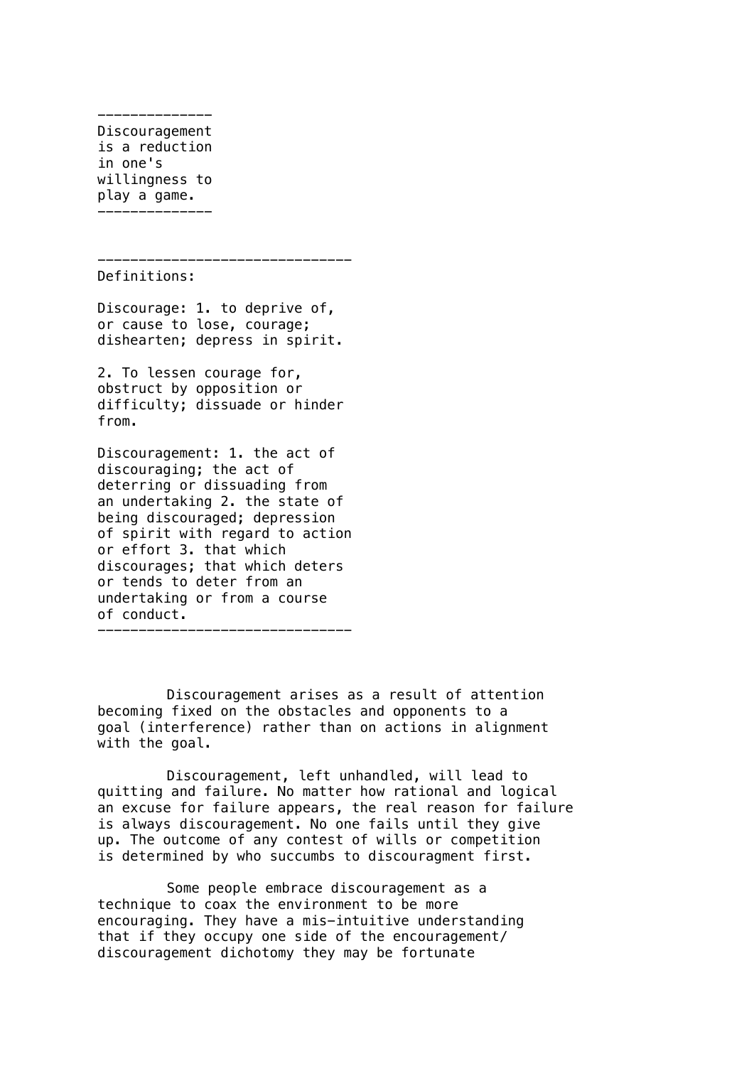---

Discouragement is a reduction in one's willingness to play a game.

---

---

Definitions:

Discourage: 1. to deprive of, or cause to lose, courage; dishearten; depress in spirit.

2. To lessen courage for, obstruct by opposition or difficulty; dissuade or hinder from.

Discouragement: 1. the act of discouraging; the act of deterring or dissuading from an undertaking 2. the state of being discouraged; depression of spirit with regard to action or effort 3. that which discourages; that which deters or tends to deter from an undertaking or from a course of conduct.

---

Discouragement arises as a result of attention becoming fixed on the obstacles and opponents to a goal (interference) rather than on actions in alignment with the goal.

Discouragement, left unhandled, will lead to quitting and failure. No matter how rational and logical an excuse for failure appears, the real reason for failure is always discouragement. No one fails until they give up. The outcome of any contest of wills or competition is determined by who succumbs to discouragment first.

Some people embrace discouragement as a technique to coax the environment to be more encouraging. They have a mis-intuitive understanding that if they occupy one side of the encouragement/discouragement dichotomy they may be fortunate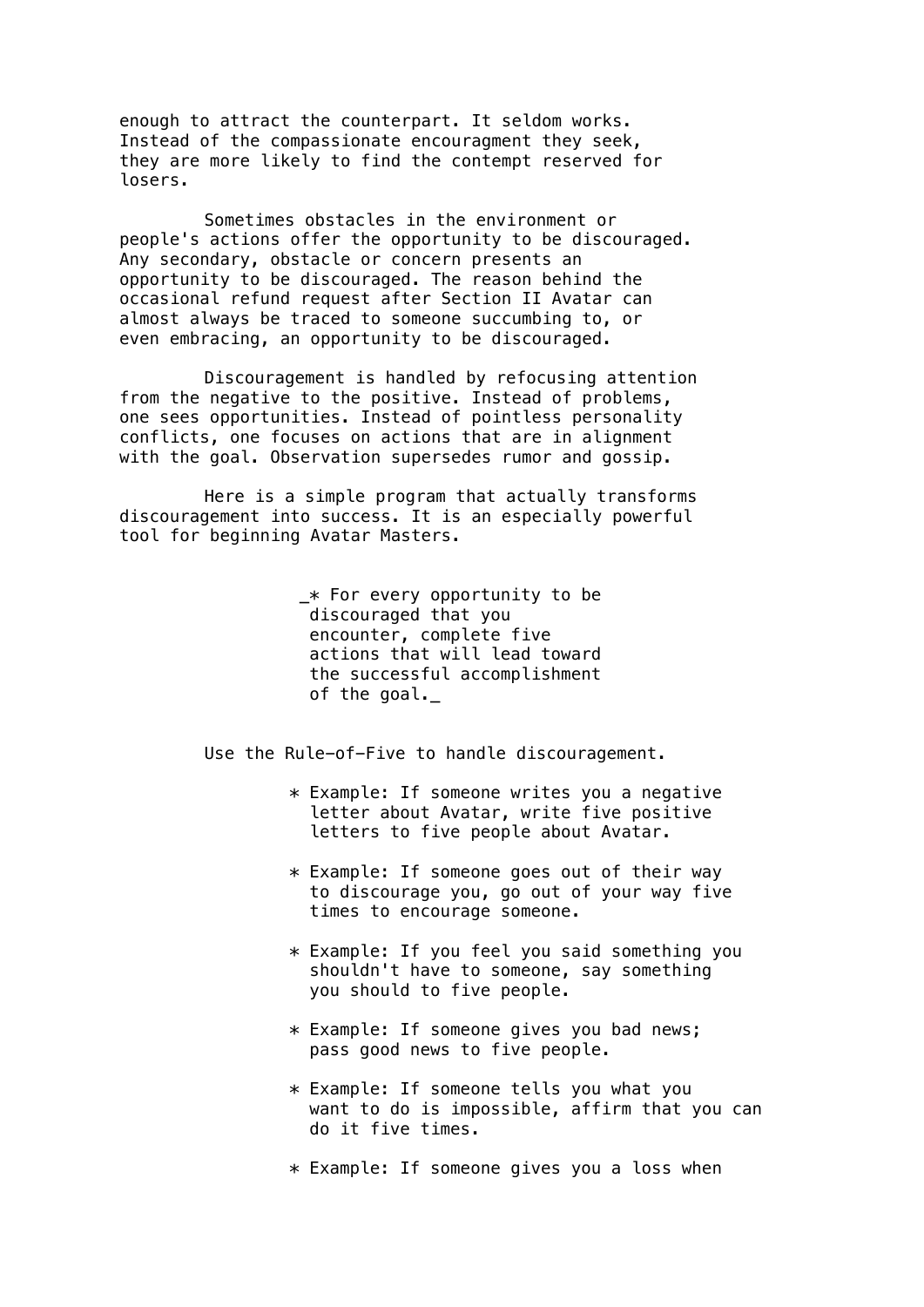enough to attract the counterpart. It seldom works. Instead of the compassionate encouragment they seek, they are more likely to find the contempt reserved for losers.

Sometimes obstacles in the environment or people's actions offer the opportunity to be discouraged. Any secondary, obstacle or concern presents an opportunity to be discouraged. The reason behind the occasional refund request after Section II Avatar can almost always be traced to someone succumbing to, or even embracing, an opportunity to be discouraged.

Discouragement is handled by refocusing attention from the negative to the positive. Instead of problems, one sees opportunities. Instead of pointless personality conflicts, one focuses on actions that are in alignment with the goal. Observation supersedes rumor and gossip.

Here is a simple program that actually transforms discouragement into success. It is an especially powerful tool for beginning Avatar Masters.

> _* For every opportunity to be discouraged that you encounter, complete five actions that will lead toward the successful accomplishment of the goal._

Use the Rule-of-Five to handle discouragement.

* Example: If someone writes you a negative letter about Avatar, write five positive letters to five people about Avatar.
* Example: If someone goes out of their way to discourage you, go out of your way five times to encourage someone.
* Example: If you feel you said something you shouldn't have to someone, say something you should to five people.
* Example: If someone gives you bad news; pass good news to five people.
* Example: If someone tells you what you want to do is impossible, affirm that you can do it five times.
* Example: If someone gives you a loss when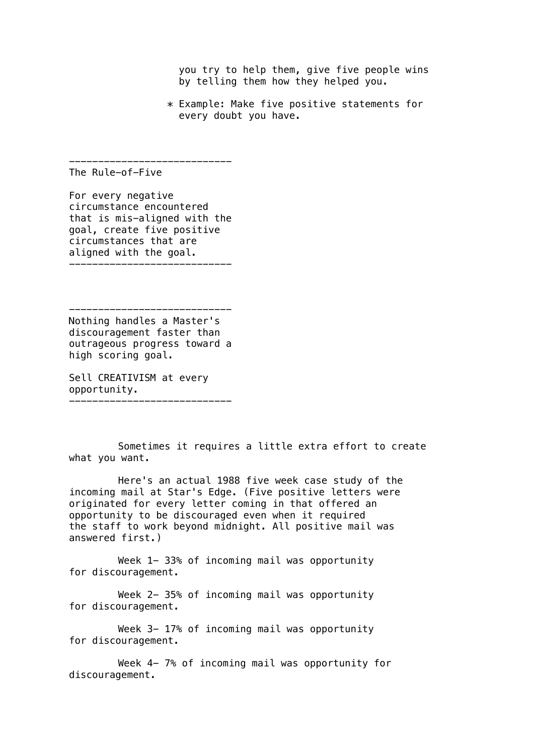you try to help them, give five people wins by telling them how they helped you.

* Example: Make five positive statements for every doubt you have.

---

The Rule-of-Five

For every negative circumstance encountered that is mis-aligned with the goal, create five positive circumstances that are aligned with the goal.

---

---

Nothing handles a Master's discouragement faster than outrageous progress toward a high scoring goal.

Sell CREATIVISM at every opportunity.

---

Sometimes it requires a little extra effort to create what you want.

Here's an actual 1988 five week case study of the incoming mail at Star's Edge. (Five positive letters were originated for every letter coming in that offered an opportunity to be discouraged even when it required the staff to work beyond midnight. All positive mail was answered first.)

Week 1- 33% of incoming mail was opportunity for discouragement.

Week 2- 35% of incoming mail was opportunity for discouragement.

Week 3- 17% of incoming mail was opportunity for discouragement.

Week 4- 7% of incoming mail was opportunity for discouragement.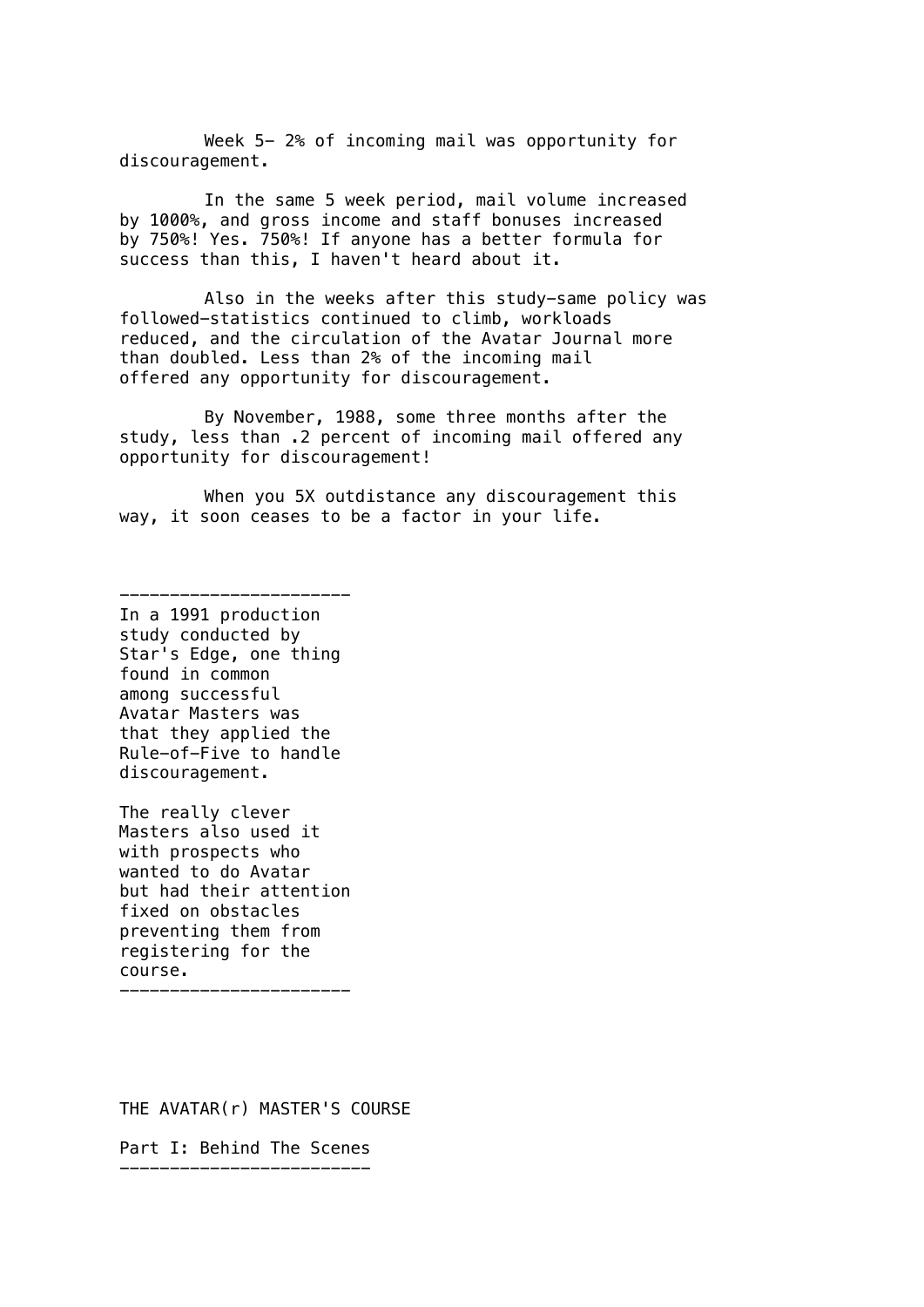Week 5- 2% of incoming mail was opportunity for discouragement.

In the same 5 week period, mail volume increased by 1000%, and gross income and staff bonuses increased by 750%! Yes. 750%! If anyone has a better formula for success than this, I haven't heard about it.

Also in the weeks after this study-same policy was followed-statistics continued to climb, workloads reduced, and the circulation of the Avatar Journal more than doubled. Less than 2% of the incoming mail offered any opportunity for discouragement.

By November, 1988, some three months after the study, less than .2 percent of incoming mail offered any opportunity for discouragement!

When you 5X outdistance any discouragement this way, it soon ceases to be a factor in your life.

---

In a 1991 production study conducted by Star's Edge, one thing found in common among successful Avatar Masters was that they applied the Rule-of-Five to handle discouragement.

The really clever Masters also used it with prospects who wanted to do Avatar but had their attention fixed on obstacles preventing them from registering for the course.

---

THE AVATAR(r) MASTER'S COURSE

## Part I: Behind The Scenes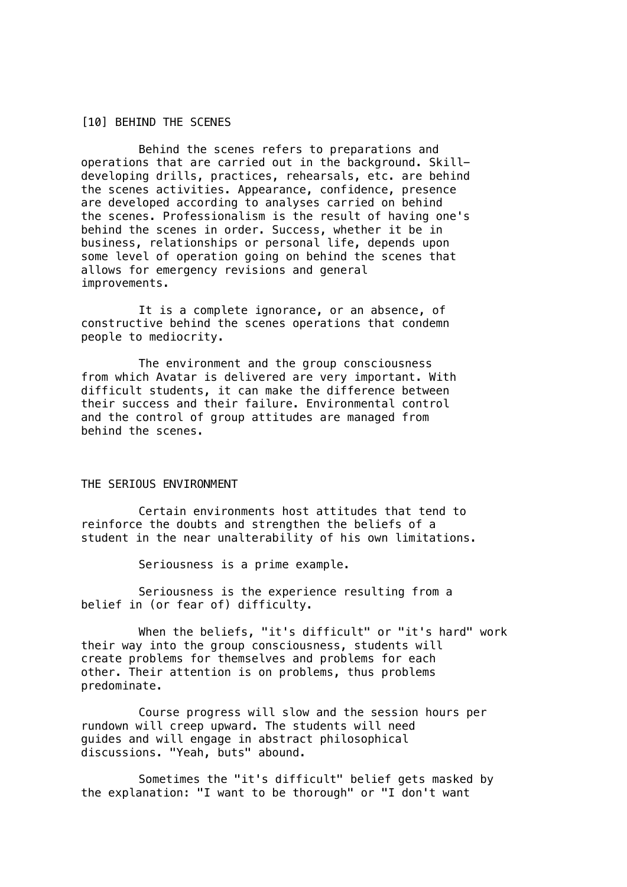## [10] BEHIND THE SCENES

Behind the scenes refers to preparations and operations that are carried out in the background. Skill-developing drills, practices, rehearsals, etc. are behind the scenes activities. Appearance, confidence, presence are developed according to analyses carried on behind the scenes. Professionalism is the result of having one's behind the scenes in order. Success, whether it be in business, relationships or personal life, depends upon some level of operation going on behind the scenes that allows for emergency revisions and general improvements.

It is a complete ignorance, or an absence, of constructive behind the scenes operations that condemn people to mediocrity.

The environment and the group consciousness from which Avatar is delivered are very important. With difficult students, it can make the difference between their success and their failure. Environmental control and the control of group attitudes are managed from behind the scenes.

### THE SERIOUS ENVIRONMENT

Certain environments host attitudes that tend to reinforce the doubts and strengthen the beliefs of a student in the near unalterability of his own limitations.

Seriousness is a prime example.

Seriousness is the experience resulting from a belief in (or fear of) difficulty.

When the beliefs, "it's difficult" or "it's hard" work their way into the group consciousness, students will create problems for themselves and problems for each other. Their attention is on problems, thus problems predominate.

Course progress will slow and the session hours per rundown will creep upward. The students will need guides and will engage in abstract philosophical discussions. "Yeah, buts" abound.

Sometimes the "it's difficult" belief gets masked by the explanation: "I want to be thorough" or "I don't want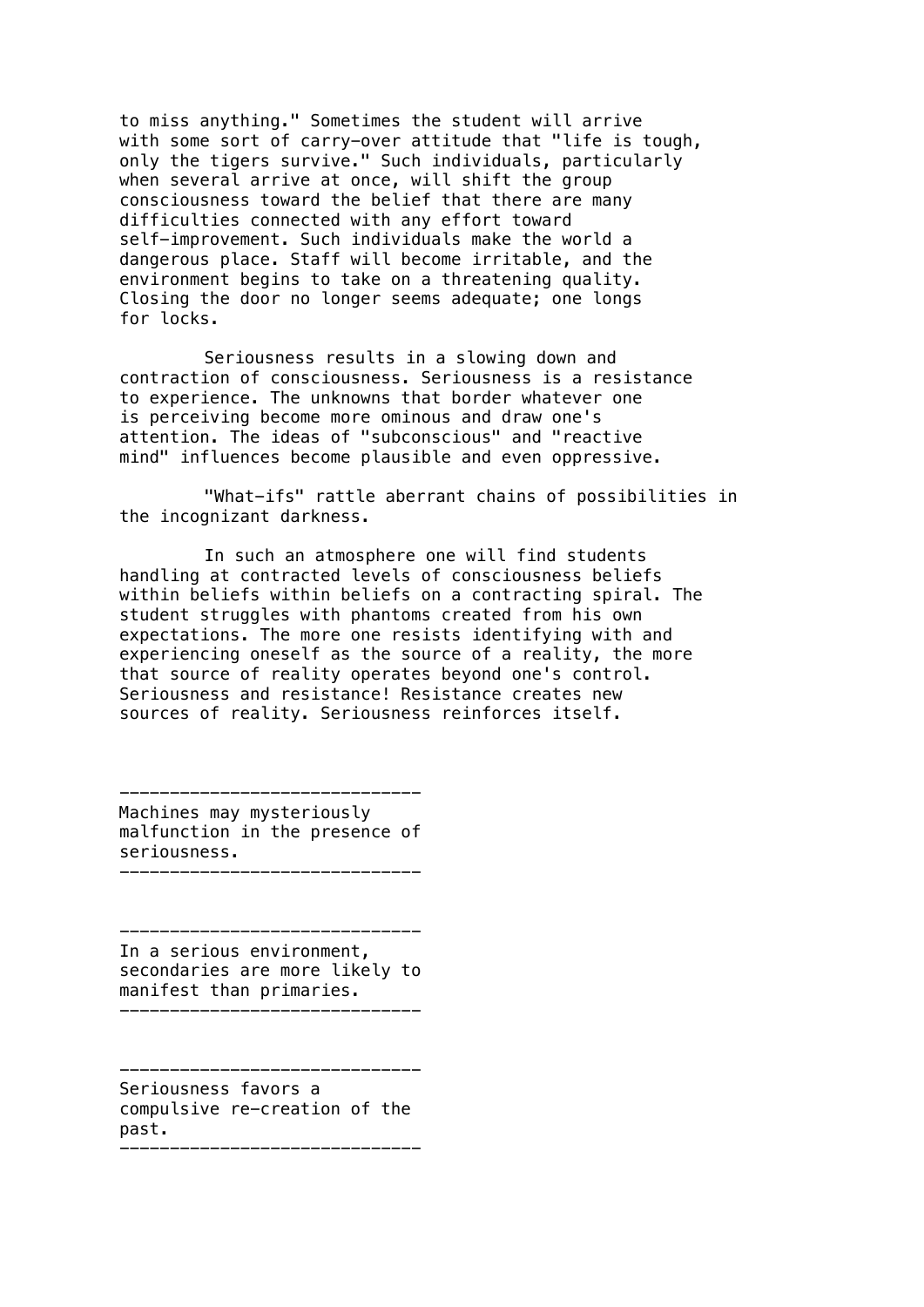to miss anything." Sometimes the student will arrive with some sort of carry-over attitude that "life is tough, only the tigers survive." Such individuals, particularly when several arrive at once, will shift the group consciousness toward the belief that there are many difficulties connected with any effort toward self-improvement. Such individuals make the world a dangerous place. Staff will become irritable, and the environment begins to take on a threatening quality. Closing the door no longer seems adequate; one longs for locks.

Seriousness results in a slowing down and contraction of consciousness. Seriousness is a resistance to experience. The unknowns that border whatever one is perceiving become more ominous and draw one's attention. The ideas of "subconscious" and "reactive mind" influences become plausible and even oppressive.

"What-ifs" rattle aberrant chains of possibilities in the incognizant darkness.

In such an atmosphere one will find students handling at contracted levels of consciousness beliefs within beliefs within beliefs on a contracting spiral. The student struggles with phantoms created from his own expectations. The more one resists identifying with and experiencing oneself as the source of a reality, the more that source of reality operates beyond one's control. Seriousness and resistance! Resistance creates new sources of reality. Seriousness reinforces itself.

---

Machines may mysteriously malfunction in the presence of seriousness.

---

---

In a serious environment, secondaries are more likely to manifest than primaries.

---

---

Seriousness favors a compulsive re-creation of the past.

---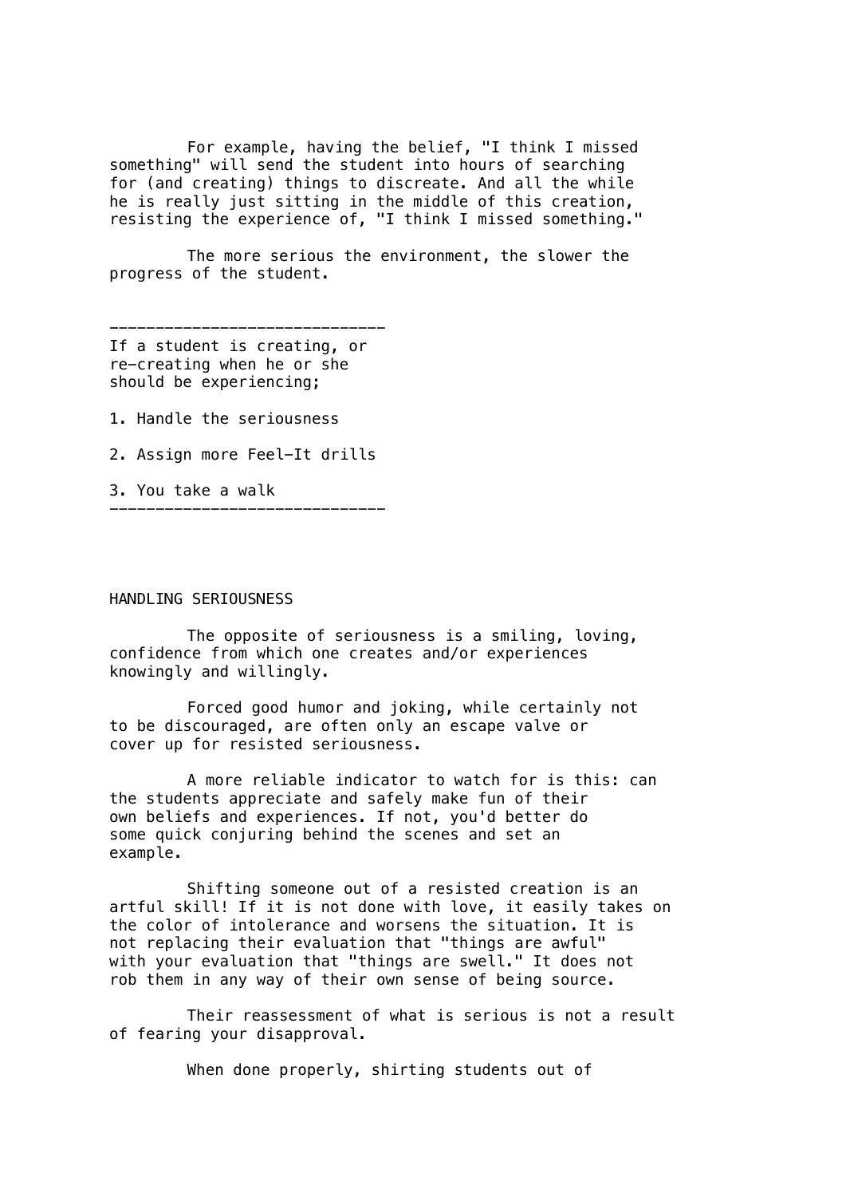For example, having the belief, "I think I missed something" will send the student into hours of searching for (and creating) things to discreate. And all the while he is really just sitting in the middle of this creation, resisting the experience of, "I think I missed something."

The more serious the environment, the slower the progress of the student.

---

If a student is creating, or re-creating when he or she should be experiencing;

1. Handle the seriousness

2. Assign more Feel-It drills

3. You take a walk

---

## HANDLING SERIOUSNESS

The opposite of seriousness is a smiling, loving, confidence from which one creates and/or experiences knowingly and willingly.

Forced good humor and joking, while certainly not to be discouraged, are often only an escape valve or cover up for resisted seriousness.

A more reliable indicator to watch for is this: can the students appreciate and safely make fun of their own beliefs and experiences. If not, you'd better do some quick conjuring behind the scenes and set an example.

Shifting someone out of a resisted creation is an artful skill! If it is not done with love, it easily takes on the color of intolerance and worsens the situation. It is not replacing their evaluation that "things are awful" with your evaluation that "things are swell." It does not rob them in any way of their own sense of being source.

Their reassessment of what is serious is not a result of fearing your disapproval.

When done properly, shirting students out of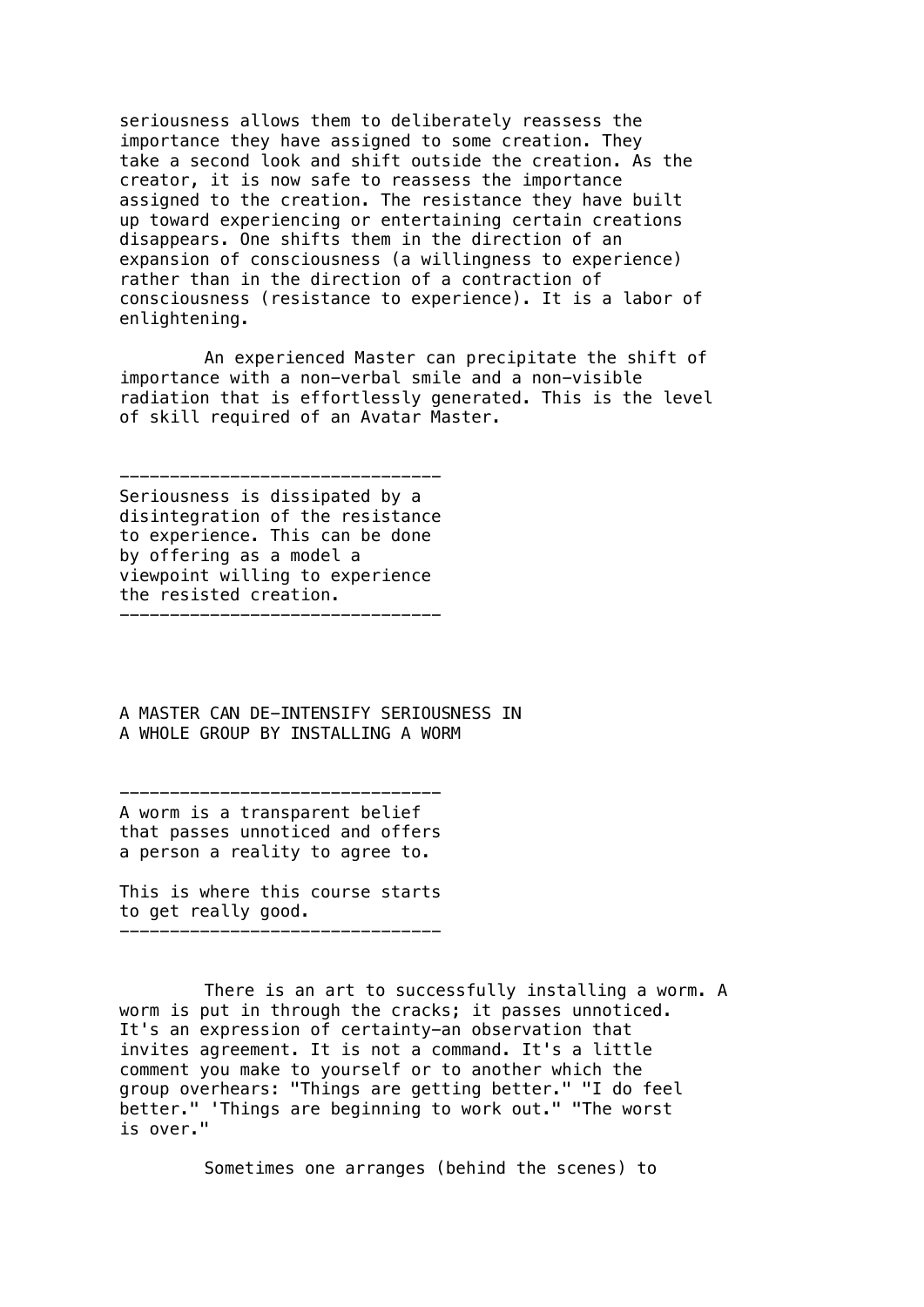seriousness allows them to deliberately reassess the importance they have assigned to some creation. They take a second look and shift outside the creation. As the creator, it is now safe to reassess the importance assigned to the creation. The resistance they have built up toward experiencing or entertaining certain creations disappears. One shifts them in the direction of an expansion of consciousness (a willingness to experience) rather than in the direction of a contraction of consciousness (resistance to experience). It is a labor of enlightening.

An experienced Master can precipitate the shift of importance with a non-verbal smile and a non-visible radiation that is effortlessly generated. This is the level of skill required of an Avatar Master.

---

Seriousness is dissipated by a disintegration of the resistance to experience. This can be done by offering as a model a viewpoint willing to experience the resisted creation.

---

## A MASTER CAN DE-INTENSIFY SERIOUSNESS IN A WHOLE GROUP BY INSTALLING A WORM

---

A worm is a transparent belief that passes unnoticed and offers a person a reality to agree to.

This is where this course starts to get really good.

---

There is an art to successfully installing a worm. A worm is put in through the cracks; it passes unnoticed. It's an expression of certainty—an observation that invites agreement. It is not a command. It's a little comment you make to yourself or to another which the group overhears: "Things are getting better." "I do feel better." 'Things are beginning to work out." "The worst is over."

Sometimes one arranges (behind the scenes) to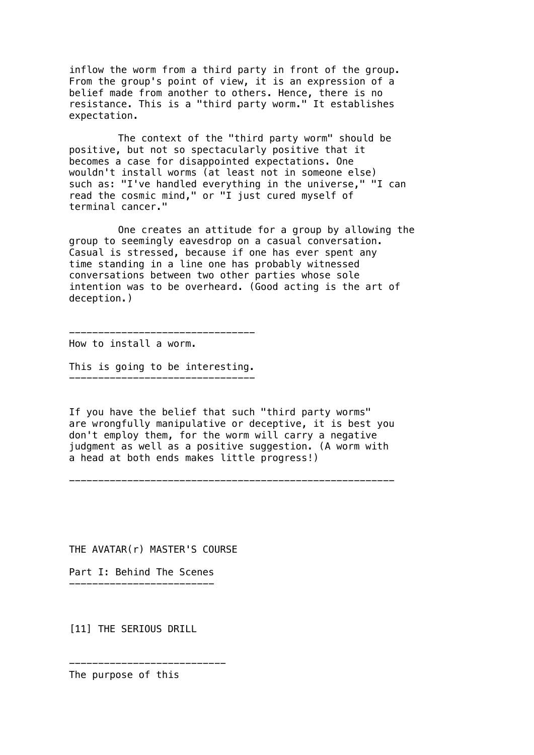inflow the worm from a third party in front of the group. From the group's point of view, it is an expression of a belief made from another to others. Hence, there is no resistance. This is a "third party worm." It establishes expectation.

The context of the "third party worm" should be positive, but not so spectacularly positive that it becomes a case for disappointed expectations. One wouldn't install worms (at least not in someone else) such as: "I've handled everything in the universe," "I can read the cosmic mind," or "I just cured myself of terminal cancer."

One creates an attitude for a group by allowing the group to seemingly eavesdrop on a casual conversation. Casual is stressed, because if one has ever spent any time standing in a line one has probably witnessed conversations between two other parties whose sole intention was to be overheard. (Good acting is the art of deception.)

---

How to install a worm.

This is going to be interesting.

---

If you have the belief that such "third party worms" are wrongfully manipulative or deceptive, it is best you don't employ them, for the worm will carry a negative judgment as well as a positive suggestion. (A worm with a head at both ends makes little progress!)

---

THE AVATAR(r) MASTER'S COURSE

Part I: Behind The Scenes

---

[11] THE SERIOUS DRILL

---

The purpose of this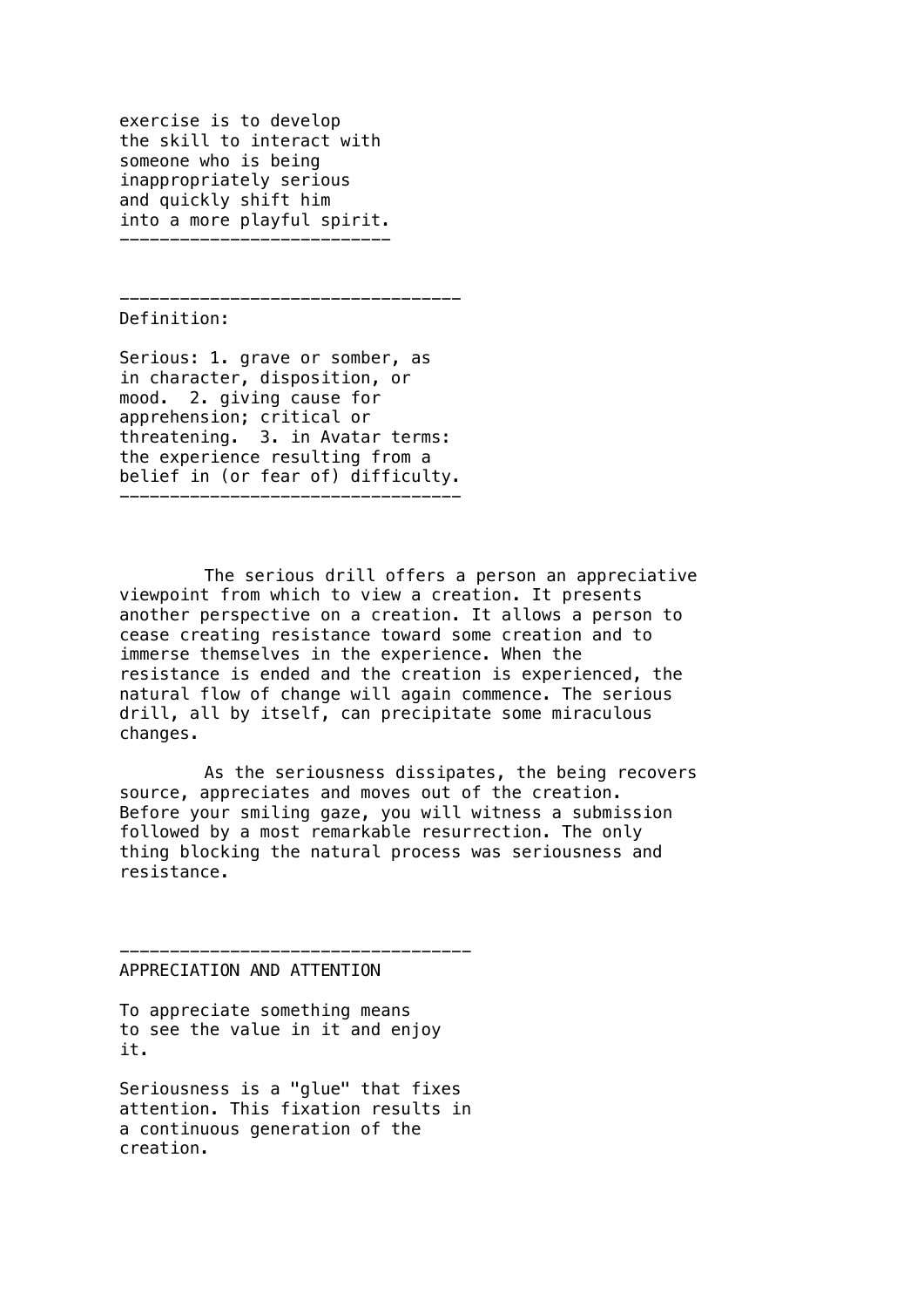exercise is to develop the skill to interact with someone who is being inappropriately serious and quickly shift him into a more playful spirit.

---

---

Definition:

Serious: 1. grave or somber, as in character, disposition, or mood. 2. giving cause for apprehension; critical or threatening. 3. in Avatar terms: the experience resulting from a belief in (or fear of) difficulty.

---

The serious drill offers a person an appreciative viewpoint from which to view a creation. It presents another perspective on a creation. It allows a person to cease creating resistance toward some creation and to immerse themselves in the experience. When the resistance is ended and the creation is experienced, the natural flow of change will again commence. The serious drill, all by itself, can precipitate some miraculous changes.

As the seriousness dissipates, the being recovers source, appreciates and moves out of the creation. Before your smiling gaze, you will witness a submission followed by a most remarkable resurrection. The only thing blocking the natural process was seriousness and resistance.

---

APPRECIATION AND ATTENTION

To appreciate something means to see the value in it and enjoy it.

Seriousness is a "glue" that fixes attention. This fixation results in a continuous generation of the creation.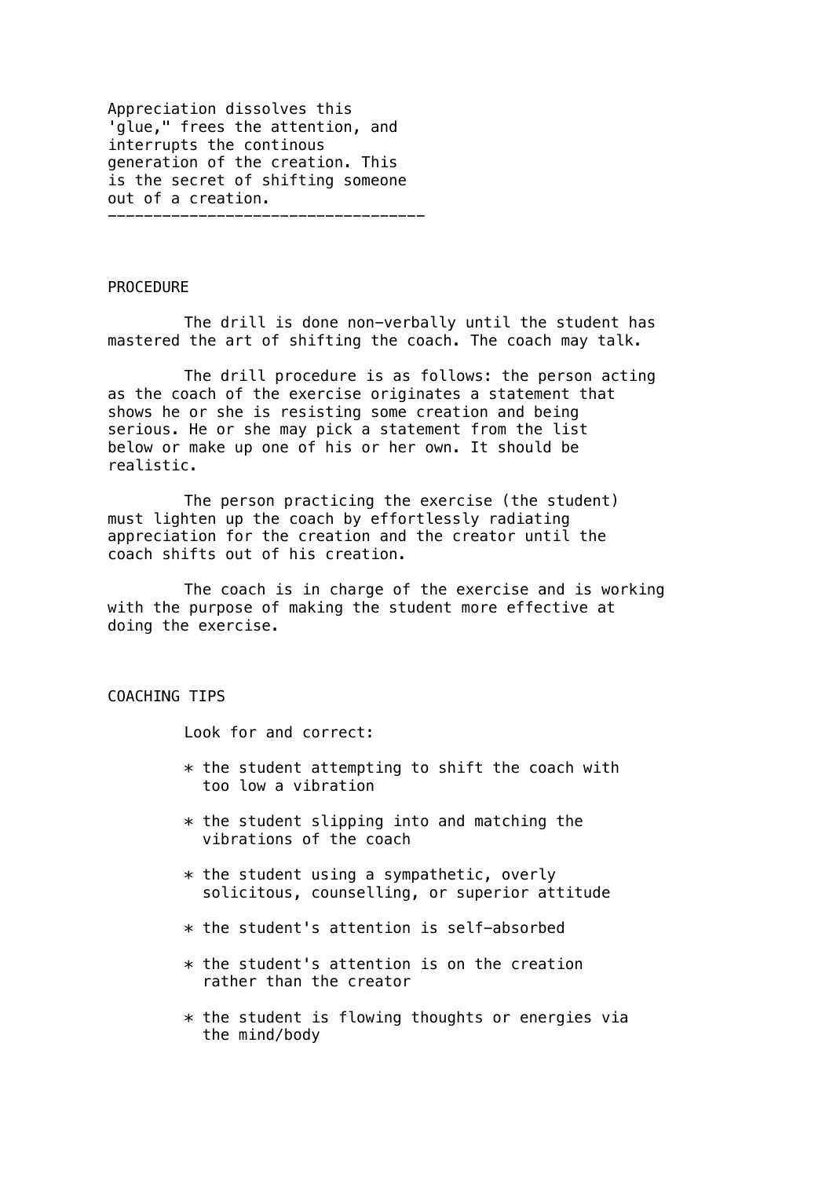Appreciation dissolves this 'glue," frees the attention, and interrupts the continous generation of the creation. This is the secret of shifting someone out of a creation.

---

## PROCEDURE

The drill is done non-verbally until the student has mastered the art of shifting the coach. The coach may talk.

The drill procedure is as follows: the person acting as the coach of the exercise originates a statement that shows he or she is resisting some creation and being serious. He or she may pick a statement from the list below or make up one of his or her own. It should be realistic.

The person practicing the exercise (the student) must lighten up the coach by effortlessly radiating appreciation for the creation and the creator until the coach shifts out of his creation.

The coach is in charge of the exercise and is working with the purpose of making the student more effective at doing the exercise.

## COACHING TIPS

Look for and correct:

* the student attempting to shift the coach with too low a vibration
* the student slipping into and matching the vibrations of the coach
* the student using a sympathetic, overly solicitous, counselling, or superior attitude
* the student's attention is self-absorbed
* the student's attention is on the creation rather than the creator
* the student is flowing thoughts or energies via the mind/body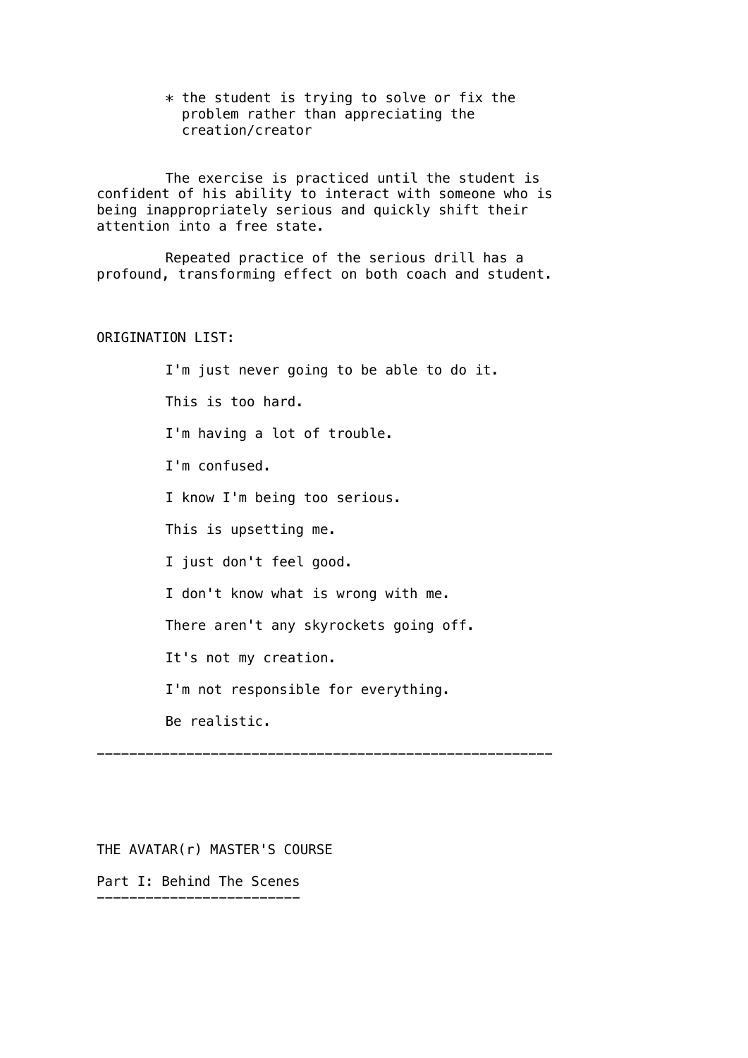* the student is trying to solve or fix the problem rather than appreciating the creation/creator

The exercise is practiced until the student is confident of his ability to interact with someone who is being inappropriately serious and quickly shift their attention into a free state.

Repeated practice of the serious drill has a profound, transforming effect on both coach and student.

ORIGINATION LIST:

I'm just never going to be able to do it.

This is too hard.

I'm having a lot of trouble.

I'm confused.

I know I'm being too serious.

This is upsetting me.

I just don't feel good.

I don't know what is wrong with me.

There aren't any skyrockets going off.

It's not my creation.

I'm not responsible for everything.

Be realistic.

---

THE AVATAR(r) MASTER'S COURSE

## Part I: Behind The Scenes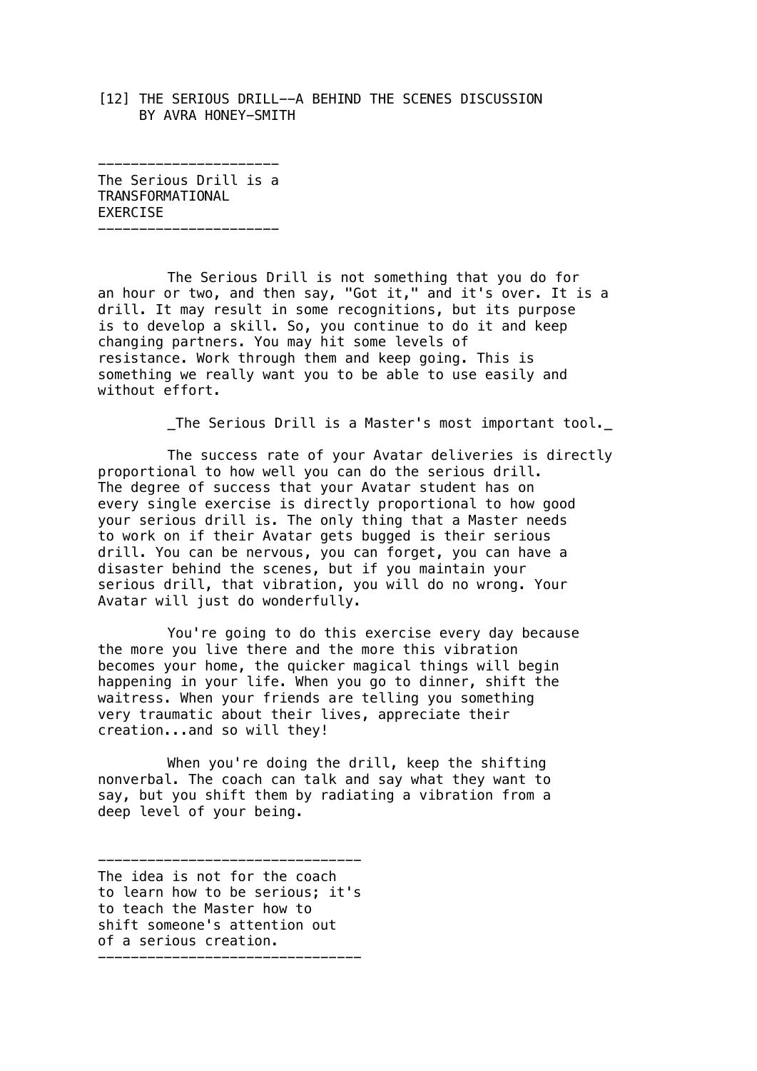## [12] THE SERIOUS DRILL--A BEHIND THE SCENES DISCUSSION BY AVRA HONEY-SMITH

---

**The Serious Drill is a TRANSFORMATIONAL EXERCISE**

---

The Serious Drill is not something that you do for an hour or two, and then say, "Got it," and it's over. It is a drill. It may result in some recognitions, but its purpose is to develop a skill. So, you continue to do it and keep changing partners. You may hit some levels of resistance. Work through them and keep going. This is something we really want you to be able to use easily and without effort.

_The Serious Drill is a Master's most important tool._

The success rate of your Avatar deliveries is directly proportional to how well you can do the serious drill. The degree of success that your Avatar student has on every single exercise is directly proportional to how good your serious drill is. The only thing that a Master needs to work on if their Avatar gets bugged is their serious drill. You can be nervous, you can forget, you can have a disaster behind the scenes, but if you maintain your serious drill, that vibration, you will do no wrong. Your Avatar will just do wonderfully.

You're going to do this exercise every day because the more you live there and the more this vibration becomes your home, the quicker magical things will begin happening in your life. When you go to dinner, shift the waitress. When your friends are telling you something very traumatic about their lives, appreciate their creation...and so will they!

When you're doing the drill, keep the shifting nonverbal. The coach can talk and say what they want to say, but you shift them by radiating a vibration from a deep level of your being.

---

**The idea is not for the coach to learn how to be serious; it's to teach the Master how to shift someone's attention out of a serious creation.**

---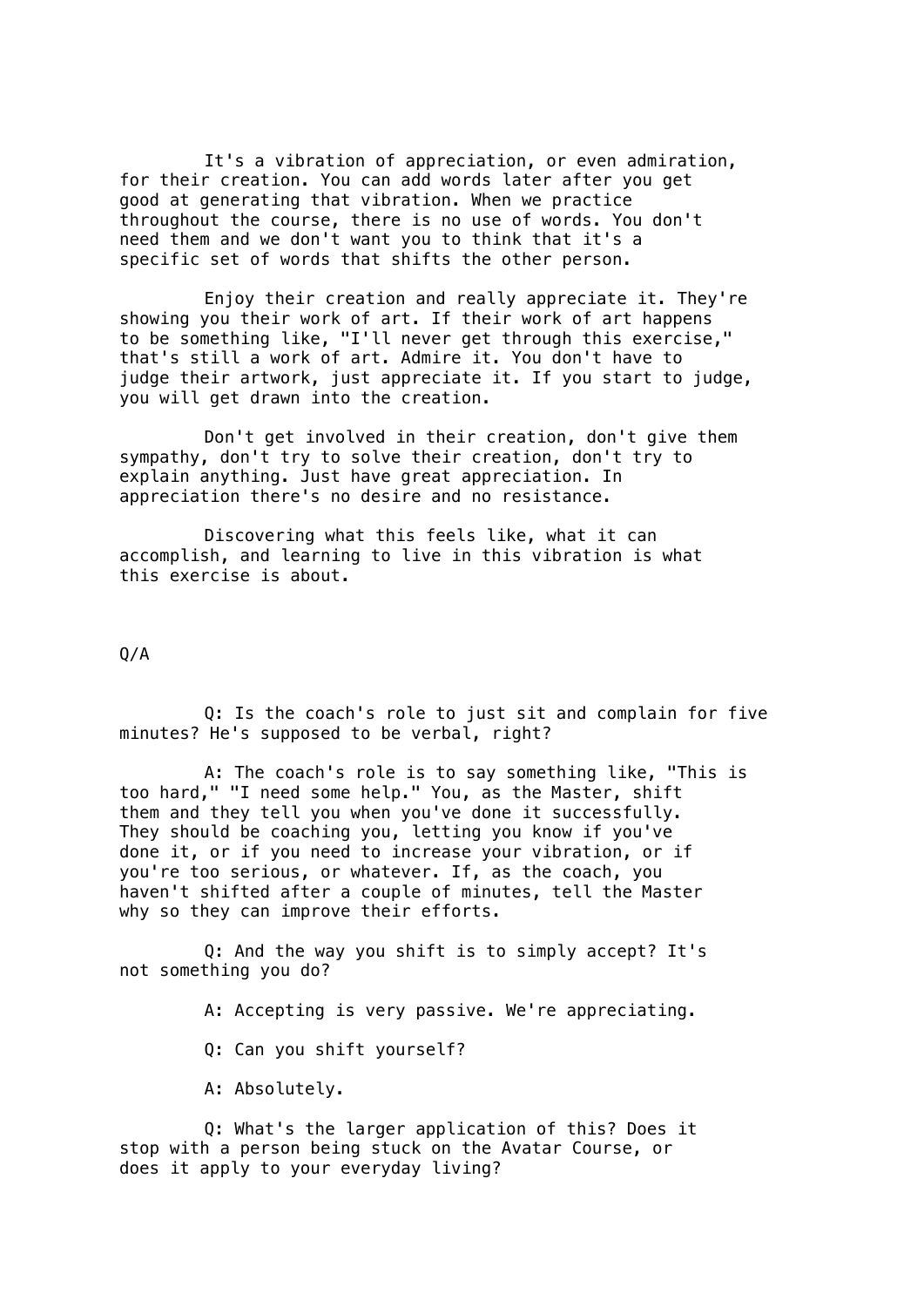It's a vibration of appreciation, or even admiration, for their creation. You can add words later after you get good at generating that vibration. When we practice throughout the course, there is no use of words. You don't need them and we don't want you to think that it's a specific set of words that shifts the other person.

Enjoy their creation and really appreciate it. They're showing you their work of art. If their work of art happens to be something like, "I'll never get through this exercise," that's still a work of art. Admire it. You don't have to judge their artwork, just appreciate it. If you start to judge, you will get drawn into the creation.

Don't get involved in their creation, don't give them sympathy, don't try to solve their creation, don't try to explain anything. Just have great appreciation. In appreciation there's no desire and no resistance.

Discovering what this feels like, what it can accomplish, and learning to live in this vibration is what this exercise is about.

## Q/A

Q: Is the coach's role to just sit and complain for five minutes? He's supposed to be verbal, right?

A: The coach's role is to say something like, "This is too hard," "I need some help." You, as the Master, shift them and they tell you when you've done it successfully. They should be coaching you, letting you know if you've done it, or if you need to increase your vibration, or if you're too serious, or whatever. If, as the coach, you haven't shifted after a couple of minutes, tell the Master why so they can improve their efforts.

Q: And the way you shift is to simply accept? It's not something you do?

A: Accepting is very passive. We're appreciating.

Q: Can you shift yourself?

A: Absolutely.

Q: What's the larger application of this? Does it stop with a person being stuck on the Avatar Course, or does it apply to your everyday living?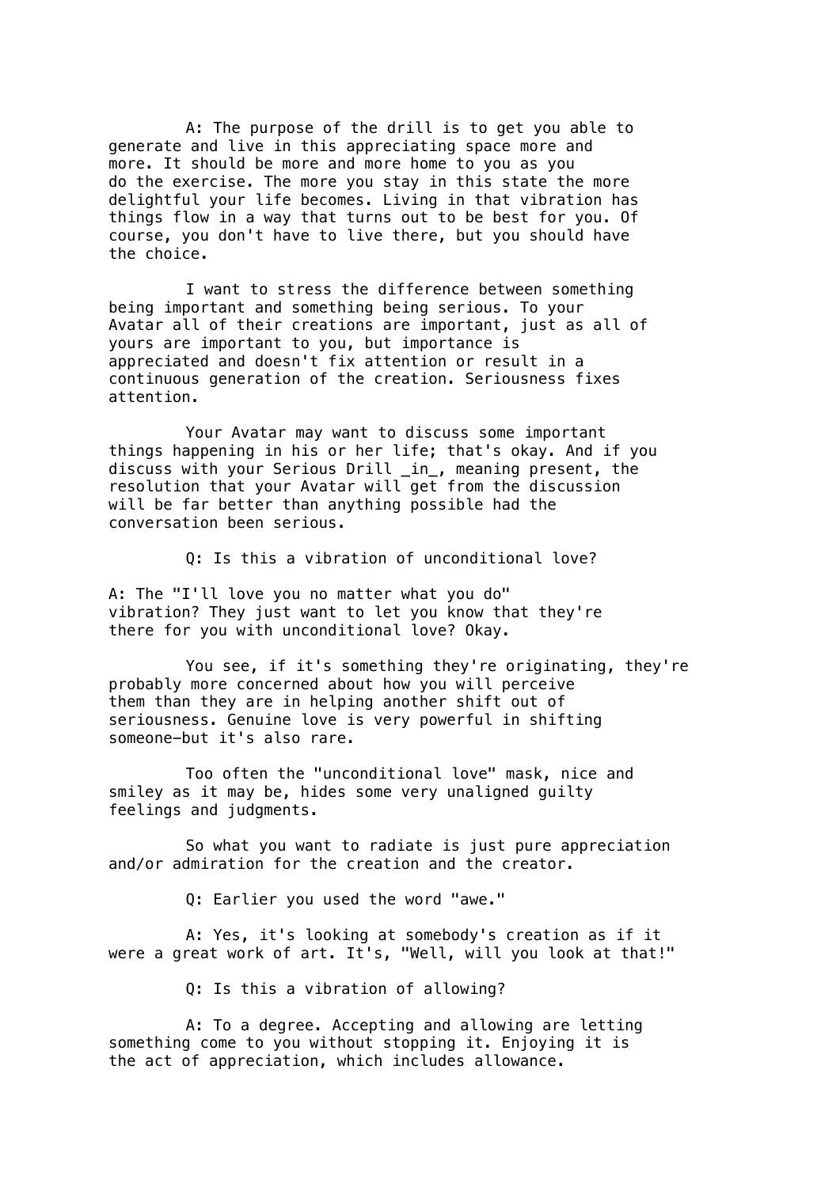A: The purpose of the drill is to get you able to generate and live in this appreciating space more and more. It should be more and more home to you as you do the exercise. The more you stay in this state the more delightful your life becomes. Living in that vibration has things flow in a way that turns out to be best for you. Of course, you don't have to live there, but you should have the choice.

I want to stress the difference between something being important and something being serious. To your Avatar all of their creations are important, just as all of yours are important to you, but importance is appreciated and doesn't fix attention or result in a continuous generation of the creation. Seriousness fixes attention.

Your Avatar may want to discuss some important things happening in his or her life; that's okay. And if you discuss with your Serious Drill _in_, meaning present, the resolution that your Avatar will get from the discussion will be far better than anything possible had the conversation been serious.

Q: Is this a vibration of unconditional love?

A: The "I'll love you no matter what you do" vibration? They just want to let you know that they're there for you with unconditional love? Okay.

You see, if it's something they're originating, they're probably more concerned about how you will perceive them than they are in helping another shift out of seriousness. Genuine love is very powerful in shifting someone—but it's also rare.

Too often the "unconditional love" mask, nice and smiley as it may be, hides some very unaligned guilty feelings and judgments.

So what you want to radiate is just pure appreciation and/or admiration for the creation and the creator.

Q: Earlier you used the word "awe."

A: Yes, it's looking at somebody's creation as if it were a great work of art. It's, "Well, will you look at that!"

Q: Is this a vibration of allowing?

A: To a degree. Accepting and allowing are letting something come to you without stopping it. Enjoying it is the act of appreciation, which includes allowance.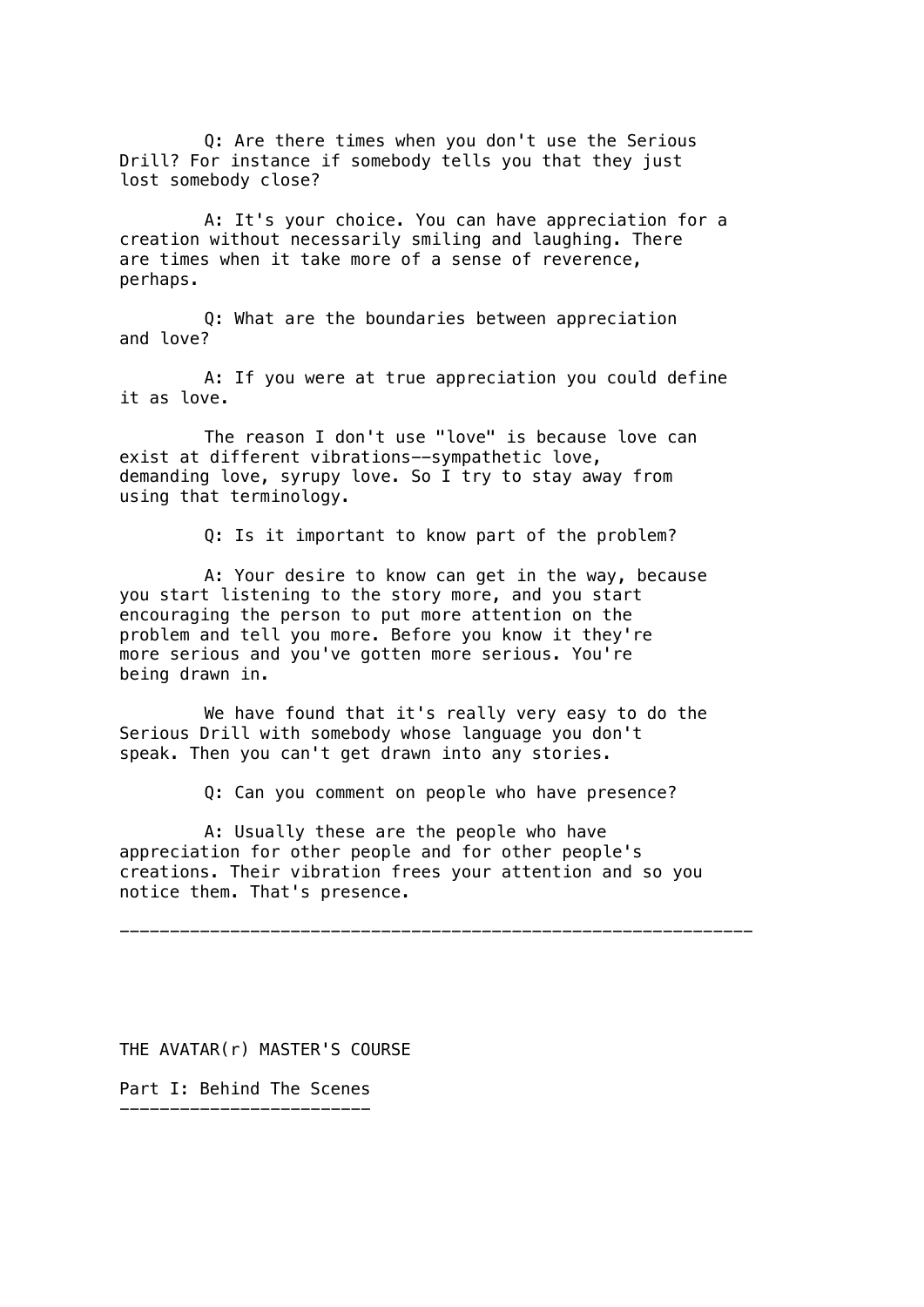Q: Are there times when you don't use the Serious Drill? For instance if somebody tells you that they just lost somebody close?

A: It's your choice. You can have appreciation for a creation without necessarily smiling and laughing. There are times when it take more of a sense of reverence, perhaps.

Q: What are the boundaries between appreciation and love?

A: If you were at true appreciation you could define it as love.

The reason I don't use "love" is because love can exist at different vibrations--sympathetic love, demanding love, syrupy love. So I try to stay away from using that terminology.

Q: Is it important to know part of the problem?

A: Your desire to know can get in the way, because you start listening to the story more, and you start encouraging the person to put more attention on the problem and tell you more. Before you know it they're more serious and you've gotten more serious. You're being drawn in.

We have found that it's really very easy to do the Serious Drill with somebody whose language you don't speak. Then you can't get drawn into any stories.

Q: Can you comment on people who have presence?

A: Usually these are the people who have appreciation for other people and for other people's creations. Their vibration frees your attention and so you notice them. That's presence.

---

THE AVATAR(r) MASTER'S COURSE

## Part I: Behind The Scenes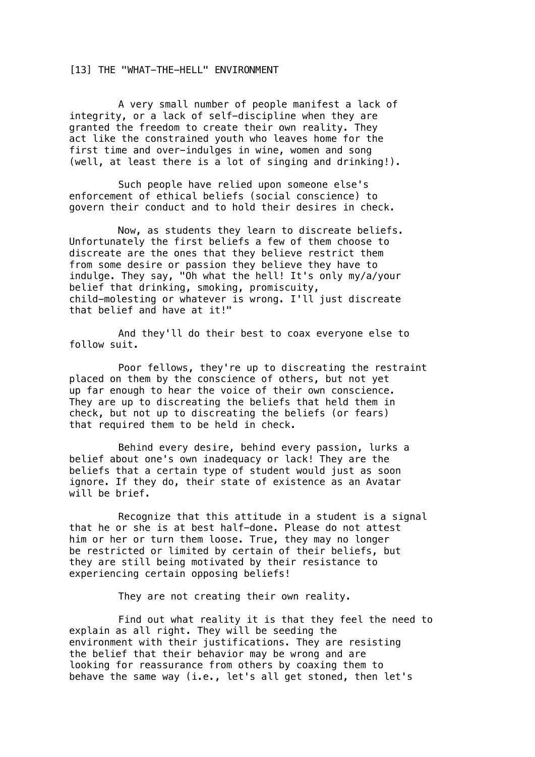## [13] THE "WHAT-THE-HELL" ENVIRONMENT

A very small number of people manifest a lack of integrity, or a lack of self-discipline when they are granted the freedom to create their own reality. They act like the constrained youth who leaves home for the first time and over-indulges in wine, women and song (well, at least there is a lot of singing and drinking!).

Such people have relied upon someone else's enforcement of ethical beliefs (social conscience) to govern their conduct and to hold their desires in check.

Now, as students they learn to discreate beliefs. Unfortunately the first beliefs a few of them choose to discreate are the ones that they believe restrict them from some desire or passion they believe they have to indulge. They say, "Oh what the hell! It's only my/a/your belief that drinking, smoking, promiscuity, child-molesting or whatever is wrong. I'll just discreate that belief and have at it!"

And they'll do their best to coax everyone else to follow suit.

Poor fellows, they're up to discreating the restraint placed on them by the conscience of others, but not yet up far enough to hear the voice of their own conscience. They are up to discreating the beliefs that held them in check, but not up to discreating the beliefs (or fears) that required them to be held in check.

Behind every desire, behind every passion, lurks a belief about one's own inadequacy or lack! They are the beliefs that a certain type of student would just as soon ignore. If they do, their state of existence as an Avatar will be brief.

Recognize that this attitude in a student is a signal that he or she is at best half-done. Please do not attest him or her or turn them loose. True, they may no longer be restricted or limited by certain of their beliefs, but they are still being motivated by their resistance to experiencing certain opposing beliefs!

They are not creating their own reality.

Find out what reality it is that they feel the need to explain as all right. They will be seeding the environment with their justifications. They are resisting the belief that their behavior may be wrong and are looking for reassurance from others by coaxing them to behave the same way (i.e., let's all get stoned, then let's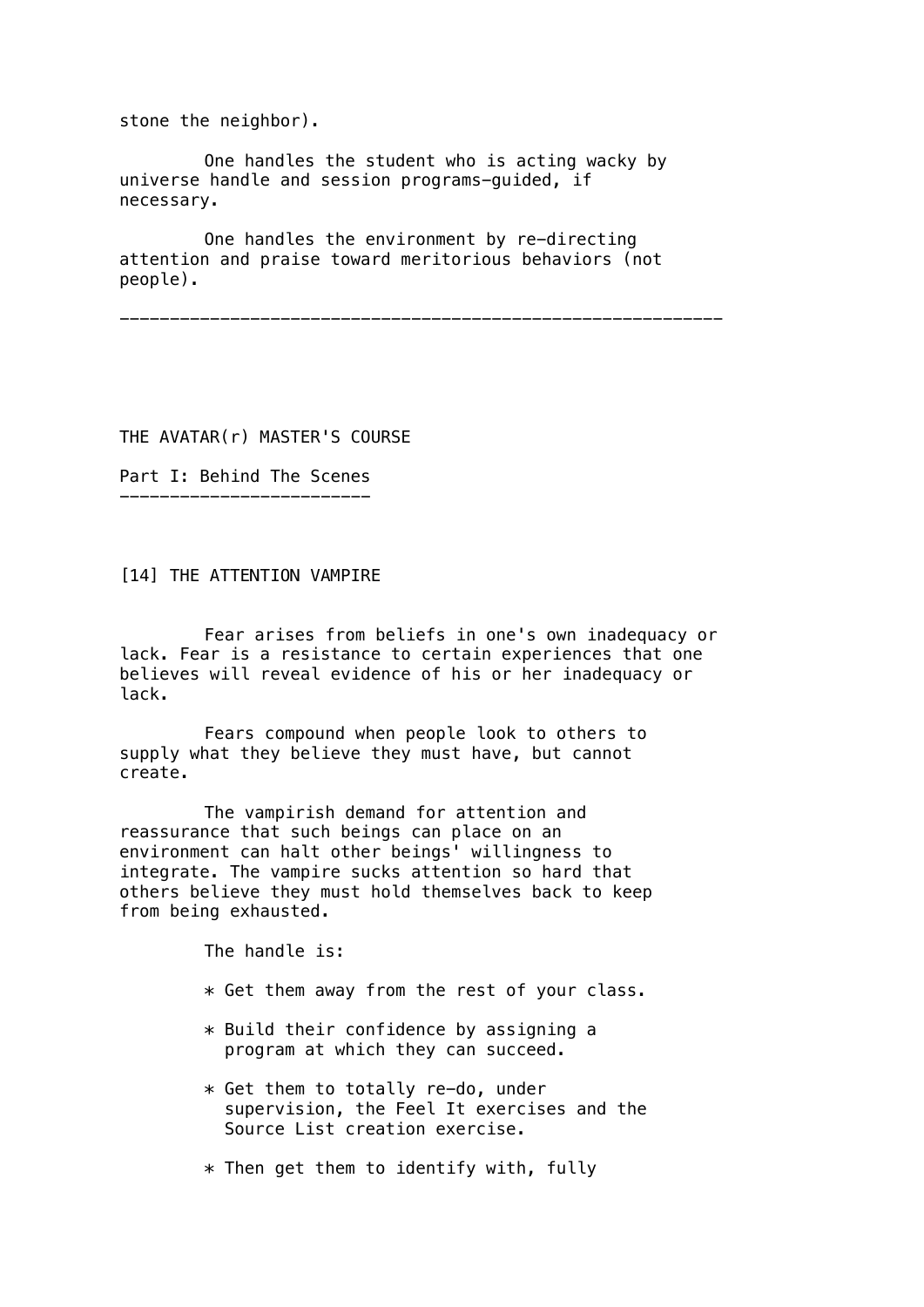stone the neighbor).

One handles the student who is acting wacky by universe handle and session programs—guided, if necessary.

One handles the environment by re-directing attention and praise toward meritorious behaviors (not people).

---

THE AVATAR(r) MASTER'S COURSE

## Part I: Behind The Scenes

### [14] THE ATTENTION VAMPIRE

Fear arises from beliefs in one's own inadequacy or lack. Fear is a resistance to certain experiences that one believes will reveal evidence of his or her inadequacy or lack.

Fears compound when people look to others to supply what they believe they must have, but cannot create.

The vampirish demand for attention and reassurance that such beings can place on an environment can halt other beings' willingness to integrate. The vampire sucks attention so hard that others believe they must hold themselves back to keep from being exhausted.

The handle is:

* Get them away from the rest of your class.
* Build their confidence by assigning a program at which they can succeed.
* Get them to totally re-do, under supervision, the Feel It exercises and the Source List creation exercise.
* Then get them to identify with, fully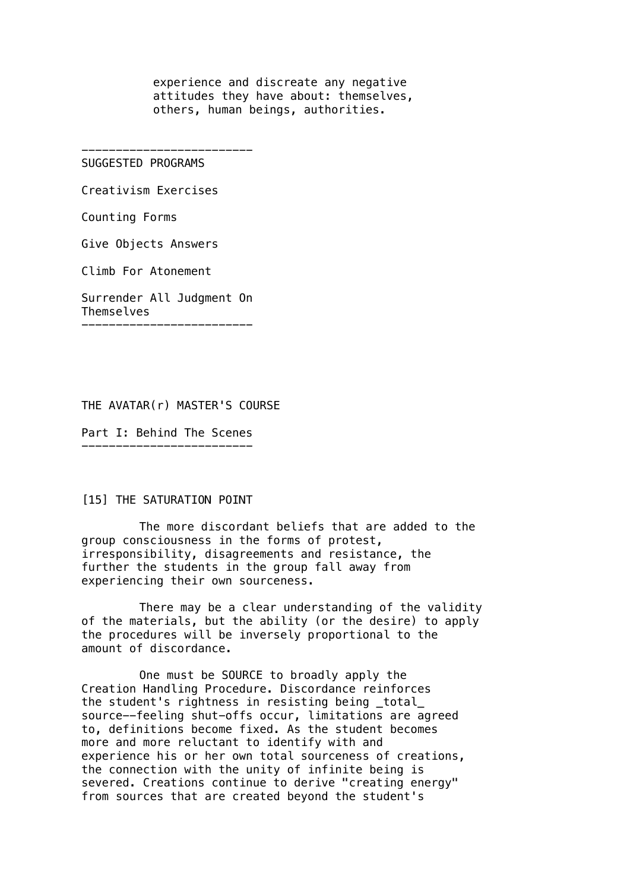experience and discreate any negative attitudes they have about: themselves, others, human beings, authorities.

---

SUGGESTED PROGRAMS

Creativism Exercises

Counting Forms

Give Objects Answers

Climb For Atonement

Surrender All Judgment On Themselves

---

THE AVATAR(r) MASTER'S COURSE

Part I: Behind The Scenes

---

[15] THE SATURATION POINT

The more discordant beliefs that are added to the group consciousness in the forms of protest, irresponsibility, disagreements and resistance, the further the students in the group fall away from experiencing their own sourceness.

There may be a clear understanding of the validity of the materials, but the ability (or the desire) to apply the procedures will be inversely proportional to the amount of discordance.

One must be SOURCE to broadly apply the Creation Handling Procedure. Discordance reinforces the student's rightness in resisting being _total_ source--feeling shut-offs occur, limitations are agreed to, definitions become fixed. As the student becomes more and more reluctant to identify with and experience his or her own total sourceness of creations, the connection with the unity of infinite being is severed. Creations continue to derive "creating energy" from sources that are created beyond the student's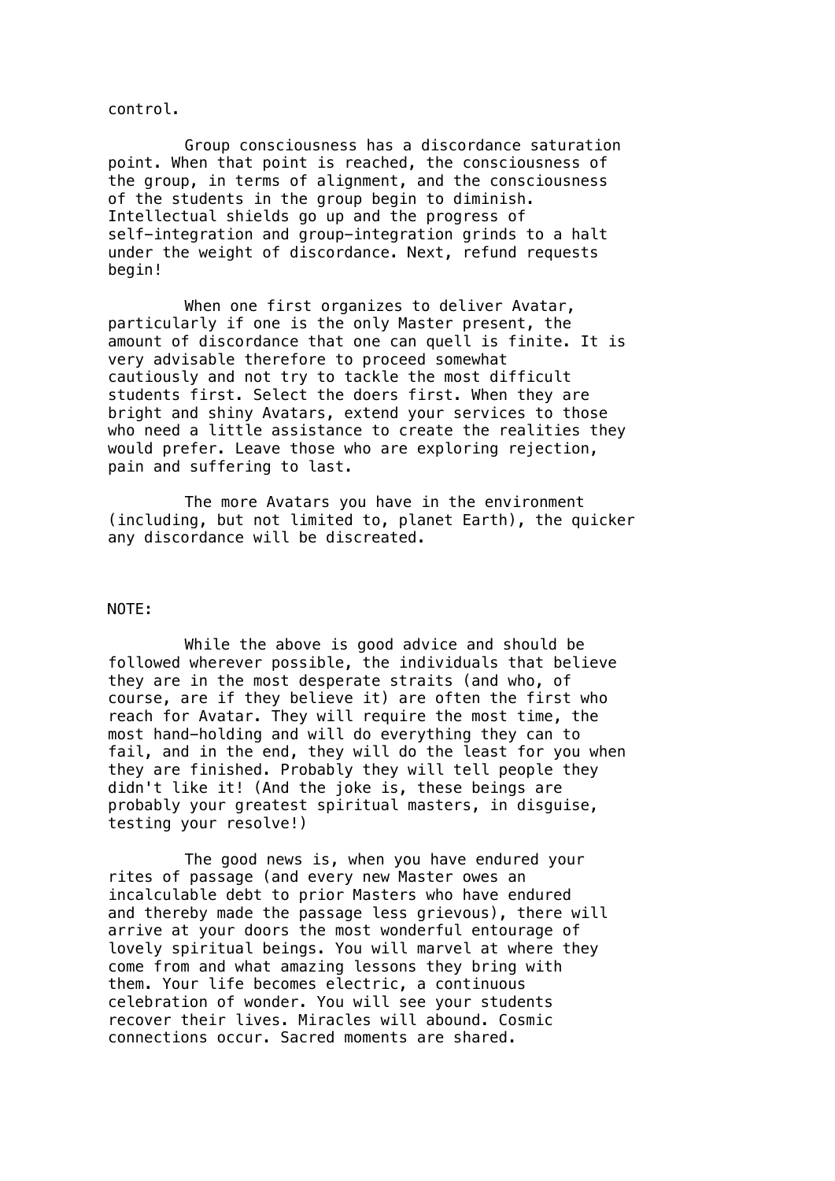control.

Group consciousness has a discordance saturation point. When that point is reached, the consciousness of the group, in terms of alignment, and the consciousness of the students in the group begin to diminish. Intellectual shields go up and the progress of self-integration and group-integration grinds to a halt under the weight of discordance. Next, refund requests begin!

When one first organizes to deliver Avatar, particularly if one is the only Master present, the amount of discordance that one can quell is finite. It is very advisable therefore to proceed somewhat cautiously and not try to tackle the most difficult students first. Select the doers first. When they are bright and shiny Avatars, extend your services to those who need a little assistance to create the realities they would prefer. Leave those who are exploring rejection, pain and suffering to last.

The more Avatars you have in the environment (including, but not limited to, planet Earth), the quicker any discordance will be discreated.

NOTE:

While the above is good advice and should be followed wherever possible, the individuals that believe they are in the most desperate straits (and who, of course, are if they believe it) are often the first who reach for Avatar. They will require the most time, the most hand-holding and will do everything they can to fail, and in the end, they will do the least for you when they are finished. Probably they will tell people they didn't like it! (And the joke is, these beings are probably your greatest spiritual masters, in disguise, testing your resolve!)

The good news is, when you have endured your rites of passage (and every new Master owes an incalculable debt to prior Masters who have endured and thereby made the passage less grievous), there will arrive at your doors the most wonderful entourage of lovely spiritual beings. You will marvel at where they come from and what amazing lessons they bring with them. Your life becomes electric, a continuous celebration of wonder. You will see your students recover their lives. Miracles will abound. Cosmic connections occur. Sacred moments are shared.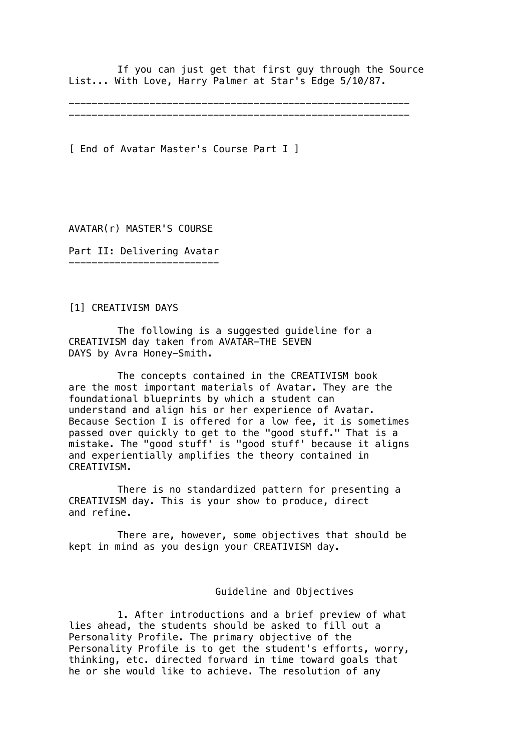If you can just get that first guy through the Source List... With Love, Harry Palmer at Star's Edge 5/10/87.

---

---

[ End of Avatar Master's Course Part I ]

# AVATAR(r) MASTER'S COURSE

## Part II: Delivering Avatar

### [1] CREATIVISM DAYS

The following is a suggested guideline for a CREATIVISM day taken from AVATAR—THE SEVEN DAYS by Avra Honey-Smith.

The concepts contained in the CREATIVISM book are the most important materials of Avatar. They are the foundational blueprints by which a student can understand and align his or her experience of Avatar. Because Section I is offered for a low fee, it is sometimes passed over quickly to get to the "good stuff." That is a mistake. The "good stuff' is "good stuff' because it aligns and experientially amplifies the theory contained in CREATIVISM.

There is no standardized pattern for presenting a CREATIVISM day. This is your show to produce, direct and refine.

There are, however, some objectives that should be kept in mind as you design your CREATIVISM day.

#### Guideline and Objectives

1. After introductions and a brief preview of what lies ahead, the students should be asked to fill out a Personality Profile. The primary objective of the Personality Profile is to get the student's efforts, worry, thinking, etc. directed forward in time toward goals that he or she would like to achieve. The resolution of any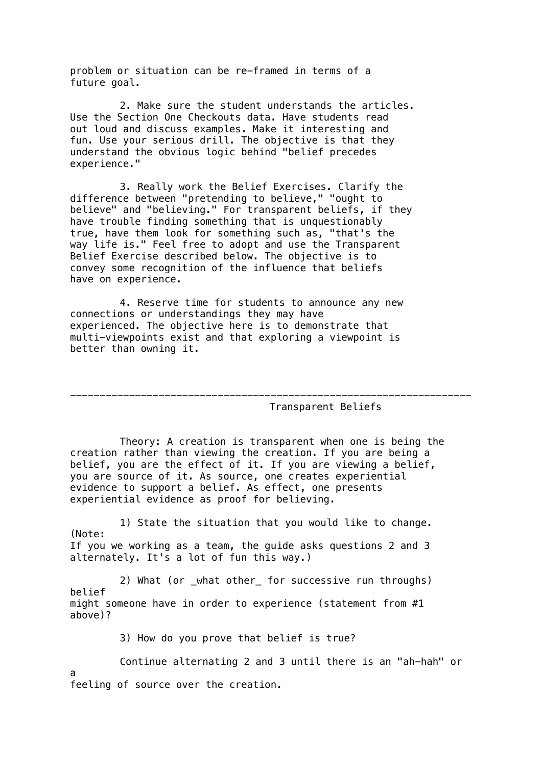problem or situation can be re-framed in terms of a future goal.

2. Make sure the student understands the articles. Use the Section One Checkouts data. Have students read out loud and discuss examples. Make it interesting and fun. Use your serious drill. The objective is that they understand the obvious logic behind "belief precedes experience."

3. Really work the Belief Exercises. Clarify the difference between "pretending to believe," "ought to believe" and "believing." For transparent beliefs, if they have trouble finding something that is unquestionably true, have them look for something such as, "that's the way life is." Feel free to adopt and use the Transparent Belief Exercise described below. The objective is to convey some recognition of the influence that beliefs have on experience.

4. Reserve time for students to announce any new connections or understandings they may have experienced. The objective here is to demonstrate that multi-viewpoints exist and that exploring a viewpoint is better than owning it.

---

## Transparent Beliefs

Theory: A creation is transparent when one is being the creation rather than viewing the creation. If you are being a belief, you are the effect of it. If you are viewing a belief, you are source of it. As source, one creates experiential evidence to support a belief. As effect, one presents experiential evidence as proof for believing.

1) State the situation that you would like to change. (Note: If you we working as a team, the guide asks questions 2 and 3 alternately. It's a lot of fun this way.)

2) What (or _what other_ for successive run throughs) belief might someone have in order to experience (statement from #1 above)?

3) How do you prove that belief is true?

Continue alternating 2 and 3 until there is an "ah-hah" or a feeling of source over the creation.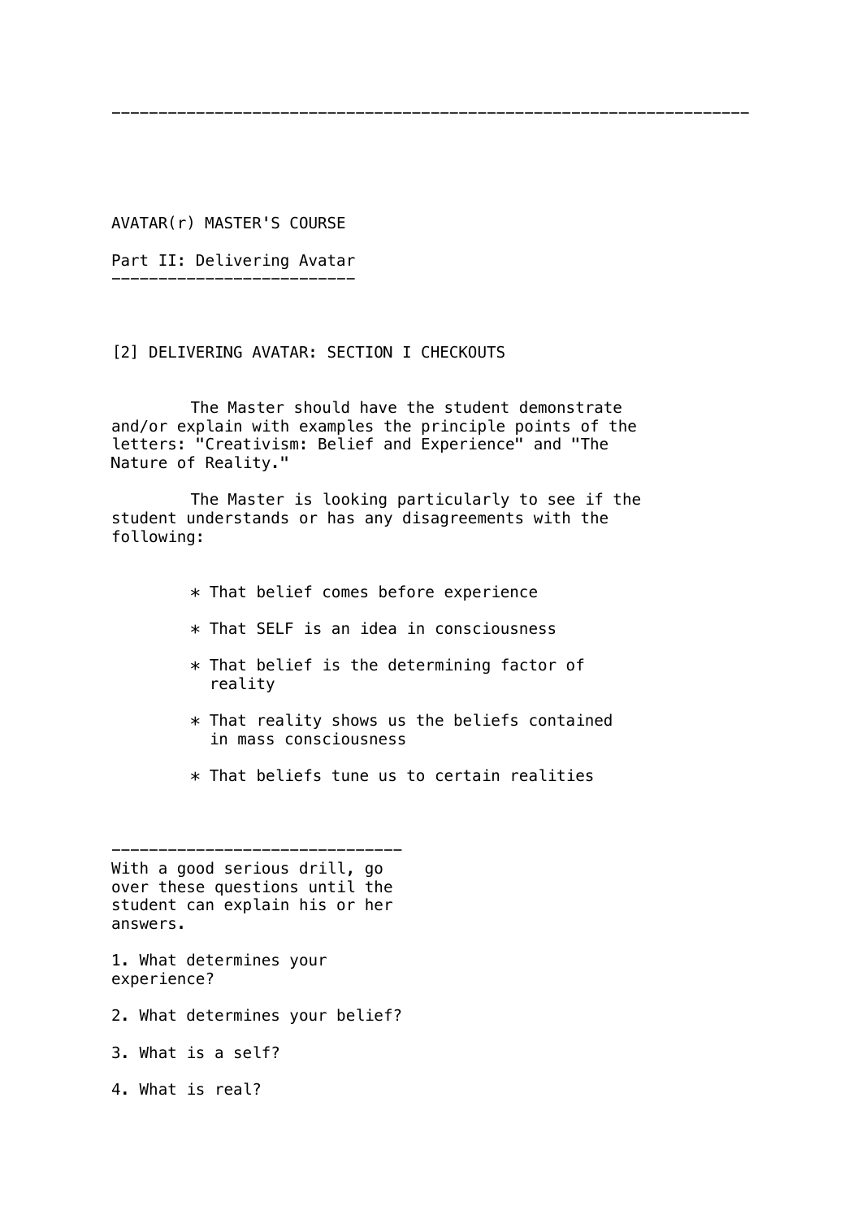---

AVATAR(r) MASTER'S COURSE

## Part II: Delivering Avatar

### [2] DELIVERING AVATAR: SECTION I CHECKOUTS

The Master should have the student demonstrate and/or explain with examples the principle points of the letters: "Creativism: Belief and Experience" and "The Nature of Reality."

The Master is looking particularly to see if the student understands or has any disagreements with the following:

* That belief comes before experience
* That SELF is an idea in consciousness
* That belief is the determining factor of reality
* That reality shows us the beliefs contained in mass consciousness
* That beliefs tune us to certain realities

---

With a good serious drill, go over these questions until the student can explain his or her answers.

1. What determines your experience?

2. What determines your belief?

3. What is a self?

4. What is real?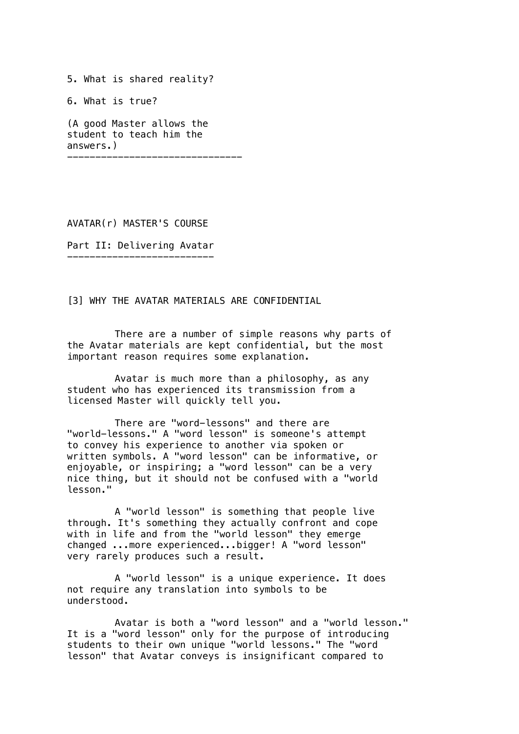5. What is shared reality?

6. What is true?

(A good Master allows the student to teach him the answers.)

---

# AVATAR(r) MASTER'S COURSE

## Part II: Delivering Avatar

---

### [3] WHY THE AVATAR MATERIALS ARE CONFIDENTIAL

There are a number of simple reasons why parts of the Avatar materials are kept confidential, but the most important reason requires some explanation.

Avatar is much more than a philosophy, as any student who has experienced its transmission from a licensed Master will quickly tell you.

There are "word-lessons" and there are "world-lessons." A "word lesson" is someone's attempt to convey his experience to another via spoken or written symbols. A "word lesson" can be informative, or enjoyable, or inspiring; a "word lesson" can be a very nice thing, but it should not be confused with a "world lesson."

A "world lesson" is something that people live through. It's something they actually confront and cope with in life and from the "world lesson" they emerge changed ...more experienced...bigger! A "word lesson" very rarely produces such a result.

A "world lesson" is a unique experience. It does not require any translation into symbols to be understood.

Avatar is both a "word lesson" and a "world lesson." It is a "word lesson" only for the purpose of introducing students to their own unique "world lessons." The "word lesson" that Avatar conveys is insignificant compared to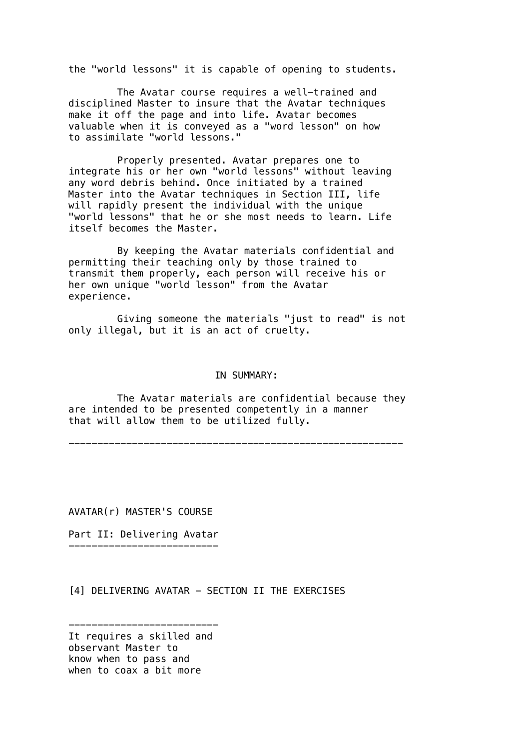the "world lessons" it is capable of opening to students.

The Avatar course requires a well-trained and disciplined Master to insure that the Avatar techniques make it off the page and into life. Avatar becomes valuable when it is conveyed as a "word lesson" on how to assimilate "world lessons."

Properly presented. Avatar prepares one to integrate his or her own "world lessons" without leaving any word debris behind. Once initiated by a trained Master into the Avatar techniques in Section III, life will rapidly present the individual with the unique "world lessons" that he or she most needs to learn. Life itself becomes the Master.

By keeping the Avatar materials confidential and permitting their teaching only by those trained to transmit them properly, each person will receive his or her own unique "world lesson" from the Avatar experience.

Giving someone the materials "just to read" is not only illegal, but it is an act of cruelty.

IN SUMMARY:

The Avatar materials are confidential because they are intended to be presented competently in a manner that will allow them to be utilized fully.

---

AVATAR(r) MASTER'S COURSE

## Part II: Delivering Avatar

### [4] DELIVERING AVATAR - SECTION II THE EXERCISES

---

It requires a skilled and observant Master to know when to pass and when to coax a bit more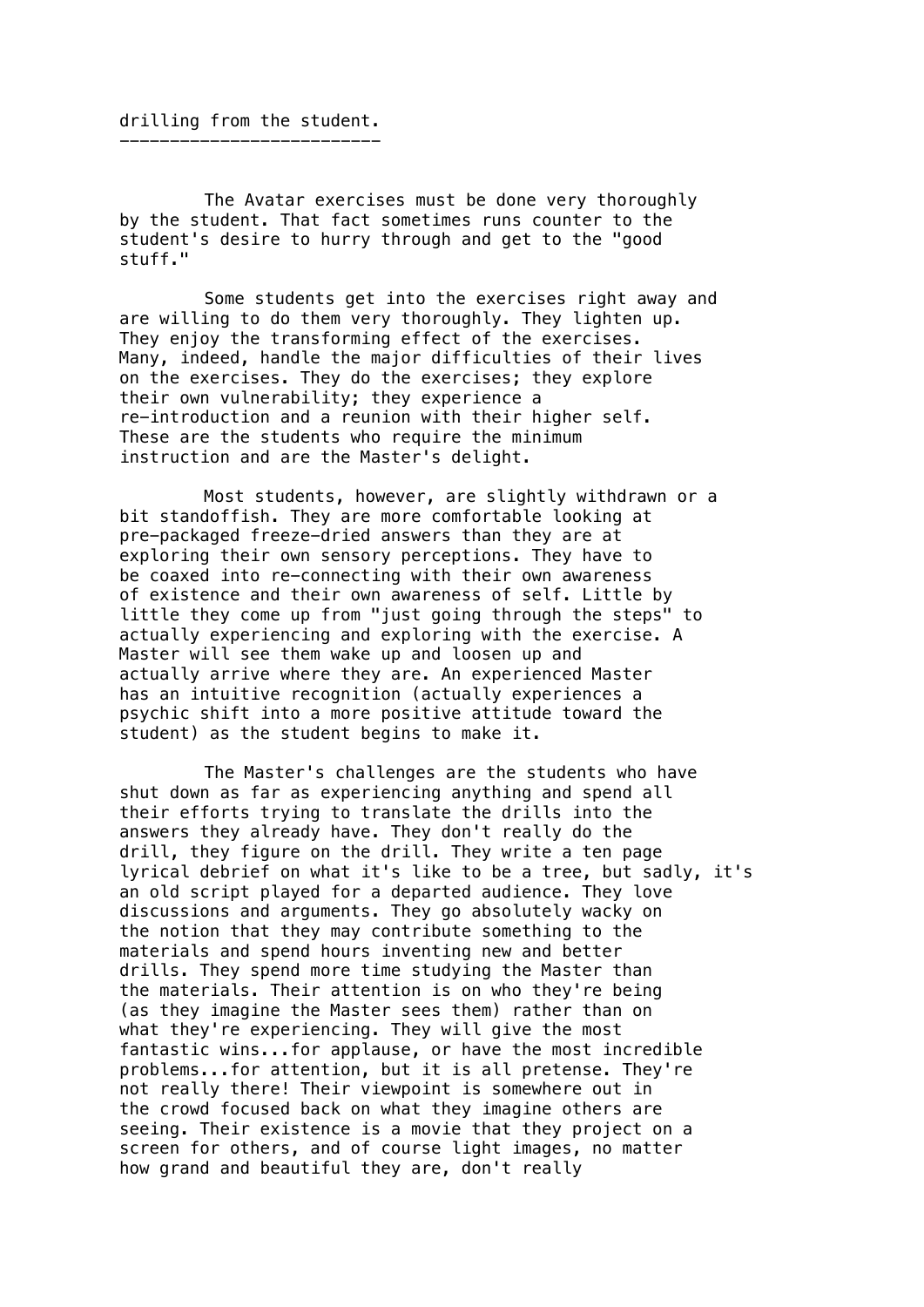drilling from the student.

---

The Avatar exercises must be done very thoroughly by the student. That fact sometimes runs counter to the student's desire to hurry through and get to the "good stuff."

Some students get into the exercises right away and are willing to do them very thoroughly. They lighten up. They enjoy the transforming effect of the exercises. Many, indeed, handle the major difficulties of their lives on the exercises. They do the exercises; they explore their own vulnerability; they experience a re-introduction and a reunion with their higher self. These are the students who require the minimum instruction and are the Master's delight.

Most students, however, are slightly withdrawn or a bit standoffish. They are more comfortable looking at pre-packaged freeze-dried answers than they are at exploring their own sensory perceptions. They have to be coaxed into re-connecting with their own awareness of existence and their own awareness of self. Little by little they come up from "just going through the steps" to actually experiencing and exploring with the exercise. A Master will see them wake up and loosen up and actually arrive where they are. An experienced Master has an intuitive recognition (actually experiences a psychic shift into a more positive attitude toward the student) as the student begins to make it.

The Master's challenges are the students who have shut down as far as experiencing anything and spend all their efforts trying to translate the drills into the answers they already have. They don't really do the drill, they figure on the drill. They write a ten page lyrical debrief on what it's like to be a tree, but sadly, it's an old script played for a departed audience. They love discussions and arguments. They go absolutely wacky on the notion that they may contribute something to the materials and spend hours inventing new and better drills. They spend more time studying the Master than the materials. Their attention is on who they're being (as they imagine the Master sees them) rather than on what they're experiencing. They will give the most fantastic wins...for applause, or have the most incredible problems...for attention, but it is all pretense. They're not really there! Their viewpoint is somewhere out in the crowd focused back on what they imagine others are seeing. Their existence is a movie that they project on a screen for others, and of course light images, no matter how grand and beautiful they are, don't really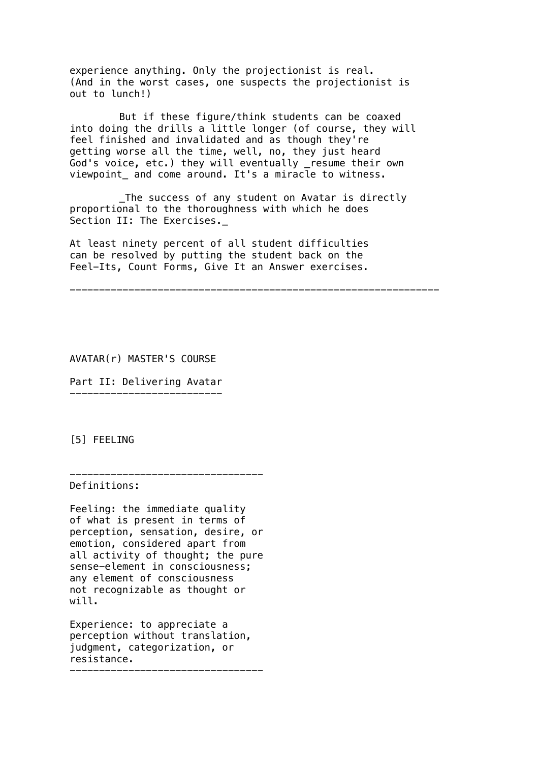experience anything. Only the projectionist is real. (And in the worst cases, one suspects the projectionist is out to lunch!)

But if these figure/think students can be coaxed into doing the drills a little longer (of course, they will feel finished and invalidated and as though they're getting worse all the time, well, no, they just heard God's voice, etc.) they will eventually _resume their own viewpoint_ and come around. It's a miracle to witness.

_The success of any student on Avatar is directly proportional to the thoroughness with which he does Section II: The Exercises._

At least ninety percent of all student difficulties can be resolved by putting the student back on the Feel-Its, Count Forms, Give It an Answer exercises.

---

AVATAR(r) MASTER'S COURSE

## Part II: Delivering Avatar

### [5] FEELING

---

Definitions:

Feeling: the immediate quality of what is present in terms of perception, sensation, desire, or emotion, considered apart from all activity of thought; the pure sense-element in consciousness; any element of consciousness not recognizable as thought or will.

Experience: to appreciate a perception without translation, judgment, categorization, or resistance.

---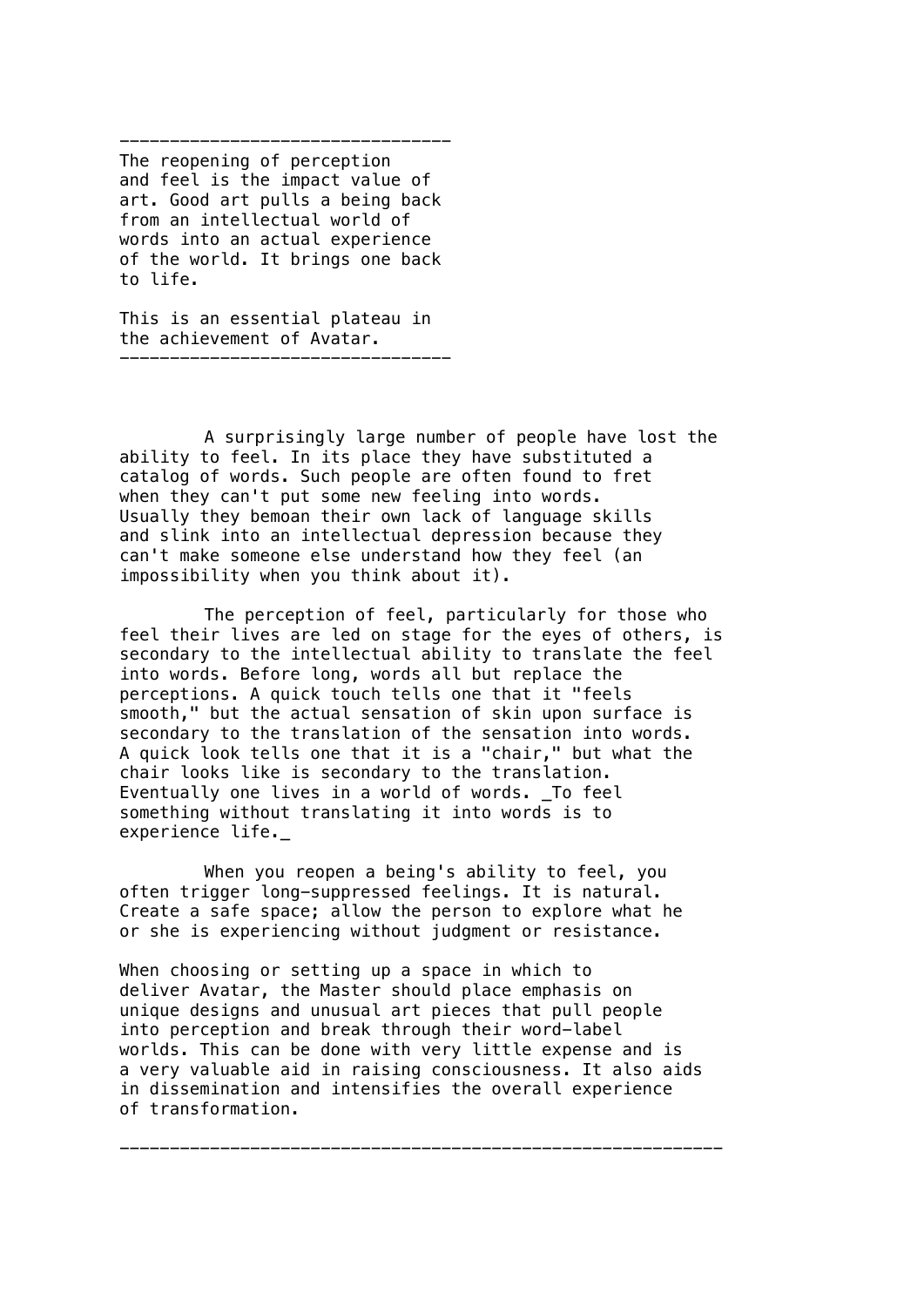---

The reopening of perception and feel is the impact value of art. Good art pulls a being back from an intellectual world of words into an actual experience of the world. It brings one back to life.

This is an essential plateau in the achievement of Avatar.

---

A surprisingly large number of people have lost the ability to feel. In its place they have substituted a catalog of words. Such people are often found to fret when they can't put some new feeling into words. Usually they bemoan their own lack of language skills and slink into an intellectual depression because they can't make someone else understand how they feel (an impossibility when you think about it).

The perception of feel, particularly for those who feel their lives are led on stage for the eyes of others, is secondary to the intellectual ability to translate the feel into words. Before long, words all but replace the perceptions. A quick touch tells one that it "feels smooth," but the actual sensation of skin upon surface is secondary to the translation of the sensation into words. A quick look tells one that it is a "chair," but what the chair looks like is secondary to the translation. Eventually one lives in a world of words. _To feel something without translating it into words is to experience life._

When you reopen a being's ability to feel, you often trigger long-suppressed feelings. It is natural. Create a safe space; allow the person to explore what he or she is experiencing without judgment or resistance.

When choosing or setting up a space in which to deliver Avatar, the Master should place emphasis on unique designs and unusual art pieces that pull people into perception and break through their word-label worlds. This can be done with very little expense and is a very valuable aid in raising consciousness. It also aids in dissemination and intensifies the overall experience of transformation.

---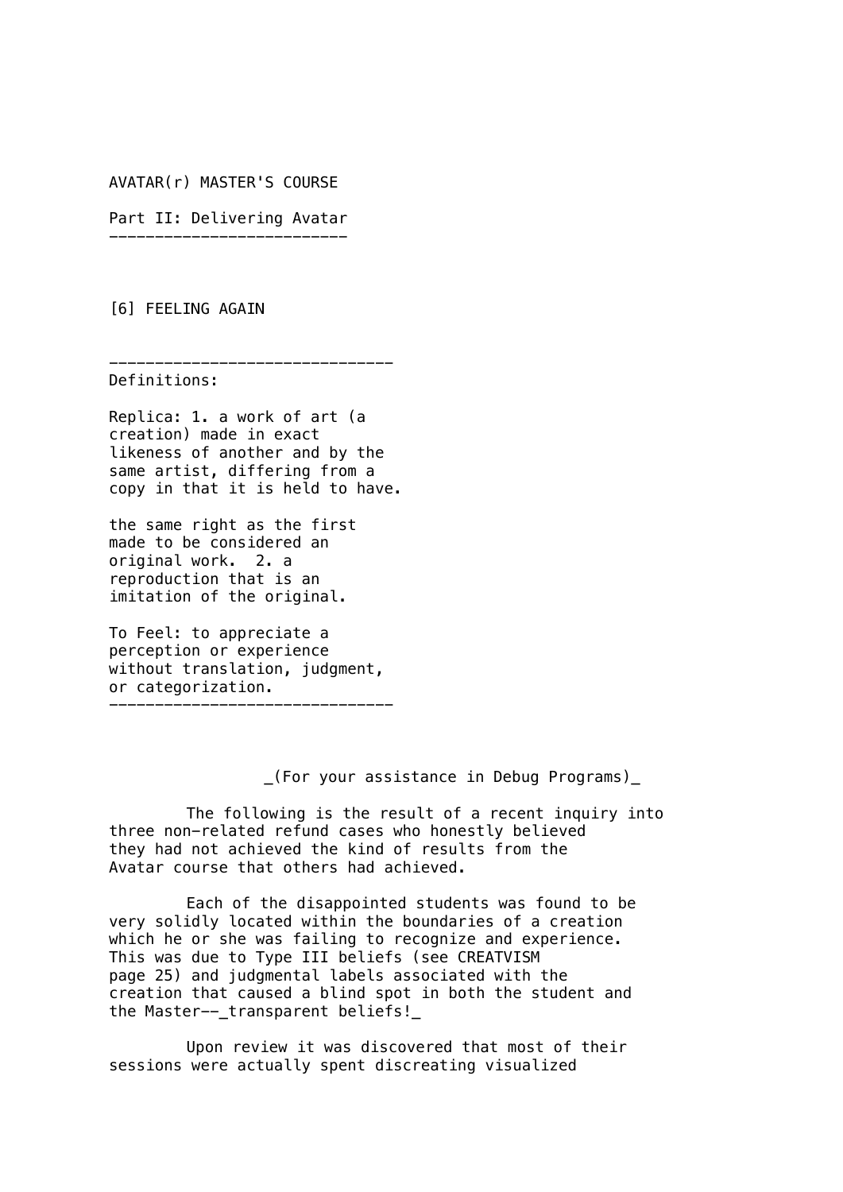AVATAR(r) MASTER'S COURSE

Part II: Delivering Avatar

## [6] FEELING AGAIN

---

Definitions:

Replica: 1. a work of art (a creation) made in exact likeness of another and by the same artist, differing from a copy in that it is held to have.

the same right as the first made to be considered an original work. 2. a reproduction that is an imitation of the original.

To Feel: to appreciate a perception or experience without translation, judgment, or categorization.

---

_(For your assistance in Debug Programs)_

The following is the result of a recent inquiry into three non-related refund cases who honestly believed they had not achieved the kind of results from the Avatar course that others had achieved.

Each of the disappointed students was found to be very solidly located within the boundaries of a creation which he or she was failing to recognize and experience. This was due to Type III beliefs (see CREATVISM page 25) and judgmental labels associated with the creation that caused a blind spot in both the student and the Master--_transparent beliefs!_

Upon review it was discovered that most of their sessions were actually spent discreating visualized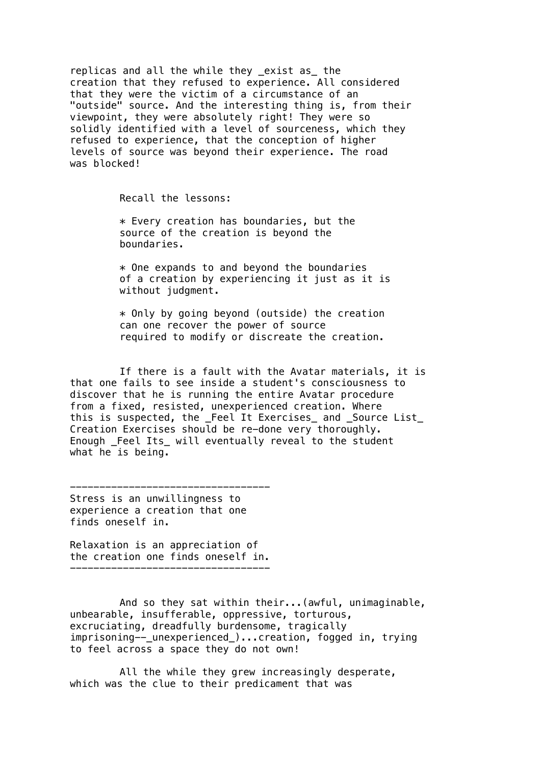replicas and all the while they _exist as_ the creation that they refused to experience. All considered that they were the victim of a circumstance of an "outside" source. And the interesting thing is, from their viewpoint, they were absolutely right! They were so solidly identified with a level of sourceness, which they refused to experience, that the conception of higher levels of source was beyond their experience. The road was blocked!

Recall the lessons:

* Every creation has boundaries, but the source of the creation is beyond the boundaries.

* One expands to and beyond the boundaries of a creation by experiencing it just as it is without judgment.

* Only by going beyond (outside) the creation can one recover the power of source required to modify or discreate the creation.

If there is a fault with the Avatar materials, it is that one fails to see inside a student's consciousness to discover that he is running the entire Avatar procedure from a fixed, resisted, unexperienced creation. Where this is suspected, the _Feel It Exercises_ and _Source List_ Creation Exercises should be re-done very thoroughly. Enough _Feel Its_ will eventually reveal to the student what he is being.

---

Stress is an unwillingness to experience a creation that one finds oneself in.

Relaxation is an appreciation of the creation one finds oneself in.

---

And so they sat within their...(awful, unimaginable, unbearable, insufferable, oppressive, torturous, excruciating, dreadfully burdensome, tragically imprisoning--_unexperienced_)...creation, fogged in, trying to feel across a space they do not own!

All the while they grew increasingly desperate, which was the clue to their predicament that was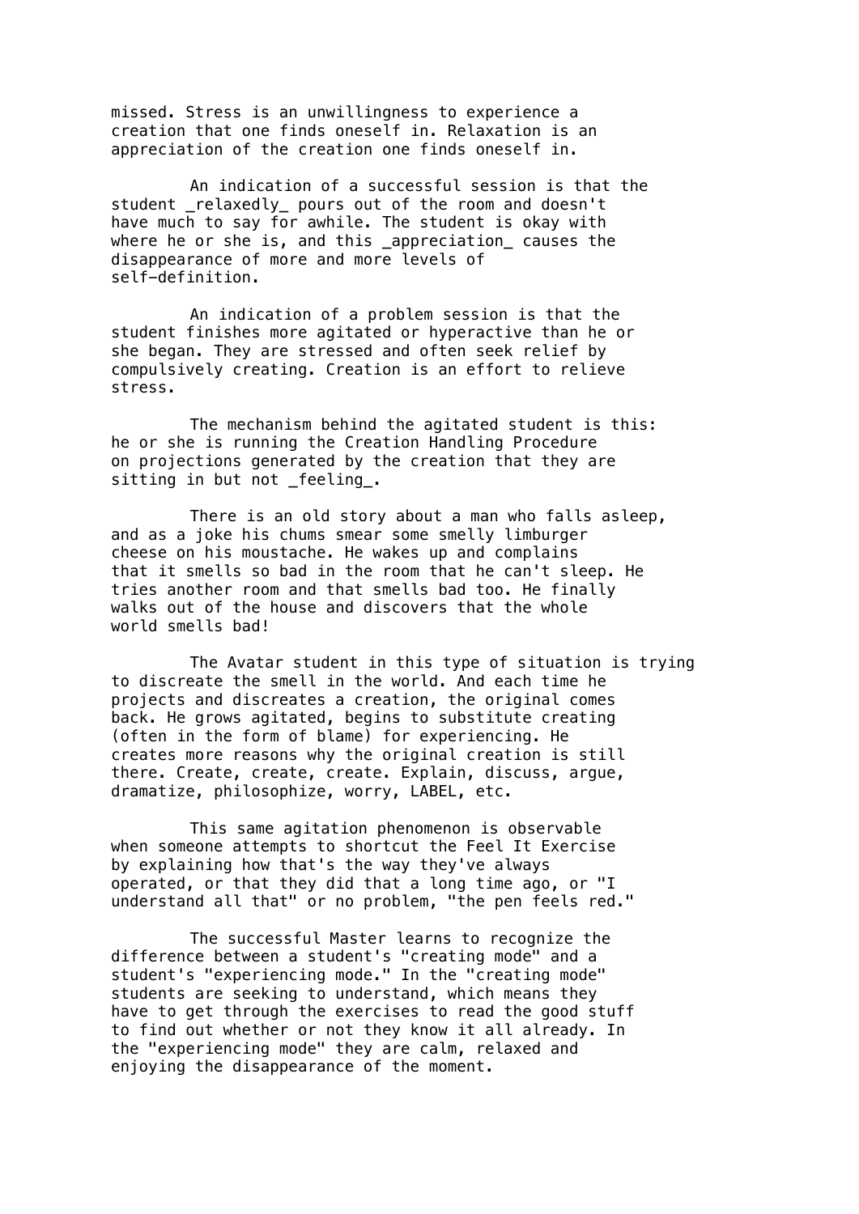missed. Stress is an unwillingness to experience a creation that one finds oneself in. Relaxation is an appreciation of the creation one finds oneself in.

An indication of a successful session is that the student _relaxedly_ pours out of the room and doesn't have much to say for awhile. The student is okay with where he or she is, and this _appreciation_ causes the disappearance of more and more levels of self-definition.

An indication of a problem session is that the student finishes more agitated or hyperactive than he or she began. They are stressed and often seek relief by compulsively creating. Creation is an effort to relieve stress.

The mechanism behind the agitated student is this: he or she is running the Creation Handling Procedure on projections generated by the creation that they are sitting in but not _feeling_.

There is an old story about a man who falls asleep, and as a joke his chums smear some smelly limburger cheese on his moustache. He wakes up and complains that it smells so bad in the room that he can't sleep. He tries another room and that smells bad too. He finally walks out of the house and discovers that the whole world smells bad!

The Avatar student in this type of situation is trying to discreate the smell in the world. And each time he projects and discreates a creation, the original comes back. He grows agitated, begins to substitute creating (often in the form of blame) for experiencing. He creates more reasons why the original creation is still there. Create, create, create. Explain, discuss, argue, dramatize, philosophize, worry, LABEL, etc.

This same agitation phenomenon is observable when someone attempts to shortcut the Feel It Exercise by explaining how that's the way they've always operated, or that they did that a long time ago, or "I understand all that" or no problem, "the pen feels red."

The successful Master learns to recognize the difference between a student's "creating mode" and a student's "experiencing mode." In the "creating mode" students are seeking to understand, which means they have to get through the exercises to read the good stuff to find out whether or not they know it all already. In the "experiencing mode" they are calm, relaxed and enjoying the disappearance of the moment.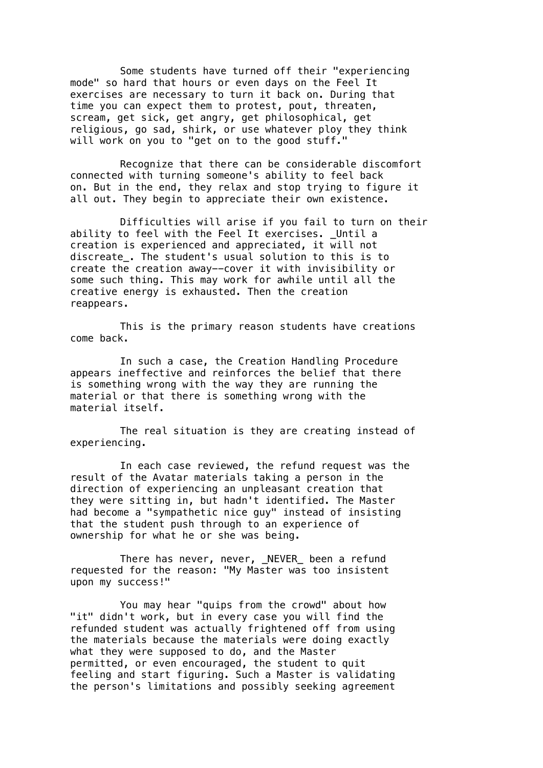Some students have turned off their "experiencing mode" so hard that hours or even days on the Feel It exercises are necessary to turn it back on. During that time you can expect them to protest, pout, threaten, scream, get sick, get angry, get philosophical, get religious, go sad, shirk, or use whatever ploy they think will work on you to "get on to the good stuff."

Recognize that there can be considerable discomfort connected with turning someone's ability to feel back on. But in the end, they relax and stop trying to figure it all out. They begin to appreciate their own existence.

Difficulties will arise if you fail to turn on their ability to feel with the Feel It exercises. _Until a creation is experienced and appreciated, it will not discreate_. The student's usual solution to this is to create the creation away--cover it with invisibility or some such thing. This may work for awhile until all the creative energy is exhausted. Then the creation reappears.

This is the primary reason students have creations come back.

In such a case, the Creation Handling Procedure appears ineffective and reinforces the belief that there is something wrong with the way they are running the material or that there is something wrong with the material itself.

The real situation is they are creating instead of experiencing.

In each case reviewed, the refund request was the result of the Avatar materials taking a person in the direction of experiencing an unpleasant creation that they were sitting in, but hadn't identified. The Master had become a "sympathetic nice guy" instead of insisting that the student push through to an experience of ownership for what he or she was being.

There has never, never, _NEVER_ been a refund requested for the reason: "My Master was too insistent upon my success!"

You may hear "quips from the crowd" about how "it" didn't work, but in every case you will find the refunded student was actually frightened off from using the materials because the materials were doing exactly what they were supposed to do, and the Master permitted, or even encouraged, the student to quit feeling and start figuring. Such a Master is validating the person's limitations and possibly seeking agreement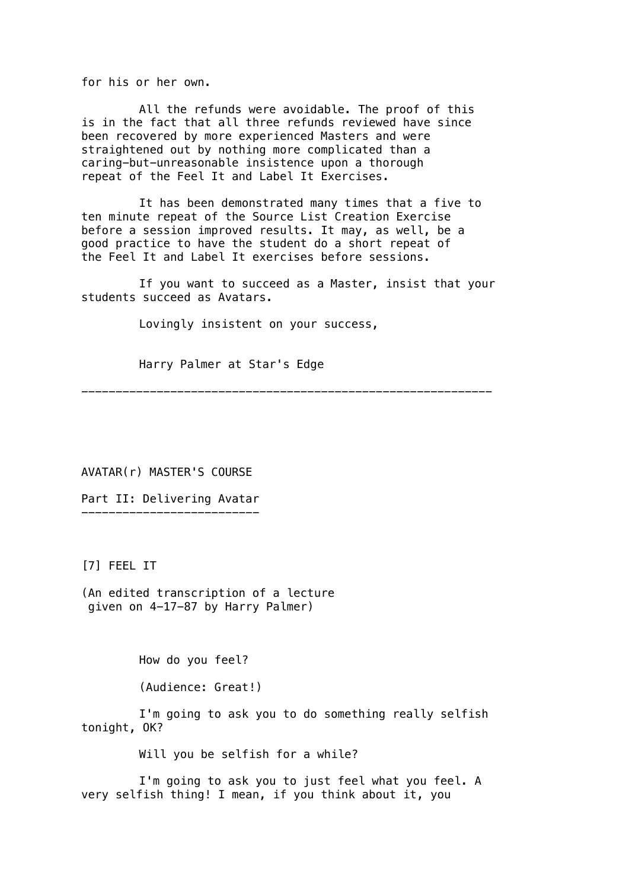for his or her own.

All the refunds were avoidable. The proof of this is in the fact that all three refunds reviewed have since been recovered by more experienced Masters and were straightened out by nothing more complicated than a caring-but-unreasonable insistence upon a thorough repeat of the Feel It and Label It Exercises.

It has been demonstrated many times that a five to ten minute repeat of the Source List Creation Exercise before a session improved results. It may, as well, be a good practice to have the student do a short repeat of the Feel It and Label It exercises before sessions.

If you want to succeed as a Master, insist that your students succeed as Avatars.

Lovingly insistent on your success,

Harry Palmer at Star's Edge

---

AVATAR(r) MASTER'S COURSE

## Part II: Delivering Avatar

### [7] FEEL IT

(An edited transcription of a lecture given on 4-17-87 by Harry Palmer)

How do you feel?

(Audience: Great!)

I'm going to ask you to do something really selfish tonight, OK?

Will you be selfish for a while?

I'm going to ask you to just feel what you feel. A very selfish thing! I mean, if you think about it, you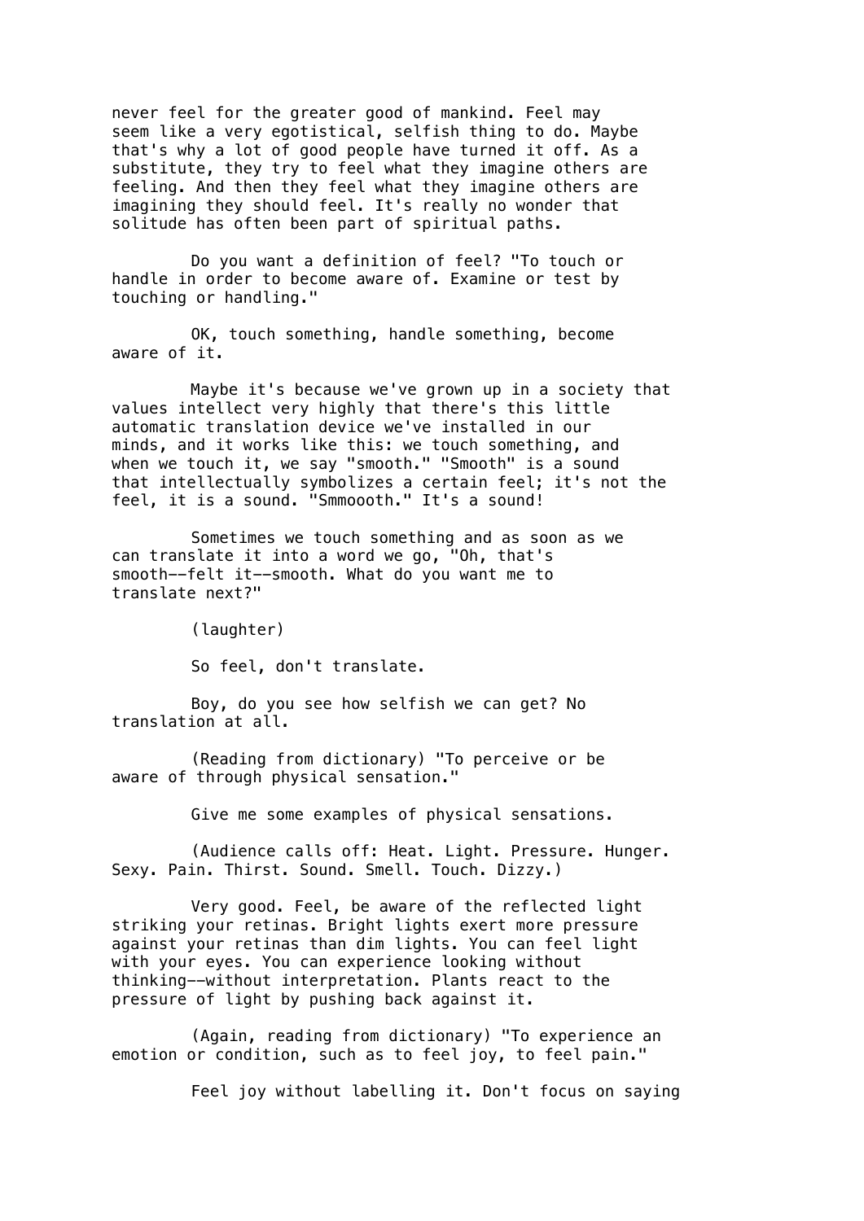never feel for the greater good of mankind. Feel may seem like a very egotistical, selfish thing to do. Maybe that's why a lot of good people have turned it off. As a substitute, they try to feel what they imagine others are feeling. And then they feel what they imagine others are imagining they should feel. It's really no wonder that solitude has often been part of spiritual paths.

Do you want a definition of feel? "To touch or handle in order to become aware of. Examine or test by touching or handling."

OK, touch something, handle something, become aware of it.

Maybe it's because we've grown up in a society that values intellect very highly that there's this little automatic translation device we've installed in our minds, and it works like this: we touch something, and when we touch it, we say "smooth." "Smooth" is a sound that intellectually symbolizes a certain feel; it's not the feel, it is a sound. "Smmoooth." It's a sound!

Sometimes we touch something and as soon as we can translate it into a word we go, "Oh, that's smooth--felt it--smooth. What do you want me to translate next?"

(laughter)

So feel, don't translate.

Boy, do you see how selfish we can get? No translation at all.

(Reading from dictionary) "To perceive or be aware of through physical sensation."

Give me some examples of physical sensations.

(Audience calls off: Heat. Light. Pressure. Hunger. Sexy. Pain. Thirst. Sound. Smell. Touch. Dizzy.)

Very good. Feel, be aware of the reflected light striking your retinas. Bright lights exert more pressure against your retinas than dim lights. You can feel light with your eyes. You can experience looking without thinking--without interpretation. Plants react to the pressure of light by pushing back against it.

(Again, reading from dictionary) "To experience an emotion or condition, such as to feel joy, to feel pain."

Feel joy without labelling it. Don't focus on saying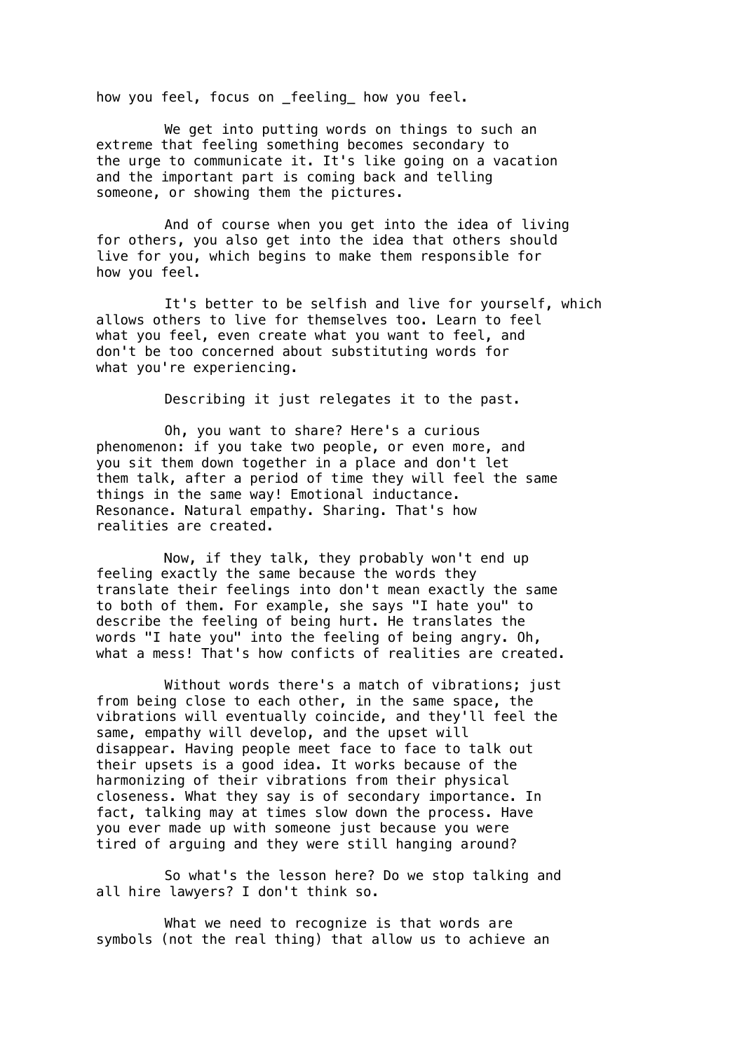how you feel, focus on _feeling_ how you feel.

We get into putting words on things to such an extreme that feeling something becomes secondary to the urge to communicate it. It's like going on a vacation and the important part is coming back and telling someone, or showing them the pictures.

And of course when you get into the idea of living for others, you also get into the idea that others should live for you, which begins to make them responsible for how you feel.

It's better to be selfish and live for yourself, which allows others to live for themselves too. Learn to feel what you feel, even create what you want to feel, and don't be too concerned about substituting words for what you're experiencing.

Describing it just relegates it to the past.

Oh, you want to share? Here's a curious phenomenon: if you take two people, or even more, and you sit them down together in a place and don't let them talk, after a period of time they will feel the same things in the same way! Emotional inductance. Resonance. Natural empathy. Sharing. That's how realities are created.

Now, if they talk, they probably won't end up feeling exactly the same because the words they translate their feelings into don't mean exactly the same to both of them. For example, she says "I hate you" to describe the feeling of being hurt. He translates the words "I hate you" into the feeling of being angry. Oh, what a mess! That's how conficts of realities are created.

Without words there's a match of vibrations; just from being close to each other, in the same space, the vibrations will eventually coincide, and they'll feel the same, empathy will develop, and the upset will disappear. Having people meet face to face to talk out their upsets is a good idea. It works because of the harmonizing of their vibrations from their physical closeness. What they say is of secondary importance. In fact, talking may at times slow down the process. Have you ever made up with someone just because you were tired of arguing and they were still hanging around?

So what's the lesson here? Do we stop talking and all hire lawyers? I don't think so.

What we need to recognize is that words are symbols (not the real thing) that allow us to achieve an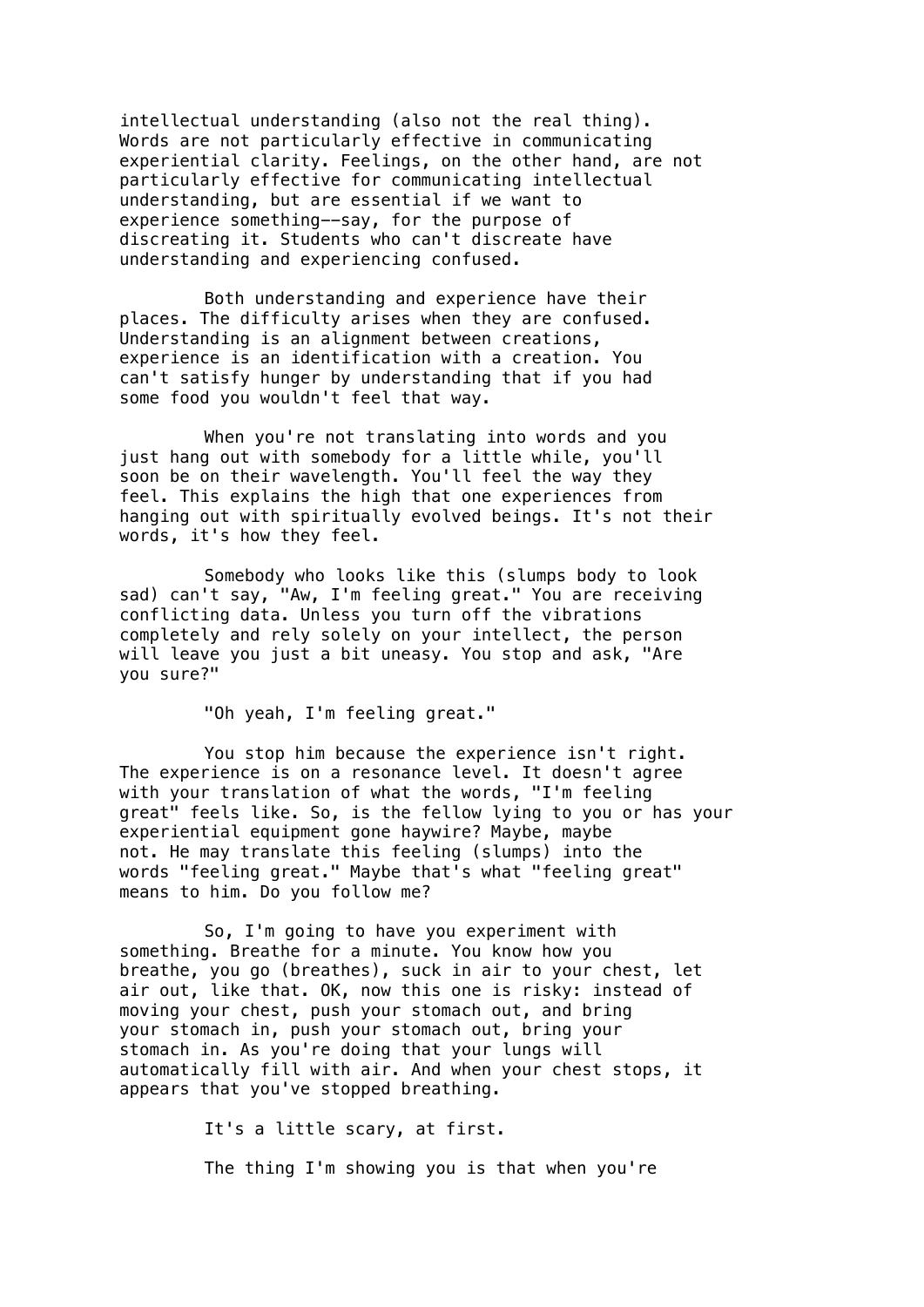intellectual understanding (also not the real thing). Words are not particularly effective in communicating experiential clarity. Feelings, on the other hand, are not particularly effective for communicating intellectual understanding, but are essential if we want to experience something--say, for the purpose of discreating it. Students who can't discreate have understanding and experiencing confused.

Both understanding and experience have their places. The difficulty arises when they are confused. Understanding is an alignment between creations, experience is an identification with a creation. You can't satisfy hunger by understanding that if you had some food you wouldn't feel that way.

When you're not translating into words and you just hang out with somebody for a little while, you'll soon be on their wavelength. You'll feel the way they feel. This explains the high that one experiences from hanging out with spiritually evolved beings. It's not their words, it's how they feel.

Somebody who looks like this (slumps body to look sad) can't say, "Aw, I'm feeling great." You are receiving conflicting data. Unless you turn off the vibrations completely and rely solely on your intellect, the person will leave you just a bit uneasy. You stop and ask, "Are you sure?"

"Oh yeah, I'm feeling great."

You stop him because the experience isn't right. The experience is on a resonance level. It doesn't agree with your translation of what the words, "I'm feeling great" feels like. So, is the fellow lying to you or has your experiential equipment gone haywire? Maybe, maybe not. He may translate this feeling (slumps) into the words "feeling great." Maybe that's what "feeling great" means to him. Do you follow me?

So, I'm going to have you experiment with something. Breathe for a minute. You know how you breathe, you go (breathes), suck in air to your chest, let air out, like that. OK, now this one is risky: instead of moving your chest, push your stomach out, and bring your stomach in, push your stomach out, bring your stomach in. As you're doing that your lungs will automatically fill with air. And when your chest stops, it appears that you've stopped breathing.

It's a little scary, at first.

The thing I'm showing you is that when you're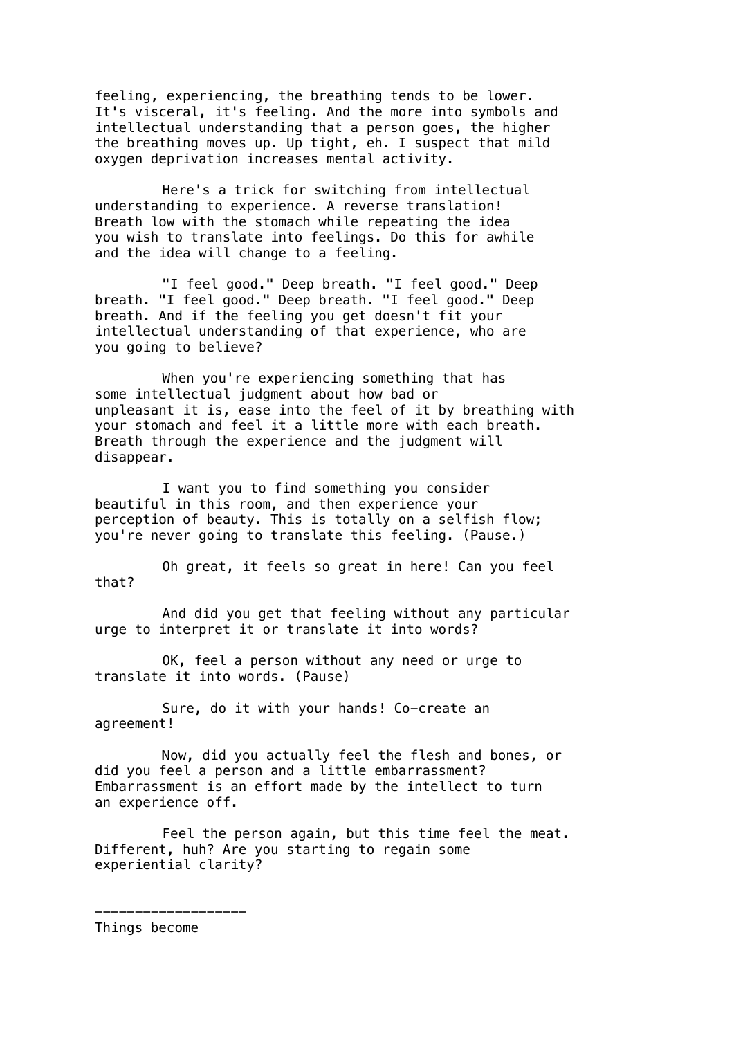feeling, experiencing, the breathing tends to be lower. It's visceral, it's feeling. And the more into symbols and intellectual understanding that a person goes, the higher the breathing moves up. Up tight, eh. I suspect that mild oxygen deprivation increases mental activity.

Here's a trick for switching from intellectual understanding to experience. A reverse translation! Breath low with the stomach while repeating the idea you wish to translate into feelings. Do this for awhile and the idea will change to a feeling.

"I feel good." Deep breath. "I feel good." Deep breath. "I feel good." Deep breath. "I feel good." Deep breath. And if the feeling you get doesn't fit your intellectual understanding of that experience, who are you going to believe?

When you're experiencing something that has some intellectual judgment about how bad or unpleasant it is, ease into the feel of it by breathing with your stomach and feel it a little more with each breath. Breath through the experience and the judgment will disappear.

I want you to find something you consider beautiful in this room, and then experience your perception of beauty. This is totally on a selfish flow; you're never going to translate this feeling. (Pause.)

Oh great, it feels so great in here! Can you feel that?

And did you get that feeling without any particular urge to interpret it or translate it into words?

OK, feel a person without any need or urge to translate it into words. (Pause)

Sure, do it with your hands! Co-create an agreement!

Now, did you actually feel the flesh and bones, or did you feel a person and a little embarrassment? Embarrassment is an effort made by the intellect to turn an experience off.

Feel the person again, but this time feel the meat. Different, huh? Are you starting to regain some experiential clarity?

---

Things become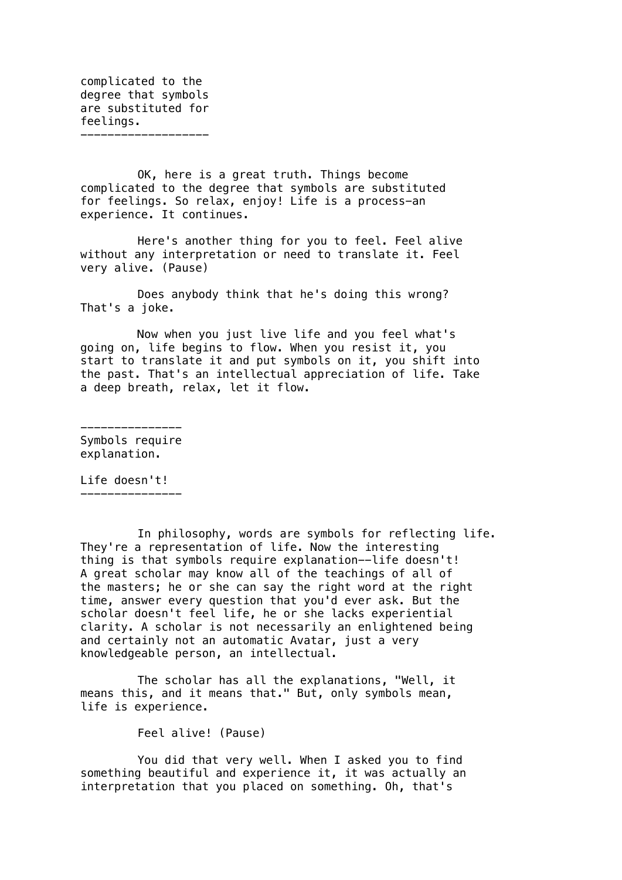complicated to the degree that symbols are substituted for feelings.

---

OK, here is a great truth. Things become complicated to the degree that symbols are substituted for feelings. So relax, enjoy! Life is a process—an experience. It continues.

Here's another thing for you to feel. Feel alive without any interpretation or need to translate it. Feel very alive. (Pause)

Does anybody think that he's doing this wrong? That's a joke.

Now when you just live life and you feel what's going on, life begins to flow. When you resist it, you start to translate it and put symbols on it, you shift into the past. That's an intellectual appreciation of life. Take a deep breath, relax, let it flow.

---

Symbols require explanation.

Life doesn't!

---

In philosophy, words are symbols for reflecting life. They're a representation of life. Now the interesting thing is that symbols require explanation--life doesn't! A great scholar may know all of the teachings of all of the masters; he or she can say the right word at the right time, answer every question that you'd ever ask. But the scholar doesn't feel life, he or she lacks experiential clarity. A scholar is not necessarily an enlightened being and certainly not an automatic Avatar, just a very knowledgeable person, an intellectual.

The scholar has all the explanations, "Well, it means this, and it means that." But, only symbols mean, life is experience.

Feel alive! (Pause)

You did that very well. When I asked you to find something beautiful and experience it, it was actually an interpretation that you placed on something. Oh, that's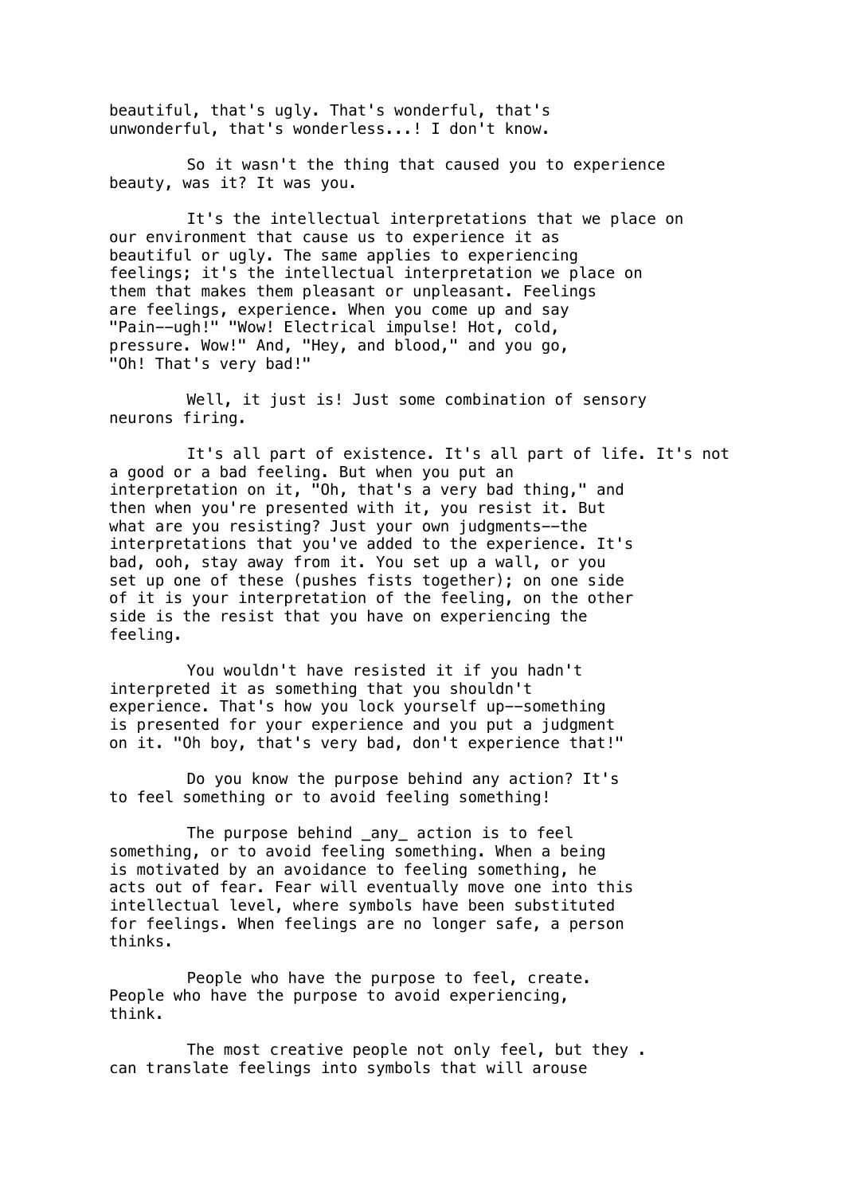beautiful, that's ugly. That's wonderful, that's unwonderful, that's wonderless...! I don't know.

So it wasn't the thing that caused you to experience beauty, was it? It was you.

It's the intellectual interpretations that we place on our environment that cause us to experience it as beautiful or ugly. The same applies to experiencing feelings; it's the intellectual interpretation we place on them that makes them pleasant or unpleasant. Feelings are feelings, experience. When you come up and say "Pain--ugh!" "Wow! Electrical impulse! Hot, cold, pressure. Wow!" And, "Hey, and blood," and you go, "Oh! That's very bad!"

Well, it just is! Just some combination of sensory neurons firing.

It's all part of existence. It's all part of life. It's not a good or a bad feeling. But when you put an interpretation on it, "Oh, that's a very bad thing," and then when you're presented with it, you resist it. But what are you resisting? Just your own judgments--the interpretations that you've added to the experience. It's bad, ooh, stay away from it. You set up a wall, or you set up one of these (pushes fists together); on one side of it is your interpretation of the feeling, on the other side is the resist that you have on experiencing the feeling.

You wouldn't have resisted it if you hadn't interpreted it as something that you shouldn't experience. That's how you lock yourself up--something is presented for your experience and you put a judgment on it. "Oh boy, that's very bad, don't experience that!"

Do you know the purpose behind any action? It's to feel something or to avoid feeling something!

The purpose behind _any_ action is to feel something, or to avoid feeling something. When a being is motivated by an avoidance to feeling something, he acts out of fear. Fear will eventually move one into this intellectual level, where symbols have been substituted for feelings. When feelings are no longer safe, a person thinks.

People who have the purpose to feel, create. People who have the purpose to avoid experiencing, think.

The most creative people not only feel, but they . can translate feelings into symbols that will arouse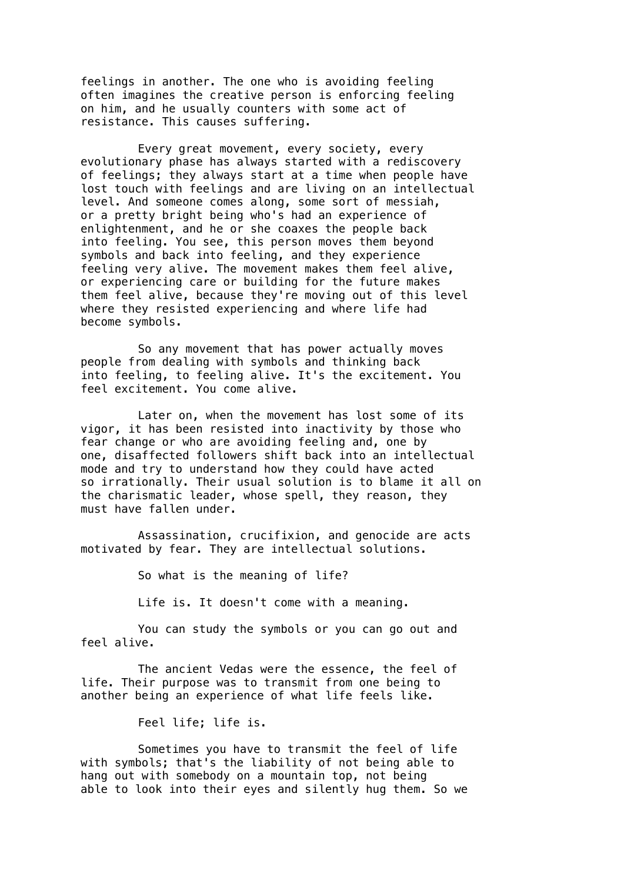feelings in another. The one who is avoiding feeling often imagines the creative person is enforcing feeling on him, and he usually counters with some act of resistance. This causes suffering.

Every great movement, every society, every evolutionary phase has always started with a rediscovery of feelings; they always start at a time when people have lost touch with feelings and are living on an intellectual level. And someone comes along, some sort of messiah, or a pretty bright being who's had an experience of enlightenment, and he or she coaxes the people back into feeling. You see, this person moves them beyond symbols and back into feeling, and they experience feeling very alive. The movement makes them feel alive, or experiencing care or building for the future makes them feel alive, because they're moving out of this level where they resisted experiencing and where life had become symbols.

So any movement that has power actually moves people from dealing with symbols and thinking back into feeling, to feeling alive. It's the excitement. You feel excitement. You come alive.

Later on, when the movement has lost some of its vigor, it has been resisted into inactivity by those who fear change or who are avoiding feeling and, one by one, disaffected followers shift back into an intellectual mode and try to understand how they could have acted so irrationally. Their usual solution is to blame it all on the charismatic leader, whose spell, they reason, they must have fallen under.

Assassination, crucifixion, and genocide are acts motivated by fear. They are intellectual solutions.

So what is the meaning of life?

Life is. It doesn't come with a meaning.

You can study the symbols or you can go out and feel alive.

The ancient Vedas were the essence, the feel of life. Their purpose was to transmit from one being to another being an experience of what life feels like.

Feel life; life is.

Sometimes you have to transmit the feel of life with symbols; that's the liability of not being able to hang out with somebody on a mountain top, not being able to look into their eyes and silently hug them. So we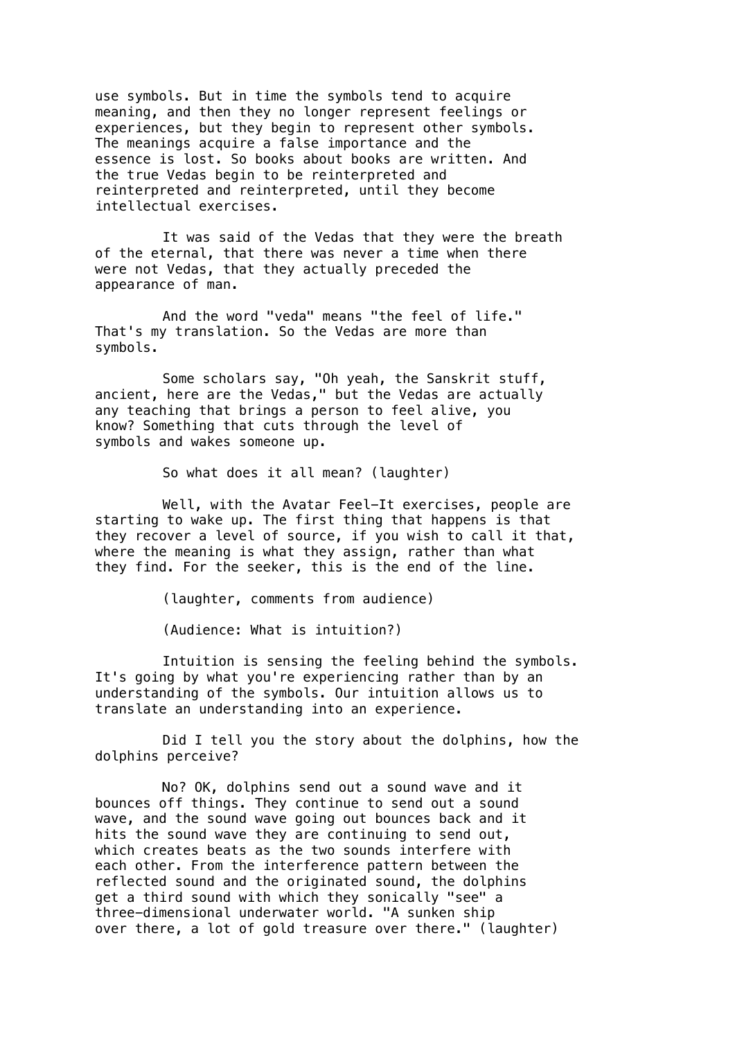use symbols. But in time the symbols tend to acquire meaning, and then they no longer represent feelings or experiences, but they begin to represent other symbols. The meanings acquire a false importance and the essence is lost. So books about books are written. And the true Vedas begin to be reinterpreted and reinterpreted and reinterpreted, until they become intellectual exercises.

It was said of the Vedas that they were the breath of the eternal, that there was never a time when there were not Vedas, that they actually preceded the appearance of man.

And the word "veda" means "the feel of life." That's my translation. So the Vedas are more than symbols.

Some scholars say, "Oh yeah, the Sanskrit stuff, ancient, here are the Vedas," but the Vedas are actually any teaching that brings a person to feel alive, you know? Something that cuts through the level of symbols and wakes someone up.

So what does it all mean? (laughter)

Well, with the Avatar Feel-It exercises, people are starting to wake up. The first thing that happens is that they recover a level of source, if you wish to call it that, where the meaning is what they assign, rather than what they find. For the seeker, this is the end of the line.

(laughter, comments from audience)

(Audience: What is intuition?)

Intuition is sensing the feeling behind the symbols. It's going by what you're experiencing rather than by an understanding of the symbols. Our intuition allows us to translate an understanding into an experience.

Did I tell you the story about the dolphins, how the dolphins perceive?

No? OK, dolphins send out a sound wave and it bounces off things. They continue to send out a sound wave, and the sound wave going out bounces back and it hits the sound wave they are continuing to send out, which creates beats as the two sounds interfere with each other. From the interference pattern between the reflected sound and the originated sound, the dolphins get a third sound with which they sonically "see" a three-dimensional underwater world. "A sunken ship over there, a lot of gold treasure over there." (laughter)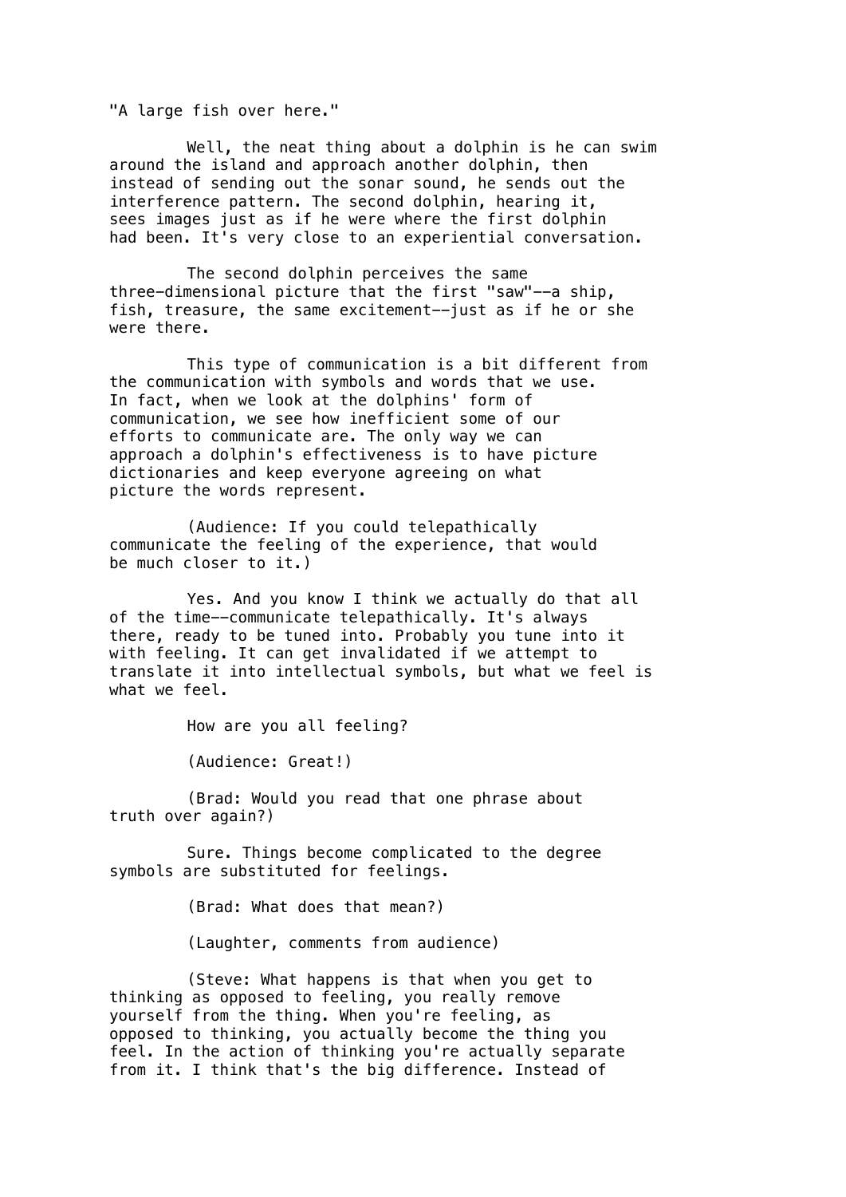"A large fish over here."

Well, the neat thing about a dolphin is he can swim around the island and approach another dolphin, then instead of sending out the sonar sound, he sends out the interference pattern. The second dolphin, hearing it, sees images just as if he were where the first dolphin had been. It's very close to an experiential conversation.

The second dolphin perceives the same three-dimensional picture that the first "saw"--a ship, fish, treasure, the same excitement--just as if he or she were there.

This type of communication is a bit different from the communication with symbols and words that we use. In fact, when we look at the dolphins' form of communication, we see how inefficient some of our efforts to communicate are. The only way we can approach a dolphin's effectiveness is to have picture dictionaries and keep everyone agreeing on what picture the words represent.

(Audience: If you could telepathically communicate the feeling of the experience, that would be much closer to it.)

Yes. And you know I think we actually do that all of the time--communicate telepathically. It's always there, ready to be tuned into. Probably you tune into it with feeling. It can get invalidated if we attempt to translate it into intellectual symbols, but what we feel is what we feel.

How are you all feeling?

(Audience: Great!)

(Brad: Would you read that one phrase about truth over again?)

Sure. Things become complicated to the degree symbols are substituted for feelings.

(Brad: What does that mean?)

(Laughter, comments from audience)

(Steve: What happens is that when you get to thinking as opposed to feeling, you really remove yourself from the thing. When you're feeling, as opposed to thinking, you actually become the thing you feel. In the action of thinking you're actually separate from it. I think that's the big difference. Instead of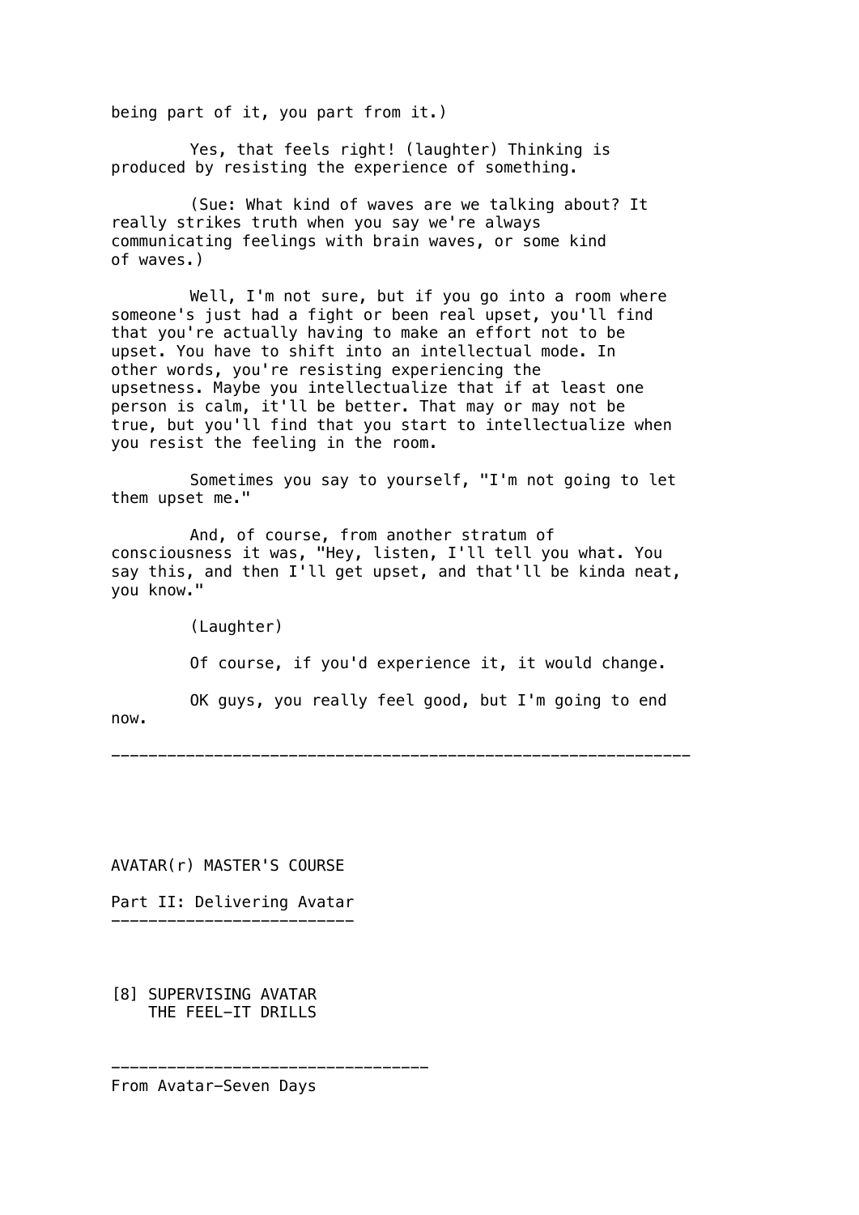being part of it, you part from it.)

Yes, that feels right! (laughter) Thinking is produced by resisting the experience of something.

(Sue: What kind of waves are we talking about? It really strikes truth when you say we're always communicating feelings with brain waves, or some kind of waves.)

Well, I'm not sure, but if you go into a room where someone's just had a fight or been real upset, you'll find that you're actually having to make an effort not to be upset. You have to shift into an intellectual mode. In other words, you're resisting experiencing the upsetness. Maybe you intellectualize that if at least one person is calm, it'll be better. That may or may not be true, but you'll find that you start to intellectualize when you resist the feeling in the room.

Sometimes you say to yourself, "I'm not going to let them upset me."

And, of course, from another stratum of consciousness it was, "Hey, listen, I'll tell you what. You say this, and then I'll get upset, and that'll be kinda neat, you know."

(Laughter)

Of course, if you'd experience it, it would change.

OK guys, you really feel good, but I'm going to end now.

---

AVATAR(r) MASTER'S COURSE

## Part II: Delivering Avatar

### [8] SUPERVISING AVATAR THE FEEL-IT DRILLS

---

From Avatar-Seven Days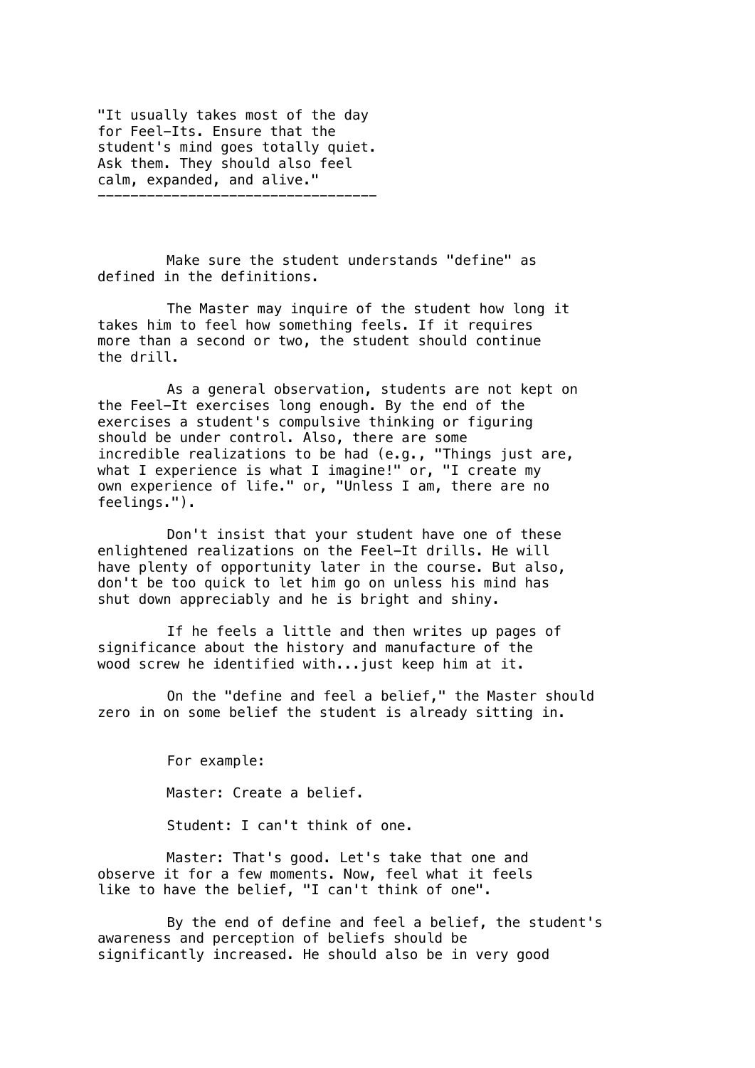"It usually takes most of the day for Feel-Its. Ensure that the student's mind goes totally quiet. Ask them. They should also feel calm, expanded, and alive."

---

Make sure the student understands "define" as defined in the definitions.

The Master may inquire of the student how long it takes him to feel how something feels. If it requires more than a second or two, the student should continue the drill.

As a general observation, students are not kept on the Feel-It exercises long enough. By the end of the exercises a student's compulsive thinking or figuring should be under control. Also, there are some incredible realizations to be had (e.g., "Things just are, what I experience is what I imagine!" or, "I create my own experience of life." or, "Unless I am, there are no feelings.").

Don't insist that your student have one of these enlightened realizations on the Feel-It drills. He will have plenty of opportunity later in the course. But also, don't be too quick to let him go on unless his mind has shut down appreciably and he is bright and shiny.

If he feels a little and then writes up pages of significance about the history and manufacture of the wood screw he identified with...just keep him at it.

On the "define and feel a belief," the Master should zero in on some belief the student is already sitting in.

For example:

Master: Create a belief.

Student: I can't think of one.

Master: That's good. Let's take that one and observe it for a few moments. Now, feel what it feels like to have the belief, "I can't think of one".

By the end of define and feel a belief, the student's awareness and perception of beliefs should be significantly increased. He should also be in very good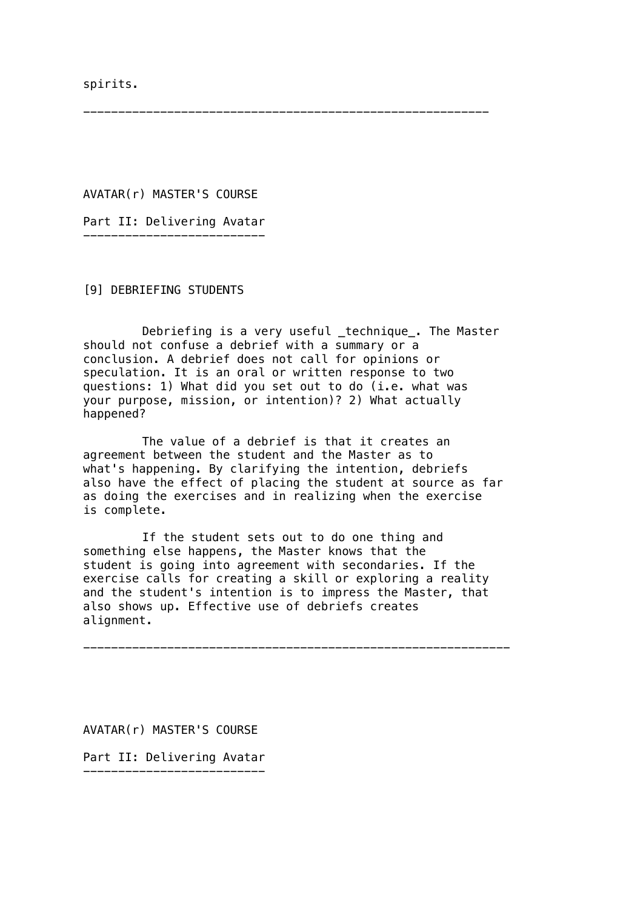spirits.

---

AVATAR(r) MASTER'S COURSE

Part II: Delivering Avatar

---

[9] DEBRIEFING STUDENTS

Debriefing is a very useful _technique_. The Master should not confuse a debrief with a summary or a conclusion. A debrief does not call for opinions or speculation. It is an oral or written response to two questions: 1) What did you set out to do (i.e. what was your purpose, mission, or intention)? 2) What actually happened?

The value of a debrief is that it creates an agreement between the student and the Master as to what's happening. By clarifying the intention, debriefs also have the effect of placing the student at source as far as doing the exercises and in realizing when the exercise is complete.

If the student sets out to do one thing and something else happens, the Master knows that the student is going into agreement with secondaries. If the exercise calls for creating a skill or exploring a reality and the student's intention is to impress the Master, that also shows up. Effective use of debriefs creates alignment.

---

AVATAR(r) MASTER'S COURSE

Part II: Delivering Avatar

---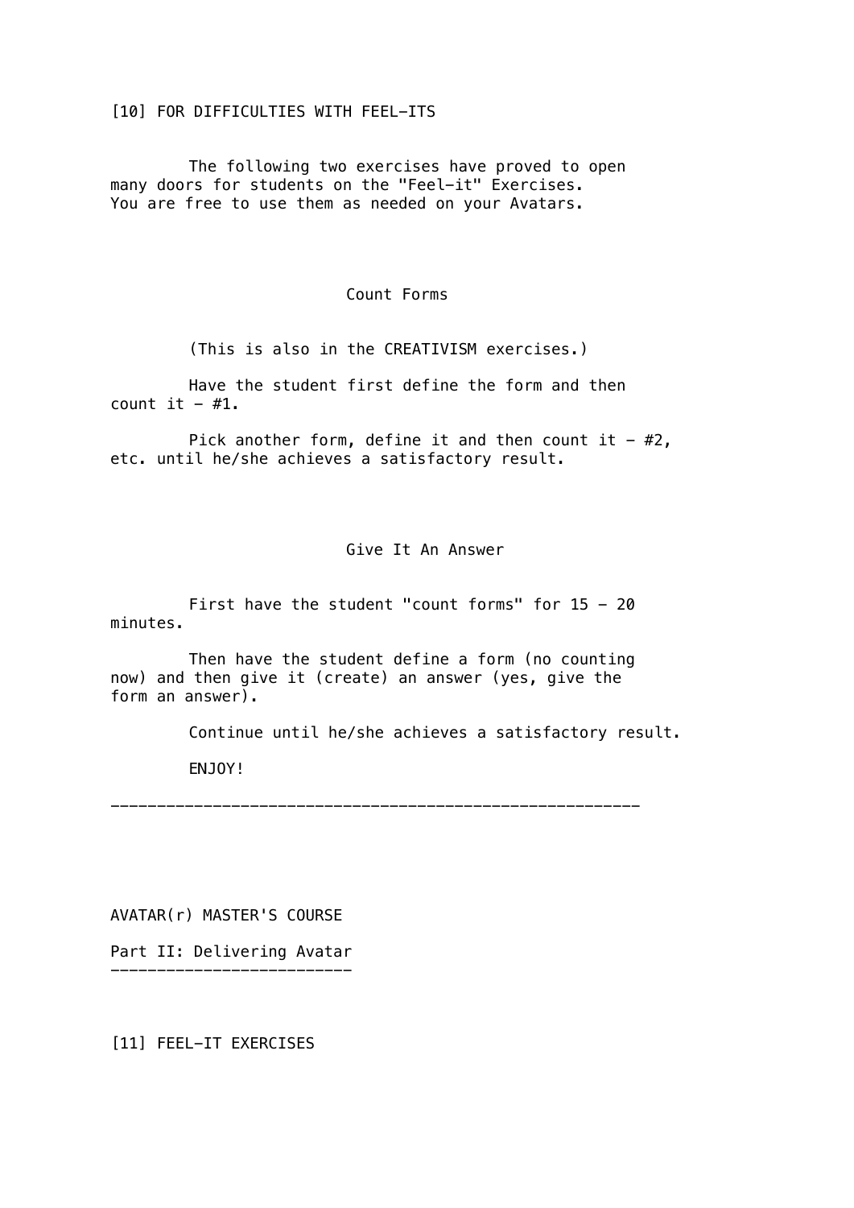## [10] FOR DIFFICULTIES WITH FEEL-ITS

The following two exercises have proved to open many doors for students on the "Feel-it" Exercises. You are free to use them as needed on your Avatars.

### Count Forms

(This is also in the CREATIVISM exercises.)

Have the student first define the form and then count it - #1.

Pick another form, define it and then count it - #2, etc. until he/she achieves a satisfactory result.

### Give It An Answer

First have the student "count forms" for 15 - 20 minutes.

Then have the student define a form (no counting now) and then give it (create) an answer (yes, give the form an answer).

Continue until he/she achieves a satisfactory result.

ENJOY!

---

AVATAR(r) MASTER'S COURSE

Part II: Delivering Avatar

---

## [11] FEEL-IT EXERCISES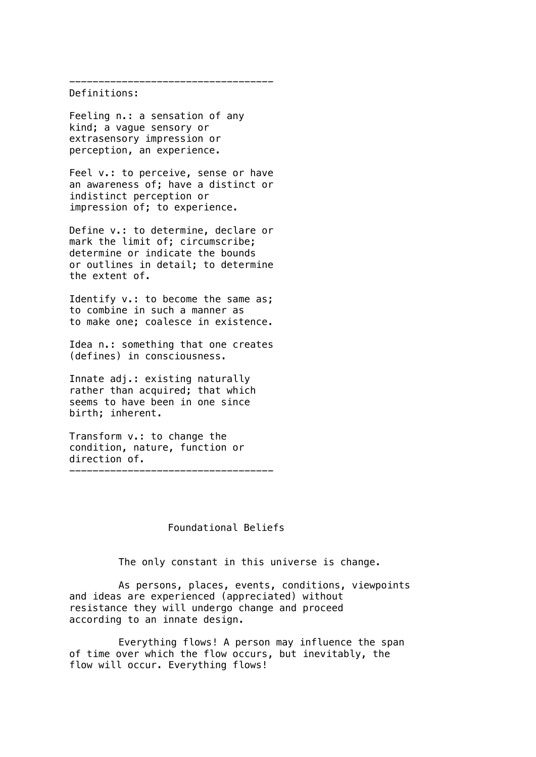---

Definitions:

Feeling n.: a sensation of any kind; a vague sensory or extrasensory impression or perception, an experience.

Feel v.: to perceive, sense or have an awareness of; have a distinct or indistinct perception or impression of; to experience.

Define v.: to determine, declare or mark the limit of; circumscribe; determine or indicate the bounds or outlines in detail; to determine the extent of.

Identify v.: to become the same as; to combine in such a manner as to make one; coalesce in existence.

Idea n.: something that one creates (defines) in consciousness.

Innate adj.: existing naturally rather than acquired; that which seems to have been in one since birth; inherent.

Transform v.: to change the condition, nature, function or direction of.

---

## Foundational Beliefs

The only constant in this universe is change.

As persons, places, events, conditions, viewpoints and ideas are experienced (appreciated) without resistance they will undergo change and proceed according to an innate design.

Everything flows! A person may influence the span of time over which the flow occurs, but inevitably, the flow will occur. Everything flows!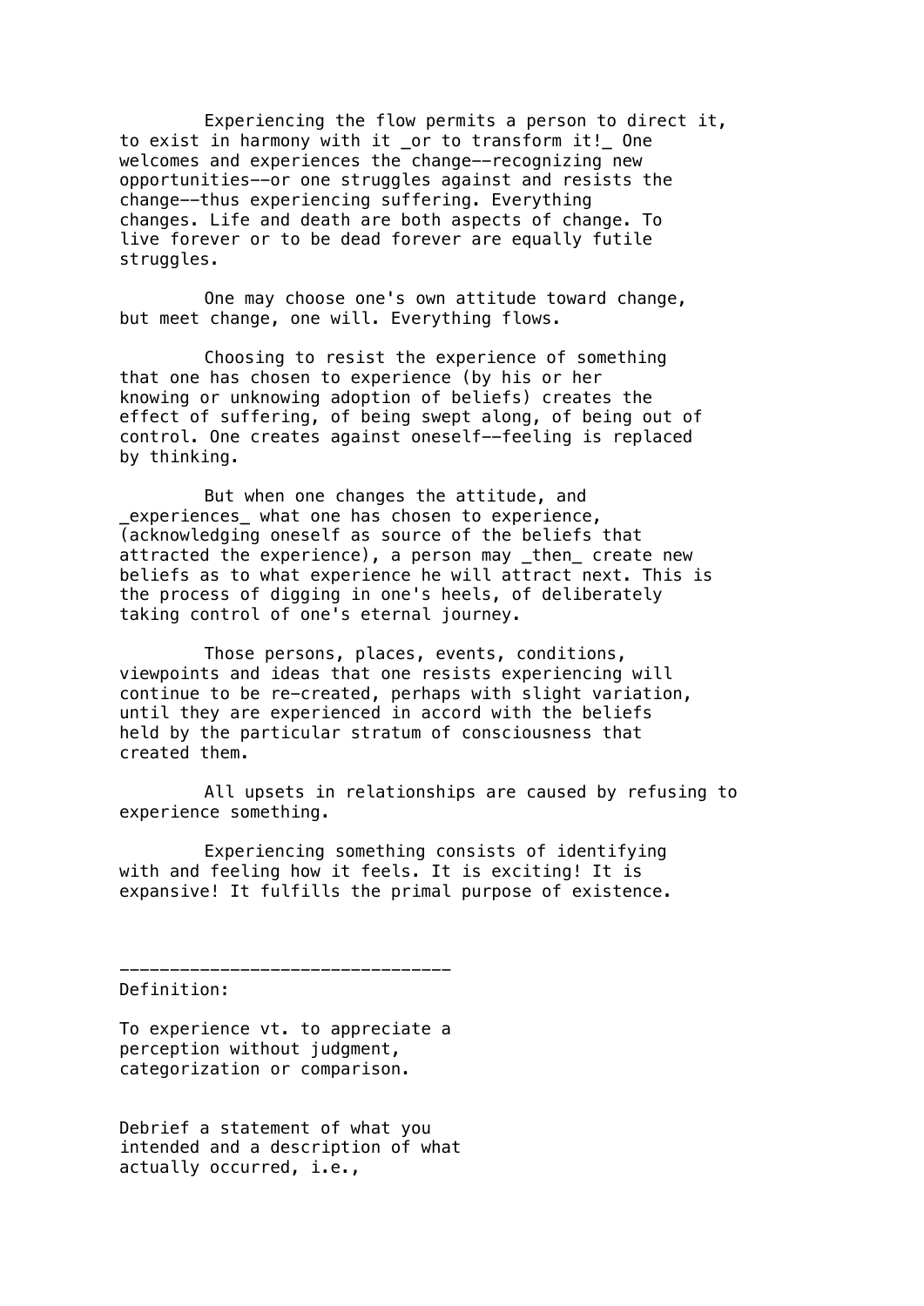Experiencing the flow permits a person to direct it, to exist in harmony with it _or to transform it!_ One welcomes and experiences the change--recognizing new opportunities--or one struggles against and resists the change--thus experiencing suffering. Everything changes. Life and death are both aspects of change. To live forever or to be dead forever are equally futile struggles.

One may choose one's own attitude toward change, but meet change, one will. Everything flows.

Choosing to resist the experience of something that one has chosen to experience (by his or her knowing or unknowing adoption of beliefs) creates the effect of suffering, of being swept along, of being out of control. One creates against oneself--feeling is replaced by thinking.

But when one changes the attitude, and _experiences_ what one has chosen to experience, (acknowledging oneself as source of the beliefs that attracted the experience), a person may _then_ create new beliefs as to what experience he will attract next. This is the process of digging in one's heels, of deliberately taking control of one's eternal journey.

Those persons, places, events, conditions, viewpoints and ideas that one resists experiencing will continue to be re-created, perhaps with slight variation, until they are experienced in accord with the beliefs held by the particular stratum of consciousness that created them.

All upsets in relationships are caused by refusing to experience something.

Experiencing something consists of identifying with and feeling how it feels. It is exciting! It is expansive! It fulfills the primal purpose of existence.

---

Definition:

To experience vt. to appreciate a perception without judgment, categorization or comparison.

Debrief a statement of what you intended and a description of what actually occurred, i.e.,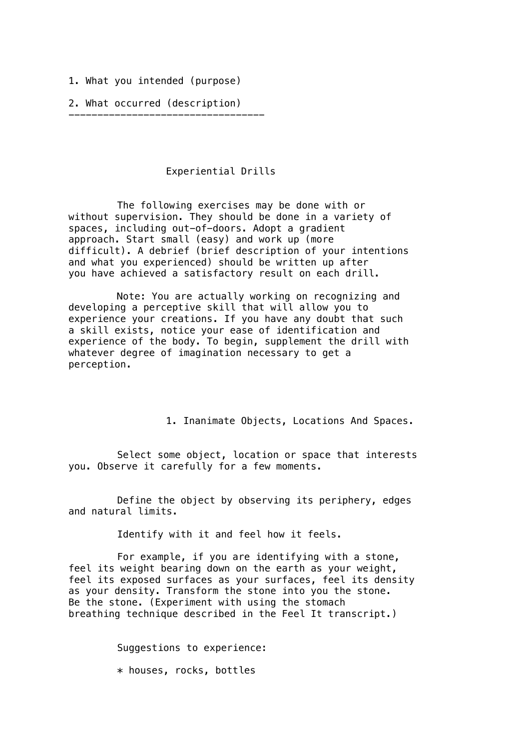1. What you intended (purpose)

2. What occurred (description)

---

## Experiential Drills

The following exercises may be done with or without supervision. They should be done in a variety of spaces, including out-of-doors. Adopt a gradient approach. Start small (easy) and work up (more difficult). A debrief (brief description of your intentions and what you experienced) should be written up after you have achieved a satisfactory result on each drill.

Note: You are actually working on recognizing and developing a perceptive skill that will allow you to experience your creations. If you have any doubt that such a skill exists, notice your ease of identification and experience of the body. To begin, supplement the drill with whatever degree of imagination necessary to get a perception.

### 1. Inanimate Objects, Locations And Spaces.

Select some object, location or space that interests you. Observe it carefully for a few moments.

Define the object by observing its periphery, edges and natural limits.

Identify with it and feel how it feels.

For example, if you are identifying with a stone, feel its weight bearing down on the earth as your weight, feel its exposed surfaces as your surfaces, feel its density as your density. Transform the stone into you the stone. Be the stone. (Experiment with using the stomach breathing technique described in the Feel It transcript.)

Suggestions to experience:

* houses, rocks, bottles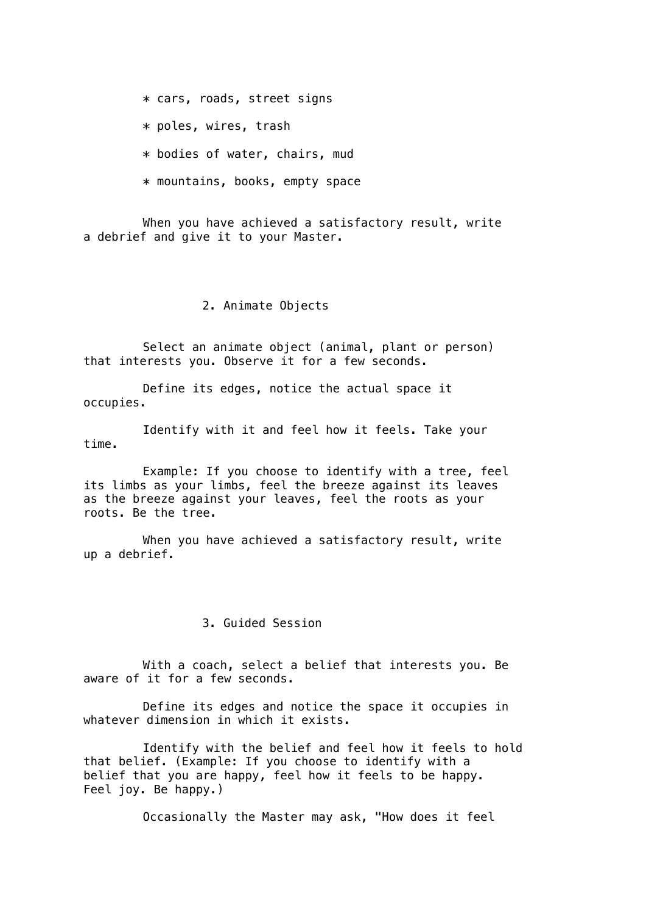* cars, roads, street signs
* poles, wires, trash
* bodies of water, chairs, mud
* mountains, books, empty space

When you have achieved a satisfactory result, write a debrief and give it to your Master.

## 2. Animate Objects

Select an animate object (animal, plant or person) that interests you. Observe it for a few seconds.

Define its edges, notice the actual space it occupies.

Identify with it and feel how it feels. Take your time.

Example: If you choose to identify with a tree, feel its limbs as your limbs, feel the breeze against its leaves as the breeze against your leaves, feel the roots as your roots. Be the tree.

When you have achieved a satisfactory result, write up a debrief.

## 3. Guided Session

With a coach, select a belief that interests you. Be aware of it for a few seconds.

Define its edges and notice the space it occupies in whatever dimension in which it exists.

Identify with the belief and feel how it feels to hold that belief. (Example: If you choose to identify with a belief that you are happy, feel how it feels to be happy. Feel joy. Be happy.)

Occasionally the Master may ask, "How does it feel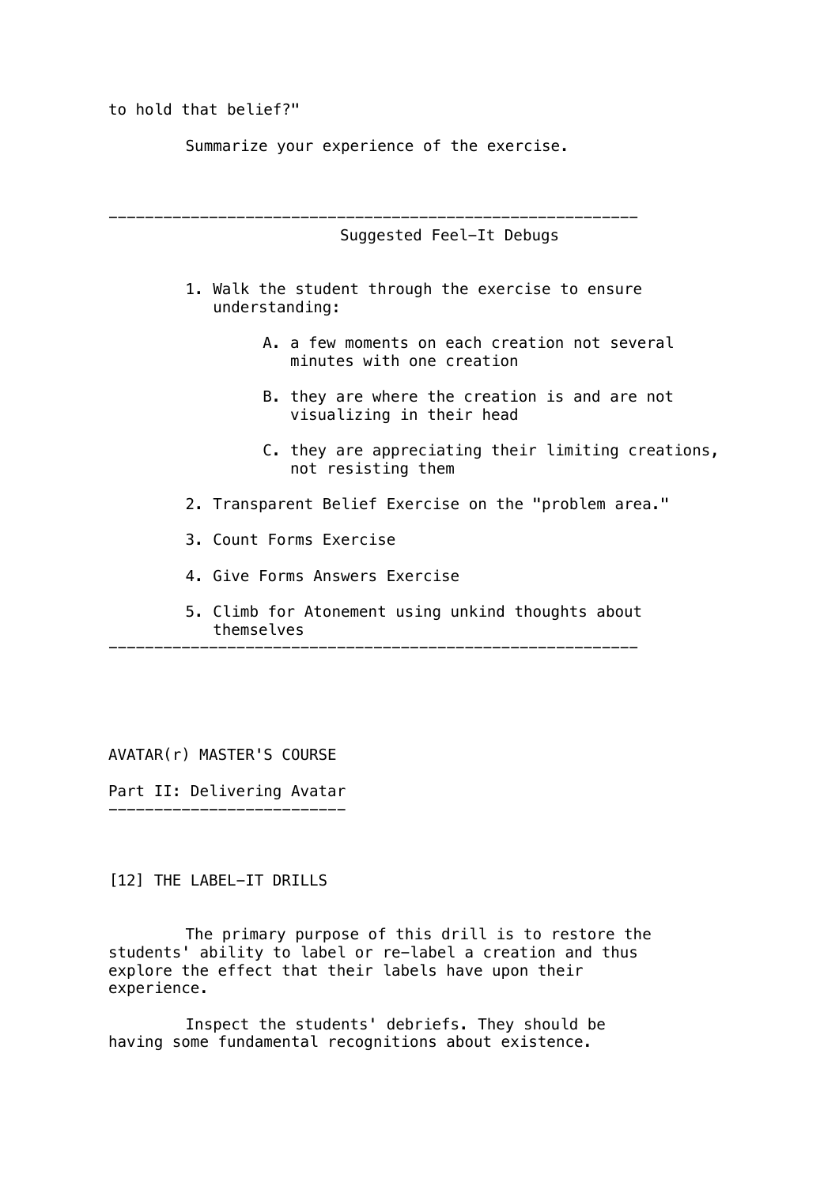to hold that belief?"

Summarize your experience of the exercise.

---

### Suggested Feel-It Debugs

1. Walk the student through the exercise to ensure understanding:

   A. a few moments on each creation not several minutes with one creation

   B. they are where the creation is and are not visualizing in their head

   C. they are appreciating their limiting creations, not resisting them

2. Transparent Belief Exercise on the "problem area."

3. Count Forms Exercise

4. Give Forms Answers Exercise

5. Climb for Atonement using unkind thoughts about themselves

---

AVATAR(r) MASTER'S COURSE

## Part II: Delivering Avatar

### [12] THE LABEL-IT DRILLS

The primary purpose of this drill is to restore the students' ability to label or re-label a creation and thus explore the effect that their labels have upon their experience.

Inspect the students' debriefs. They should be having some fundamental recognitions about existence.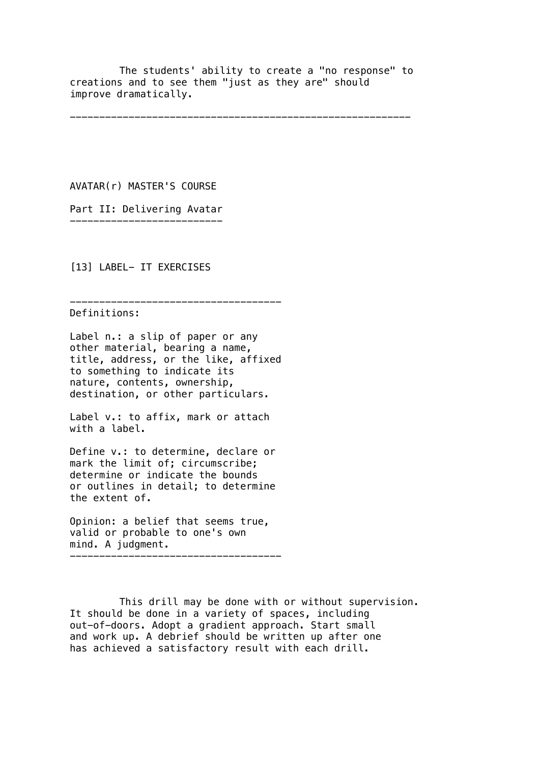The students' ability to create a "no response" to creations and to see them "just as they are" should improve dramatically.

---

AVATAR(r) MASTER'S COURSE

## Part II: Delivering Avatar

### [13] LABEL- IT EXERCISES

---

Definitions:

Label n.: a slip of paper or any other material, bearing a name, title, address, or the like, affixed to something to indicate its nature, contents, ownership, destination, or other particulars.

Label v.: to affix, mark or attach with a label.

Define v.: to determine, declare or mark the limit of; circumscribe; determine or indicate the bounds or outlines in detail; to determine the extent of.

Opinion: a belief that seems true, valid or probable to one's own mind. A judgment.

---

This drill may be done with or without supervision. It should be done in a variety of spaces, including out-of-doors. Adopt a gradient approach. Start small and work up. A debrief should be written up after one has achieved a satisfactory result with each drill.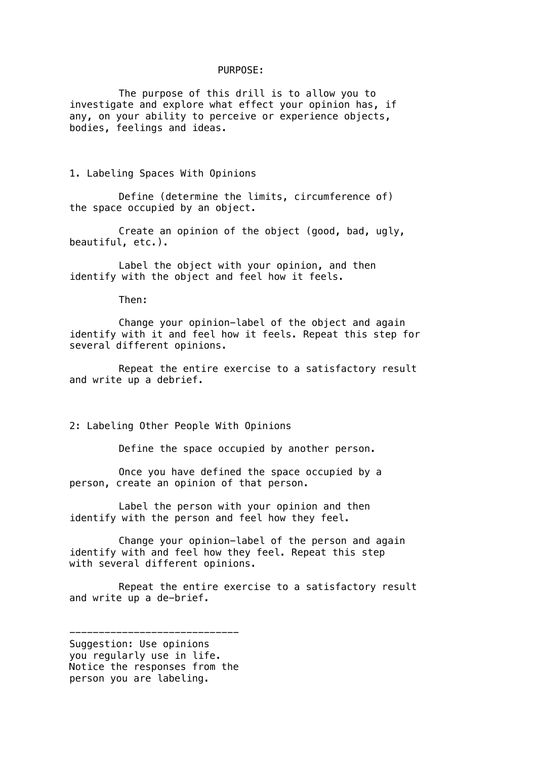## PURPOSE:

The purpose of this drill is to allow you to investigate and explore what effect your opinion has, if any, on your ability to perceive or experience objects, bodies, feelings and ideas.

### 1. Labeling Spaces With Opinions

Define (determine the limits, circumference of) the space occupied by an object.

Create an opinion of the object (good, bad, ugly, beautiful, etc.).

Label the object with your opinion, and then identify with the object and feel how it feels.

Then:

Change your opinion-label of the object and again identify with it and feel how it feels. Repeat this step for several different opinions.

Repeat the entire exercise to a satisfactory result and write up a debrief.

### 2: Labeling Other People With Opinions

Define the space occupied by another person.

Once you have defined the space occupied by a person, create an opinion of that person.

Label the person with your opinion and then identify with the person and feel how they feel.

Change your opinion-label of the person and again identify with and feel how they feel. Repeat this step with several different opinions.

Repeat the entire exercise to a satisfactory result and write up a de-brief.

---

Suggestion: Use opinions you regularly use in life. Notice the responses from the person you are labeling.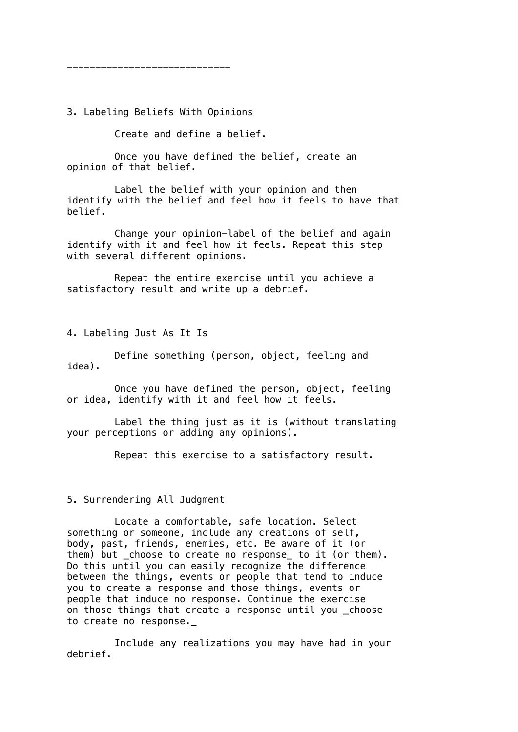----------------------------

## 3. Labeling Beliefs With Opinions

Create and define a belief.

Once you have defined the belief, create an opinion of that belief.

Label the belief with your opinion and then identify with the belief and feel how it feels to have that belief.

Change your opinion—label of the belief and again identify with it and feel how it feels. Repeat this step with several different opinions.

Repeat the entire exercise until you achieve a satisfactory result and write up a debrief.

## 4. Labeling Just As It Is

Define something (person, object, feeling and idea).

Once you have defined the person, object, feeling or idea, identify with it and feel how it feels.

Label the thing just as it is (without translating your perceptions or adding any opinions).

Repeat this exercise to a satisfactory result.

## 5. Surrendering All Judgment

Locate a comfortable, safe location. Select something or someone, include any creations of self, body, past, friends, enemies, etc. Be aware of it (or them) but _choose to create no response_ to it (or them). Do this until you can easily recognize the difference between the things, events or people that tend to induce you to create a response and those things, events or people that induce no response. Continue the exercise on those things that create a response until you _choose to create no response._

Include any realizations you may have had in your debrief.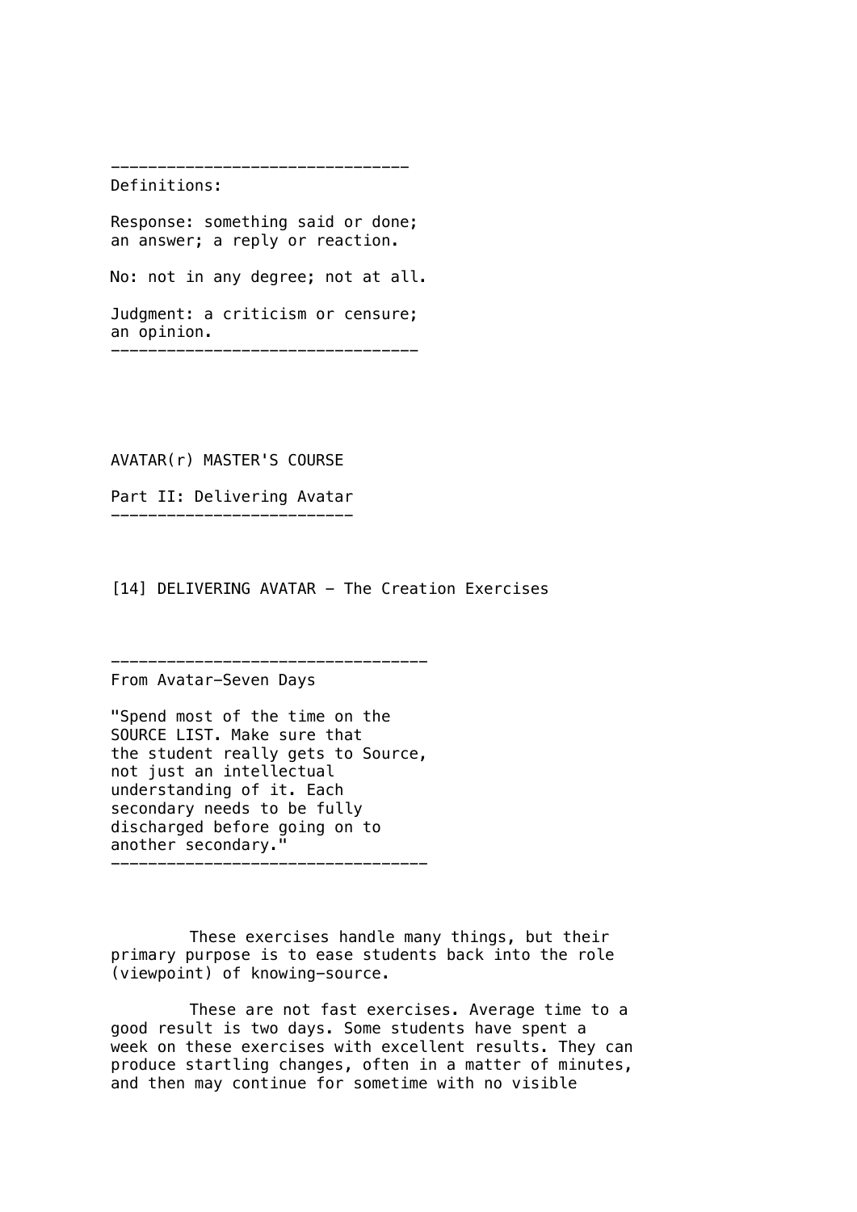---

Definitions:

Response: something said or done; an answer; a reply or reaction.

No: not in any degree; not at all.

Judgment: a criticism or censure; an opinion.

---

AVATAR(r) MASTER'S COURSE

Part II: Delivering Avatar

---

## [14] DELIVERING AVATAR - The Creation Exercises

---

From Avatar-Seven Days

"Spend most of the time on the SOURCE LIST. Make sure that the student really gets to Source, not just an intellectual understanding of it. Each secondary needs to be fully discharged before going on to another secondary."

---

These exercises handle many things, but their primary purpose is to ease students back into the role (viewpoint) of knowing-source.

These are not fast exercises. Average time to a good result is two days. Some students have spent a week on these exercises with excellent results. They can produce startling changes, often in a matter of minutes, and then may continue for sometime with no visible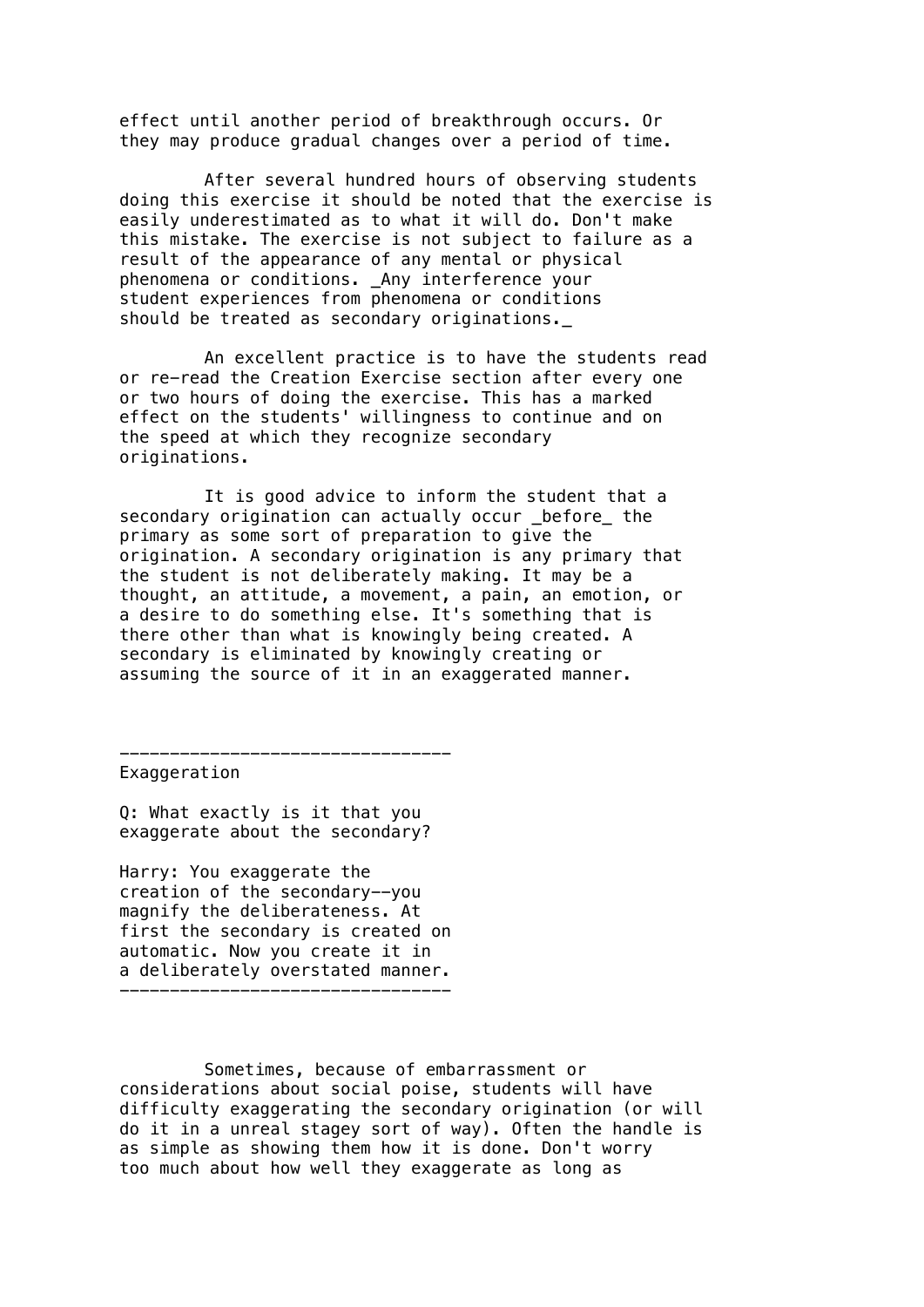effect until another period of breakthrough occurs. Or they may produce gradual changes over a period of time.

After several hundred hours of observing students doing this exercise it should be noted that the exercise is easily underestimated as to what it will do. Don't make this mistake. The exercise is not subject to failure as a result of the appearance of any mental or physical phenomena or conditions. _Any interference your student experiences from phenomena or conditions should be treated as secondary originations._

An excellent practice is to have the students read or re-read the Creation Exercise section after every one or two hours of doing the exercise. This has a marked effect on the students' willingness to continue and on the speed at which they recognize secondary originations.

It is good advice to inform the student that a secondary origination can actually occur _before_ the primary as some sort of preparation to give the origination. A secondary origination is any primary that the student is not deliberately making. It may be a thought, an attitude, a movement, a pain, an emotion, or a desire to do something else. It's something that is there other than what is knowingly being created. A secondary is eliminated by knowingly creating or assuming the source of it in an exaggerated manner.

---

Exaggeration

Q: What exactly is it that you exaggerate about the secondary?

Harry: You exaggerate the creation of the secondary--you magnify the deliberateness. At first the secondary is created on automatic. Now you create it in a deliberately overstated manner.

---

Sometimes, because of embarrassment or considerations about social poise, students will have difficulty exaggerating the secondary origination (or will do it in a unreal stagey sort of way). Often the handle is as simple as showing them how it is done. Don't worry too much about how well they exaggerate as long as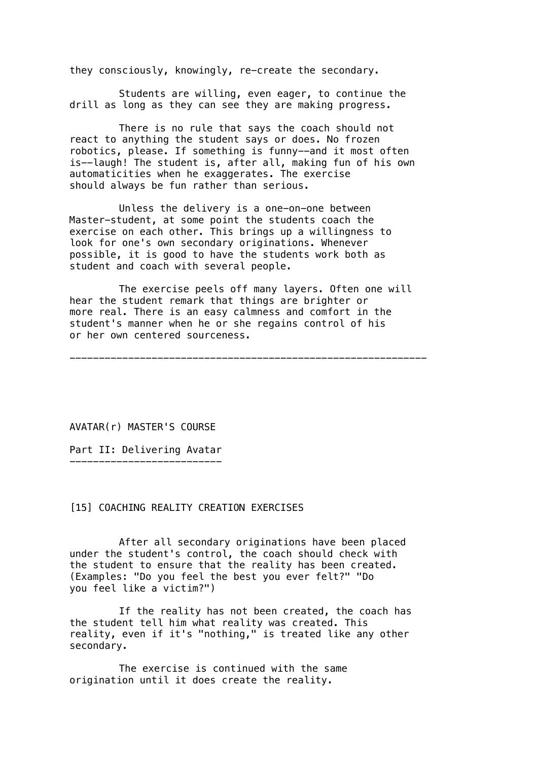they consciously, knowingly, re-create the secondary.

Students are willing, even eager, to continue the drill as long as they can see they are making progress.

There is no rule that says the coach should not react to anything the student says or does. No frozen robotics, please. If something is funny--and it most often is--laugh! The student is, after all, making fun of his own automaticities when he exaggerates. The exercise should always be fun rather than serious.

Unless the delivery is a one-on-one between Master-student, at some point the students coach the exercise on each other. This brings up a willingness to look for one's own secondary originations. Whenever possible, it is good to have the students work both as student and coach with several people.

The exercise peels off many layers. Often one will hear the student remark that things are brighter or more real. There is an easy calmness and comfort in the student's manner when he or she regains control of his or her own centered sourceness.

---

AVATAR(r) MASTER'S COURSE

## Part II: Delivering Avatar

### [15] COACHING REALITY CREATION EXERCISES

After all secondary originations have been placed under the student's control, the coach should check with the student to ensure that the reality has been created. (Examples: "Do you feel the best you ever felt?" "Do you feel like a victim?")

If the reality has not been created, the coach has the student tell him what reality was created. This reality, even if it's "nothing," is treated like any other secondary.

The exercise is continued with the same origination until it does create the reality.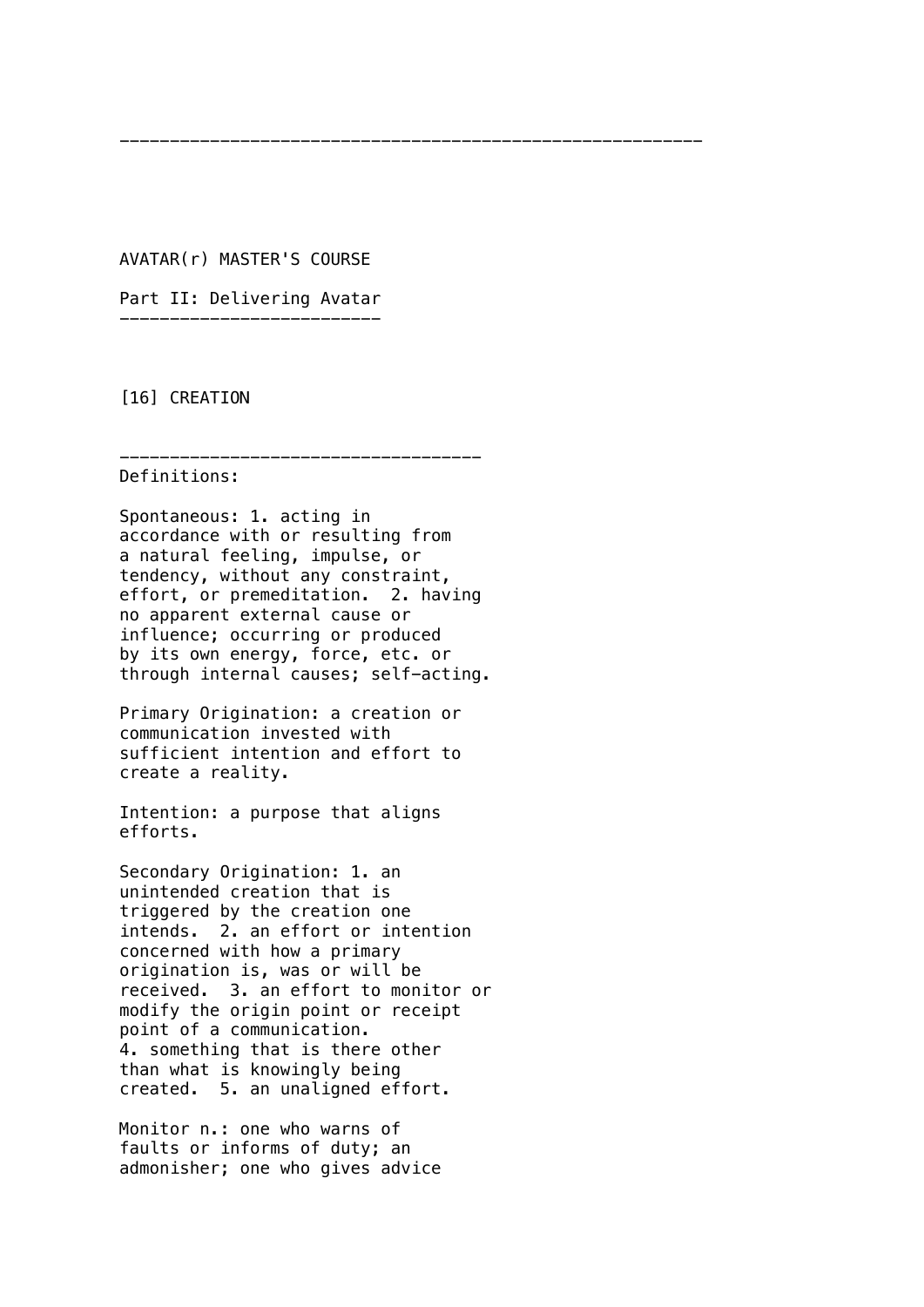---

AVATAR(r) MASTER'S COURSE

## Part II: Delivering Avatar

### [16] CREATION

---

Definitions:

Spontaneous: 1. acting in accordance with or resulting from a natural feeling, impulse, or tendency, without any constraint, effort, or premeditation. 2. having no apparent external cause or influence; occurring or produced by its own energy, force, etc. or through internal causes; self-acting.

Primary Origination: a creation or communication invested with sufficient intention and effort to create a reality.

Intention: a purpose that aligns efforts.

Secondary Origination: 1. an unintended creation that is triggered by the creation one intends. 2. an effort or intention concerned with how a primary origination is, was or will be received. 3. an effort to monitor or modify the origin point or receipt point of a communication. 4. something that is there other than what is knowingly being created. 5. an unaligned effort.

Monitor n.: one who warns of faults or informs of duty; an admonisher; one who gives advice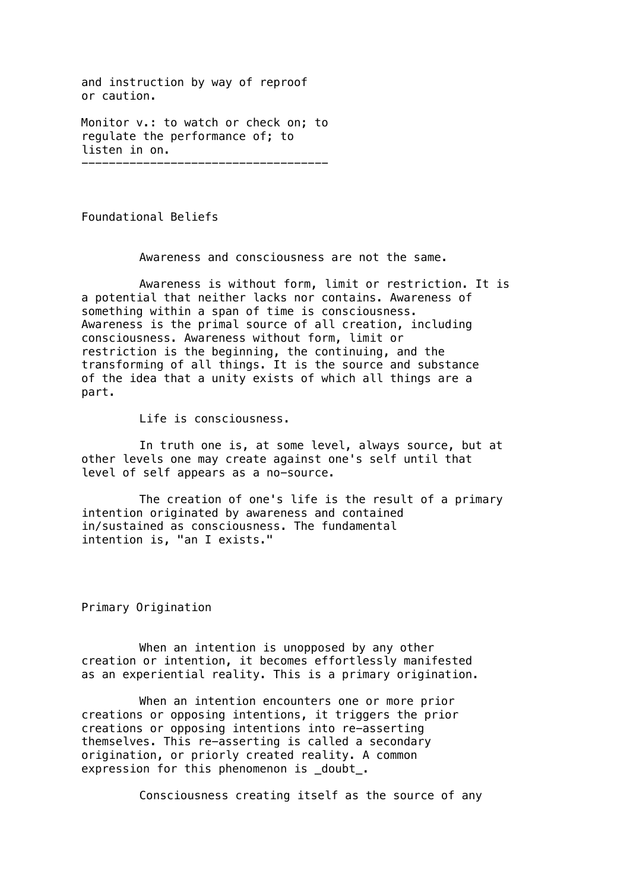and instruction by way of reproof or caution.

Monitor v.: to watch or check on; to regulate the performance of; to listen in on.

---

## Foundational Beliefs

Awareness and consciousness are not the same.

Awareness is without form, limit or restriction. It is a potential that neither lacks nor contains. Awareness of something within a span of time is consciousness. Awareness is the primal source of all creation, including consciousness. Awareness without form, limit or restriction is the beginning, the continuing, and the transforming of all things. It is the source and substance of the idea that a unity exists of which all things are a part.

Life is consciousness.

In truth one is, at some level, always source, but at other levels one may create against one's self until that level of self appears as a no-source.

The creation of one's life is the result of a primary intention originated by awareness and contained in/sustained as consciousness. The fundamental intention is, "an I exists."

## Primary Origination

When an intention is unopposed by any other creation or intention, it becomes effortlessly manifested as an experiential reality. This is a primary origination.

When an intention encounters one or more prior creations or opposing intentions, it triggers the prior creations or opposing intentions into re-asserting themselves. This re-asserting is called a secondary origination, or priorly created reality. A common expression for this phenomenon is _doubt_.

Consciousness creating itself as the source of any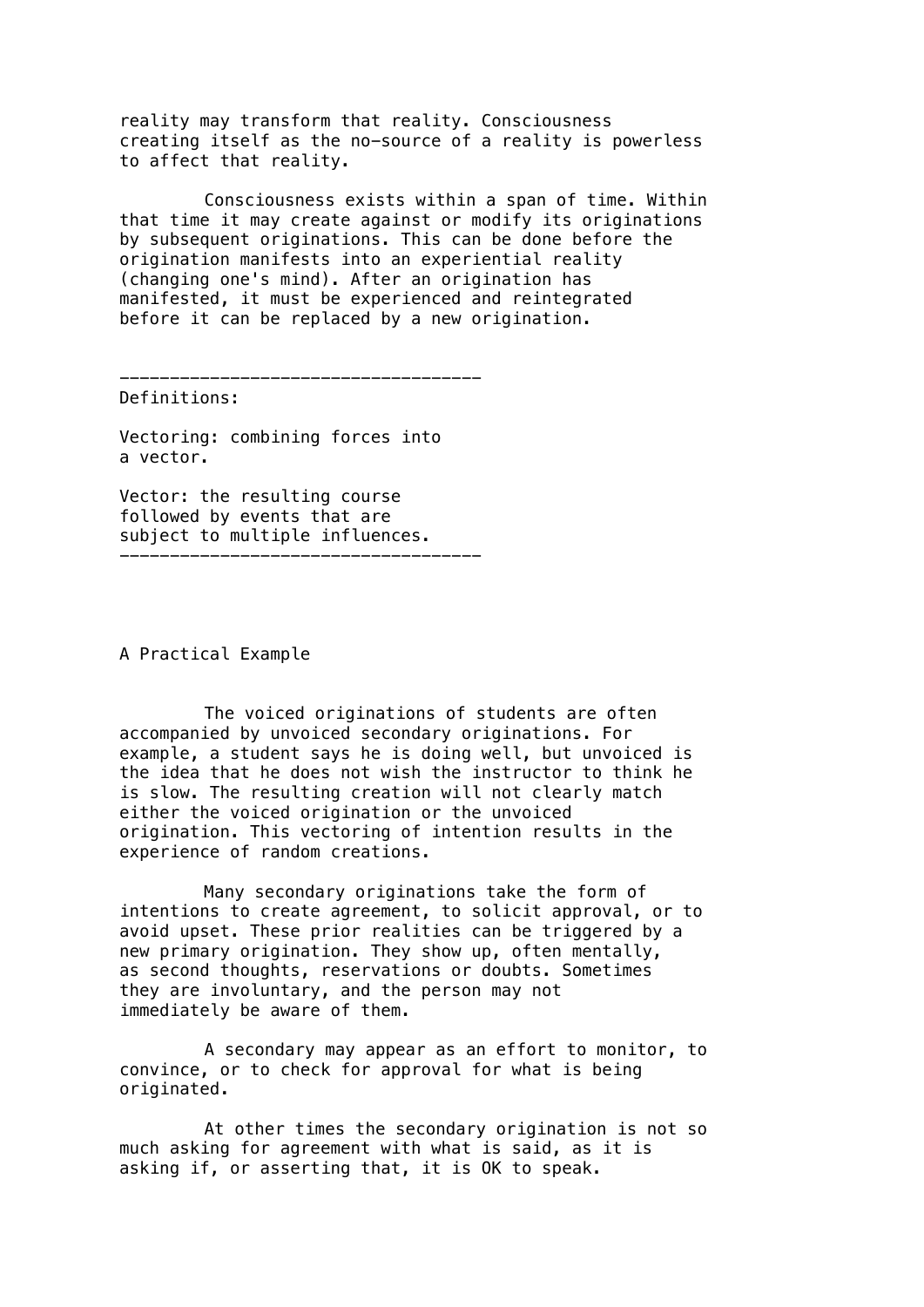reality may transform that reality. Consciousness creating itself as the no-source of a reality is powerless to affect that reality.

Consciousness exists within a span of time. Within that time it may create against or modify its originations by subsequent originations. This can be done before the origination manifests into an experiential reality (changing one's mind). After an origination has manifested, it must be experienced and reintegrated before it can be replaced by a new origination.

---

Definitions:

Vectoring: combining forces into a vector.

Vector: the resulting course followed by events that are subject to multiple influences.

---

## A Practical Example

The voiced originations of students are often accompanied by unvoiced secondary originations. For example, a student says he is doing well, but unvoiced is the idea that he does not wish the instructor to think he is slow. The resulting creation will not clearly match either the voiced origination or the unvoiced origination. This vectoring of intention results in the experience of random creations.

Many secondary originations take the form of intentions to create agreement, to solicit approval, or to avoid upset. These prior realities can be triggered by a new primary origination. They show up, often mentally, as second thoughts, reservations or doubts. Sometimes they are involuntary, and the person may not immediately be aware of them.

A secondary may appear as an effort to monitor, to convince, or to check for approval for what is being originated.

At other times the secondary origination is not so much asking for agreement with what is said, as it is asking if, or asserting that, it is OK to speak.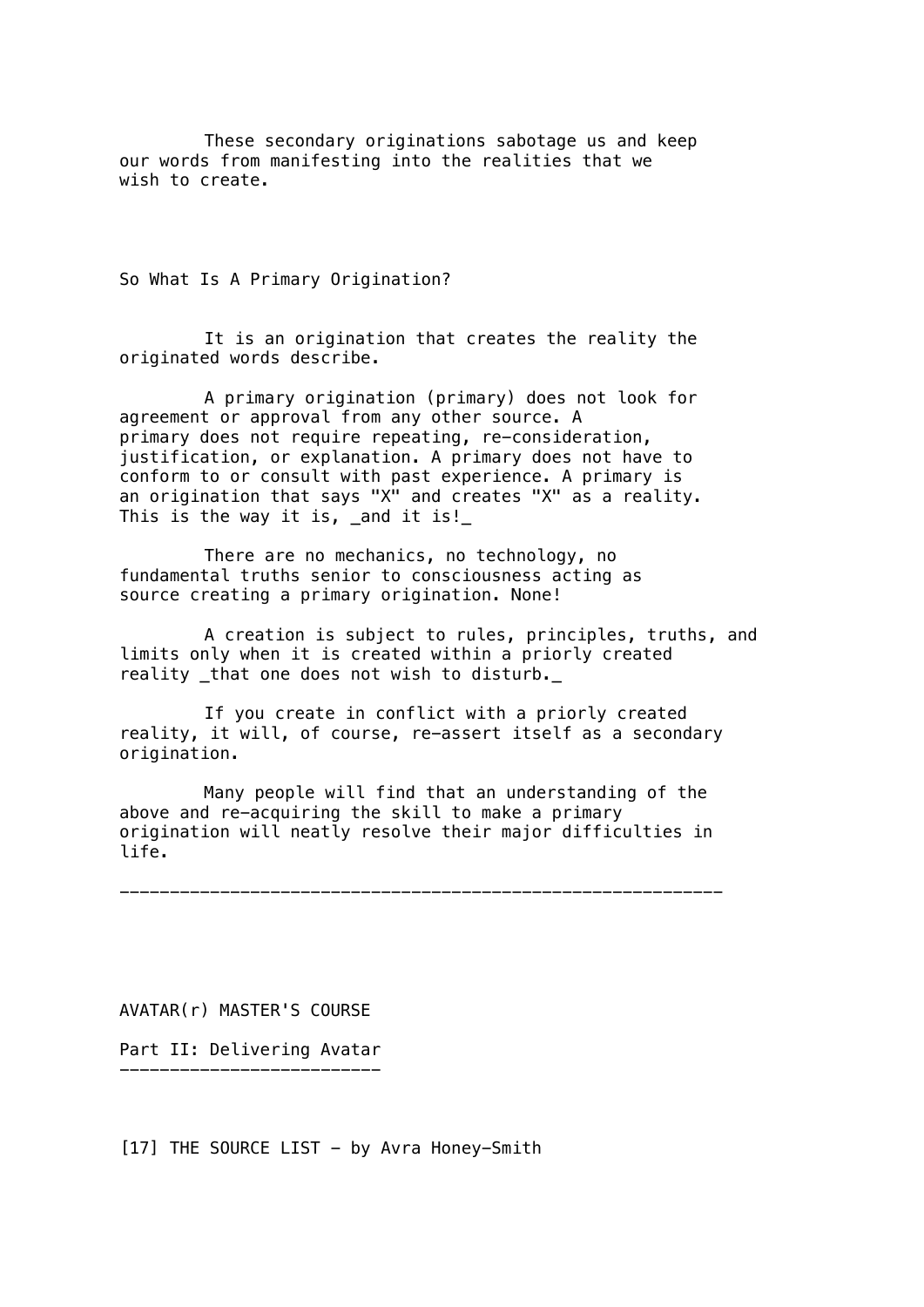These secondary originations sabotage us and keep our words from manifesting into the realities that we wish to create.

## So What Is A Primary Origination?

It is an origination that creates the reality the originated words describe.

A primary origination (primary) does not look for agreement or approval from any other source. A primary does not require repeating, re-consideration, justification, or explanation. A primary does not have to conform to or consult with past experience. A primary is an origination that says "X" and creates "X" as a reality. This is the way it is, *and it is!*

There are no mechanics, no technology, no fundamental truths senior to consciousness acting as source creating a primary origination. None!

A creation is subject to rules, principles, truths, and limits only when it is created within a priorly created reality *that one does not wish to disturb.*

If you create in conflict with a priorly created reality, it will, of course, re-assert itself as a secondary origination.

Many people will find that an understanding of the above and re-acquiring the skill to make a primary origination will neatly resolve their major difficulties in life.

---

AVATAR(r) MASTER'S COURSE

## Part II: Delivering Avatar

### [17] THE SOURCE LIST - by Avra Honey-Smith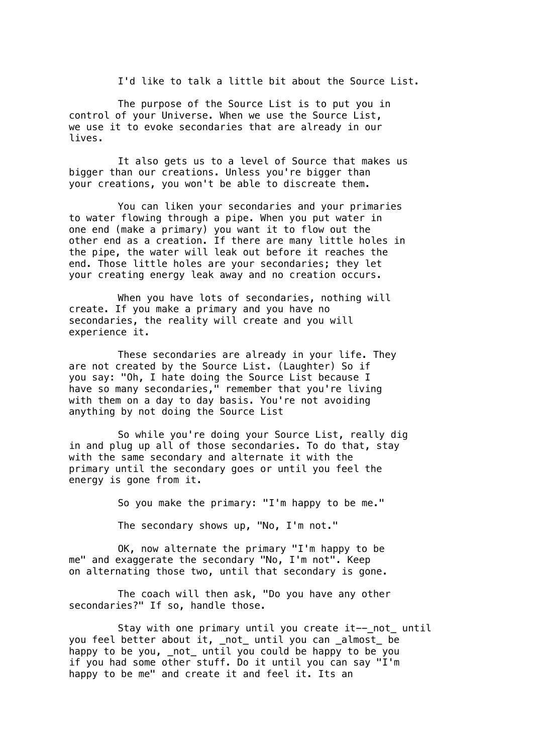I'd like to talk a little bit about the Source List.

The purpose of the Source List is to put you in control of your Universe. When we use the Source List, we use it to evoke secondaries that are already in our lives.

It also gets us to a level of Source that makes us bigger than our creations. Unless you're bigger than your creations, you won't be able to discreate them.

You can liken your secondaries and your primaries to water flowing through a pipe. When you put water in one end (make a primary) you want it to flow out the other end as a creation. If there are many little holes in the pipe, the water will leak out before it reaches the end. Those little holes are your secondaries; they let your creating energy leak away and no creation occurs.

When you have lots of secondaries, nothing will create. If you make a primary and you have no secondaries, the reality will create and you will experience it.

These secondaries are already in your life. They are not created by the Source List. (Laughter) So if you say: "Oh, I hate doing the Source List because I have so many secondaries," remember that you're living with them on a day to day basis. You're not avoiding anything by not doing the Source List

So while you're doing your Source List, really dig in and plug up all of those secondaries. To do that, stay with the same secondary and alternate it with the primary until the secondary goes or until you feel the energy is gone from it.

So you make the primary: "I'm happy to be me."

The secondary shows up, "No, I'm not."

OK, now alternate the primary "I'm happy to be me" and exaggerate the secondary "No, I'm not". Keep on alternating those two, until that secondary is gone.

The coach will then ask, "Do you have any other secondaries?" If so, handle those.

Stay with one primary until you create it--_not_ until you feel better about it, _not_ until you can _almost_ be happy to be you, _not_ until you could be happy to be you if you had some other stuff. Do it until you can say "I'm happy to be me" and create it and feel it. Its an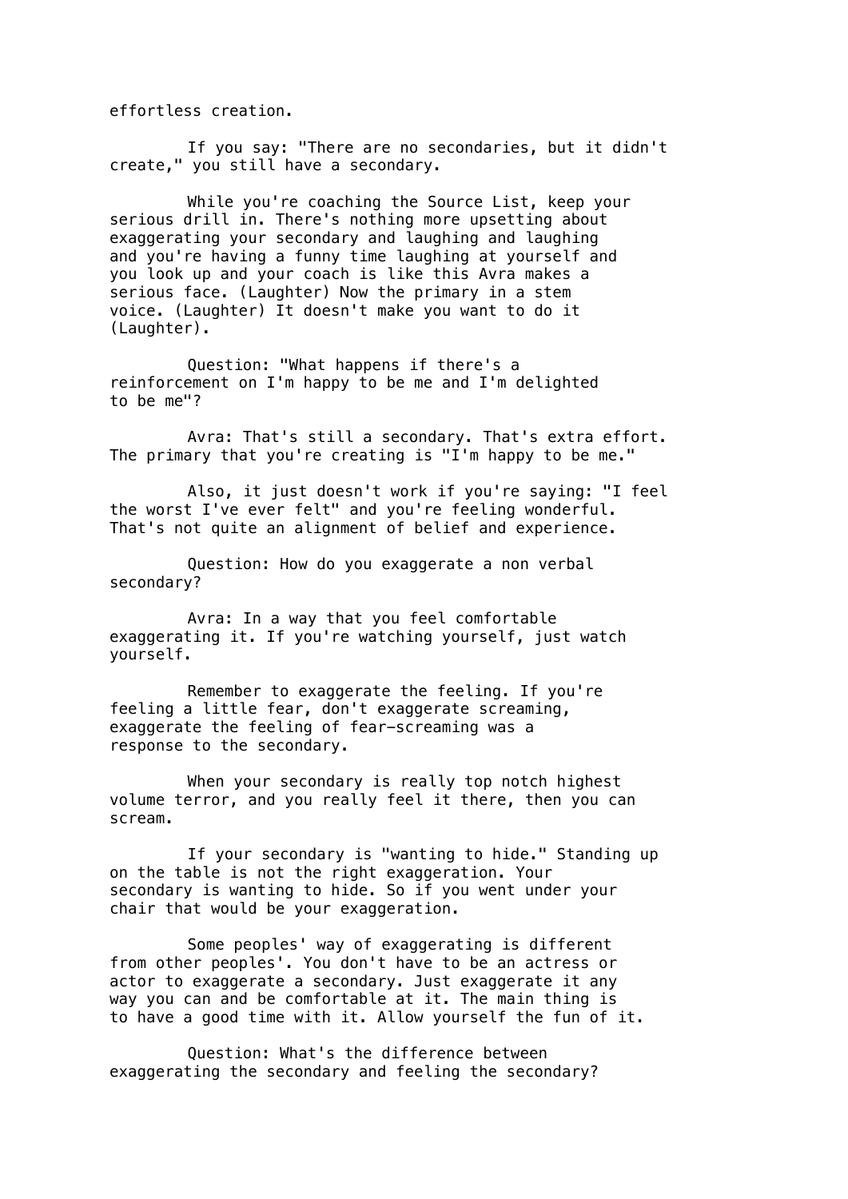effortless creation.

If you say: "There are no secondaries, but it didn't create," you still have a secondary.

While you're coaching the Source List, keep your serious drill in. There's nothing more upsetting about exaggerating your secondary and laughing and laughing and you're having a funny time laughing at yourself and you look up and your coach is like this Avra makes a serious face. (Laughter) Now the primary in a stem voice. (Laughter) It doesn't make you want to do it (Laughter).

Question: "What happens if there's a reinforcement on I'm happy to be me and I'm delighted to be me"?

Avra: That's still a secondary. That's extra effort. The primary that you're creating is "I'm happy to be me."

Also, it just doesn't work if you're saying: "I feel the worst I've ever felt" and you're feeling wonderful. That's not quite an alignment of belief and experience.

Question: How do you exaggerate a non verbal secondary?

Avra: In a way that you feel comfortable exaggerating it. If you're watching yourself, just watch yourself.

Remember to exaggerate the feeling. If you're feeling a little fear, don't exaggerate screaming, exaggerate the feeling of fear—screaming was a response to the secondary.

When your secondary is really top notch highest volume terror, and you really feel it there, then you can scream.

If your secondary is "wanting to hide." Standing up on the table is not the right exaggeration. Your secondary is wanting to hide. So if you went under your chair that would be your exaggeration.

Some peoples' way of exaggerating is different from other peoples'. You don't have to be an actress or actor to exaggerate a secondary. Just exaggerate it any way you can and be comfortable at it. The main thing is to have a good time with it. Allow yourself the fun of it.

Question: What's the difference between exaggerating the secondary and feeling the secondary?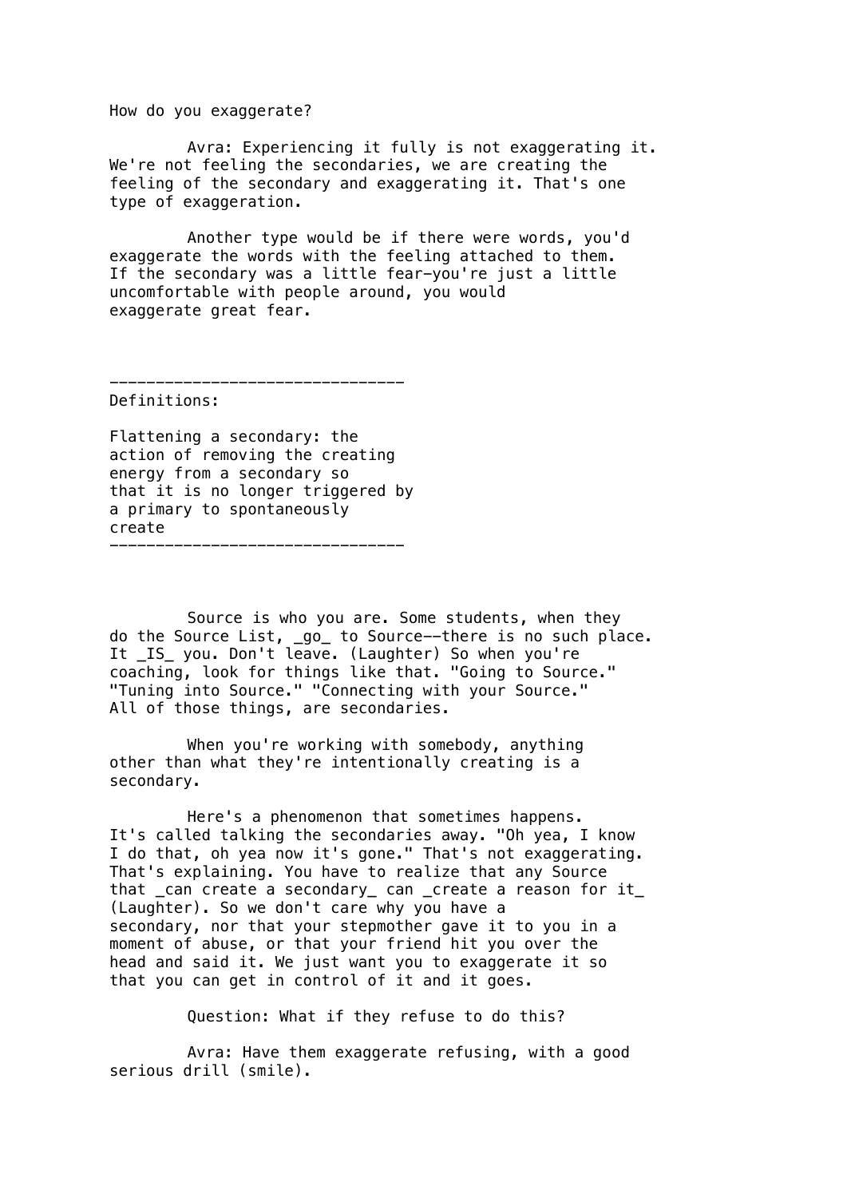How do you exaggerate?

Avra: Experiencing it fully is not exaggerating it. We're not feeling the secondaries, we are creating the feeling of the secondary and exaggerating it. That's one type of exaggeration.

Another type would be if there were words, you'd exaggerate the words with the feeling attached to them. If the secondary was a little fear—you're just a little uncomfortable with people around, you would exaggerate great fear.

---

Definitions:

Flattening a secondary: the action of removing the creating energy from a secondary so that it is no longer triggered by a primary to spontaneously create

---

Source is who you are. Some students, when they do the Source List, _go_ to Source--there is no such place. It _IS_ you. Don't leave. (Laughter) So when you're coaching, look for things like that. "Going to Source." "Tuning into Source." "Connecting with your Source." All of those things, are secondaries.

When you're working with somebody, anything other than what they're intentionally creating is a secondary.

Here's a phenomenon that sometimes happens. It's called talking the secondaries away. "Oh yea, I know I do that, oh yea now it's gone." That's not exaggerating. That's explaining. You have to realize that any Source that _can create a secondary_ can _create a reason for it_ (Laughter). So we don't care why you have a secondary, nor that your stepmother gave it to you in a moment of abuse, or that your friend hit you over the head and said it. We just want you to exaggerate it so that you can get in control of it and it goes.

Question: What if they refuse to do this?

Avra: Have them exaggerate refusing, with a good serious drill (smile).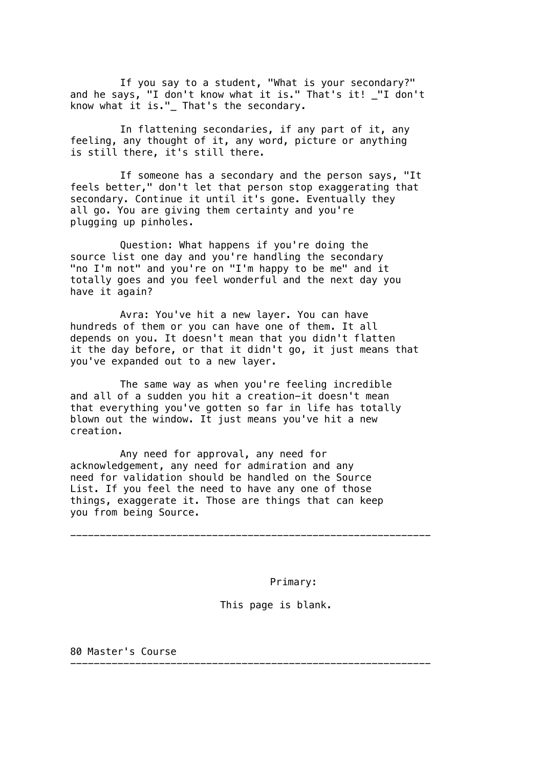If you say to a student, "What is your secondary?" and he says, "I don't know what it is." That's it! _"I don't know what it is."_ That's the secondary.

In flattening secondaries, if any part of it, any feeling, any thought of it, any word, picture or anything is still there, it's still there.

If someone has a secondary and the person says, "It feels better," don't let that person stop exaggerating that secondary. Continue it until it's gone. Eventually they all go. You are giving them certainty and you're plugging up pinholes.

Question: What happens if you're doing the source list one day and you're handling the secondary "no I'm not" and you're on "I'm happy to be me" and it totally goes and you feel wonderful and the next day you have it again?

Avra: You've hit a new layer. You can have hundreds of them or you can have one of them. It all depends on you. It doesn't mean that you didn't flatten it the day before, or that it didn't go, it just means that you've expanded out to a new layer.

The same way as when you're feeling incredible and all of a sudden you hit a creation—it doesn't mean that everything you've gotten so far in life has totally blown out the window. It just means you've hit a new creation.

Any need for approval, any need for acknowledgement, any need for admiration and any need for validation should be handled on the Source List. If you feel the need to have any one of those things, exaggerate it. Those are things that can keep you from being Source.

---

Primary:

This page is blank.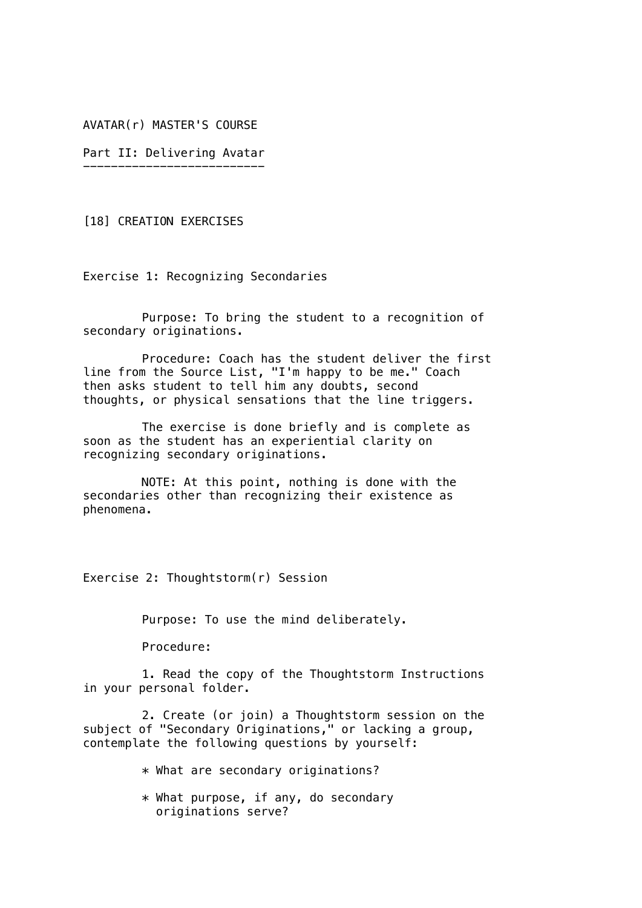# AVATAR(r) MASTER'S COURSE

## Part II: Delivering Avatar

### [18] CREATION EXERCISES

#### Exercise 1: Recognizing Secondaries

Purpose: To bring the student to a recognition of secondary originations.

Procedure: Coach has the student deliver the first line from the Source List, "I'm happy to be me." Coach then asks student to tell him any doubts, second thoughts, or physical sensations that the line triggers.

The exercise is done briefly and is complete as soon as the student has an experiential clarity on recognizing secondary originations.

NOTE: At this point, nothing is done with the secondaries other than recognizing their existence as phenomena.

#### Exercise 2: Thoughtstorm(r) Session

Purpose: To use the mind deliberately.

Procedure:

1. Read the copy of the Thoughtstorm Instructions in your personal folder.

2. Create (or join) a Thoughtstorm session on the subject of "Secondary Originations," or lacking a group, contemplate the following questions by yourself:

   * What are secondary originations?

   * What purpose, if any, do secondary originations serve?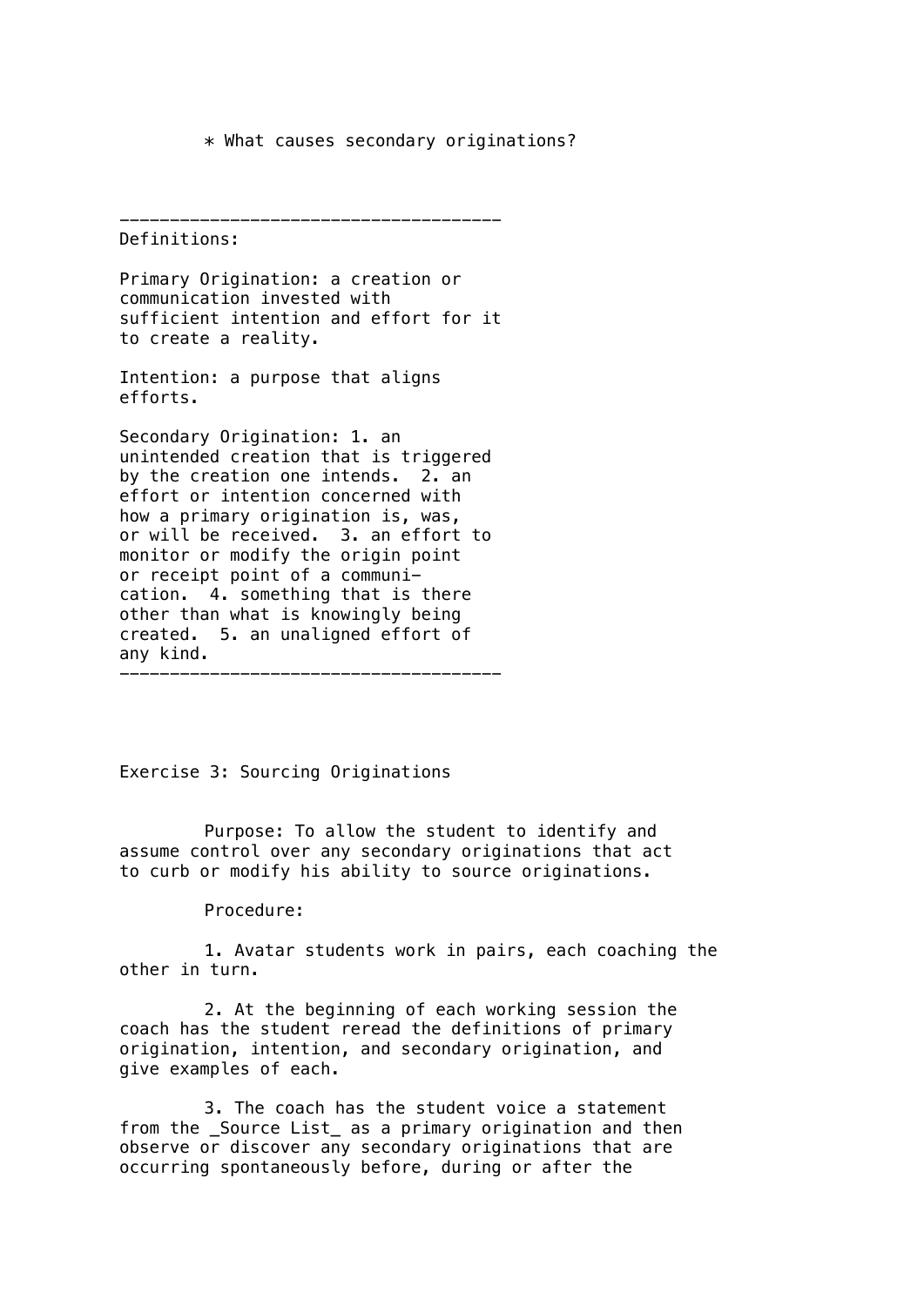* What causes secondary originations?

---

Definitions:

Primary Origination: a creation or communication invested with sufficient intention and effort for it to create a reality.

Intention: a purpose that aligns efforts.

Secondary Origination: 1. an unintended creation that is triggered by the creation one intends. 2. an effort or intention concerned with how a primary origination is, was, or will be received. 3. an effort to monitor or modify the origin point or receipt point of a communication. 4. something that is there other than what is knowingly being created. 5. an unaligned effort of any kind.

---

Exercise 3: Sourcing Originations

Purpose: To allow the student to identify and assume control over any secondary originations that act to curb or modify his ability to source originations.

Procedure:

1. Avatar students work in pairs, each coaching the other in turn.

2. At the beginning of each working session the coach has the student reread the definitions of primary origination, intention, and secondary origination, and give examples of each.

3. The coach has the student voice a statement from the _Source List_ as a primary origination and then observe or discover any secondary originations that are occurring spontaneously before, during or after the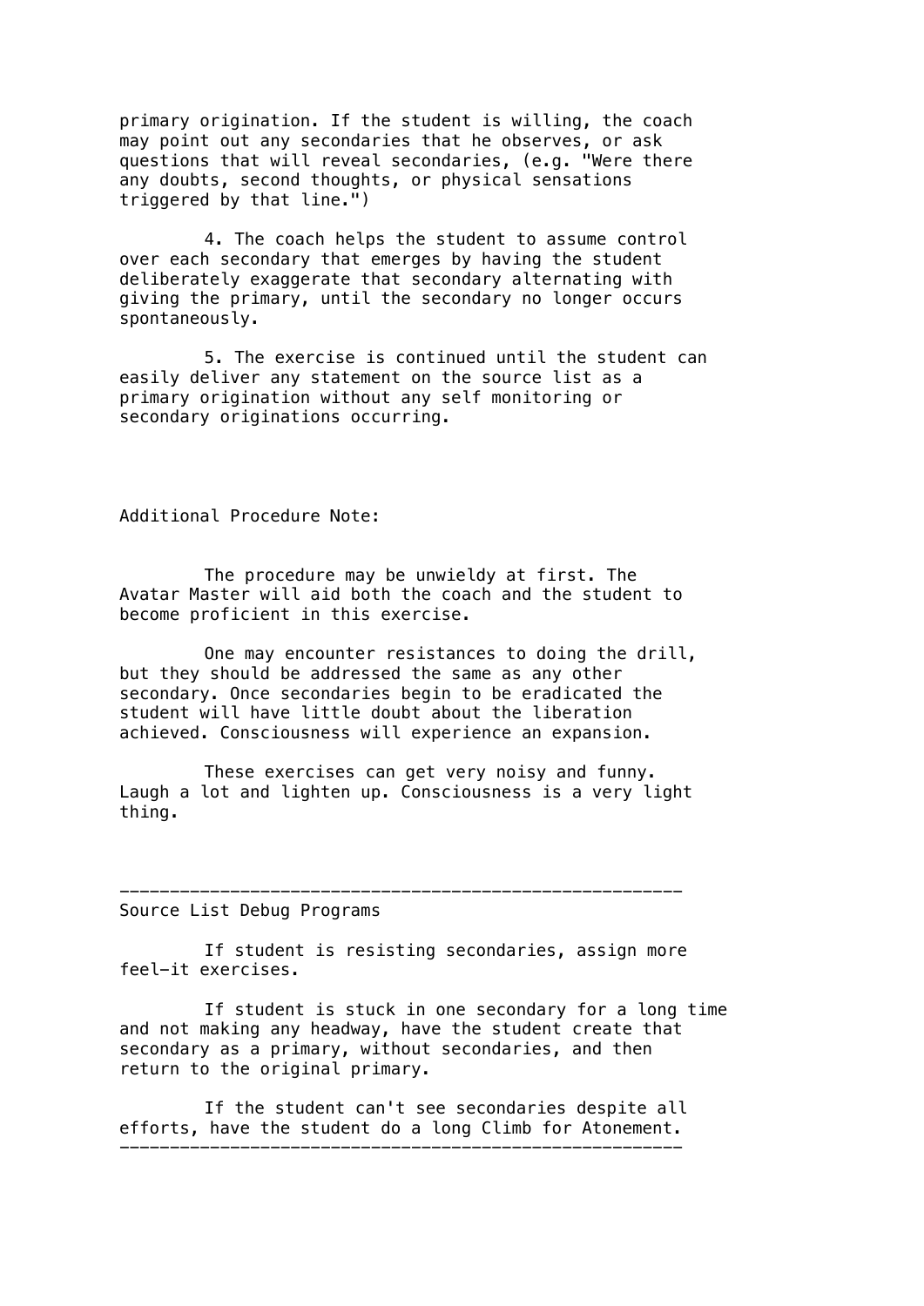primary origination. If the student is willing, the coach may point out any secondaries that he observes, or ask questions that will reveal secondaries, (e.g. "Were there any doubts, second thoughts, or physical sensations triggered by that line.")

4. The coach helps the student to assume control over each secondary that emerges by having the student deliberately exaggerate that secondary alternating with giving the primary, until the secondary no longer occurs spontaneously.

5. The exercise is continued until the student can easily deliver any statement on the source list as a primary origination without any self monitoring or secondary originations occurring.

Additional Procedure Note:

The procedure may be unwieldy at first. The Avatar Master will aid both the coach and the student to become proficient in this exercise.

One may encounter resistances to doing the drill, but they should be addressed the same as any other secondary. Once secondaries begin to be eradicated the student will have little doubt about the liberation achieved. Consciousness will experience an expansion.

These exercises can get very noisy and funny. Laugh a lot and lighten up. Consciousness is a very light thing.

---

Source List Debug Programs

If student is resisting secondaries, assign more feel-it exercises.

If student is stuck in one secondary for a long time and not making any headway, have the student create that secondary as a primary, without secondaries, and then return to the original primary.

If the student can't see secondaries despite all efforts, have the student do a long Climb for Atonement.

---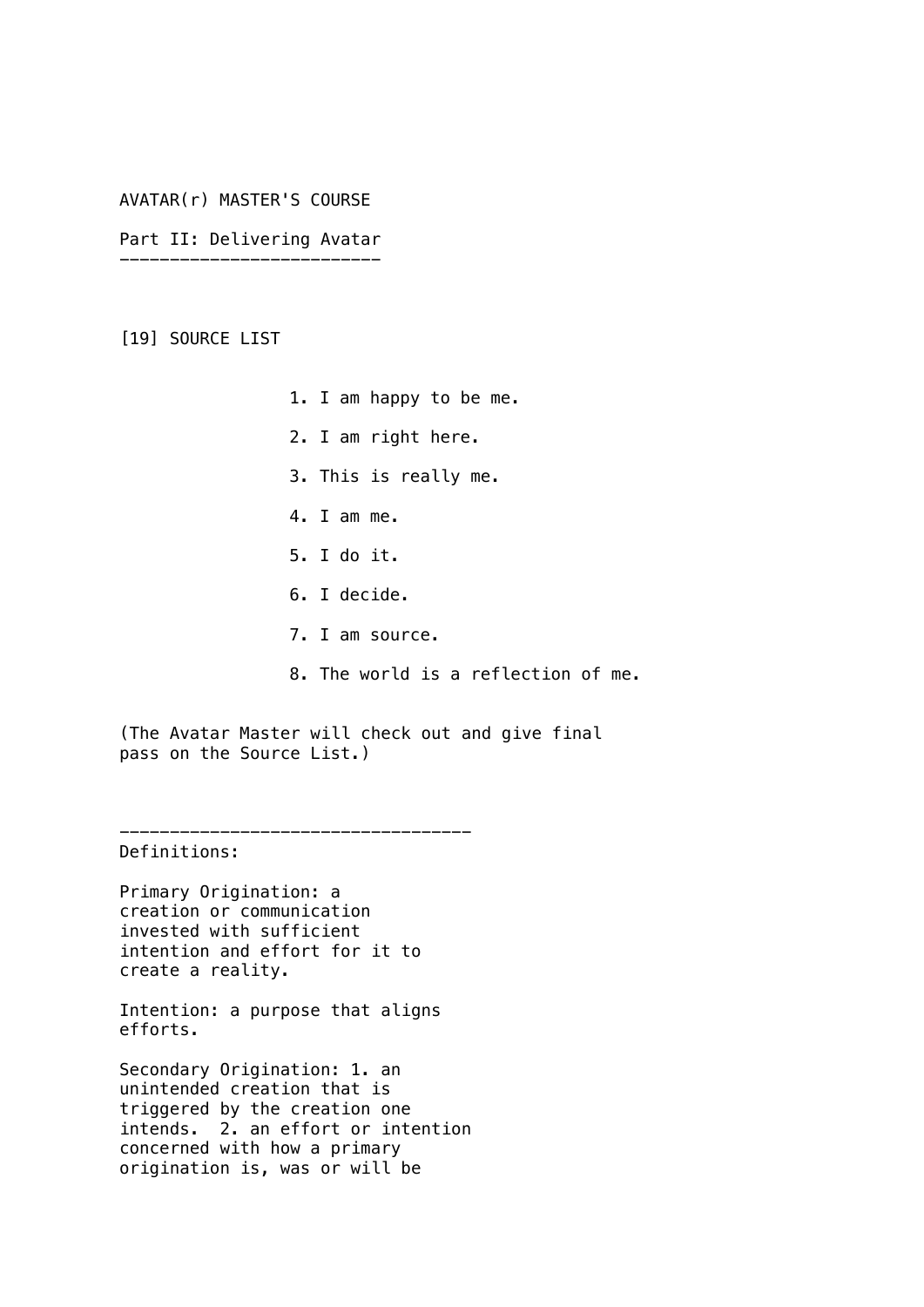AVATAR(r) MASTER'S COURSE

## Part II: Delivering Avatar

### [19] SOURCE LIST

1. I am happy to be me.
2. I am right here.
3. This is really me.
4. I am me.
5. I do it.
6. I decide.
7. I am source.
8. The world is a reflection of me.

(The Avatar Master will check out and give final pass on the Source List.)

---

Definitions:

Primary Origination: a creation or communication invested with sufficient intention and effort for it to create a reality.

Intention: a purpose that aligns efforts.

Secondary Origination: 1. an unintended creation that is triggered by the creation one intends. 2. an effort or intention concerned with how a primary origination is, was or will be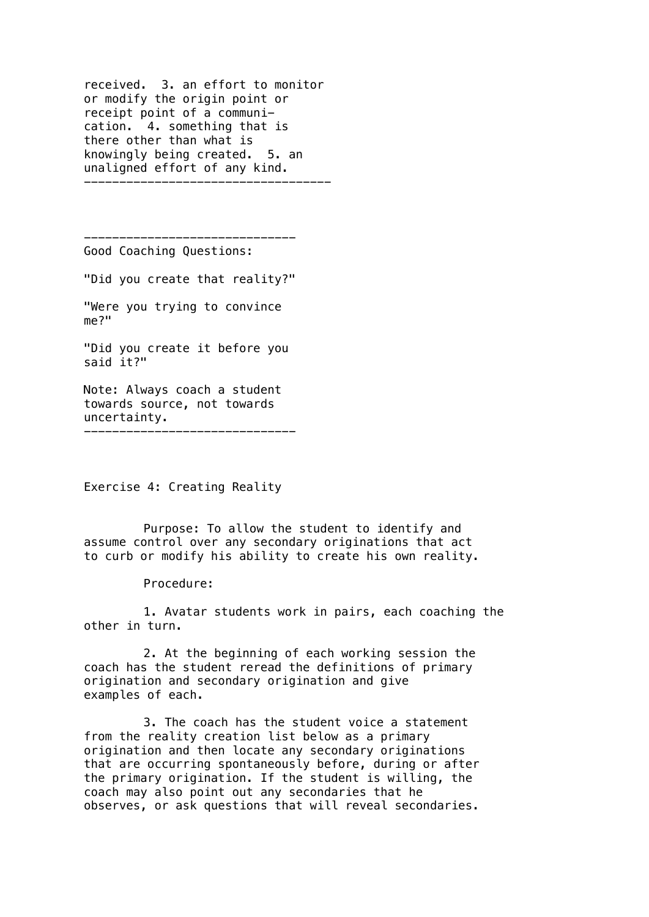received. 3. an effort to monitor or modify the origin point or receipt point of a communication. 4. something that is there other than what is knowingly being created. 5. an unaligned effort of any kind.

---

---

Good Coaching Questions:

"Did you create that reality?"

"Were you trying to convince me?"

"Did you create it before you said it?"

Note: Always coach a student towards source, not towards uncertainty.

---

Exercise 4: Creating Reality

Purpose: To allow the student to identify and assume control over any secondary originations that act to curb or modify his ability to create his own reality.

Procedure:

1. Avatar students work in pairs, each coaching the other in turn.

2. At the beginning of each working session the coach has the student reread the definitions of primary origination and secondary origination and give examples of each.

3. The coach has the student voice a statement from the reality creation list below as a primary origination and then locate any secondary originations that are occurring spontaneously before, during or after the primary origination. If the student is willing, the coach may also point out any secondaries that he observes, or ask questions that will reveal secondaries.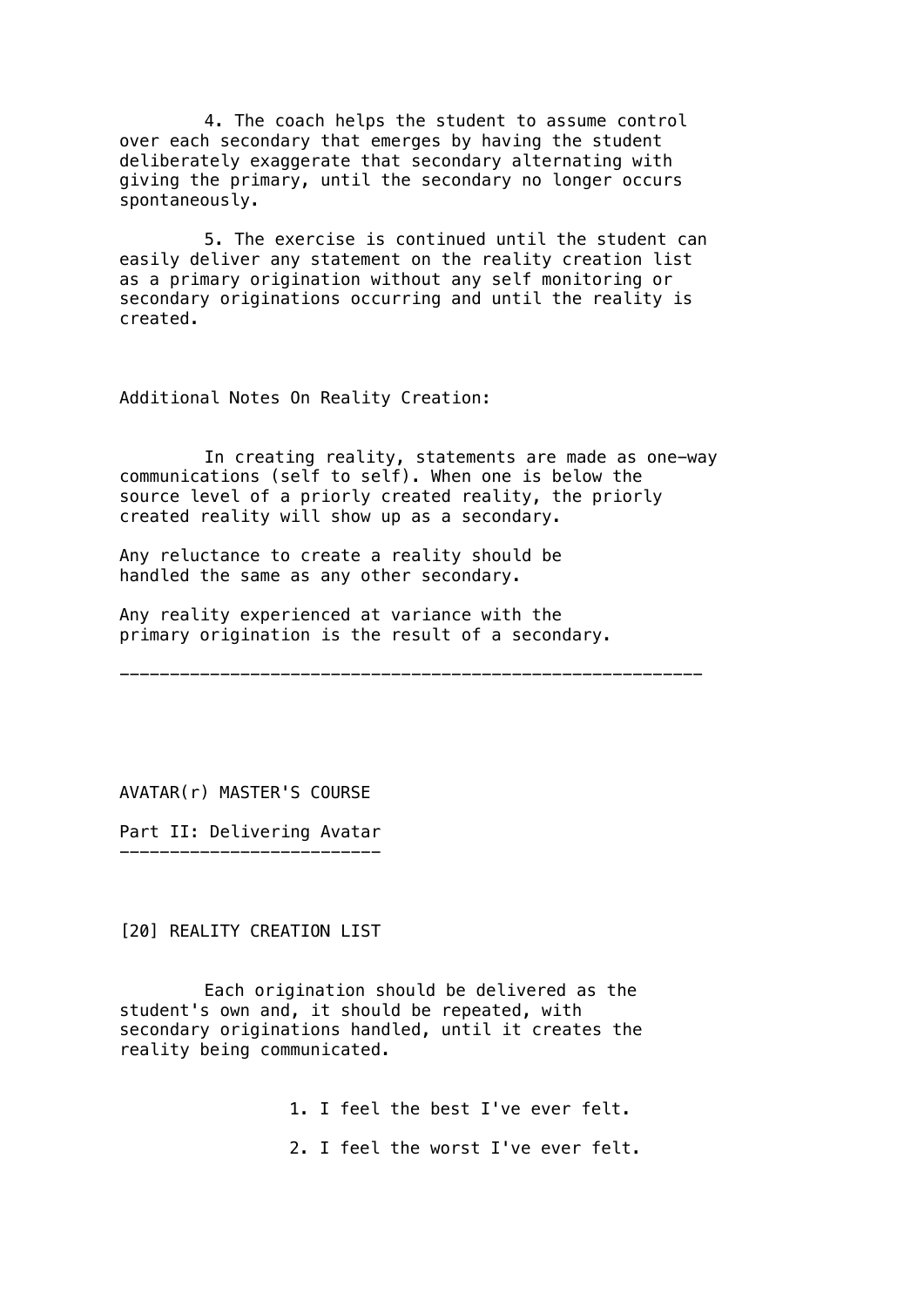4. The coach helps the student to assume control over each secondary that emerges by having the student deliberately exaggerate that secondary alternating with giving the primary, until the secondary no longer occurs spontaneously.

5. The exercise is continued until the student can easily deliver any statement on the reality creation list as a primary origination without any self monitoring or secondary originations occurring and until the reality is created.

Additional Notes On Reality Creation:

In creating reality, statements are made as one-way communications (self to self). When one is below the source level of a priorly created reality, the priorly created reality will show up as a secondary.

Any reluctance to create a reality should be handled the same as any other secondary.

Any reality experienced at variance with the primary origination is the result of a secondary.

---

AVATAR(r) MASTER'S COURSE

## Part II: Delivering Avatar

[20] REALITY CREATION LIST

Each origination should be delivered as the student's own and, it should be repeated, with secondary originations handled, until it creates the reality being communicated.

1. I feel the best I've ever felt.
2. I feel the worst I've ever felt.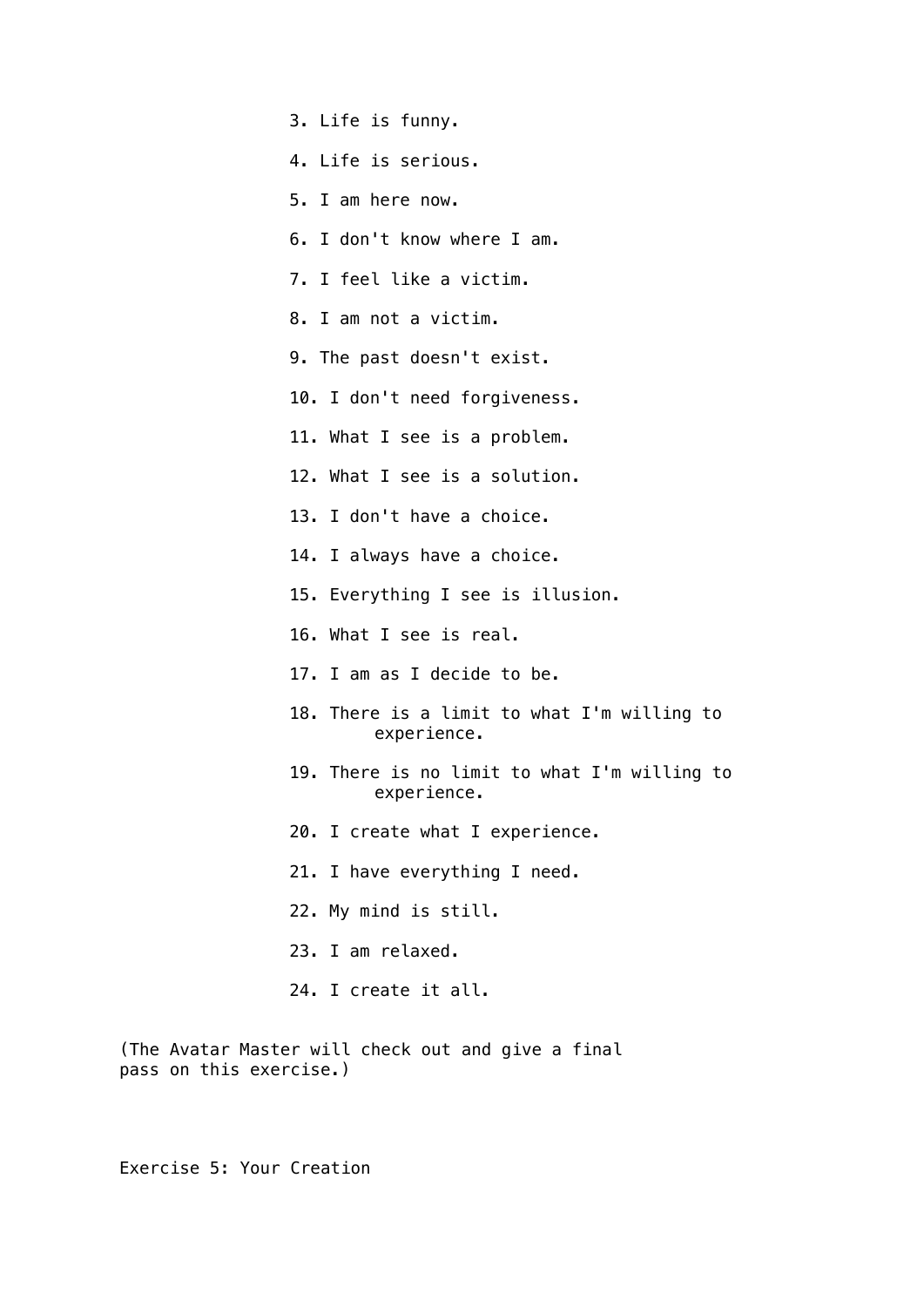3. Life is funny.
4. Life is serious.
5. I am here now.
6. I don't know where I am.
7. I feel like a victim.
8. I am not a victim.
9. The past doesn't exist.
10. I don't need forgiveness.
11. What I see is a problem.
12. What I see is a solution.
13. I don't have a choice.
14. I always have a choice.
15. Everything I see is illusion.
16. What I see is real.
17. I am as I decide to be.
18. There is a limit to what I'm willing to experience.
19. There is no limit to what I'm willing to experience.
20. I create what I experience.
21. I have everything I need.
22. My mind is still.
23. I am relaxed.
24. I create it all.

(The Avatar Master will check out and give a final pass on this exercise.)

## Exercise 5: Your Creation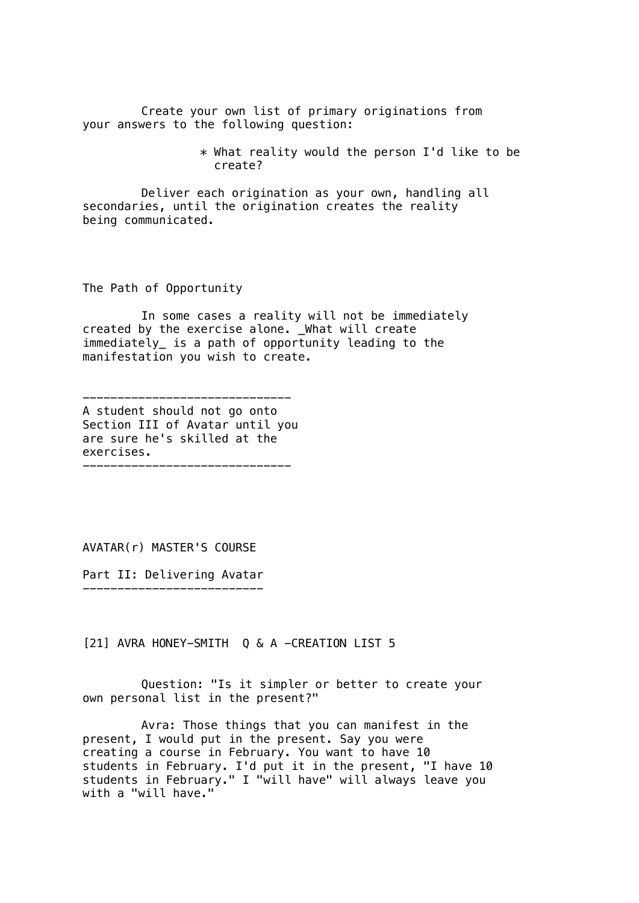Create your own list of primary originations from your answers to the following question:

* What reality would the person I'd like to be create?

Deliver each origination as your own, handling all secondaries, until the origination creates the reality being communicated.

## The Path of Opportunity

In some cases a reality will not be immediately created by the exercise alone. _What will create immediately_ is a path of opportunity leading to the manifestation you wish to create.

---

A student should not go onto Section III of Avatar until you are sure he's skilled at the exercises.

---

# AVATAR(r) MASTER'S COURSE

## Part II: Delivering Avatar

### [21] AVRA HONEY-SMITH Q & A -CREATION LIST 5

Question: "Is it simpler or better to create your own personal list in the present?"

Avra: Those things that you can manifest in the present, I would put in the present. Say you were creating a course in February. You want to have 10 students in February. I'd put it in the present, "I have 10 students in February." I "will have" will always leave you with a "will have."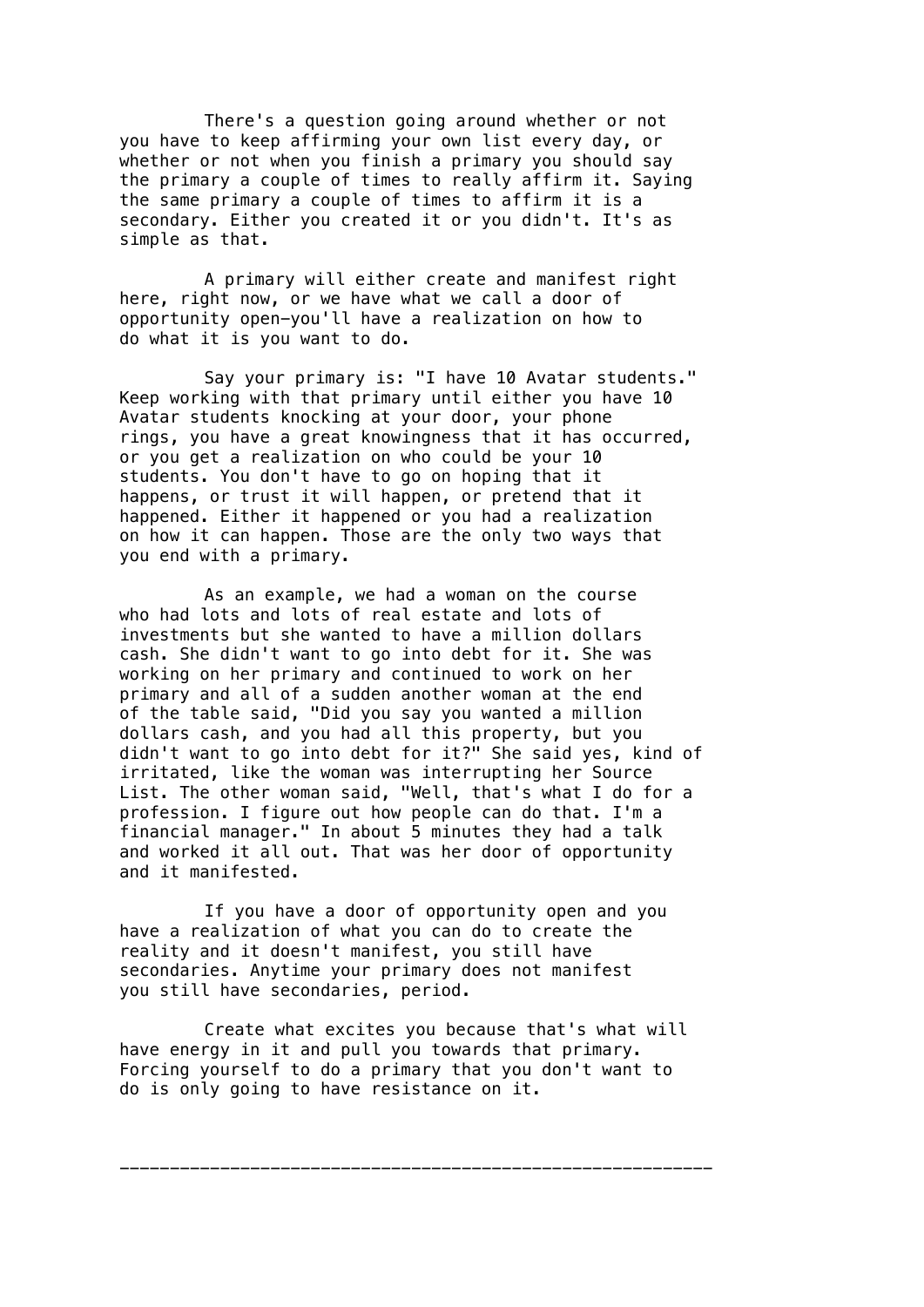There's a question going around whether or not you have to keep affirming your own list every day, or whether or not when you finish a primary you should say the primary a couple of times to really affirm it. Saying the same primary a couple of times to affirm it is a secondary. Either you created it or you didn't. It's as simple as that.

A primary will either create and manifest right here, right now, or we have what we call a door of opportunity open—you'll have a realization on how to do what it is you want to do.

Say your primary is: "I have 10 Avatar students." Keep working with that primary until either you have 10 Avatar students knocking at your door, your phone rings, you have a great knowingness that it has occurred, or you get a realization on who could be your 10 students. You don't have to go on hoping that it happens, or trust it will happen, or pretend that it happened. Either it happened or you had a realization on how it can happen. Those are the only two ways that you end with a primary.

As an example, we had a woman on the course who had lots and lots of real estate and lots of investments but she wanted to have a million dollars cash. She didn't want to go into debt for it. She was working on her primary and continued to work on her primary and all of a sudden another woman at the end of the table said, "Did you say you wanted a million dollars cash, and you had all this property, but you didn't want to go into debt for it?" She said yes, kind of irritated, like the woman was interrupting her Source List. The other woman said, "Well, that's what I do for a profession. I figure out how people can do that. I'm a financial manager." In about 5 minutes they had a talk and worked it all out. That was her door of opportunity and it manifested.

If you have a door of opportunity open and you have a realization of what you can do to create the reality and it doesn't manifest, you still have secondaries. Anytime your primary does not manifest you still have secondaries, period.

Create what excites you because that's what will have energy in it and pull you towards that primary. Forcing yourself to do a primary that you don't want to do is only going to have resistance on it.

---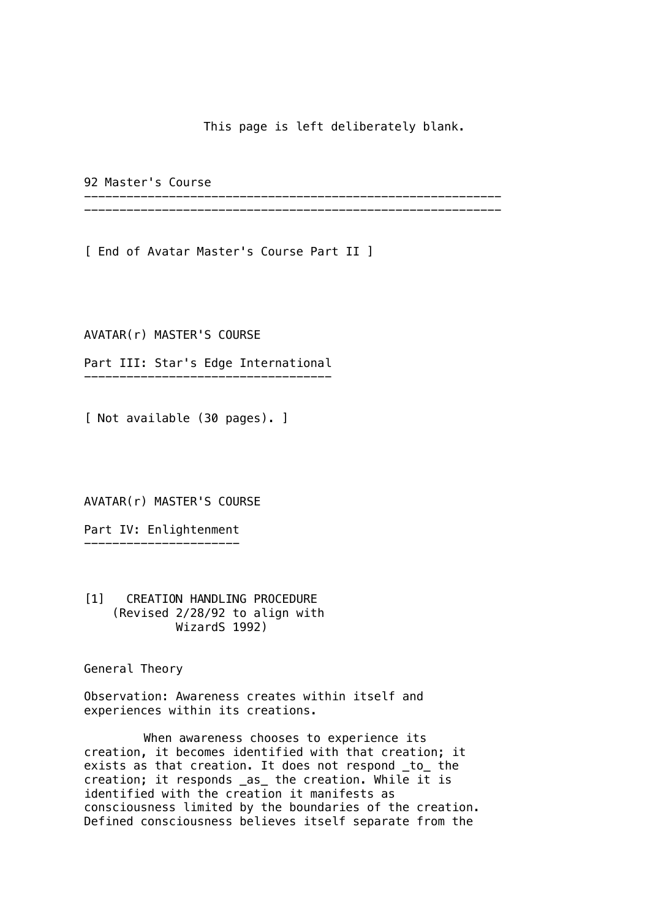This page is left deliberately blank.

92 Master's Course

---

[ End of Avatar Master's Course Part II ]

AVATAR(r) MASTER'S COURSE

## Part III: Star's Edge International

[ Not available (30 pages). ]

AVATAR(r) MASTER'S COURSE

## Part IV: Enlightenment

### [1] CREATION HANDLING PROCEDURE
(Revised 2/28/92 to align with WizardS 1992)

General Theory

Observation: Awareness creates within itself and experiences within its creations.

When awareness chooses to experience its creation, it becomes identified with that creation; it exists as that creation. It does not respond _to_ the creation; it responds _as_ the creation. While it is identified with the creation it manifests as consciousness limited by the boundaries of the creation. Defined consciousness believes itself separate from the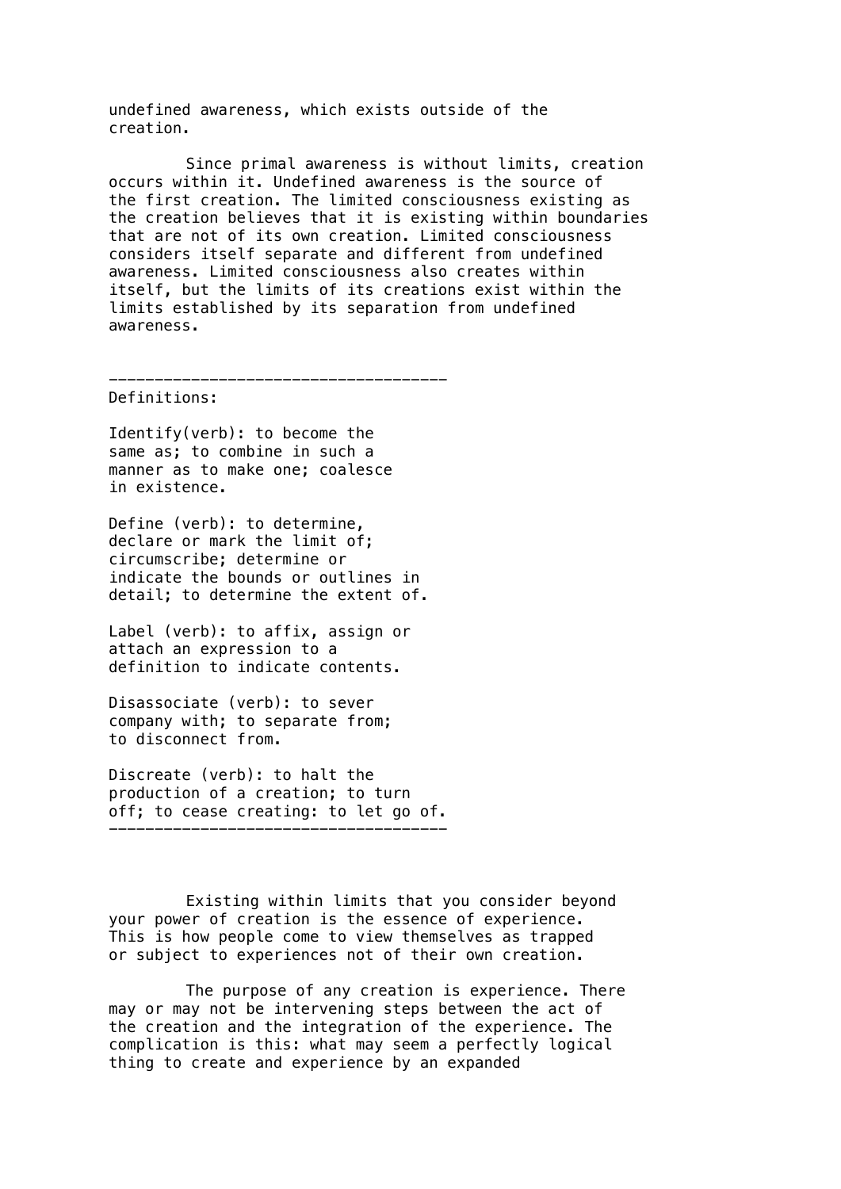undefined awareness, which exists outside of the creation.

Since primal awareness is without limits, creation occurs within it. Undefined awareness is the source of the first creation. The limited consciousness existing as the creation believes that it is existing within boundaries that are not of its own creation. Limited consciousness considers itself separate and different from undefined awareness. Limited consciousness also creates within itself, but the limits of its creations exist within the limits established by its separation from undefined awareness.

---

Definitions:

Identify(verb): to become the same as; to combine in such a manner as to make one; coalesce in existence.

Define (verb): to determine, declare or mark the limit of; circumscribe; determine or indicate the bounds or outlines in detail; to determine the extent of.

Label (verb): to affix, assign or attach an expression to a definition to indicate contents.

Disassociate (verb): to sever company with; to separate from; to disconnect from.

Discreate (verb): to halt the production of a creation; to turn off; to cease creating: to let go of.

---

Existing within limits that you consider beyond your power of creation is the essence of experience. This is how people come to view themselves as trapped or subject to experiences not of their own creation.

The purpose of any creation is experience. There may or may not be intervening steps between the act of the creation and the integration of the experience. The complication is this: what may seem a perfectly logical thing to create and experience by an expanded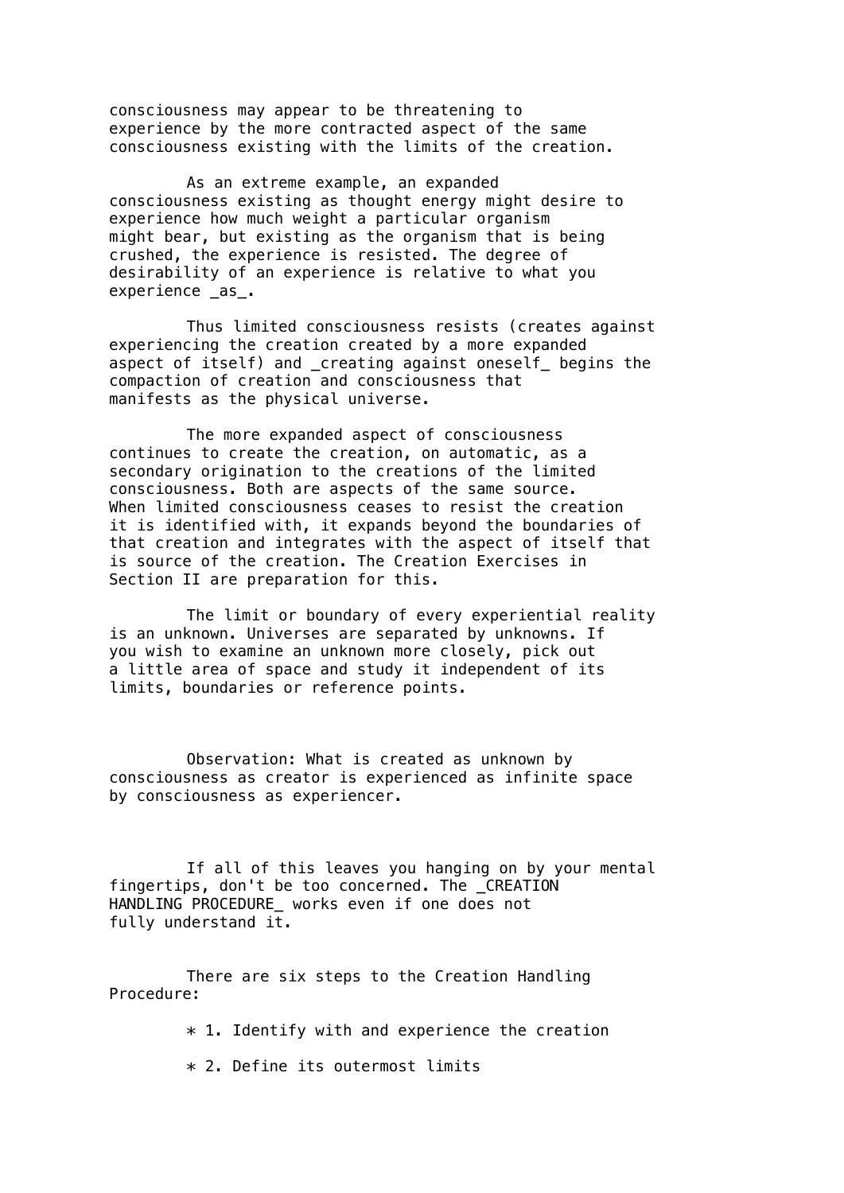consciousness may appear to be threatening to experience by the more contracted aspect of the same consciousness existing with the limits of the creation.

As an extreme example, an expanded consciousness existing as thought energy might desire to experience how much weight a particular organism might bear, but existing as the organism that is being crushed, the experience is resisted. The degree of desirability of an experience is relative to what you experience _as_.

Thus limited consciousness resists (creates against experiencing the creation created by a more expanded aspect of itself) and _creating against oneself_ begins the compaction of creation and consciousness that manifests as the physical universe.

The more expanded aspect of consciousness continues to create the creation, on automatic, as a secondary origination to the creations of the limited consciousness. Both are aspects of the same source. When limited consciousness ceases to resist the creation it is identified with, it expands beyond the boundaries of that creation and integrates with the aspect of itself that is source of the creation. The Creation Exercises in Section II are preparation for this.

The limit or boundary of every experiential reality is an unknown. Universes are separated by unknowns. If you wish to examine an unknown more closely, pick out a little area of space and study it independent of its limits, boundaries or reference points.

Observation: What is created as unknown by consciousness as creator is experienced as infinite space by consciousness as experiencer.

If all of this leaves you hanging on by your mental fingertips, don't be too concerned. The _CREATION HANDLING PROCEDURE_ works even if one does not fully understand it.

There are six steps to the Creation Handling Procedure:

* 1. Identify with and experience the creation

* 2. Define its outermost limits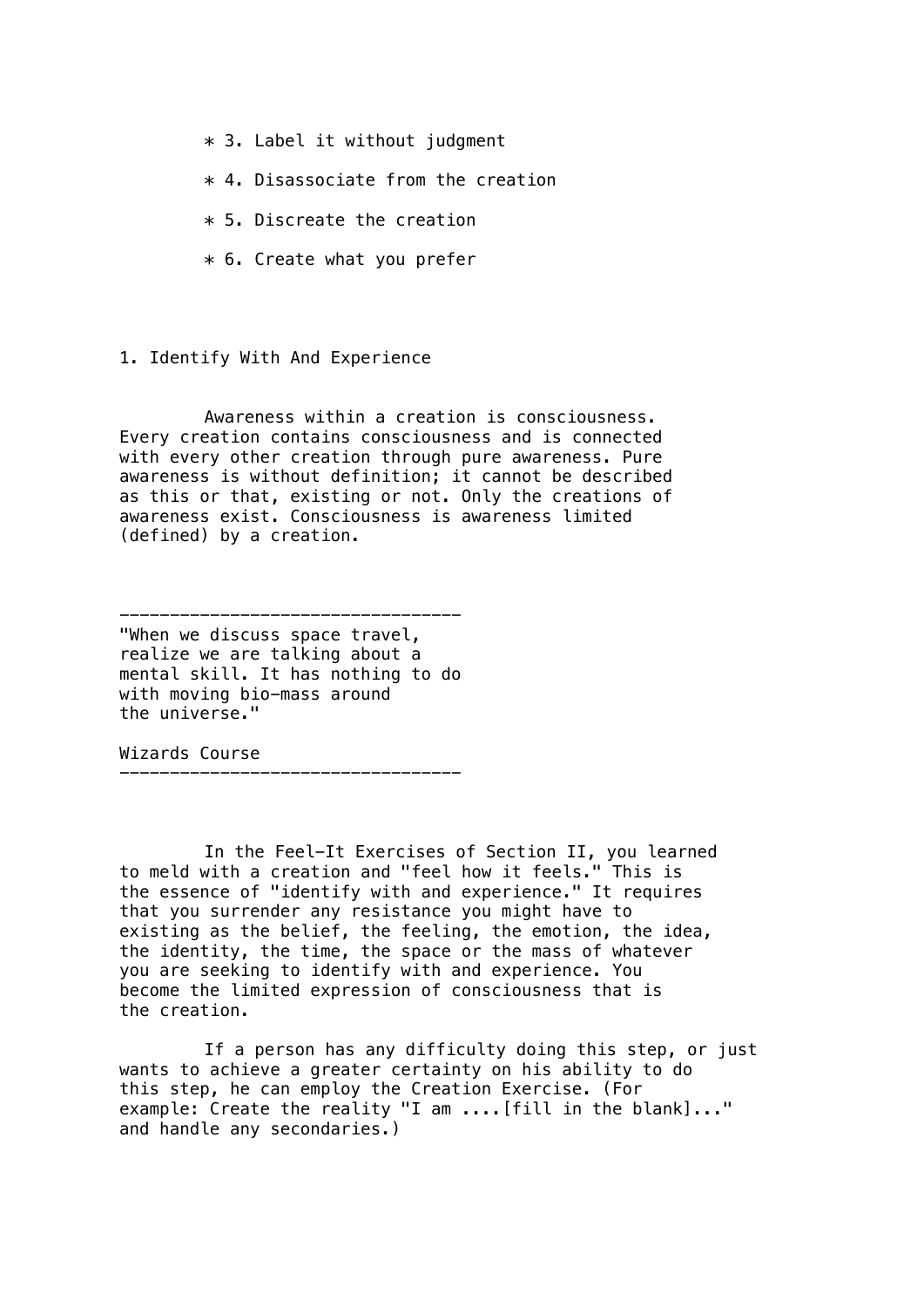* 3. Label it without judgment
* 4. Disassociate from the creation
* 5. Discreate the creation
* 6. Create what you prefer

## 1. Identify With And Experience

Awareness within a creation is consciousness. Every creation contains consciousness and is connected with every other creation through pure awareness. Pure awareness is without definition; it cannot be described as this or that, existing or not. Only the creations of awareness exist. Consciousness is awareness limited (defined) by a creation.

---

"When we discuss space travel, realize we are talking about a mental skill. It has nothing to do with moving bio-mass around the universe."

Wizards Course

---

In the Feel-It Exercises of Section II, you learned to meld with a creation and "feel how it feels." This is the essence of "identify with and experience." It requires that you surrender any resistance you might have to existing as the belief, the feeling, the emotion, the idea, the identity, the time, the space or the mass of whatever you are seeking to identify with and experience. You become the limited expression of consciousness that is the creation.

If a person has any difficulty doing this step, or just wants to achieve a greater certainty on his ability to do this step, he can employ the Creation Exercise. (For example: Create the reality "I am ....[fill in the blank]..." and handle any secondaries.)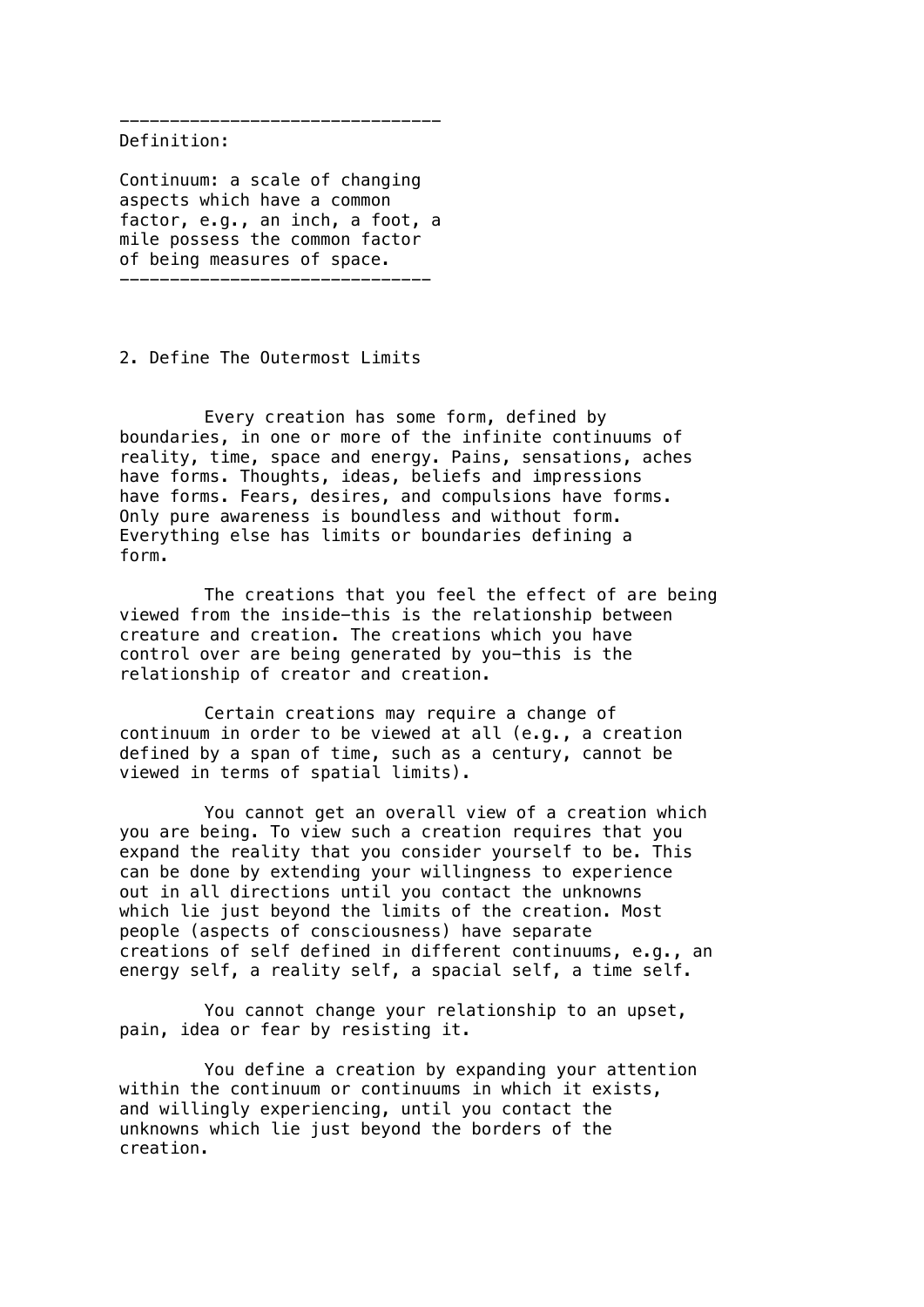------------------------------

Definition:

Continuum: a scale of changing aspects which have a common factor, e.g., an inch, a foot, a mile possess the common factor of being measures of space.

------------------------------

## 2. Define The Outermost Limits

Every creation has some form, defined by boundaries, in one or more of the infinite continuums of reality, time, space and energy. Pains, sensations, aches have forms. Thoughts, ideas, beliefs and impressions have forms. Fears, desires, and compulsions have forms. Only pure awareness is boundless and without form. Everything else has limits or boundaries defining a form.

The creations that you feel the effect of are being viewed from the inside—this is the relationship between creature and creation. The creations which you have control over are being generated by you—this is the relationship of creator and creation.

Certain creations may require a change of continuum in order to be viewed at all (e.g., a creation defined by a span of time, such as a century, cannot be viewed in terms of spatial limits).

You cannot get an overall view of a creation which you are being. To view such a creation requires that you expand the reality that you consider yourself to be. This can be done by extending your willingness to experience out in all directions until you contact the unknowns which lie just beyond the limits of the creation. Most people (aspects of consciousness) have separate creations of self defined in different continuums, e.g., an energy self, a reality self, a spacial self, a time self.

You cannot change your relationship to an upset, pain, idea or fear by resisting it.

You define a creation by expanding your attention within the continuum or continuums in which it exists, and willingly experiencing, until you contact the unknowns which lie just beyond the borders of the creation.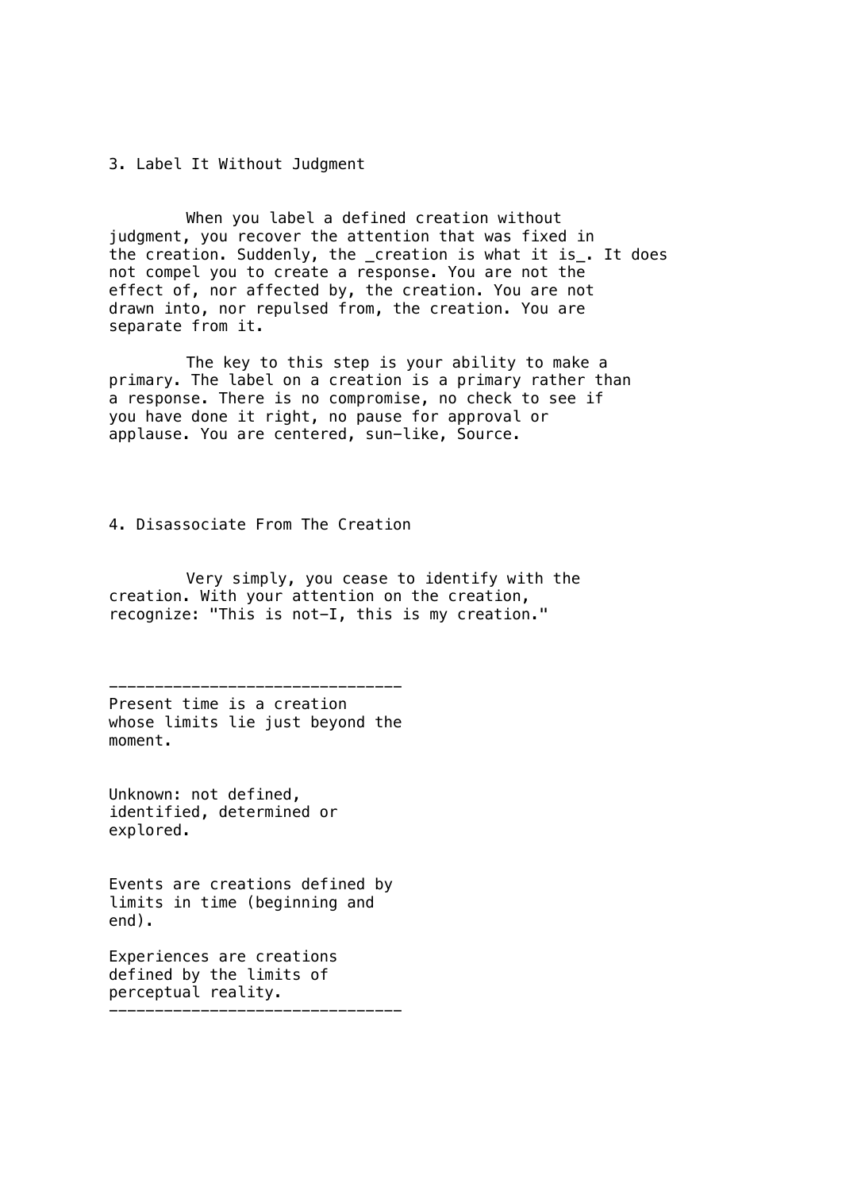### 3. Label It Without Judgment

When you label a defined creation without judgment, you recover the attention that was fixed in the creation. Suddenly, the _creation is what it is_. It does not compel you to create a response. You are not the effect of, nor affected by, the creation. You are not drawn into, nor repulsed from, the creation. You are separate from it.

The key to this step is your ability to make a primary. The label on a creation is a primary rather than a response. There is no compromise, no check to see if you have done it right, no pause for approval or applause. You are centered, sun-like, Source.

### 4. Disassociate From The Creation

Very simply, you cease to identify with the creation. With your attention on the creation, recognize: "This is not-I, this is my creation."

---

Present time is a creation whose limits lie just beyond the moment.

Unknown: not defined, identified, determined or explored.

Events are creations defined by limits in time (beginning and end).

Experiences are creations defined by the limits of perceptual reality.

---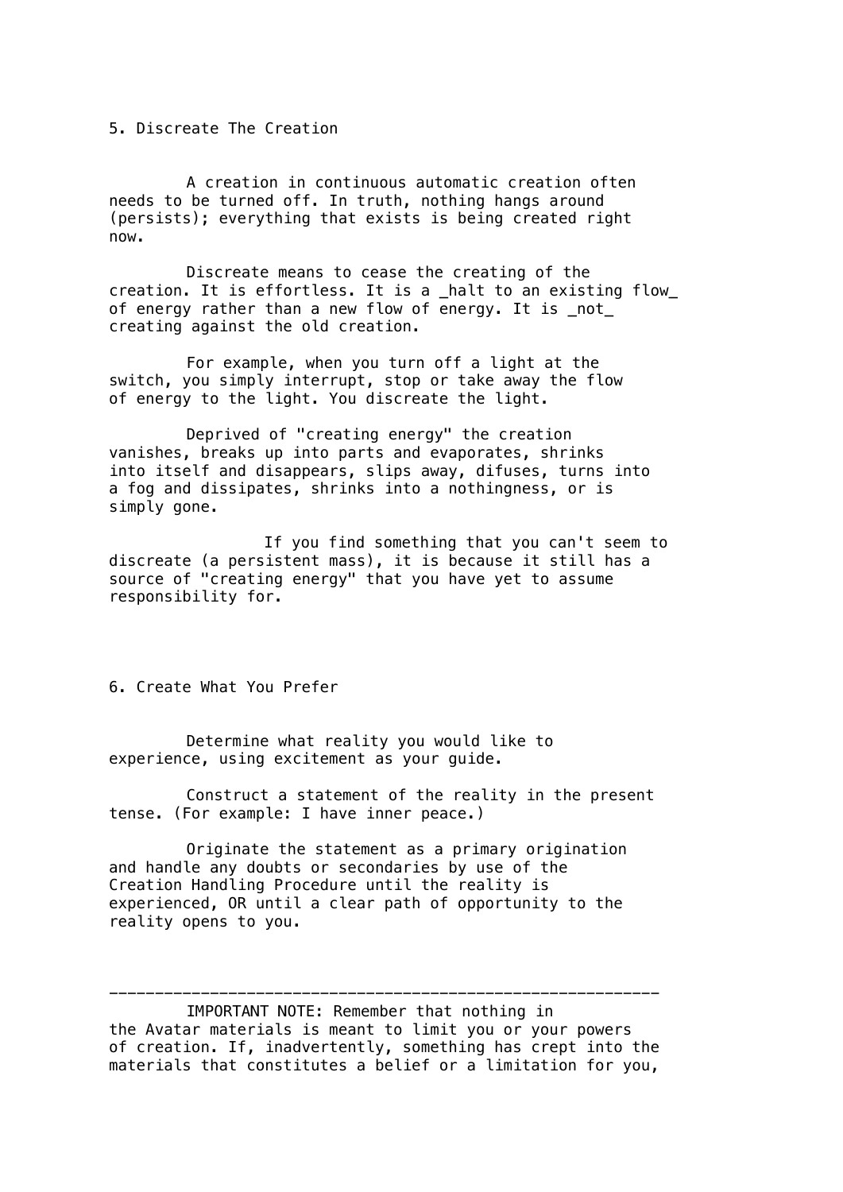## 5. Discreate The Creation

A creation in continuous automatic creation often needs to be turned off. In truth, nothing hangs around (persists); everything that exists is being created right now.

Discreate means to cease the creating of the creation. It is effortless. It is a _halt to an existing flow_ of energy rather than a new flow of energy. It is _not_ creating against the old creation.

For example, when you turn off a light at the switch, you simply interrupt, stop or take away the flow of energy to the light. You discreate the light.

Deprived of "creating energy" the creation vanishes, breaks up into parts and evaporates, shrinks into itself and disappears, slips away, difuses, turns into a fog and dissipates, shrinks into a nothingness, or is simply gone.

If you find something that you can't seem to discreate (a persistent mass), it is because it still has a source of "creating energy" that you have yet to assume responsibility for.

## 6. Create What You Prefer

Determine what reality you would like to experience, using excitement as your guide.

Construct a statement of the reality in the present tense. (For example: I have inner peace.)

Originate the statement as a primary origination and handle any doubts or secondaries by use of the Creation Handling Procedure until the reality is experienced, OR until a clear path of opportunity to the reality opens to you.

---

IMPORTANT NOTE: Remember that nothing in the Avatar materials is meant to limit you or your powers of creation. If, inadvertently, something has crept into the materials that constitutes a belief or a limitation for you,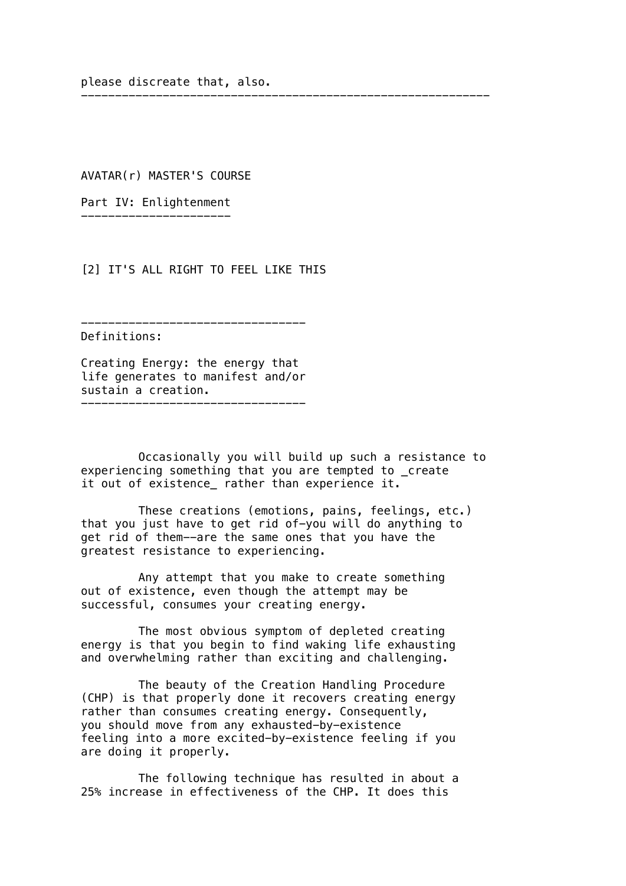please discreate that, also.

---

# AVATAR(r) MASTER'S COURSE

## Part IV: Enlightenment

### [2] IT'S ALL RIGHT TO FEEL LIKE THIS

---

Definitions:

Creating Energy: the energy that life generates to manifest and/or sustain a creation.

---

Occasionally you will build up such a resistance to experiencing something that you are tempted to _create it out of existence_ rather than experience it.

These creations (emotions, pains, feelings, etc.) that you just have to get rid of–you will do anything to get rid of them––are the same ones that you have the greatest resistance to experiencing.

Any attempt that you make to create something out of existence, even though the attempt may be successful, consumes your creating energy.

The most obvious symptom of depleted creating energy is that you begin to find waking life exhausting and overwhelming rather than exciting and challenging.

The beauty of the Creation Handling Procedure (CHP) is that properly done it recovers creating energy rather than consumes creating energy. Consequently, you should move from any exhausted-by-existence feeling into a more excited-by-existence feeling if you are doing it properly.

The following technique has resulted in about a 25% increase in effectiveness of the CHP. It does this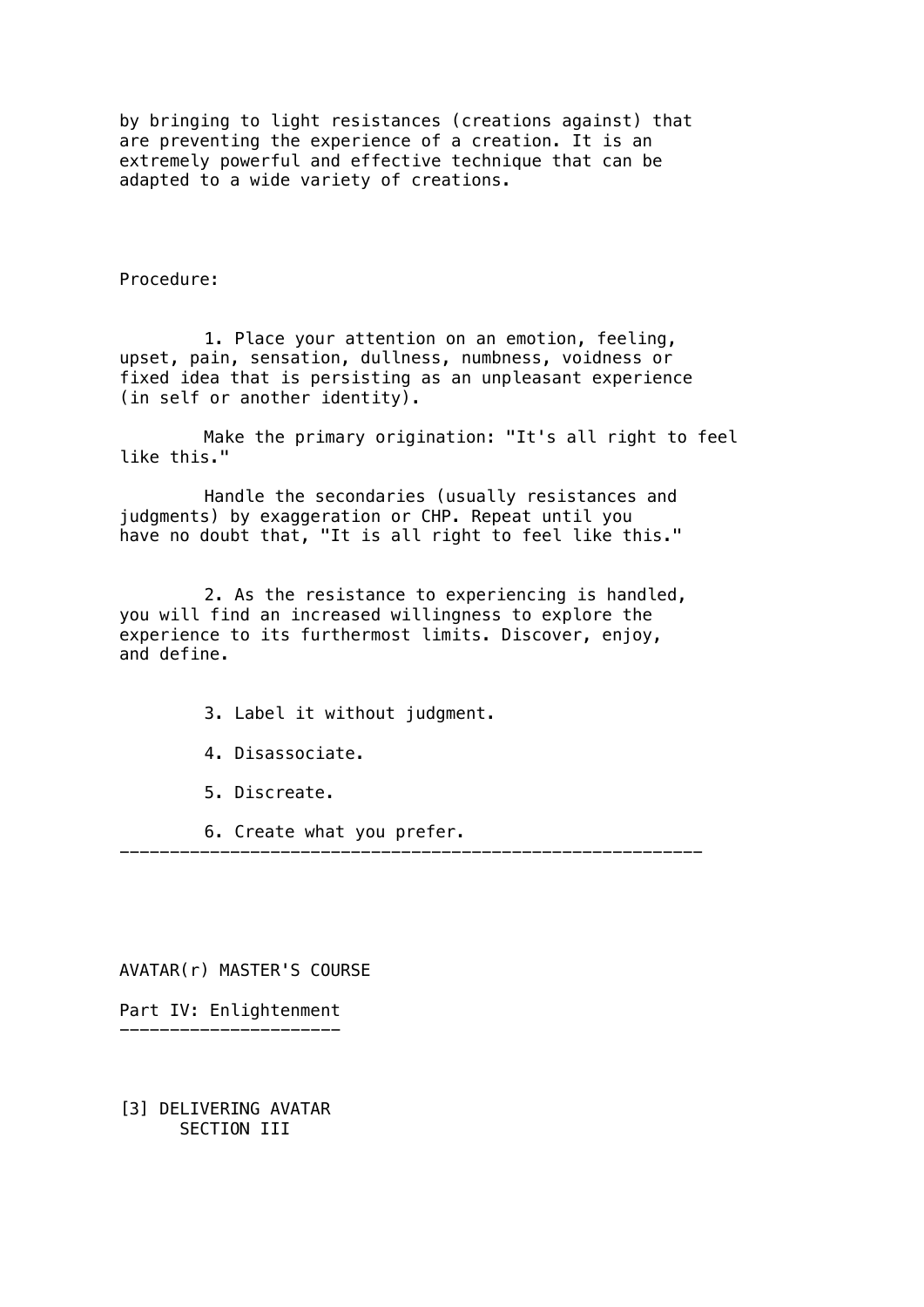by bringing to light resistances (creations against) that are preventing the experience of a creation. It is an extremely powerful and effective technique that can be adapted to a wide variety of creations.

Procedure:

1. Place your attention on an emotion, feeling, upset, pain, sensation, dullness, numbness, voidness or fixed idea that is persisting as an unpleasant experience (in self or another identity).

   Make the primary origination: "It's all right to feel like this."

   Handle the secondaries (usually resistances and judgments) by exaggeration or CHP. Repeat until you have no doubt that, "It is all right to feel like this."

2. As the resistance to experiencing is handled, you will find an increased willingness to explore the experience to its furthermost limits. Discover, enjoy, and define.

3. Label it without judgment.

4. Disassociate.

5. Discreate.

6. Create what you prefer.

---

AVATAR(r) MASTER'S COURSE

Part IV: Enlightenment

---

[3] DELIVERING AVATAR
SECTION III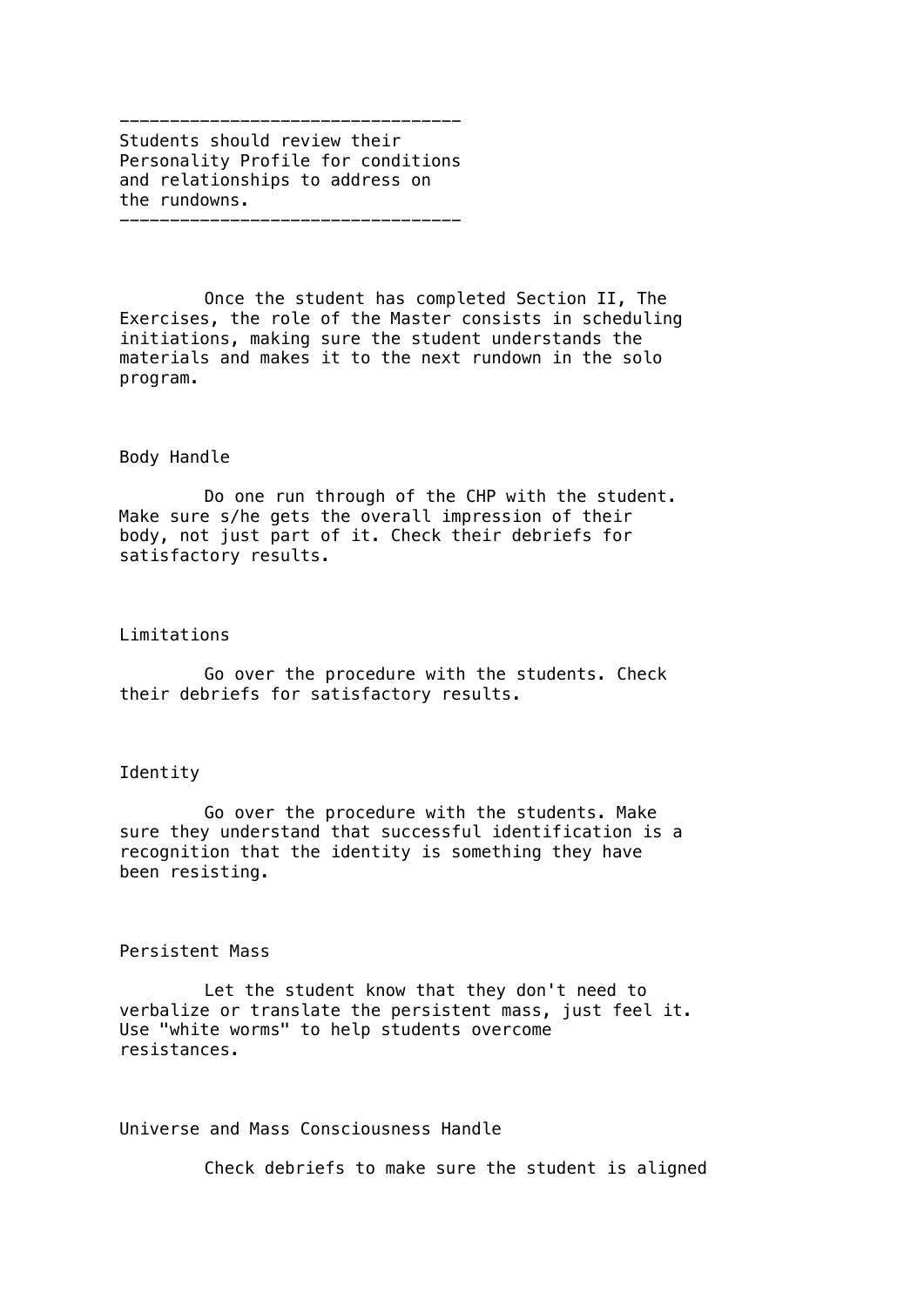---

Students should review their Personality Profile for conditions and relationships to address on the rundowns.

---

Once the student has completed Section II, The Exercises, the role of the Master consists in scheduling initiations, making sure the student understands the materials and makes it to the next rundown in the solo program.

### Body Handle

Do one run through of the CHP with the student. Make sure s/he gets the overall impression of their body, not just part of it. Check their debriefs for satisfactory results.

### Limitations

Go over the procedure with the students. Check their debriefs for satisfactory results.

### Identity

Go over the procedure with the students. Make sure they understand that successful identification is a recognition that the identity is something they have been resisting.

### Persistent Mass

Let the student know that they don't need to verbalize or translate the persistent mass, just feel it. Use "white worms" to help students overcome resistances.

### Universe and Mass Consciousness Handle

Check debriefs to make sure the student is aligned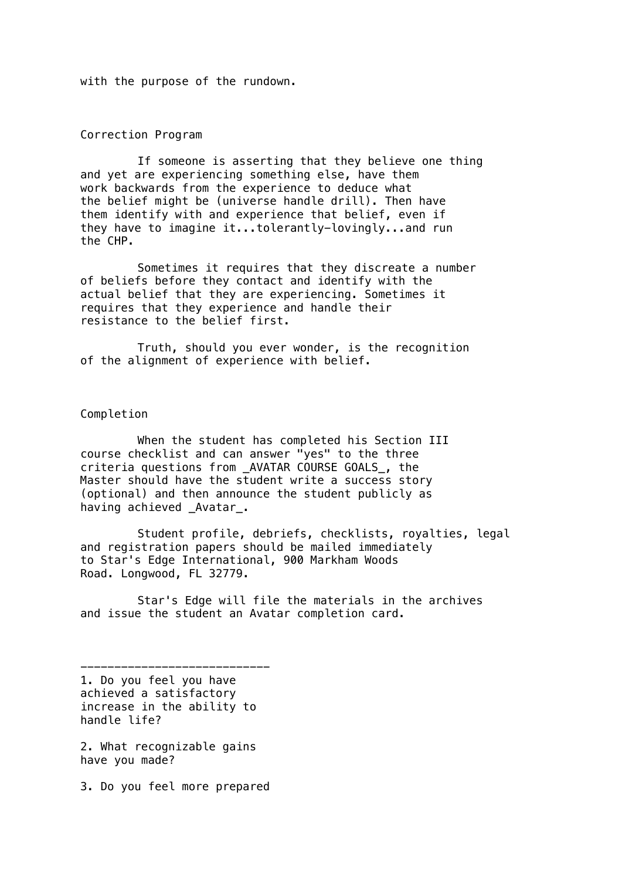with the purpose of the rundown.

## Correction Program

If someone is asserting that they believe one thing and yet are experiencing something else, have them work backwards from the experience to deduce what the belief might be (universe handle drill). Then have them identify with and experience that belief, even if they have to imagine it...tolerantly-lovingly...and run the CHP.

Sometimes it requires that they discreate a number of beliefs before they contact and identify with the actual belief that they are experiencing. Sometimes it requires that they experience and handle their resistance to the belief first.

Truth, should you ever wonder, is the recognition of the alignment of experience with belief.

## Completion

When the student has completed his Section III course checklist and can answer "yes" to the three criteria questions from _AVATAR COURSE GOALS_, the Master should have the student write a success story (optional) and then announce the student publicly as having achieved _Avatar_.

Student profile, debriefs, checklists, royalties, legal and registration papers should be mailed immediately to Star's Edge International, 900 Markham Woods Road. Longwood, FL 32779.

Star's Edge will file the materials in the archives and issue the student an Avatar completion card.

----------------------------

1. Do you feel you have achieved a satisfactory increase in the ability to handle life?

2. What recognizable gains have you made?

3. Do you feel more prepared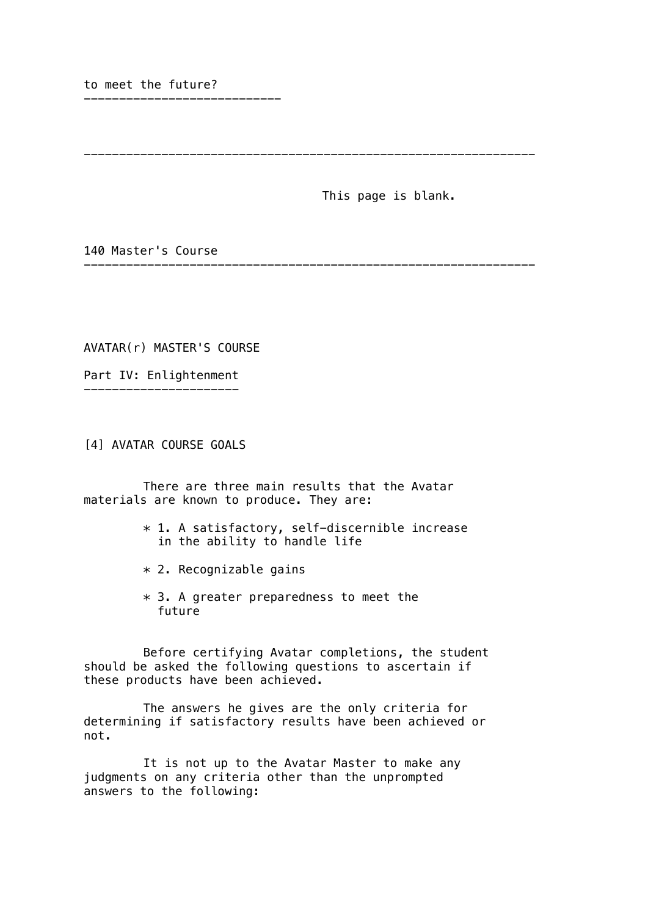to meet the future?

This page is blank.

# AVATAR(r) MASTER'S COURSE

## Part IV: Enlightenment

### [4] AVATAR COURSE GOALS

There are three main results that the Avatar materials are known to produce. They are:

* 1. A satisfactory, self-discernible increase in the ability to handle life

* 2. Recognizable gains

* 3. A greater preparedness to meet the future

Before certifying Avatar completions, the student should be asked the following questions to ascertain if these products have been achieved.

The answers he gives are the only criteria for determining if satisfactory results have been achieved or not.

It is not up to the Avatar Master to make any judgments on any criteria other than the unprompted answers to the following: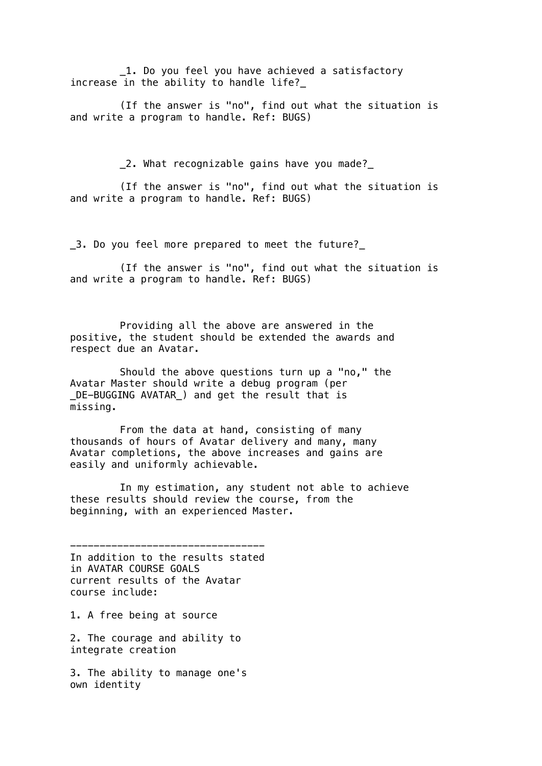_1. Do you feel you have achieved a satisfactory increase in the ability to handle life?_

(If the answer is "no", find out what the situation is and write a program to handle. Ref: BUGS)

_2. What recognizable gains have you made?_

(If the answer is "no", find out what the situation is and write a program to handle. Ref: BUGS)

_3. Do you feel more prepared to meet the future?_

(If the answer is "no", find out what the situation is and write a program to handle. Ref: BUGS)

Providing all the above are answered in the positive, the student should be extended the awards and respect due an Avatar.

Should the above questions turn up a "no," the Avatar Master should write a debug program (per _DE-BUGGING AVATAR_) and get the result that is missing.

From the data at hand, consisting of many thousands of hours of Avatar delivery and many, many Avatar completions, the above increases and gains are easily and uniformly achievable.

In my estimation, any student not able to achieve these results should review the course, from the beginning, with an experienced Master.

---

In addition to the results stated in AVATAR COURSE GOALS current results of the Avatar course include:

1. A free being at source

2. The courage and ability to integrate creation

3. The ability to manage one's own identity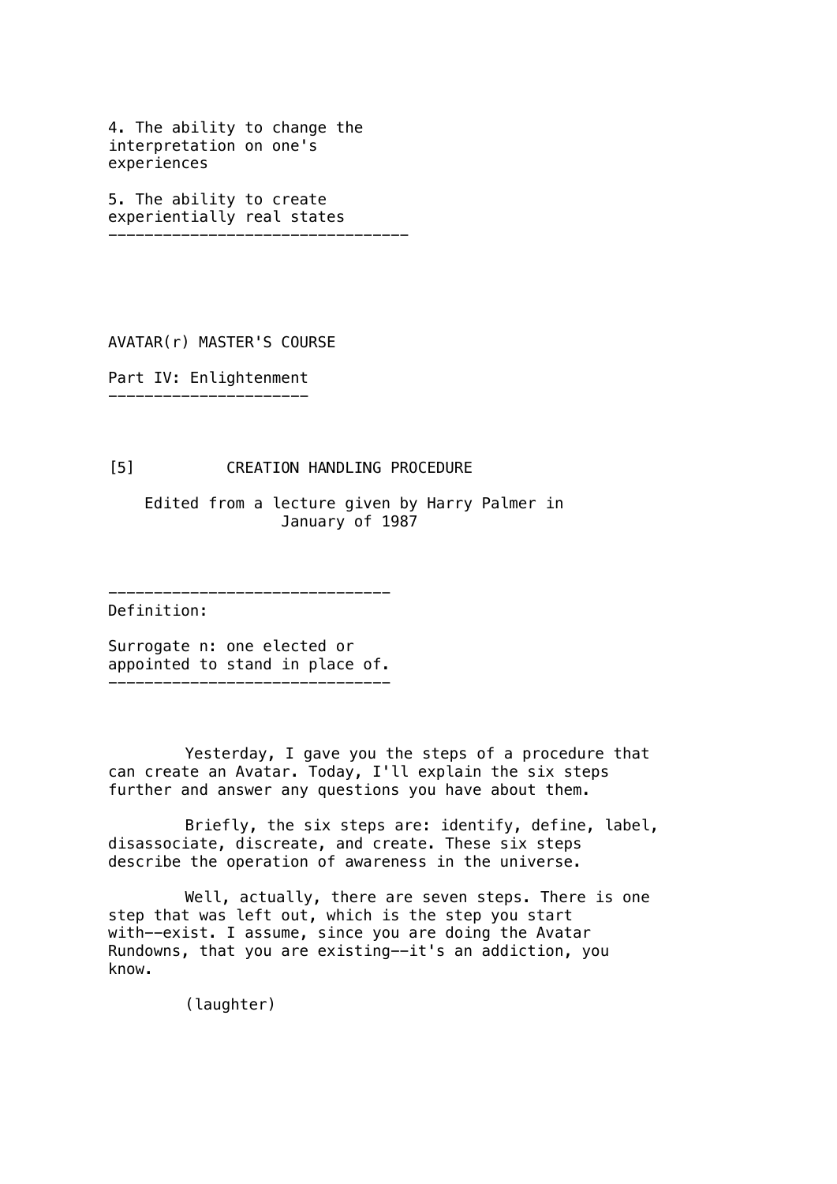4. The ability to change the interpretation on one's experiences

5. The ability to create experientially real states

---

AVATAR(r) MASTER'S COURSE

Part IV: Enlightenment

---

## [5] CREATION HANDLING PROCEDURE

Edited from a lecture given by Harry Palmer in January of 1987

---

Definition:

Surrogate n: one elected or appointed to stand in place of.

---

Yesterday, I gave you the steps of a procedure that can create an Avatar. Today, I'll explain the six steps further and answer any questions you have about them.

Briefly, the six steps are: identify, define, label, disassociate, discreate, and create. These six steps describe the operation of awareness in the universe.

Well, actually, there are seven steps. There is one step that was left out, which is the step you start with--exist. I assume, since you are doing the Avatar Rundowns, that you are existing--it's an addiction, you know.

(laughter)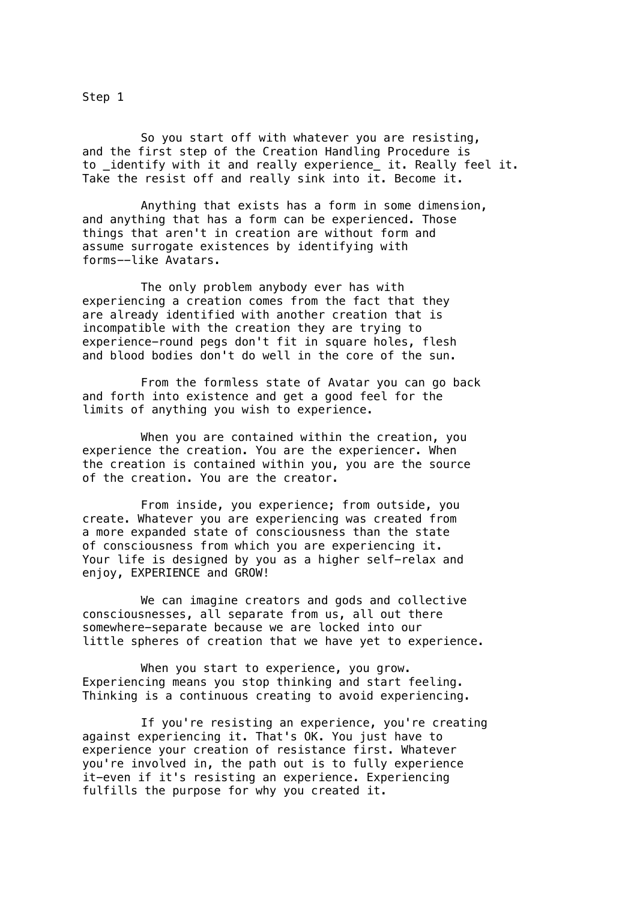## Step 1

So you start off with whatever you are resisting, and the first step of the Creation Handling Procedure is to _identify with it and really experience_ it. Really feel it. Take the resist off and really sink into it. Become it.

Anything that exists has a form in some dimension, and anything that has a form can be experienced. Those things that aren't in creation are without form and assume surrogate existences by identifying with forms--like Avatars.

The only problem anybody ever has with experiencing a creation comes from the fact that they are already identified with another creation that is incompatible with the creation they are trying to experience-round pegs don't fit in square holes, flesh and blood bodies don't do well in the core of the sun.

From the formless state of Avatar you can go back and forth into existence and get a good feel for the limits of anything you wish to experience.

When you are contained within the creation, you experience the creation. You are the experiencer. When the creation is contained within you, you are the source of the creation. You are the creator.

From inside, you experience; from outside, you create. Whatever you are experiencing was created from a more expanded state of consciousness than the state of consciousness from which you are experiencing it. Your life is designed by you as a higher self-relax and enjoy, EXPERIENCE and GROW!

We can imagine creators and gods and collective consciousnesses, all separate from us, all out there somewhere-separate because we are locked into our little spheres of creation that we have yet to experience.

When you start to experience, you grow. Experiencing means you stop thinking and start feeling. Thinking is a continuous creating to avoid experiencing.

If you're resisting an experience, you're creating against experiencing it. That's OK. You just have to experience your creation of resistance first. Whatever you're involved in, the path out is to fully experience it-even if it's resisting an experience. Experiencing fulfills the purpose for why you created it.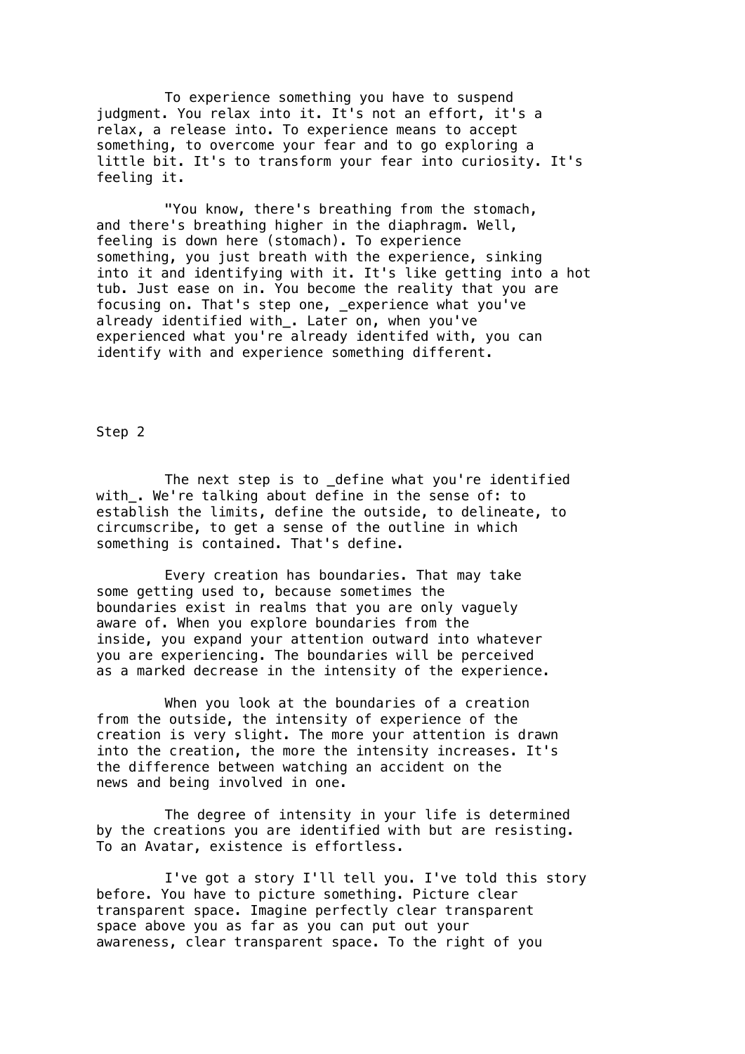To experience something you have to suspend judgment. You relax into it. It's not an effort, it's a relax, a release into. To experience means to accept something, to overcome your fear and to go exploring a little bit. It's to transform your fear into curiosity. It's feeling it.

"You know, there's breathing from the stomach, and there's breathing higher in the diaphragm. Well, feeling is down here (stomach). To experience something, you just breath with the experience, sinking into it and identifying with it. It's like getting into a hot tub. Just ease on in. You become the reality that you are focusing on. That's step one, _experience what you've already identified with_. Later on, when you've experienced what you're already identifed with, you can identify with and experience something different.

Step 2

The next step is to _define what you're identified with_. We're talking about define in the sense of: to establish the limits, define the outside, to delineate, to circumscribe, to get a sense of the outline in which something is contained. That's define.

Every creation has boundaries. That may take some getting used to, because sometimes the boundaries exist in realms that you are only vaguely aware of. When you explore boundaries from the inside, you expand your attention outward into whatever you are experiencing. The boundaries will be perceived as a marked decrease in the intensity of the experience.

When you look at the boundaries of a creation from the outside, the intensity of experience of the creation is very slight. The more your attention is drawn into the creation, the more the intensity increases. It's the difference between watching an accident on the news and being involved in one.

The degree of intensity in your life is determined by the creations you are identified with but are resisting. To an Avatar, existence is effortless.

I've got a story I'll tell you. I've told this story before. You have to picture something. Picture clear transparent space. Imagine perfectly clear transparent space above you as far as you can put out your awareness, clear transparent space. To the right of you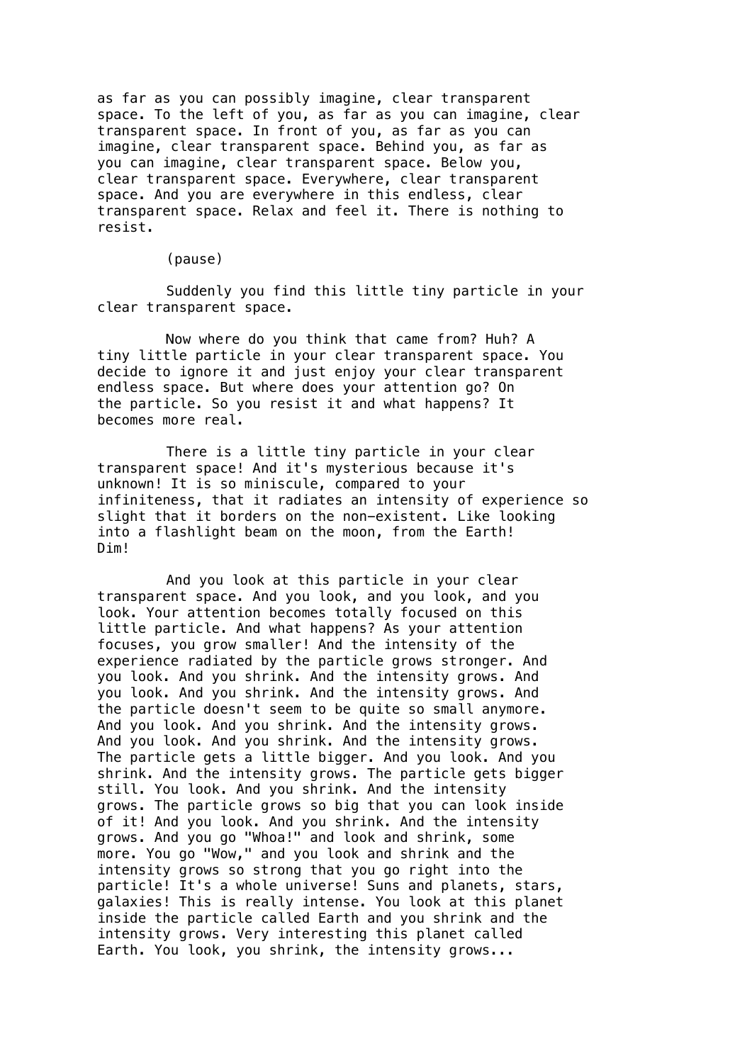as far as you can possibly imagine, clear transparent space. To the left of you, as far as you can imagine, clear transparent space. In front of you, as far as you can imagine, clear transparent space. Behind you, as far as you can imagine, clear transparent space. Below you, clear transparent space. Everywhere, clear transparent space. And you are everywhere in this endless, clear transparent space. Relax and feel it. There is nothing to resist.

(pause)

Suddenly you find this little tiny particle in your clear transparent space.

Now where do you think that came from? Huh? A tiny little particle in your clear transparent space. You decide to ignore it and just enjoy your clear transparent endless space. But where does your attention go? On the particle. So you resist it and what happens? It becomes more real.

There is a little tiny particle in your clear transparent space! And it's mysterious because it's unknown! It is so miniscule, compared to your infiniteness, that it radiates an intensity of experience so slight that it borders on the non-existent. Like looking into a flashlight beam on the moon, from the Earth! Dim!

And you look at this particle in your clear transparent space. And you look, and you look, and you look. Your attention becomes totally focused on this little particle. And what happens? As your attention focuses, you grow smaller! And the intensity of the experience radiated by the particle grows stronger. And you look. And you shrink. And the intensity grows. And you look. And you shrink. And the intensity grows. And the particle doesn't seem to be quite so small anymore. And you look. And you shrink. And the intensity grows. And you look. And you shrink. And the intensity grows. The particle gets a little bigger. And you look. And you shrink. And the intensity grows. The particle gets bigger still. You look. And you shrink. And the intensity grows. The particle grows so big that you can look inside of it! And you look. And you shrink. And the intensity grows. And you go "Whoa!" and look and shrink, some more. You go "Wow," and you look and shrink and the intensity grows so strong that you go right into the particle! It's a whole universe! Suns and planets, stars, galaxies! This is really intense. You look at this planet inside the particle called Earth and you shrink and the intensity grows. Very interesting this planet called Earth. You look, you shrink, the intensity grows...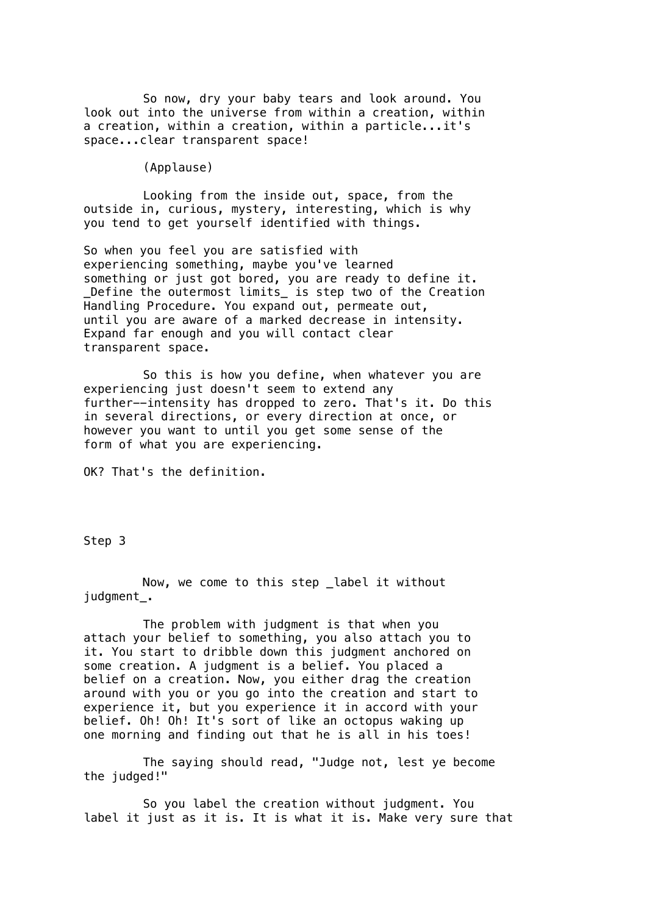So now, dry your baby tears and look around. You look out into the universe from within a creation, within a creation, within a creation, within a particle...it's space...clear transparent space!

(Applause)

Looking from the inside out, space, from the outside in, curious, mystery, interesting, which is why you tend to get yourself identified with things.

So when you feel you are satisfied with experiencing something, maybe you've learned something or just got bored, you are ready to define it. *Define the outermost limits* is step two of the Creation Handling Procedure. You expand out, permeate out, until you are aware of a marked decrease in intensity. Expand far enough and you will contact clear transparent space.

So this is how you define, when whatever you are experiencing just doesn't seem to extend any further--intensity has dropped to zero. That's it. Do this in several directions, or every direction at once, or however you want to until you get some sense of the form of what you are experiencing.

OK? That's the definition.

## Step 3

Now, we come to this step *label it without judgment*.

The problem with judgment is that when you attach your belief to something, you also attach you to it. You start to dribble down this judgment anchored on some creation. A judgment is a belief. You placed a belief on a creation. Now, you either drag the creation around with you or you go into the creation and start to experience it, but you experience it in accord with your belief. Oh! Oh! It's sort of like an octopus waking up one morning and finding out that he is all in his toes!

The saying should read, "Judge not, lest ye become the judged!"

So you label the creation without judgment. You label it just as it is. It is what it is. Make very sure that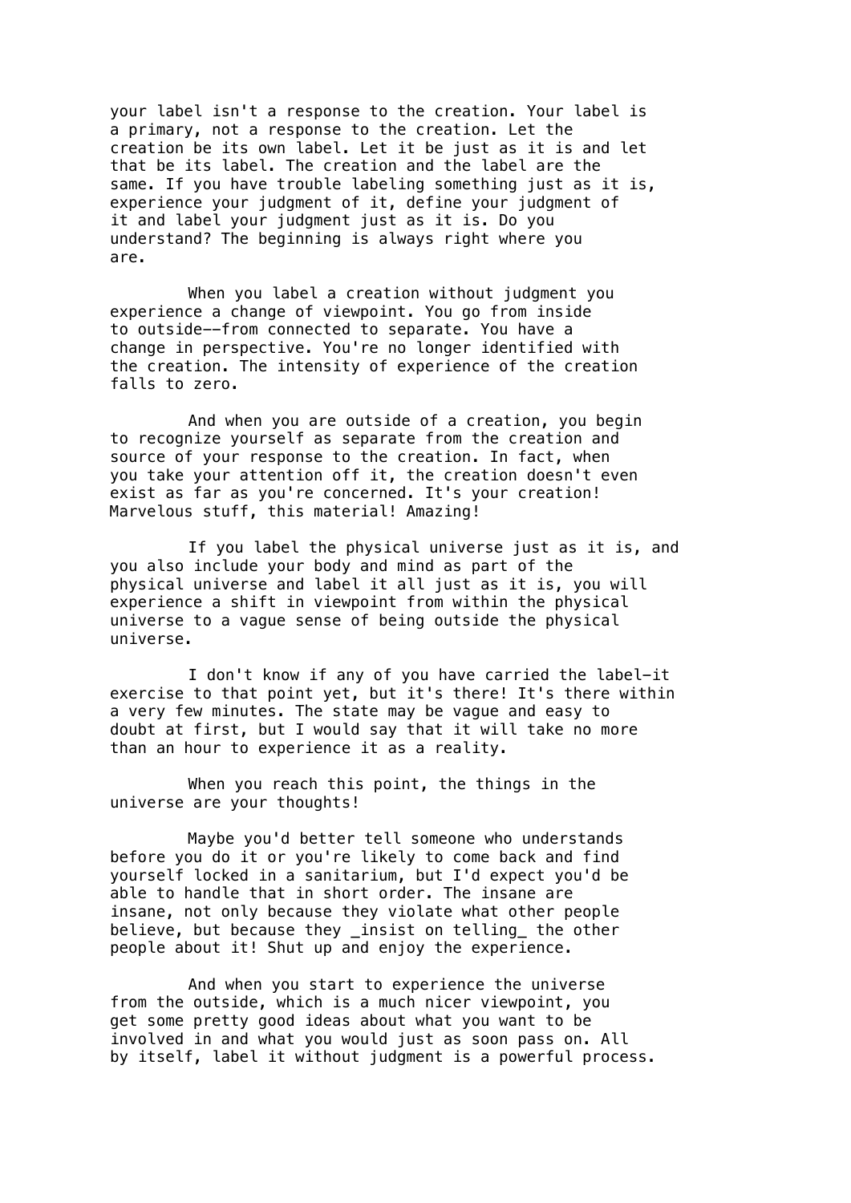your label isn't a response to the creation. Your label is a primary, not a response to the creation. Let the creation be its own label. Let it be just as it is and let that be its label. The creation and the label are the same. If you have trouble labeling something just as it is, experience your judgment of it, define your judgment of it and label your judgment just as it is. Do you understand? The beginning is always right where you are.

When you label a creation without judgment you experience a change of viewpoint. You go from inside to outside--from connected to separate. You have a change in perspective. You're no longer identified with the creation. The intensity of experience of the creation falls to zero.

And when you are outside of a creation, you begin to recognize yourself as separate from the creation and source of your response to the creation. In fact, when you take your attention off it, the creation doesn't even exist as far as you're concerned. It's your creation! Marvelous stuff, this material! Amazing!

If you label the physical universe just as it is, and you also include your body and mind as part of the physical universe and label it all just as it is, you will experience a shift in viewpoint from within the physical universe to a vague sense of being outside the physical universe.

I don't know if any of you have carried the label-it exercise to that point yet, but it's there! It's there within a very few minutes. The state may be vague and easy to doubt at first, but I would say that it will take no more than an hour to experience it as a reality.

When you reach this point, the things in the universe are your thoughts!

Maybe you'd better tell someone who understands before you do it or you're likely to come back and find yourself locked in a sanitarium, but I'd expect you'd be able to handle that in short order. The insane are insane, not only because they violate what other people believe, but because they *insist on telling* the other people about it! Shut up and enjoy the experience.

And when you start to experience the universe from the outside, which is a much nicer viewpoint, you get some pretty good ideas about what you want to be involved in and what you would just as soon pass on. All by itself, label it without judgment is a powerful process.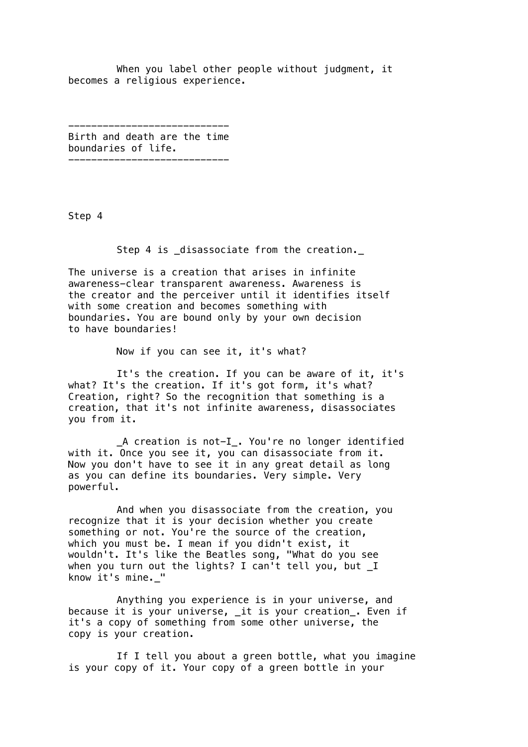When you label other people without judgment, it becomes a religious experience.

---------------------------
Birth and death are the time boundaries of life.
---------------------------

## Step 4

Step 4 is _disassociate from the creation._

The universe is a creation that arises in infinite awareness—clear transparent awareness. Awareness is the creator and the perceiver until it identifies itself with some creation and becomes something with boundaries. You are bound only by your own decision to have boundaries!

Now if you can see it, it's what?

It's the creation. If you can be aware of it, it's what? It's the creation. If it's got form, it's what? Creation, right? So the recognition that something is a creation, that it's not infinite awareness, disassociates you from it.

_A creation is not-I_. You're no longer identified with it. Once you see it, you can disassociate from it. Now you don't have to see it in any great detail as long as you can define its boundaries. Very simple. Very powerful.

And when you disassociate from the creation, you recognize that it is your decision whether you create something or not. You're the source of the creation, which you must be. I mean if you didn't exist, it wouldn't. It's like the Beatles song, "What do you see when you turn out the lights? I can't tell you, but _I know it's mine._"

Anything you experience is in your universe, and because it is your universe, _it is your creation_. Even if it's a copy of something from some other universe, the copy is your creation.

If I tell you about a green bottle, what you imagine is your copy of it. Your copy of a green bottle in your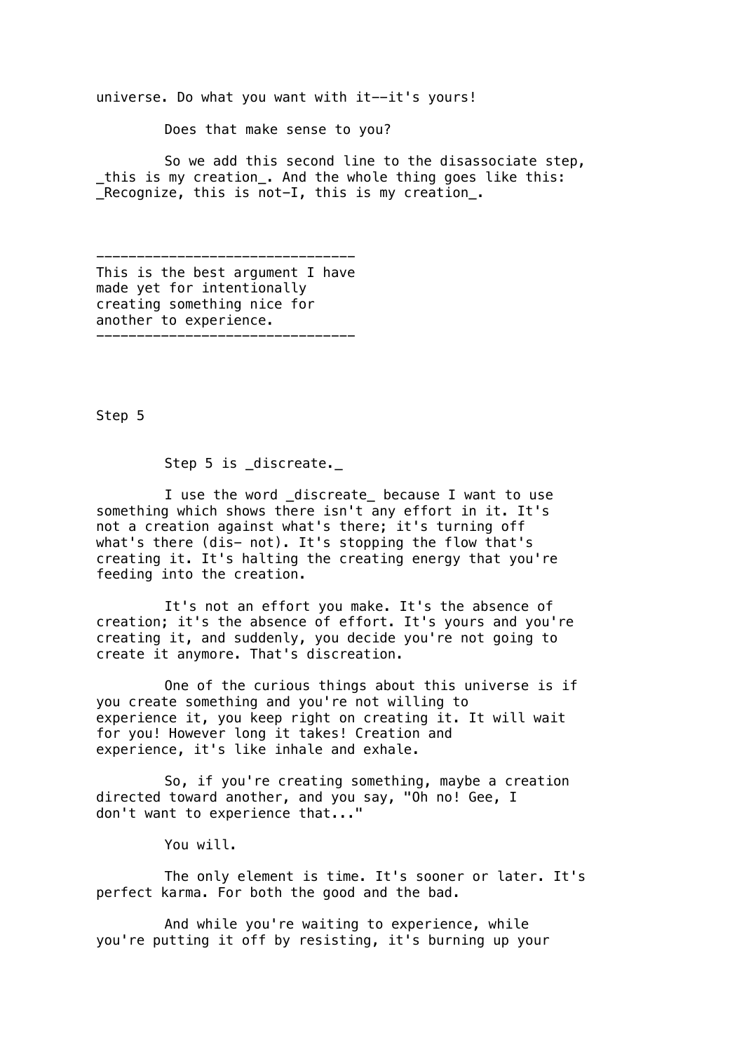universe. Do what you want with it--it's yours!

Does that make sense to you?

So we add this second line to the disassociate step, _this is my creation_. And the whole thing goes like this: _Recognize, this is not-I, this is my creation_.

---

This is the best argument I have made yet for intentionally creating something nice for another to experience.

---

## Step 5

Step 5 is _discreate._

I use the word _discreate_ because I want to use something which shows there isn't any effort in it. It's not a creation against what's there; it's turning off what's there (dis- not). It's stopping the flow that's creating it. It's halting the creating energy that you're feeding into the creation.

It's not an effort you make. It's the absence of creation; it's the absence of effort. It's yours and you're creating it, and suddenly, you decide you're not going to create it anymore. That's discreation.

One of the curious things about this universe is if you create something and you're not willing to experience it, you keep right on creating it. It will wait for you! However long it takes! Creation and experience, it's like inhale and exhale.

So, if you're creating something, maybe a creation directed toward another, and you say, "Oh no! Gee, I don't want to experience that..."

You will.

The only element is time. It's sooner or later. It's perfect karma. For both the good and the bad.

And while you're waiting to experience, while you're putting it off by resisting, it's burning up your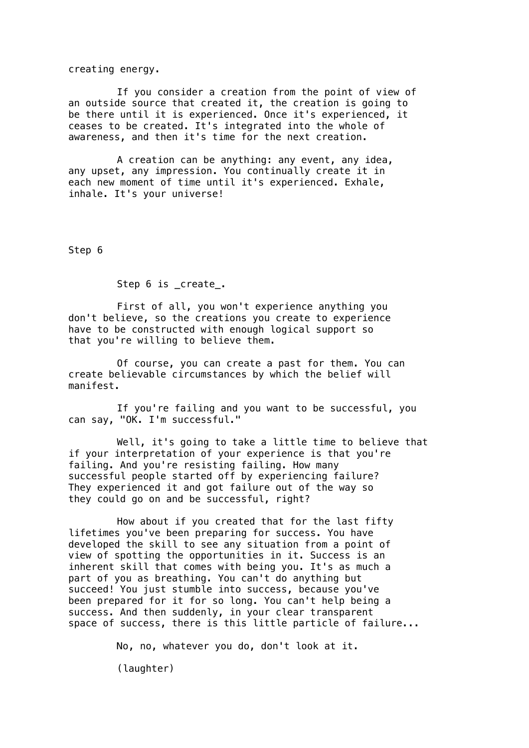creating energy.

If you consider a creation from the point of view of an outside source that created it, the creation is going to be there until it is experienced. Once it's experienced, it ceases to be created. It's integrated into the whole of awareness, and then it's time for the next creation.

A creation can be anything: any event, any idea, any upset, any impression. You continually create it in each new moment of time until it's experienced. Exhale, inhale. It's your universe!

## Step 6

Step 6 is _create_.

First of all, you won't experience anything you don't believe, so the creations you create to experience have to be constructed with enough logical support so that you're willing to believe them.

Of course, you can create a past for them. You can create believable circumstances by which the belief will manifest.

If you're failing and you want to be successful, you can say, "OK. I'm successful."

Well, it's going to take a little time to believe that if your interpretation of your experience is that you're failing. And you're resisting failing. How many successful people started off by experiencing failure? They experienced it and got failure out of the way so they could go on and be successful, right?

How about if you created that for the last fifty lifetimes you've been preparing for success. You have developed the skill to see any situation from a point of view of spotting the opportunities in it. Success is an inherent skill that comes with being you. It's as much a part of you as breathing. You can't do anything but succeed! You just stumble into success, because you've been prepared for it for so long. You can't help being a success. And then suddenly, in your clear transparent space of success, there is this little particle of failure...

No, no, whatever you do, don't look at it.

(laughter)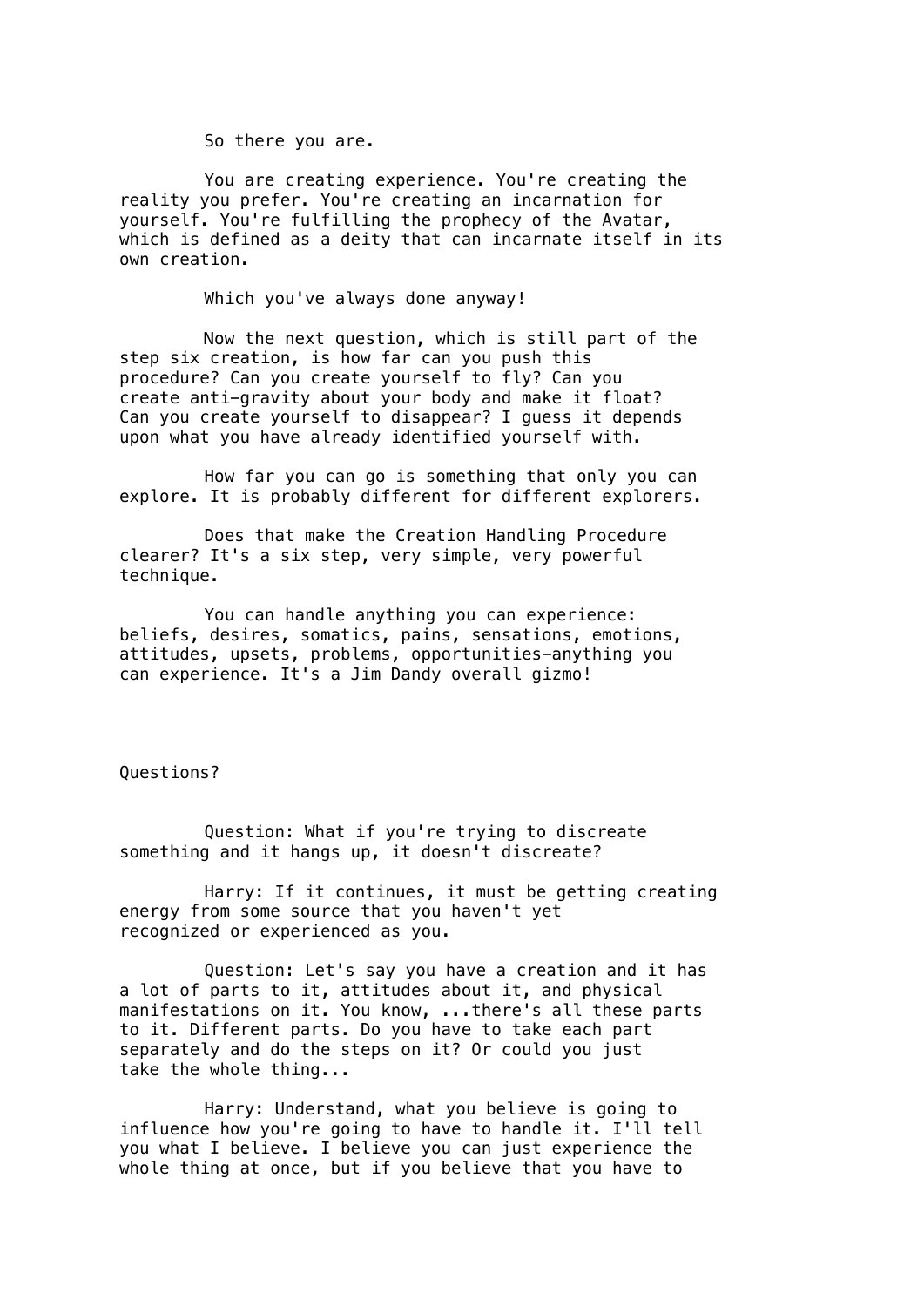So there you are.

You are creating experience. You're creating the reality you prefer. You're creating an incarnation for yourself. You're fulfilling the prophecy of the Avatar, which is defined as a deity that can incarnate itself in its own creation.

Which you've always done anyway!

Now the next question, which is still part of the step six creation, is how far can you push this procedure? Can you create yourself to fly? Can you create anti-gravity about your body and make it float? Can you create yourself to disappear? I guess it depends upon what you have already identified yourself with.

How far you can go is something that only you can explore. It is probably different for different explorers.

Does that make the Creation Handling Procedure clearer? It's a six step, very simple, very powerful technique.

You can handle anything you can experience: beliefs, desires, somatics, pains, sensations, emotions, attitudes, upsets, problems, opportunities—anything you can experience. It's a Jim Dandy overall gizmo!

Questions?

Question: What if you're trying to discreate something and it hangs up, it doesn't discreate?

Harry: If it continues, it must be getting creating energy from some source that you haven't yet recognized or experienced as you.

Question: Let's say you have a creation and it has a lot of parts to it, attitudes about it, and physical manifestations on it. You know, ...there's all these parts to it. Different parts. Do you have to take each part separately and do the steps on it? Or could you just take the whole thing...

Harry: Understand, what you believe is going to influence how you're going to have to handle it. I'll tell you what I believe. I believe you can just experience the whole thing at once, but if you believe that you have to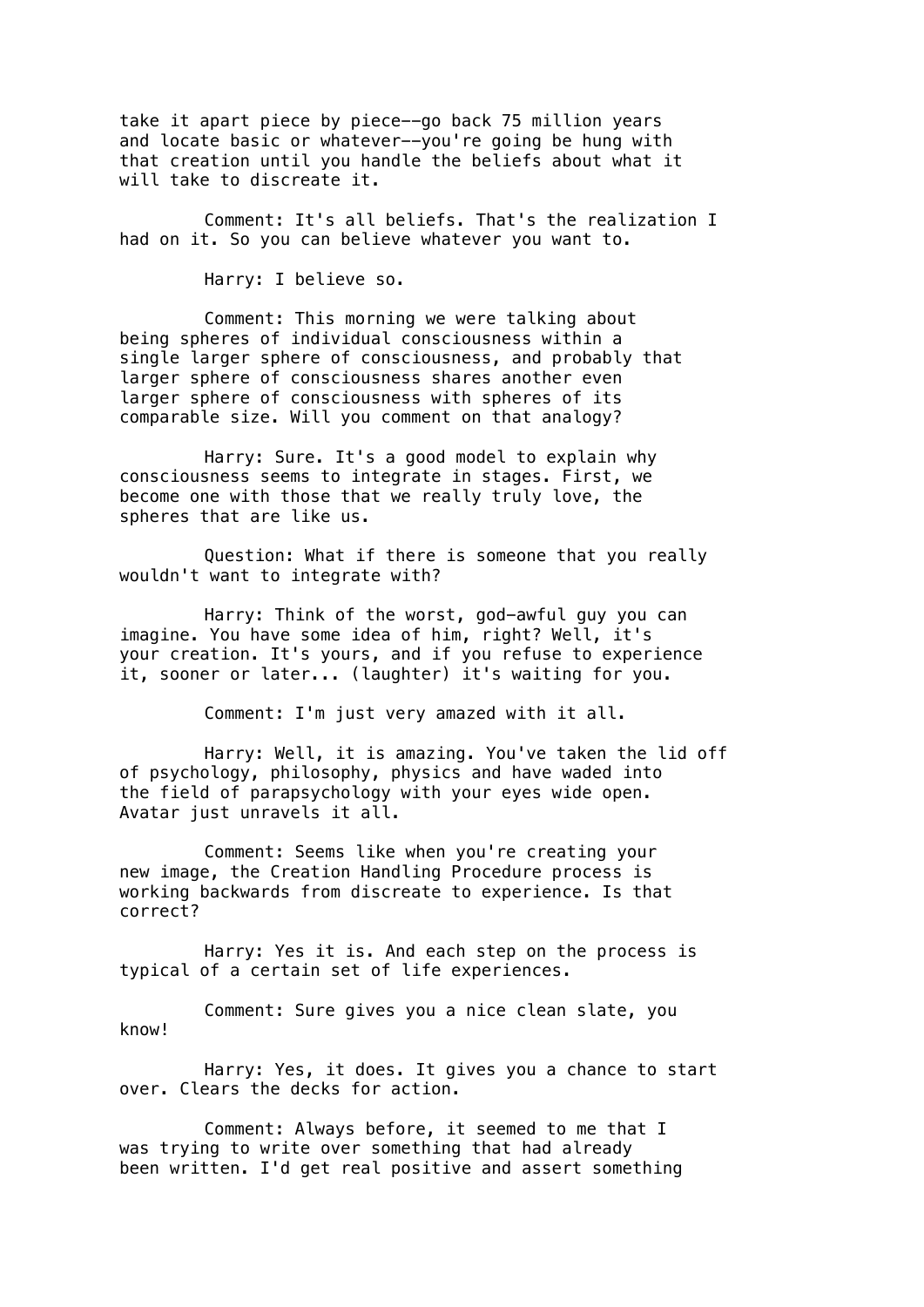take it apart piece by piece--go back 75 million years and locate basic or whatever--you're going be hung with that creation until you handle the beliefs about what it will take to discreate it.

Comment: It's all beliefs. That's the realization I had on it. So you can believe whatever you want to.

Harry: I believe so.

Comment: This morning we were talking about being spheres of individual consciousness within a single larger sphere of consciousness, and probably that larger sphere of consciousness shares another even larger sphere of consciousness with spheres of its comparable size. Will you comment on that analogy?

Harry: Sure. It's a good model to explain why consciousness seems to integrate in stages. First, we become one with those that we really truly love, the spheres that are like us.

Question: What if there is someone that you really wouldn't want to integrate with?

Harry: Think of the worst, god-awful guy you can imagine. You have some idea of him, right? Well, it's your creation. It's yours, and if you refuse to experience it, sooner or later... (laughter) it's waiting for you.

Comment: I'm just very amazed with it all.

Harry: Well, it is amazing. You've taken the lid off of psychology, philosophy, physics and have waded into the field of parapsychology with your eyes wide open. Avatar just unravels it all.

Comment: Seems like when you're creating your new image, the Creation Handling Procedure process is working backwards from discreate to experience. Is that correct?

Harry: Yes it is. And each step on the process is typical of a certain set of life experiences.

Comment: Sure gives you a nice clean slate, you know!

Harry: Yes, it does. It gives you a chance to start over. Clears the decks for action.

Comment: Always before, it seemed to me that I was trying to write over something that had already been written. I'd get real positive and assert something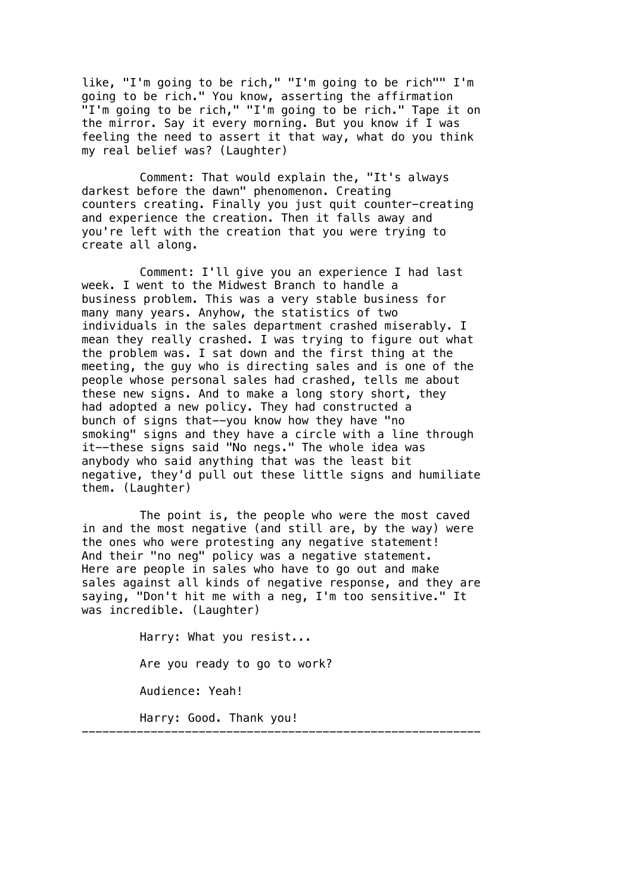like, "I'm going to be rich," "I'm going to be rich"" I'm going to be rich." You know, asserting the affirmation "I'm going to be rich," "I'm going to be rich." Tape it on the mirror. Say it every morning. But you know if I was feeling the need to assert it that way, what do you think my real belief was? (Laughter)

Comment: That would explain the, "It's always darkest before the dawn" phenomenon. Creating counters creating. Finally you just quit counter-creating and experience the creation. Then it falls away and you're left with the creation that you were trying to create all along.

Comment: I'll give you an experience I had last week. I went to the Midwest Branch to handle a business problem. This was a very stable business for many many years. Anyhow, the statistics of two individuals in the sales department crashed miserably. I mean they really crashed. I was trying to figure out what the problem was. I sat down and the first thing at the meeting, the guy who is directing sales and is one of the people whose personal sales had crashed, tells me about these new signs. And to make a long story short, they had adopted a new policy. They had constructed a bunch of signs that--you know how they have "no smoking" signs and they have a circle with a line through it--these signs said "No negs." The whole idea was anybody who said anything that was the least bit negative, they'd pull out these little signs and humiliate them. (Laughter)

The point is, the people who were the most caved in and the most negative (and still are, by the way) were the ones who were protesting any negative statement! And their "no neg" policy was a negative statement. Here are people in sales who have to go out and make sales against all kinds of negative response, and they are saying, "Don't hit me with a neg, I'm too sensitive." It was incredible. (Laughter)

Harry: What you resist...

Are you ready to go to work?

Audience: Yeah!

Harry: Good. Thank you!

---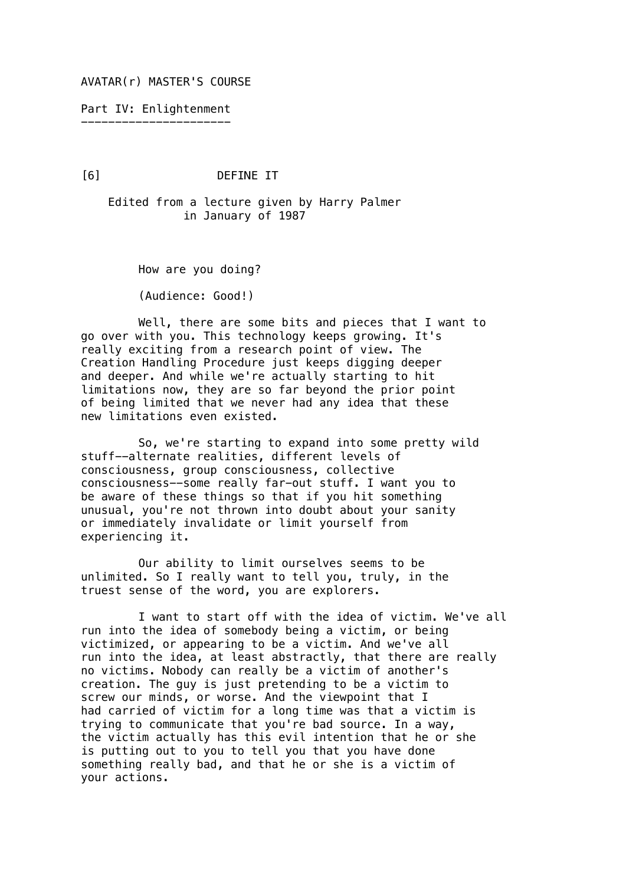AVATAR(r) MASTER'S COURSE

Part IV: Enlightenment

## [6] DEFINE IT

Edited from a lecture given by Harry Palmer in January of 1987

How are you doing?

(Audience: Good!)

Well, there are some bits and pieces that I want to go over with you. This technology keeps growing. It's really exciting from a research point of view. The Creation Handling Procedure just keeps digging deeper and deeper. And while we're actually starting to hit limitations now, they are so far beyond the prior point of being limited that we never had any idea that these new limitations even existed.

So, we're starting to expand into some pretty wild stuff--alternate realities, different levels of consciousness, group consciousness, collective consciousness--some really far-out stuff. I want you to be aware of these things so that if you hit something unusual, you're not thrown into doubt about your sanity or immediately invalidate or limit yourself from experiencing it.

Our ability to limit ourselves seems to be unlimited. So I really want to tell you, truly, in the truest sense of the word, you are explorers.

I want to start off with the idea of victim. We've all run into the idea of somebody being a victim, or being victimized, or appearing to be a victim. And we've all run into the idea, at least abstractly, that there are really no victims. Nobody can really be a victim of another's creation. The guy is just pretending to be a victim to screw our minds, or worse. And the viewpoint that I had carried of victim for a long time was that a victim is trying to communicate that you're bad source. In a way, the victim actually has this evil intention that he or she is putting out to you to tell you that you have done something really bad, and that he or she is a victim of your actions.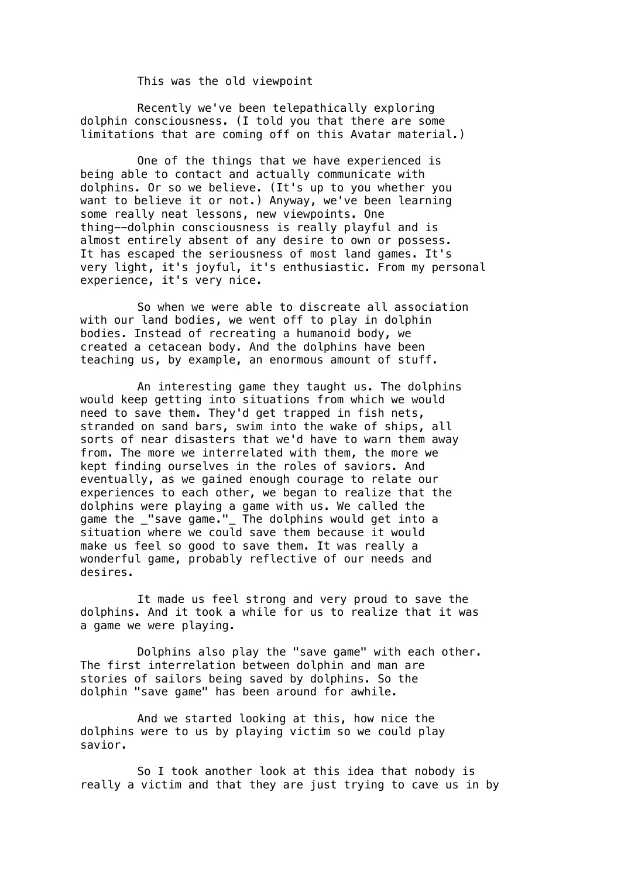This was the old viewpoint

Recently we've been telepathically exploring dolphin consciousness. (I told you that there are some limitations that are coming off on this Avatar material.)

One of the things that we have experienced is being able to contact and actually communicate with dolphins. Or so we believe. (It's up to you whether you want to believe it or not.) Anyway, we've been learning some really neat lessons, new viewpoints. One thing--dolphin consciousness is really playful and is almost entirely absent of any desire to own or possess. It has escaped the seriousness of most land games. It's very light, it's joyful, it's enthusiastic. From my personal experience, it's very nice.

So when we were able to discreate all association with our land bodies, we went off to play in dolphin bodies. Instead of recreating a humanoid body, we created a cetacean body. And the dolphins have been teaching us, by example, an enormous amount of stuff.

An interesting game they taught us. The dolphins would keep getting into situations from which we would need to save them. They'd get trapped in fish nets, stranded on sand bars, swim into the wake of ships, all sorts of near disasters that we'd have to warn them away from. The more we interrelated with them, the more we kept finding ourselves in the roles of saviors. And eventually, as we gained enough courage to relate our experiences to each other, we began to realize that the dolphins were playing a game with us. We called the game the _"save game."_ The dolphins would get into a situation where we could save them because it would make us feel so good to save them. It was really a wonderful game, probably reflective of our needs and desires.

It made us feel strong and very proud to save the dolphins. And it took a while for us to realize that it was a game we were playing.

Dolphins also play the "save game" with each other. The first interrelation between dolphin and man are stories of sailors being saved by dolphins. So the dolphin "save game" has been around for awhile.

And we started looking at this, how nice the dolphins were to us by playing victim so we could play savior.

So I took another look at this idea that nobody is really a victim and that they are just trying to cave us in by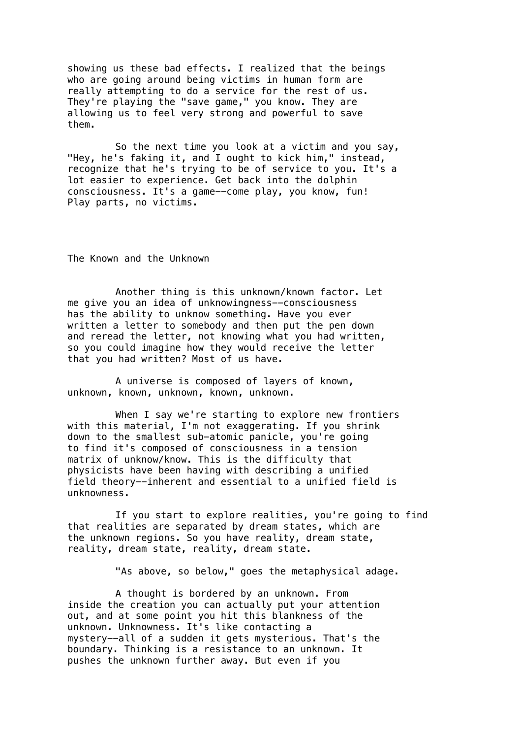showing us these bad effects. I realized that the beings who are going around being victims in human form are really attempting to do a service for the rest of us. They're playing the "save game," you know. They are allowing us to feel very strong and powerful to save them.

So the next time you look at a victim and you say, "Hey, he's faking it, and I ought to kick him," instead, recognize that he's trying to be of service to you. It's a lot easier to experience. Get back into the dolphin consciousness. It's a game--come play, you know, fun! Play parts, no victims.

## The Known and the Unknown

Another thing is this unknown/known factor. Let me give you an idea of unknowingness--consciousness has the ability to unknow something. Have you ever written a letter to somebody and then put the pen down and reread the letter, not knowing what you had written, so you could imagine how they would receive the letter that you had written? Most of us have.

A universe is composed of layers of known, unknown, known, unknown, known, unknown.

When I say we're starting to explore new frontiers with this material, I'm not exaggerating. If you shrink down to the smallest sub-atomic panicle, you're going to find it's composed of consciousness in a tension matrix of unknow/know. This is the difficulty that physicists have been having with describing a unified field theory--inherent and essential to a unified field is unknowness.

If you start to explore realities, you're going to find that realities are separated by dream states, which are the unknown regions. So you have reality, dream state, reality, dream state, reality, dream state.

"As above, so below," goes the metaphysical adage.

A thought is bordered by an unknown. From inside the creation you can actually put your attention out, and at some point you hit this blankness of the unknown. Unknowness. It's like contacting a mystery--all of a sudden it gets mysterious. That's the boundary. Thinking is a resistance to an unknown. It pushes the unknown further away. But even if you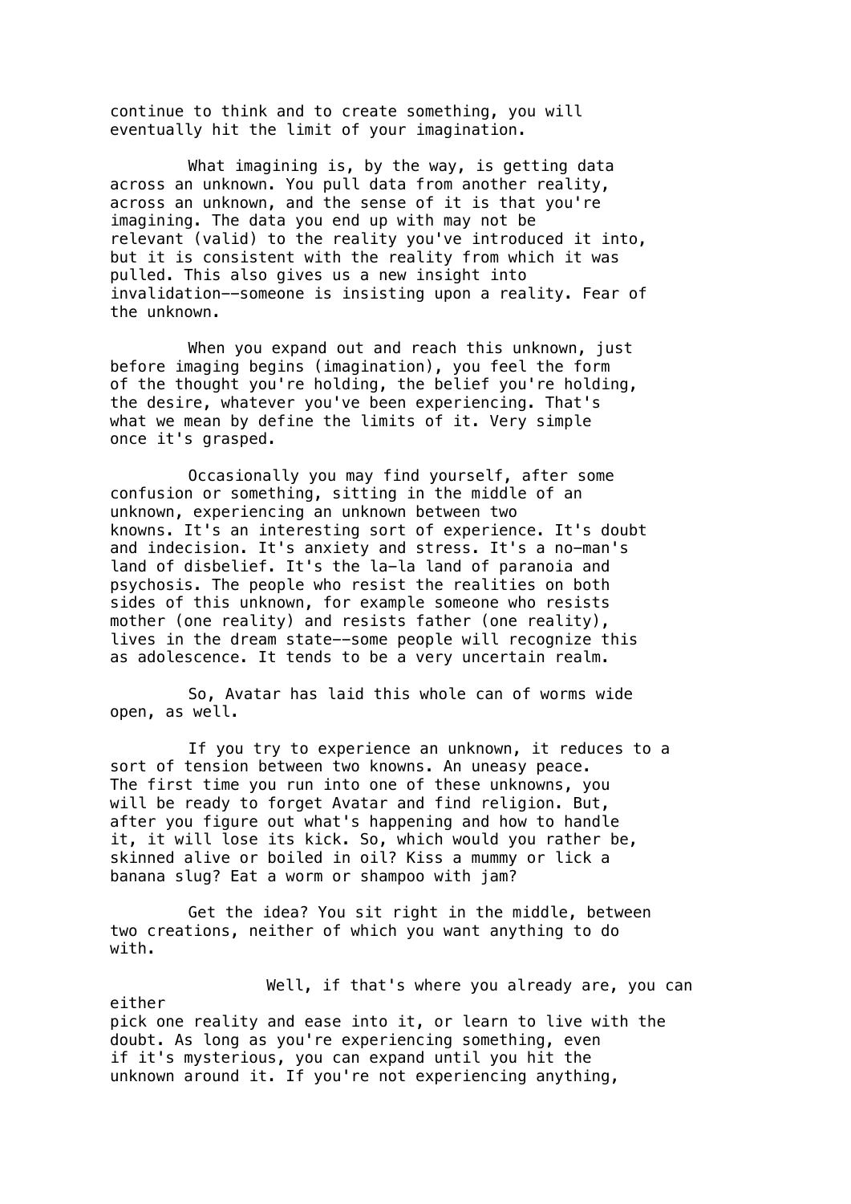continue to think and to create something, you will eventually hit the limit of your imagination.

What imagining is, by the way, is getting data across an unknown. You pull data from another reality, across an unknown, and the sense of it is that you're imagining. The data you end up with may not be relevant (valid) to the reality you've introduced it into, but it is consistent with the reality from which it was pulled. This also gives us a new insight into invalidation--someone is insisting upon a reality. Fear of the unknown.

When you expand out and reach this unknown, just before imaging begins (imagination), you feel the form of the thought you're holding, the belief you're holding, the desire, whatever you've been experiencing. That's what we mean by define the limits of it. Very simple once it's grasped.

Occasionally you may find yourself, after some confusion or something, sitting in the middle of an unknown, experiencing an unknown between two knowns. It's an interesting sort of experience. It's doubt and indecision. It's anxiety and stress. It's a no-man's land of disbelief. It's the la-la land of paranoia and psychosis. The people who resist the realities on both sides of this unknown, for example someone who resists mother (one reality) and resists father (one reality), lives in the dream state--some people will recognize this as adolescence. It tends to be a very uncertain realm.

So, Avatar has laid this whole can of worms wide open, as well.

If you try to experience an unknown, it reduces to a sort of tension between two knowns. An uneasy peace. The first time you run into one of these unknowns, you will be ready to forget Avatar and find religion. But, after you figure out what's happening and how to handle it, it will lose its kick. So, which would you rather be, skinned alive or boiled in oil? Kiss a mummy or lick a banana slug? Eat a worm or shampoo with jam?

Get the idea? You sit right in the middle, between two creations, neither of which you want anything to do with.

Well, if that's where you already are, you can either pick one reality and ease into it, or learn to live with the doubt. As long as you're experiencing something, even if it's mysterious, you can expand until you hit the unknown around it. If you're not experiencing anything,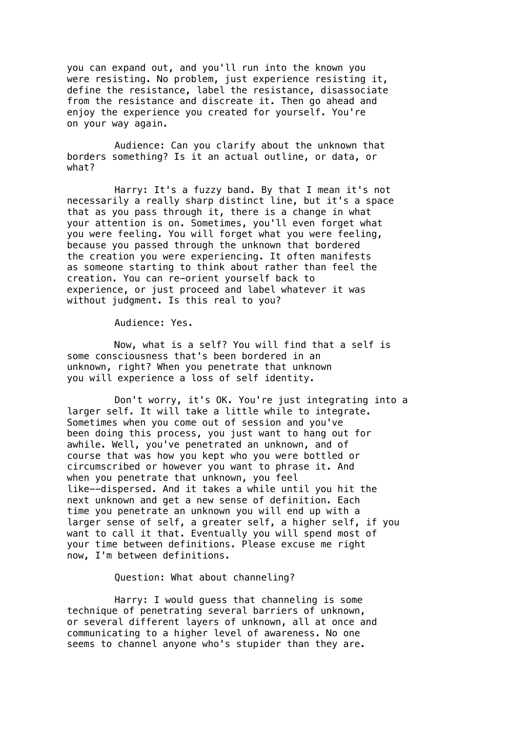you can expand out, and you'll run into the known you were resisting. No problem, just experience resisting it, define the resistance, label the resistance, disassociate from the resistance and discreate it. Then go ahead and enjoy the experience you created for yourself. You're on your way again.

Audience: Can you clarify about the unknown that borders something? Is it an actual outline, or data, or what?

Harry: It's a fuzzy band. By that I mean it's not necessarily a really sharp distinct line, but it's a space that as you pass through it, there is a change in what your attention is on. Sometimes, you'll even forget what you were feeling. You will forget what you were feeling, because you passed through the unknown that bordered the creation you were experiencing. It often manifests as someone starting to think about rather than feel the creation. You can re-orient yourself back to experience, or just proceed and label whatever it was without judgment. Is this real to you?

Audience: Yes.

Now, what is a self? You will find that a self is some consciousness that's been bordered in an unknown, right? When you penetrate that unknown you will experience a loss of self identity.

Don't worry, it's OK. You're just integrating into a larger self. It will take a little while to integrate. Sometimes when you come out of session and you've been doing this process, you just want to hang out for awhile. Well, you've penetrated an unknown, and of course that was how you kept who you were bottled or circumscribed or however you want to phrase it. And when you penetrate that unknown, you feel like--dispersed. And it takes a while until you hit the next unknown and get a new sense of definition. Each time you penetrate an unknown you will end up with a larger sense of self, a greater self, a higher self, if you want to call it that. Eventually you will spend most of your time between definitions. Please excuse me right now, I'm between definitions.

Question: What about channeling?

Harry: I would guess that channeling is some technique of penetrating several barriers of unknown, or several different layers of unknown, all at once and communicating to a higher level of awareness. No one seems to channel anyone who's stupider than they are.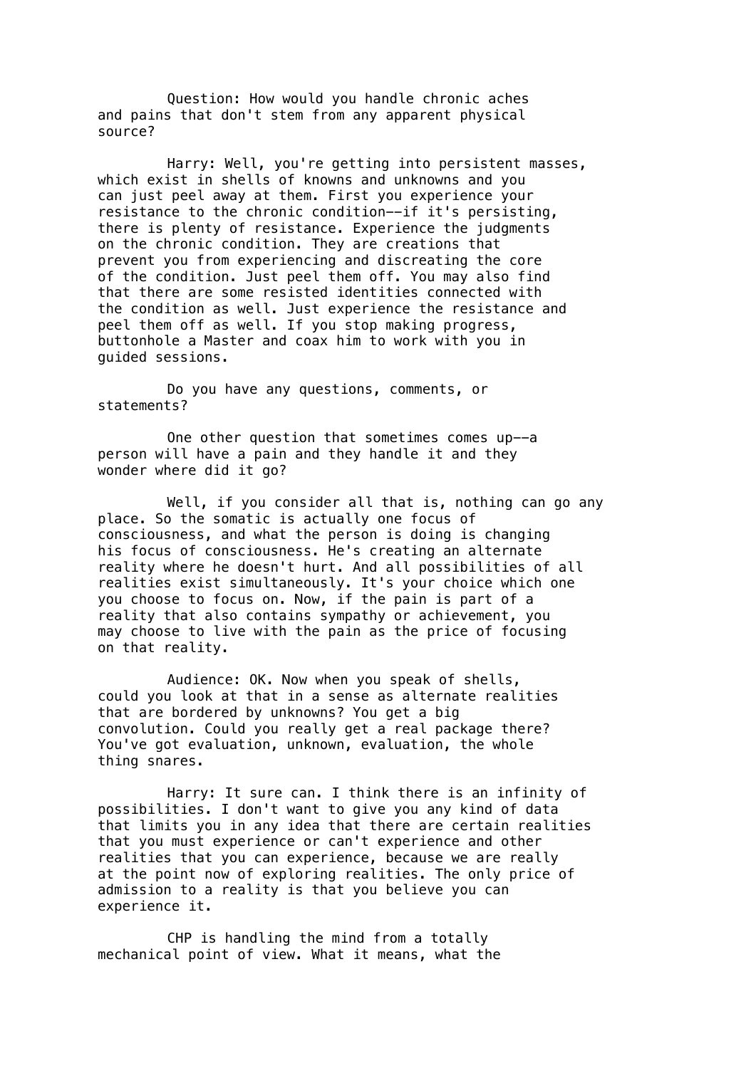Question: How would you handle chronic aches and pains that don't stem from any apparent physical source?

Harry: Well, you're getting into persistent masses, which exist in shells of knowns and unknowns and you can just peel away at them. First you experience your resistance to the chronic condition--if it's persisting, there is plenty of resistance. Experience the judgments on the chronic condition. They are creations that prevent you from experiencing and discreating the core of the condition. Just peel them off. You may also find that there are some resisted identities connected with the condition as well. Just experience the resistance and peel them off as well. If you stop making progress, buttonhole a Master and coax him to work with you in guided sessions.

Do you have any questions, comments, or statements?

One other question that sometimes comes up--a person will have a pain and they handle it and they wonder where did it go?

Well, if you consider all that is, nothing can go any place. So the somatic is actually one focus of consciousness, and what the person is doing is changing his focus of consciousness. He's creating an alternate reality where he doesn't hurt. And all possibilities of all realities exist simultaneously. It's your choice which one you choose to focus on. Now, if the pain is part of a reality that also contains sympathy or achievement, you may choose to live with the pain as the price of focusing on that reality.

Audience: OK. Now when you speak of shells, could you look at that in a sense as alternate realities that are bordered by unknowns? You get a big convolution. Could you really get a real package there? You've got evaluation, unknown, evaluation, the whole thing snares.

Harry: It sure can. I think there is an infinity of possibilities. I don't want to give you any kind of data that limits you in any idea that there are certain realities that you must experience or can't experience and other realities that you can experience, because we are really at the point now of exploring realities. The only price of admission to a reality is that you believe you can experience it.

CHP is handling the mind from a totally mechanical point of view. What it means, what the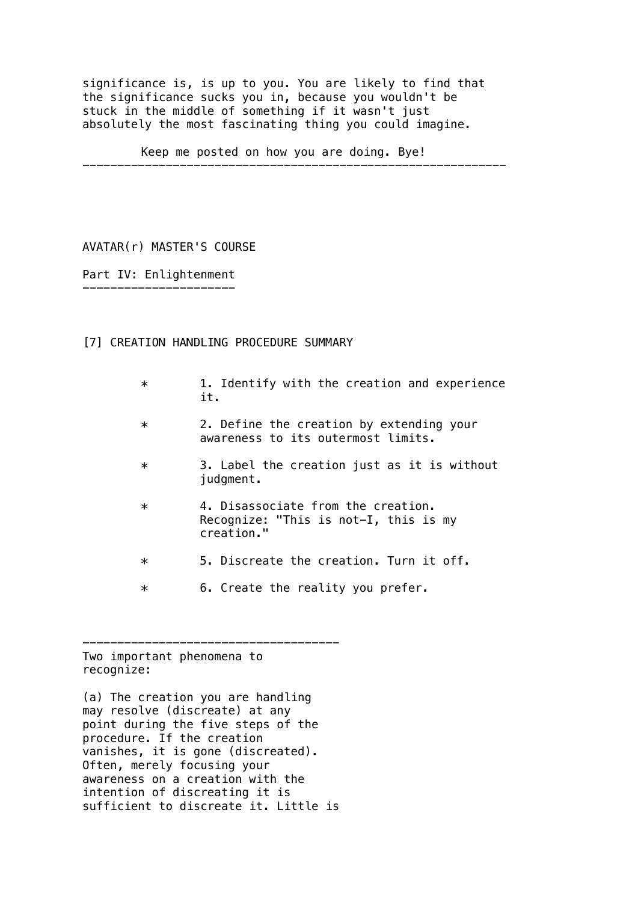significance is, is up to you. You are likely to find that the significance sucks you in, because you wouldn't be stuck in the middle of something if it wasn't just absolutely the most fascinating thing you could imagine.

Keep me posted on how you are doing. Bye!

---

AVATAR(r) MASTER'S COURSE

Part IV: Enlightenment

---

[7] CREATION HANDLING PROCEDURE SUMMARY

* 1. Identify with the creation and experience it.
* 2. Define the creation by extending your awareness to its outermost limits.
* 3. Label the creation just as it is without judgment.
* 4. Disassociate from the creation. Recognize: "This is not-I, this is my creation."
* 5. Discreate the creation. Turn it off.
* 6. Create the reality you prefer.

---

Two important phenomena to recognize:

(a) The creation you are handling may resolve (discreate) at any point during the five steps of the procedure. If the creation vanishes, it is gone (discreated). Often, merely focusing your awareness on a creation with the intention of discreating it is sufficient to discreate it. Little is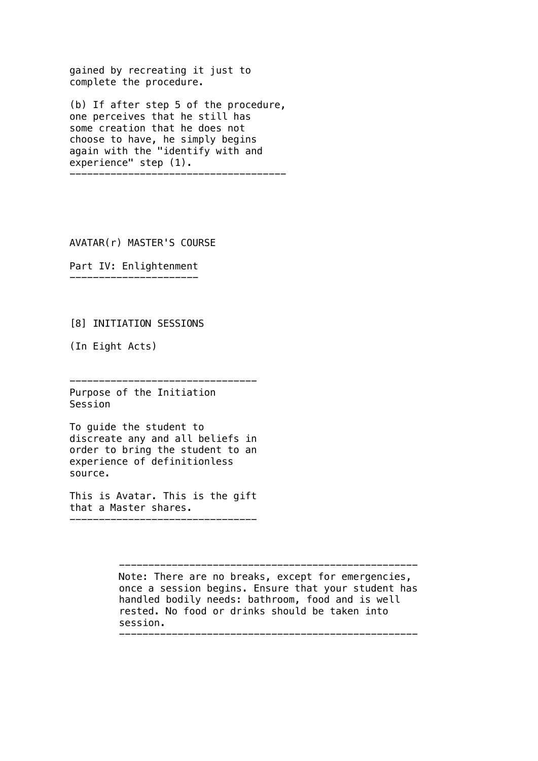gained by recreating it just to complete the procedure.

(b) If after step 5 of the procedure, one perceives that he still has some creation that he does not choose to have, he simply begins again with the "identify with and experience" step (1).

---

# AVATAR(r) MASTER'S COURSE

## Part IV: Enlightenment

### [8] INITIATION SESSIONS

(In Eight Acts)

---

**Purpose of the Initiation Session**

To guide the student to discreate any and all beliefs in order to bring the student to an experience of definitionless source.

This is Avatar. This is the gift that a Master shares.

---

> Note: There are no breaks, except for emergencies, once a session begins. Ensure that your student has handled bodily needs: bathroom, food and is well rested. No food or drinks should be taken into session.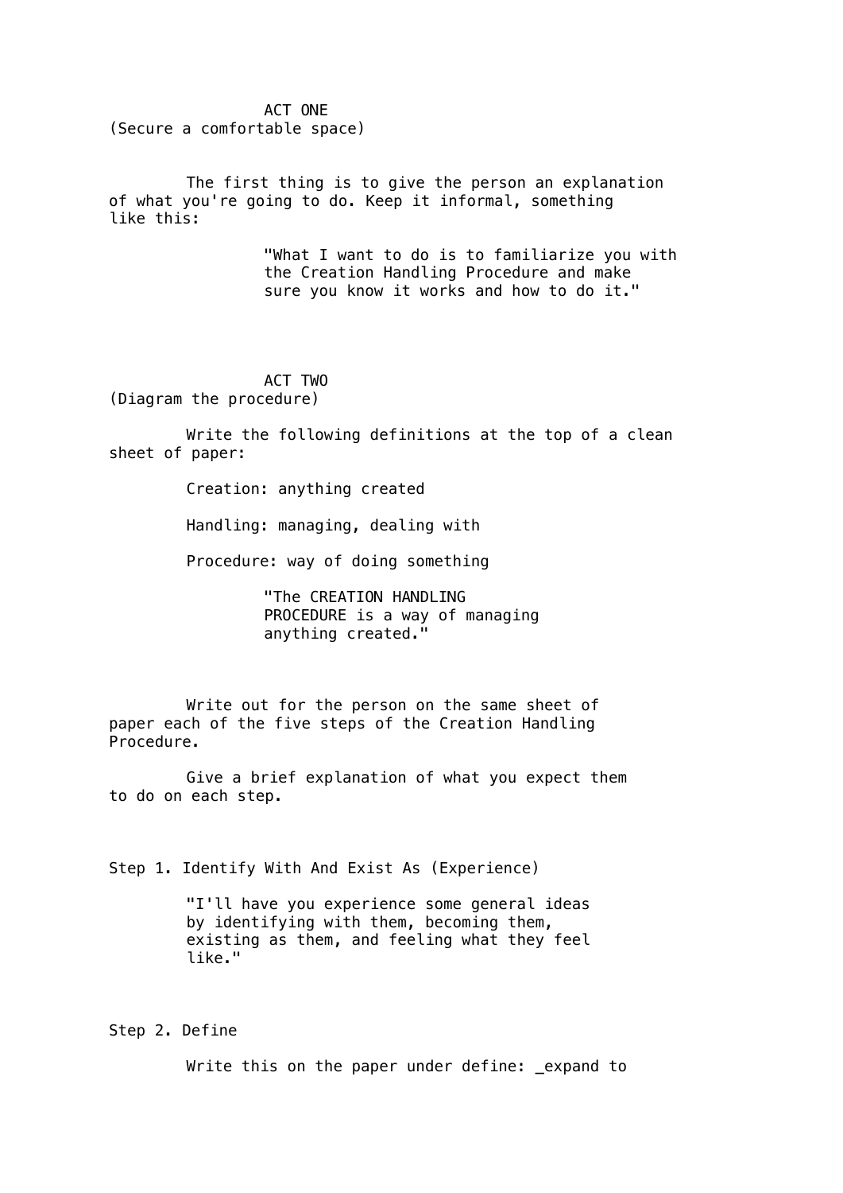## ACT ONE

(Secure a comfortable space)

The first thing is to give the person an explanation of what you're going to do. Keep it informal, something like this:

> "What I want to do is to familiarize you with the Creation Handling Procedure and make sure you know it works and how to do it."

## ACT TWO

(Diagram the procedure)

Write the following definitions at the top of a clean sheet of paper:

Creation: anything created

Handling: managing, dealing with

Procedure: way of doing something

> "The CREATION HANDLING PROCEDURE is a way of managing anything created."

Write out for the person on the same sheet of paper each of the five steps of the Creation Handling Procedure.

Give a brief explanation of what you expect them to do on each step.

Step 1. Identify With And Exist As (Experience)

> "I'll have you experience some general ideas by identifying with them, becoming them, existing as them, and feeling what they feel like."

Step 2. Define

Write this on the paper under define: _expand to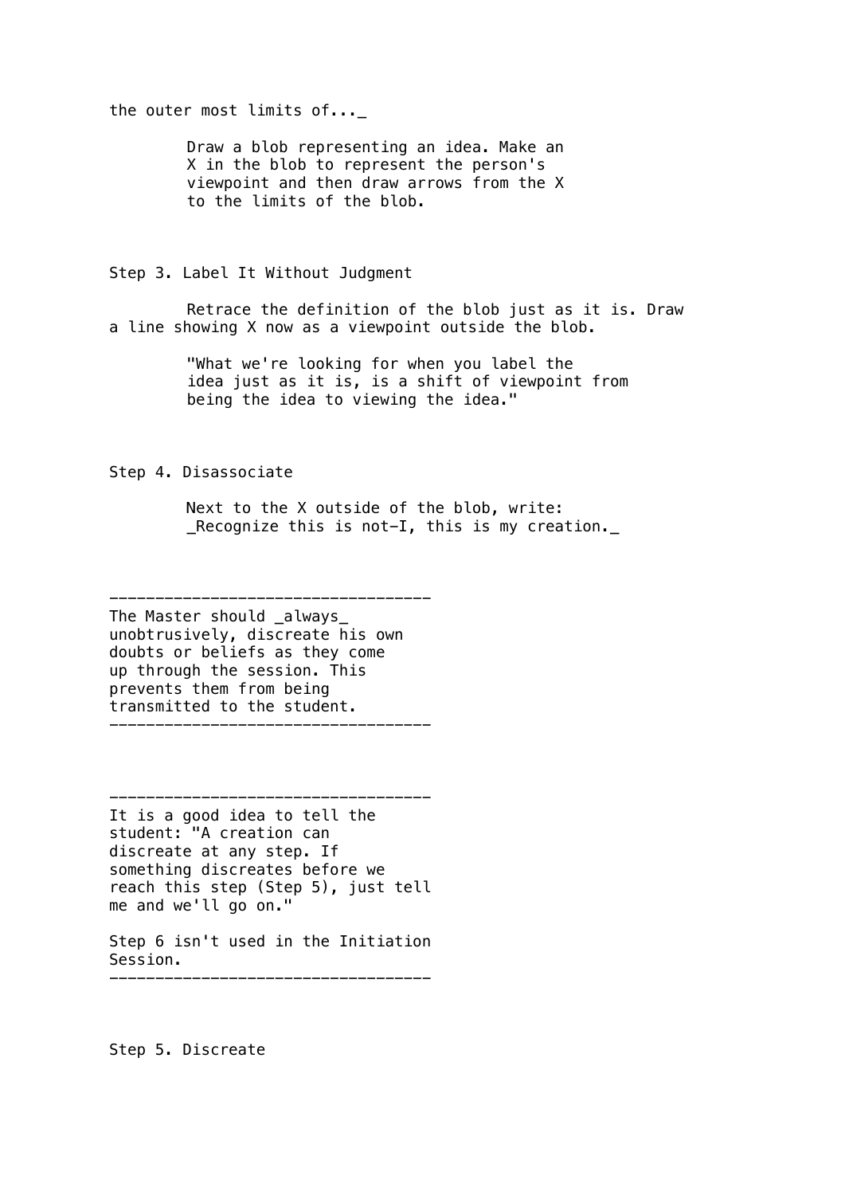the outer most limits of..._

> Draw a blob representing an idea. Make an X in the blob to represent the person's viewpoint and then draw arrows from the X to the limits of the blob.

## Step 3. Label It Without Judgment

Retrace the definition of the blob just as it is. Draw a line showing X now as a viewpoint outside the blob.

> "What we're looking for when you label the idea just as it is, is a shift of viewpoint from being the idea to viewing the idea."

## Step 4. Disassociate

Next to the X outside of the blob, write: _Recognize this is not-I, this is my creation._

---

The Master should _always_ unobtrusively, discreate his own doubts or beliefs as they come up through the session. This prevents them from being transmitted to the student.

---

---

It is a good idea to tell the student: "A creation can discreate at any step. If something discreates before we reach this step (Step 5), just tell me and we'll go on."

Step 6 isn't used in the Initiation Session.

---

## Step 5. Discreate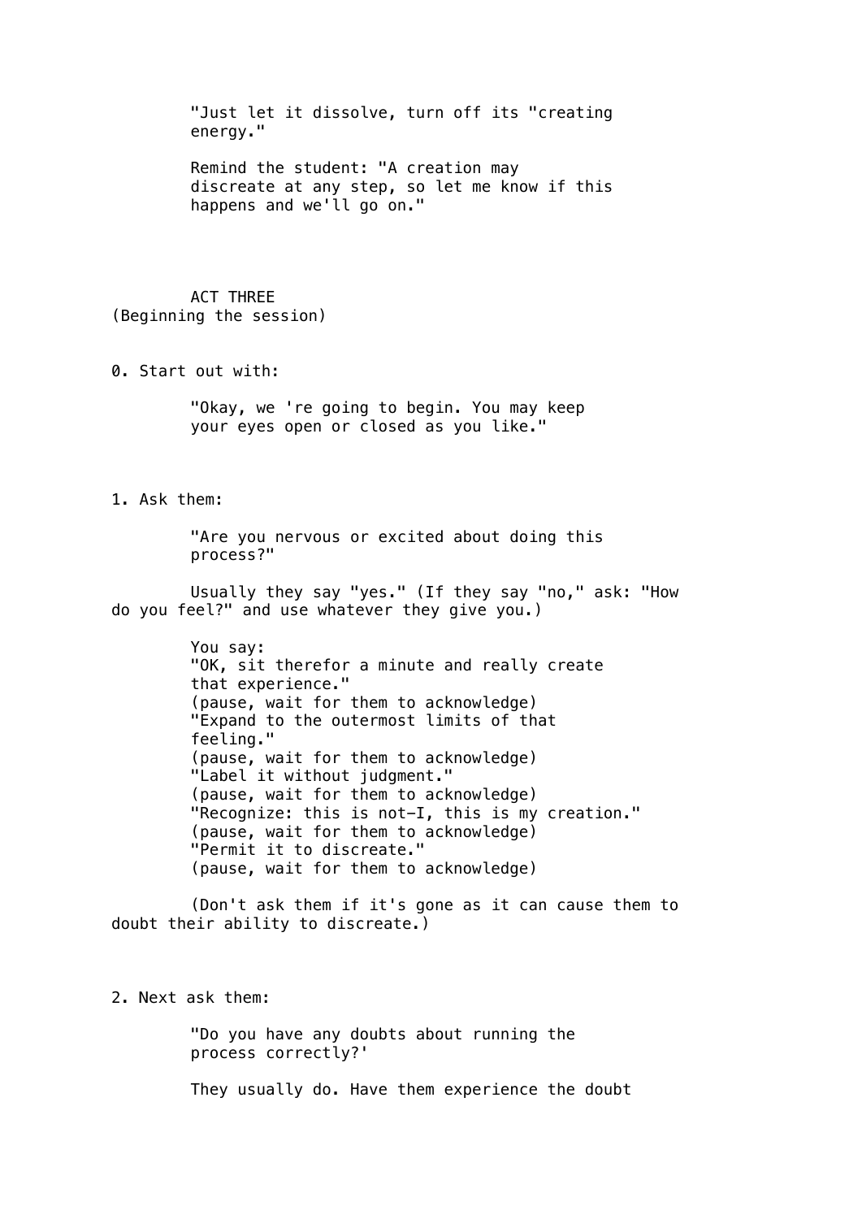"Just let it dissolve, turn off its "creating energy."

Remind the student: "A creation may discreate at any step, so let me know if this happens and we'll go on."

## ACT THREE
(Beginning the session)

0. Start out with:

"Okay, we 're going to begin. You may keep your eyes open or closed as you like."

1. Ask them:

"Are you nervous or excited about doing this process?"

Usually they say "yes." (If they say "no," ask: "How do you feel?" and use whatever they give you.)

You say:
"OK, sit therefor a minute and really create that experience."
(pause, wait for them to acknowledge)
"Expand to the outermost limits of that feeling."
(pause, wait for them to acknowledge)
"Label it without judgment."
(pause, wait for them to acknowledge)
"Recognize: this is not-I, this is my creation."
(pause, wait for them to acknowledge)
"Permit it to discreate."
(pause, wait for them to acknowledge)

(Don't ask them if it's gone as it can cause them to doubt their ability to discreate.)

2. Next ask them:

"Do you have any doubts about running the process correctly?'

They usually do. Have them experience the doubt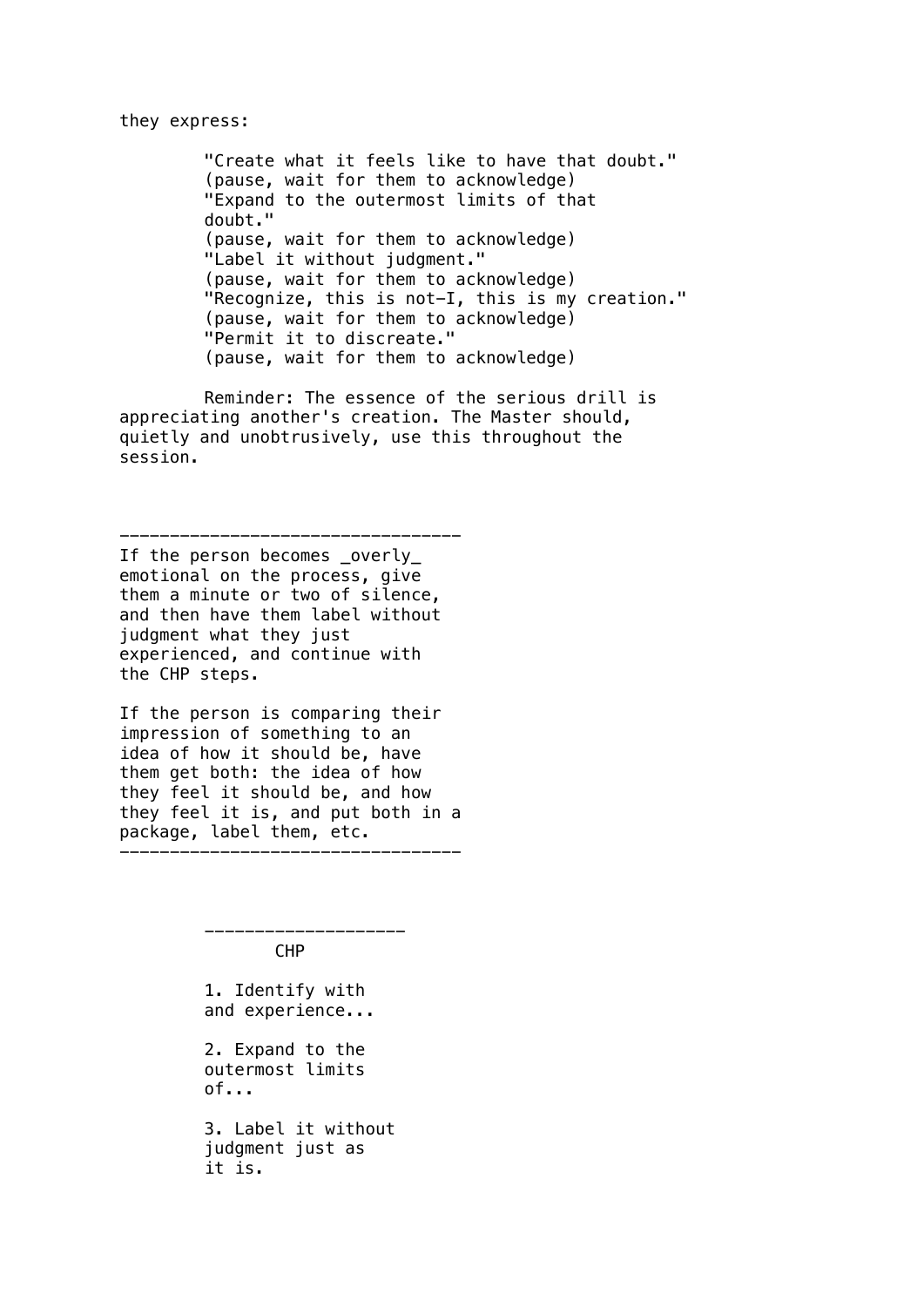they express:

> "Create what it feels like to have that doubt."
> (pause, wait for them to acknowledge)
> "Expand to the outermost limits of that doubt."
> (pause, wait for them to acknowledge)
> "Label it without judgment."
> (pause, wait for them to acknowledge)
> "Recognize, this is not-I, this is my creation."
> (pause, wait for them to acknowledge)
> "Permit it to discreate."
> (pause, wait for them to acknowledge)

Reminder: The essence of the serious drill is appreciating another's creation. The Master should, quietly and unobtrusively, use this throughout the session.

---

If the person becomes _overly_ emotional on the process, give them a minute or two of silence, and then have them label without judgment what they just experienced, and continue with the CHP steps.

If the person is comparing their impression of something to an idea of how it should be, have them get both: the idea of how they feel it should be, and how they feel it is, and put both in a package, label them, etc.

---

### CHP

1. Identify with and experience...

2. Expand to the outermost limits of...

3. Label it without judgment just as it is.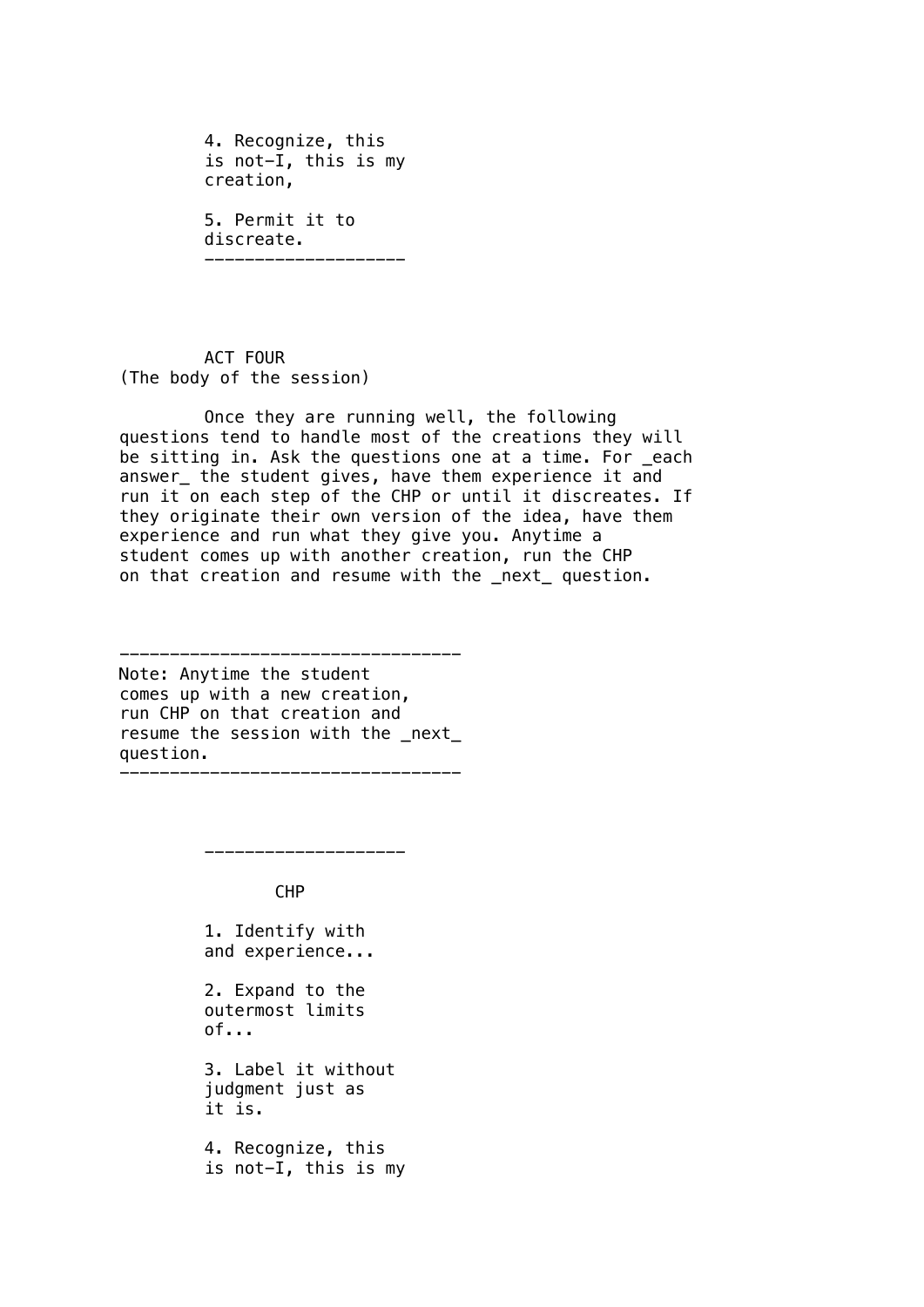4. Recognize, this is not-I, this is my creation,

5. Permit it to discreate.

---

ACT FOUR
(The body of the session)

Once they are running well, the following questions tend to handle most of the creations they will be sitting in. Ask the questions one at a time. For _each answer_ the student gives, have them experience it and run it on each step of the CHP or until it discreates. If they originate their own version of the idea, have them experience and run what they give you. Anytime a student comes up with another creation, run the CHP on that creation and resume with the _next_ question.

---

Note: Anytime the student comes up with a new creation, run CHP on that creation and resume the session with the _next_ question.

---

---

CHP

1. Identify with and experience...

2. Expand to the outermost limits of...

3. Label it without judgment just as it is.

4. Recognize, this is not-I, this is my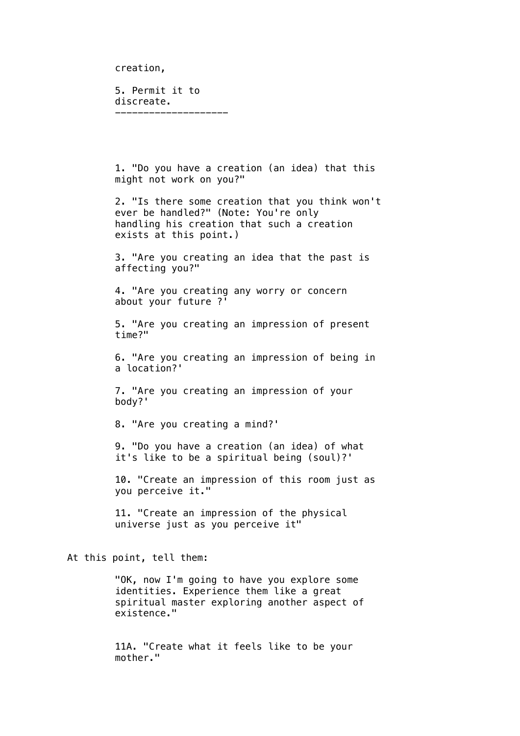creation,

5. Permit it to discreate.

---

1. "Do you have a creation (an idea) that this might not work on you?"

2. "Is there some creation that you think won't ever be handled?" (Note: You're only handling his creation that such a creation exists at this point.)

3. "Are you creating an idea that the past is affecting you?"

4. "Are you creating any worry or concern about your future ?'

5. "Are you creating an impression of present time?"

6. "Are you creating an impression of being in a location?'

7. "Are you creating an impression of your body?'

8. "Are you creating a mind?'

9. "Do you have a creation (an idea) of what it's like to be a spiritual being (soul)?'

10. "Create an impression of this room just as you perceive it."

11. "Create an impression of the physical universe just as you perceive it"

At this point, tell them:

"OK, now I'm going to have you explore some identities. Experience them like a great spiritual master exploring another aspect of existence."

11A. "Create what it feels like to be your mother."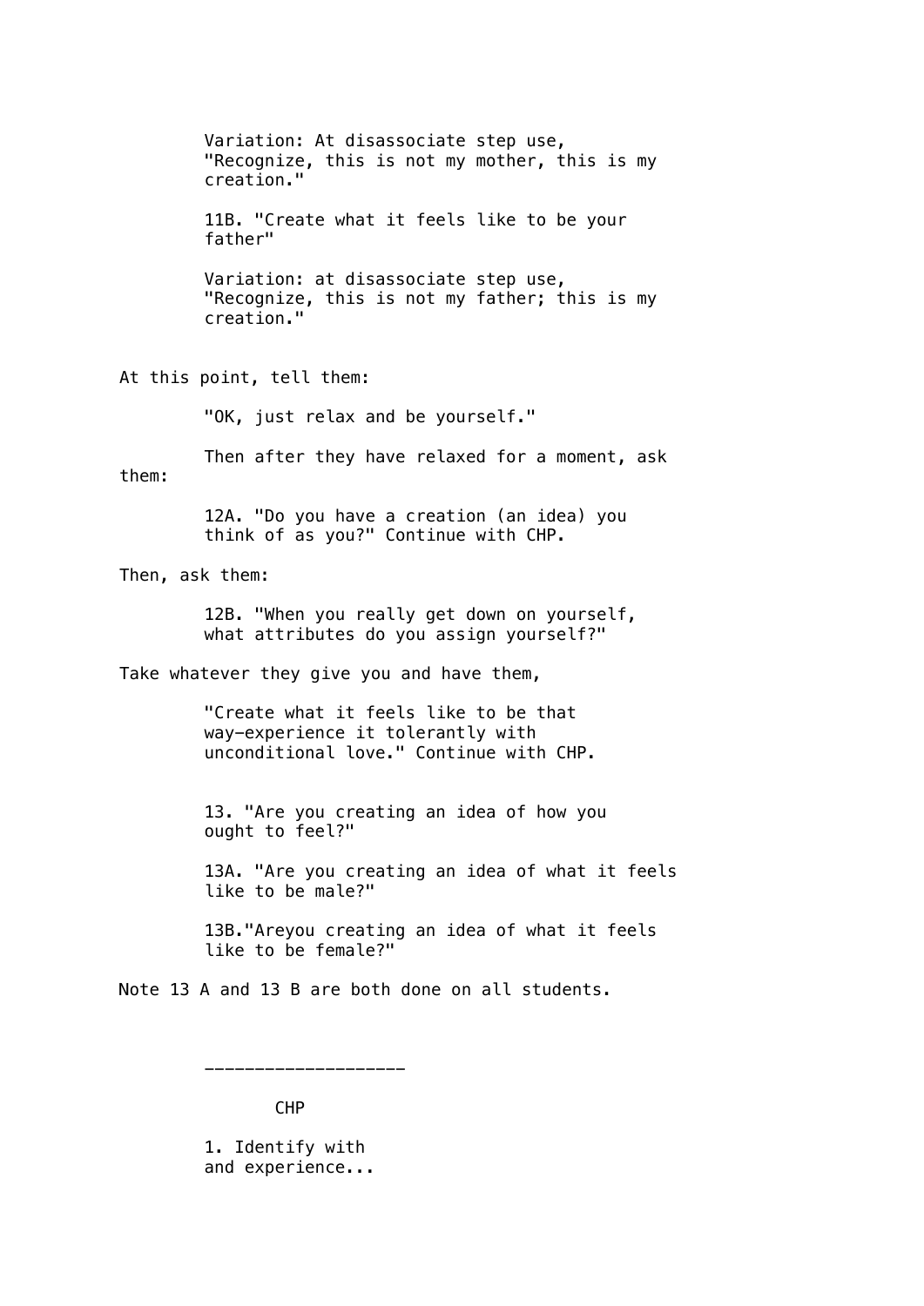Variation: At disassociate step use, "Recognize, this is not my mother, this is my creation."

11B. "Create what it feels like to be your father"

Variation: at disassociate step use, "Recognize, this is not my father; this is my creation."

At this point, tell them:

"OK, just relax and be yourself."

Then after they have relaxed for a moment, ask them:

12A. "Do you have a creation (an idea) you think of as you?" Continue with CHP.

Then, ask them:

12B. "When you really get down on yourself, what attributes do you assign yourself?"

Take whatever they give you and have them,

"Create what it feels like to be that way—experience it tolerantly with unconditional love." Continue with CHP.

13. "Are you creating an idea of how you ought to feel?"

13A. "Are you creating an idea of what it feels like to be male?"

13B."Areyou creating an idea of what it feels like to be female?"

Note 13 A and 13 B are both done on all students.

---

CHP

1. Identify with and experience...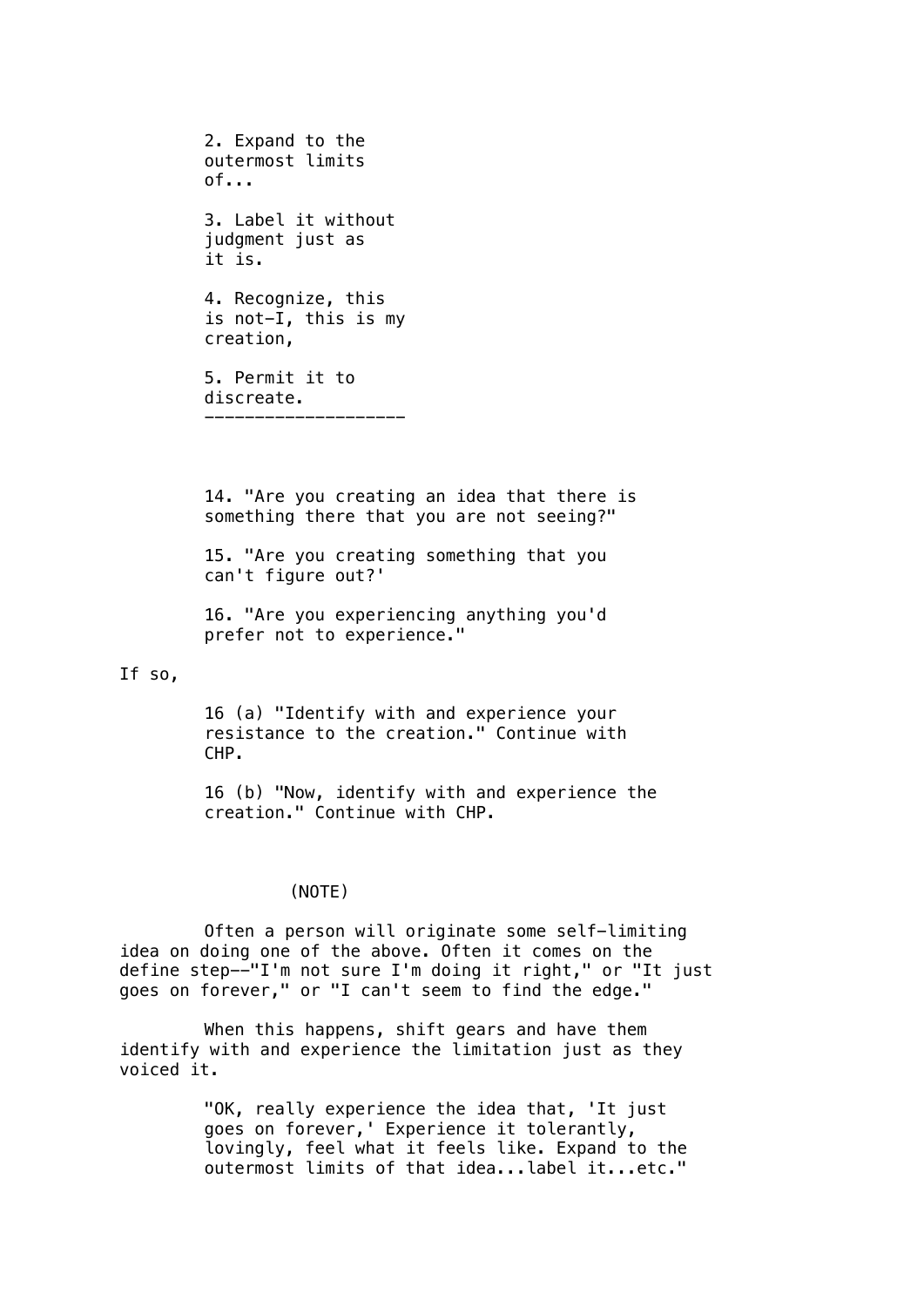2. Expand to the outermost limits of...

3. Label it without judgment just as it is.

4. Recognize, this is not-I, this is my creation,

5. Permit it to discreate.

---

14. "Are you creating an idea that there is something there that you are not seeing?"

15. "Are you creating something that you can't figure out?'

16. "Are you experiencing anything you'd prefer not to experience."

If so,

16 (a) "Identify with and experience your resistance to the creation." Continue with CHP.

16 (b) "Now, identify with and experience the creation." Continue with CHP.

(NOTE)

Often a person will originate some self-limiting idea on doing one of the above. Often it comes on the define step--"I'm not sure I'm doing it right," or "It just goes on forever," or "I can't seem to find the edge."

When this happens, shift gears and have them identify with and experience the limitation just as they voiced it.

"OK, really experience the idea that, 'It just goes on forever,' Experience it tolerantly, lovingly, feel what it feels like. Expand to the outermost limits of that idea...label it...etc."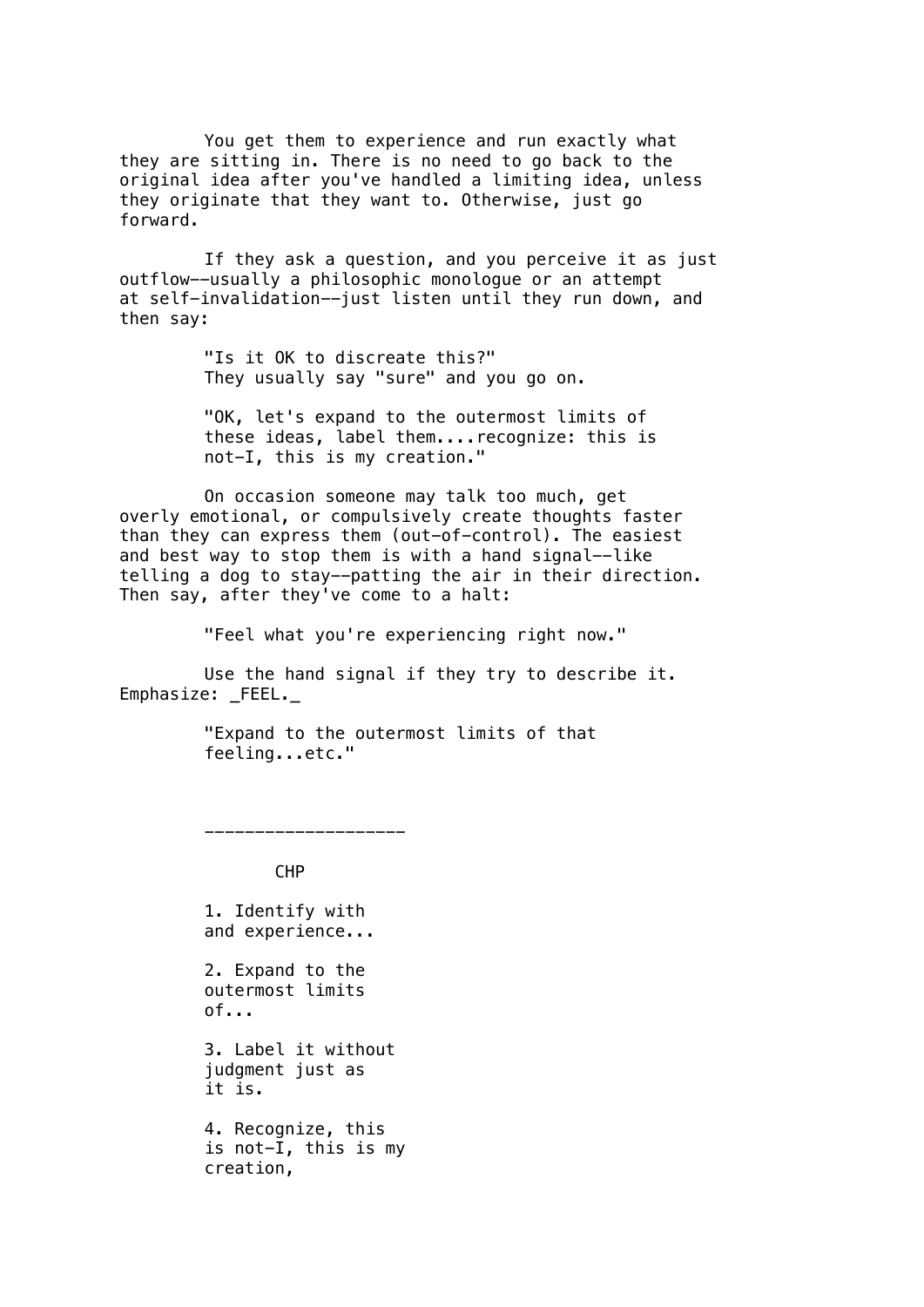You get them to experience and run exactly what they are sitting in. There is no need to go back to the original idea after you've handled a limiting idea, unless they originate that they want to. Otherwise, just go forward.

If they ask a question, and you perceive it as just outflow--usually a philosophic monologue or an attempt at self-invalidation--just listen until they run down, and then say:

> "Is it OK to discreate this?"
> They usually say "sure" and you go on.
>
> "OK, let's expand to the outermost limits of these ideas, label them....recognize: this is not-I, this is my creation."

On occasion someone may talk too much, get overly emotional, or compulsively create thoughts faster than they can express them (out-of-control). The easiest and best way to stop them is with a hand signal--like telling a dog to stay--patting the air in their direction. Then say, after they've come to a halt:

> "Feel what you're experiencing right now."

Use the hand signal if they try to describe it. Emphasize: _FEEL._

> "Expand to the outermost limits of that feeling...etc."

---

CHP

1. Identify with and experience...

2. Expand to the outermost limits of...

3. Label it without judgment just as it is.

4. Recognize, this is not-I, this is my creation,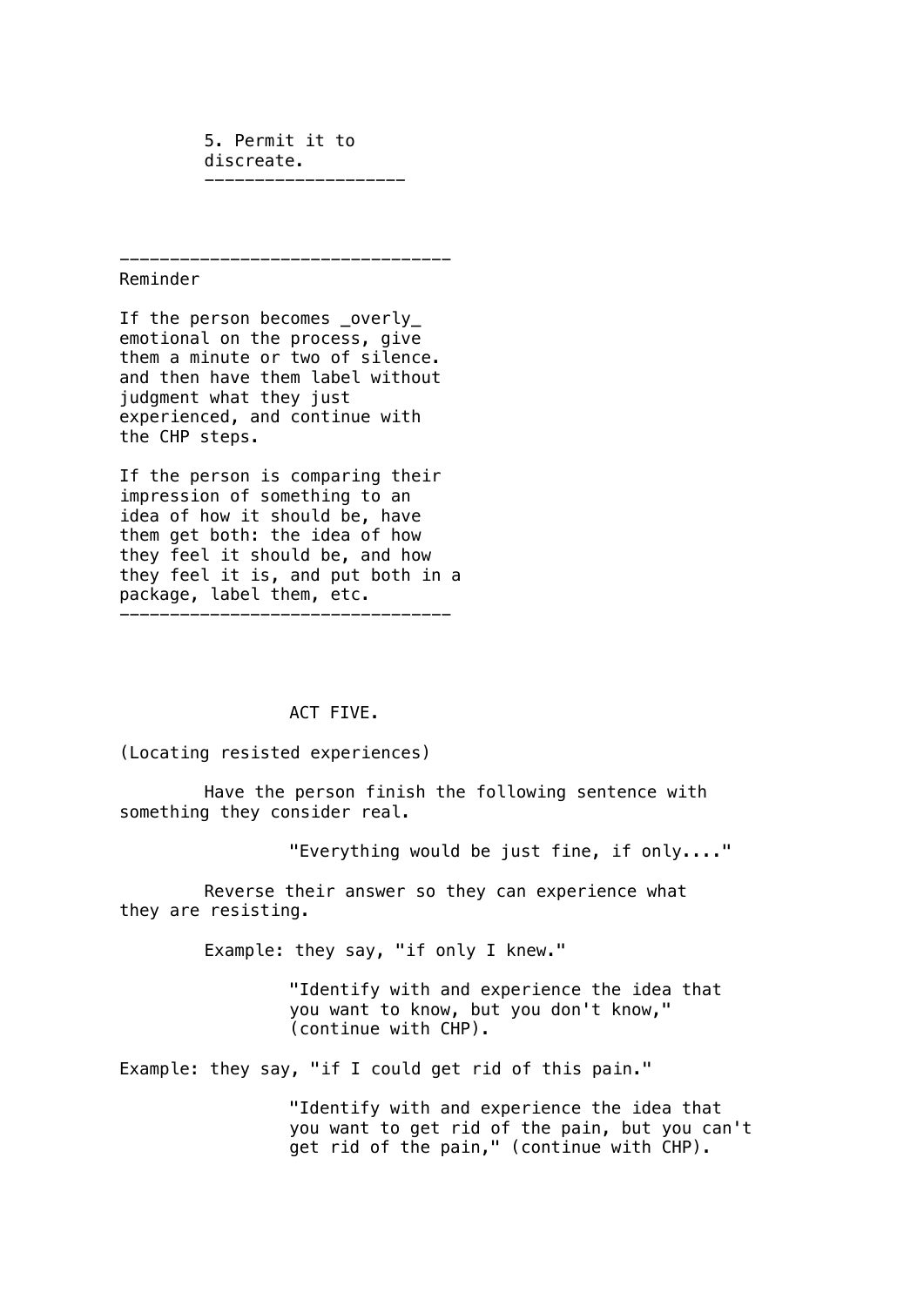5. Permit it to discreate.

---

Reminder

If the person becomes _overly_ emotional on the process, give them a minute or two of silence. and then have them label without judgment what they just experienced, and continue with the CHP steps.

If the person is comparing their impression of something to an idea of how it should be, have them get both: the idea of how they feel it should be, and how they feel it is, and put both in a package, label them, etc.

---

## ACT FIVE.

(Locating resisted experiences)

Have the person finish the following sentence with something they consider real.

> "Everything would be just fine, if only...."

Reverse their answer so they can experience what they are resisting.

Example: they say, "if only I knew."

> "Identify with and experience the idea that you want to know, but you don't know," (continue with CHP).

Example: they say, "if I could get rid of this pain."

> "Identify with and experience the idea that you want to get rid of the pain, but you can't get rid of the pain," (continue with CHP).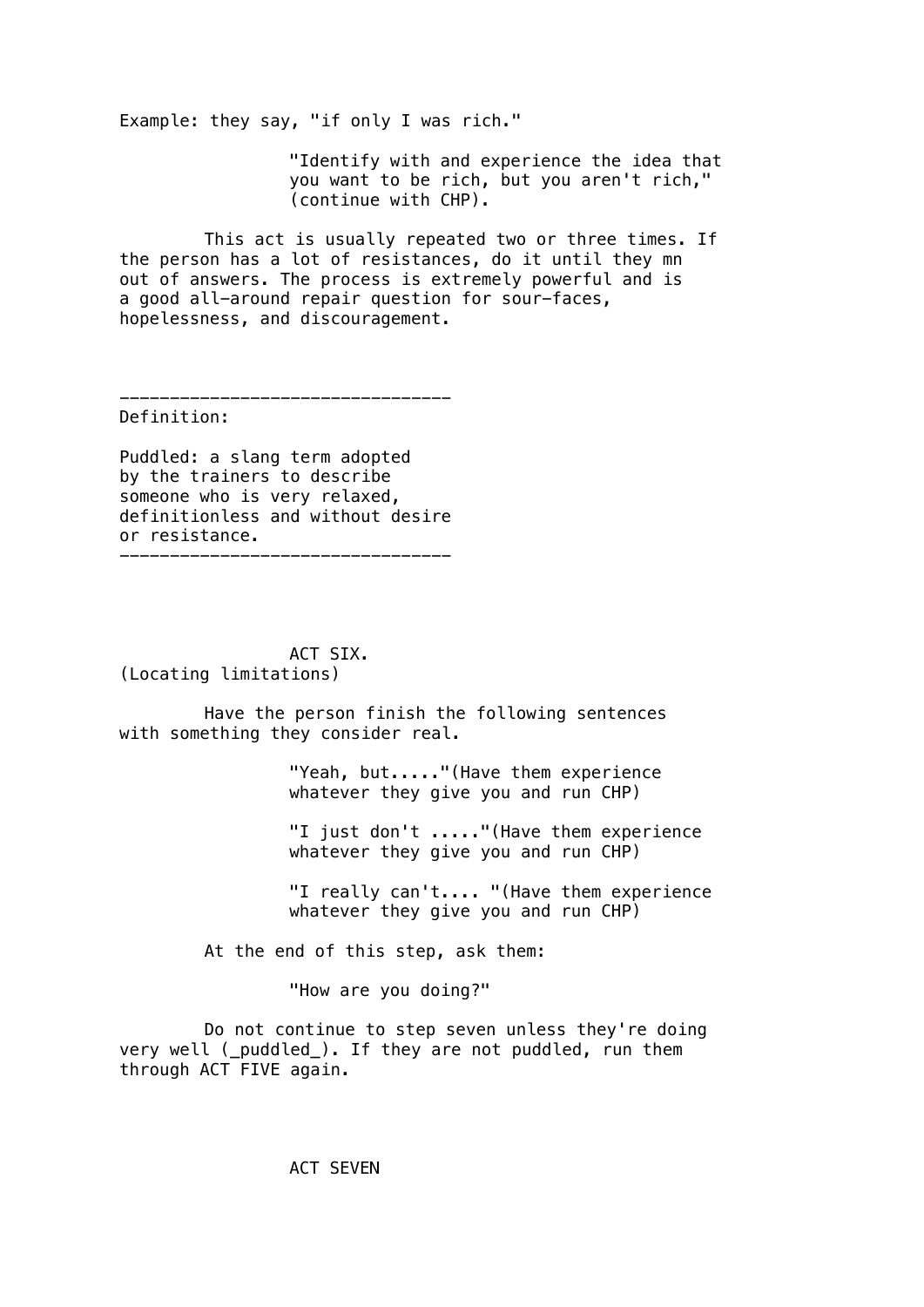Example: they say, "if only I was rich."

> "Identify with and experience the idea that you want to be rich, but you aren't rich," (continue with CHP).

This act is usually repeated two or three times. If the person has a lot of resistances, do it until they mn out of answers. The process is extremely powerful and is a good all-around repair question for sour-faces, hopelessness, and discouragement.

---

Definition:

Puddled: a slang term adopted by the trainers to describe someone who is very relaxed, definitionless and without desire or resistance.

---

## ACT SIX.

(Locating limitations)

Have the person finish the following sentences with something they consider real.

> "Yeah, but....."(Have them experience whatever they give you and run CHP)
>
> "I just don't ....."(Have them experience whatever they give you and run CHP)
>
> "I really can't.... "(Have them experience whatever they give you and run CHP)

At the end of this step, ask them:

> "How are you doing?"

Do not continue to step seven unless they're doing very well (_puddled_). If they are not puddled, run them through ACT FIVE again.

## ACT SEVEN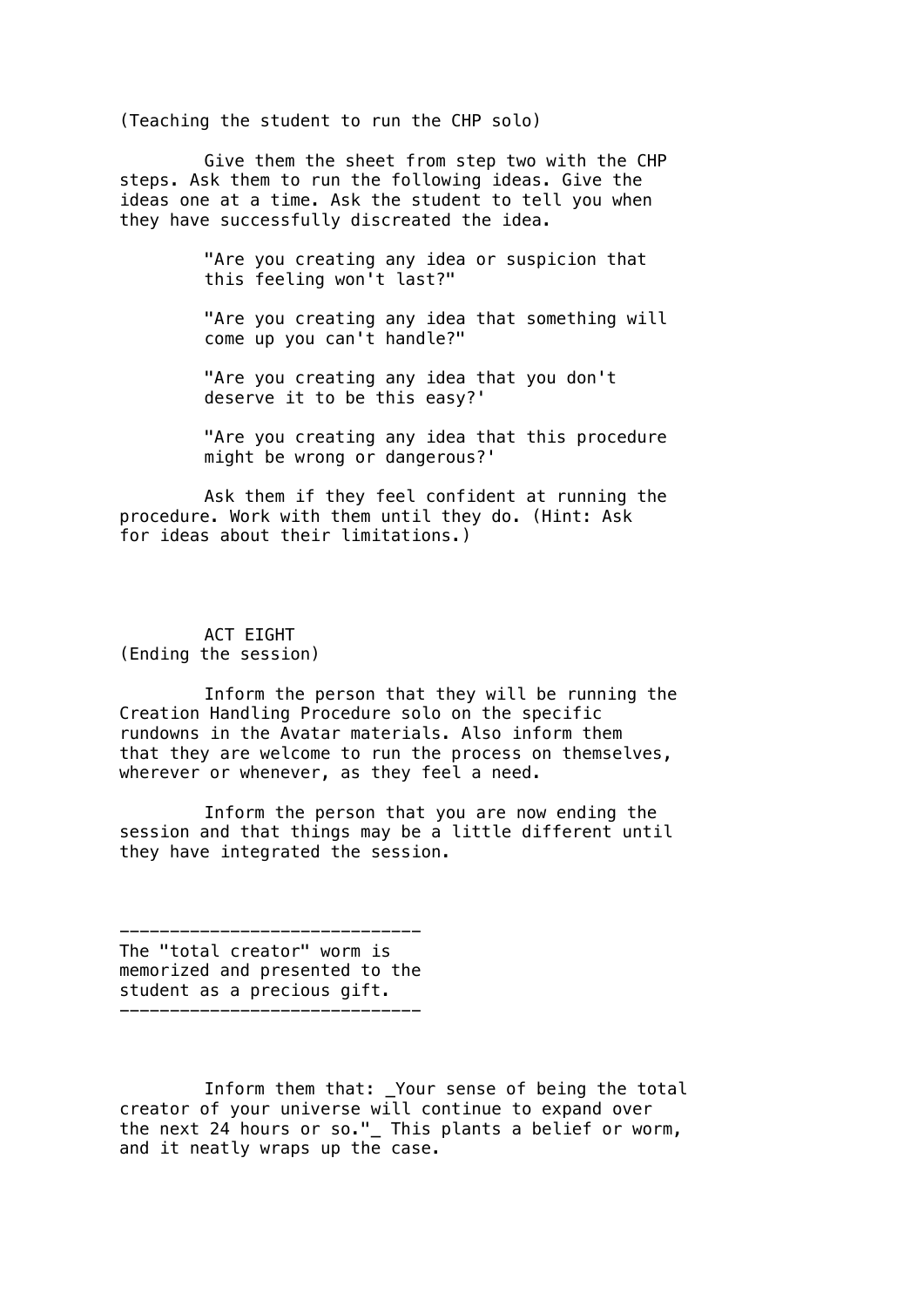(Teaching the student to run the CHP solo)

Give them the sheet from step two with the CHP steps. Ask them to run the following ideas. Give the ideas one at a time. Ask the student to tell you when they have successfully discreated the idea.

> "Are you creating any idea or suspicion that this feeling won't last?"
>
> "Are you creating any idea that something will come up you can't handle?"
>
> "Are you creating any idea that you don't deserve it to be this easy?'
>
> "Are you creating any idea that this procedure might be wrong or dangerous?'

Ask them if they feel confident at running the procedure. Work with them until they do. (Hint: Ask for ideas about their limitations.)

## ACT EIGHT
(Ending the session)

Inform the person that they will be running the Creation Handling Procedure solo on the specific rundowns in the Avatar materials. Also inform them that they are welcome to run the process on themselves, wherever or whenever, as they feel a need.

Inform the person that you are now ending the session and that things may be a little different until they have integrated the session.

------------------------------
The "total creator" worm is memorized and presented to the student as a precious gift.
------------------------------

Inform them that: _Your sense of being the total creator of your universe will continue to expand over the next 24 hours or so."_ This plants a belief or worm, and it neatly wraps up the case.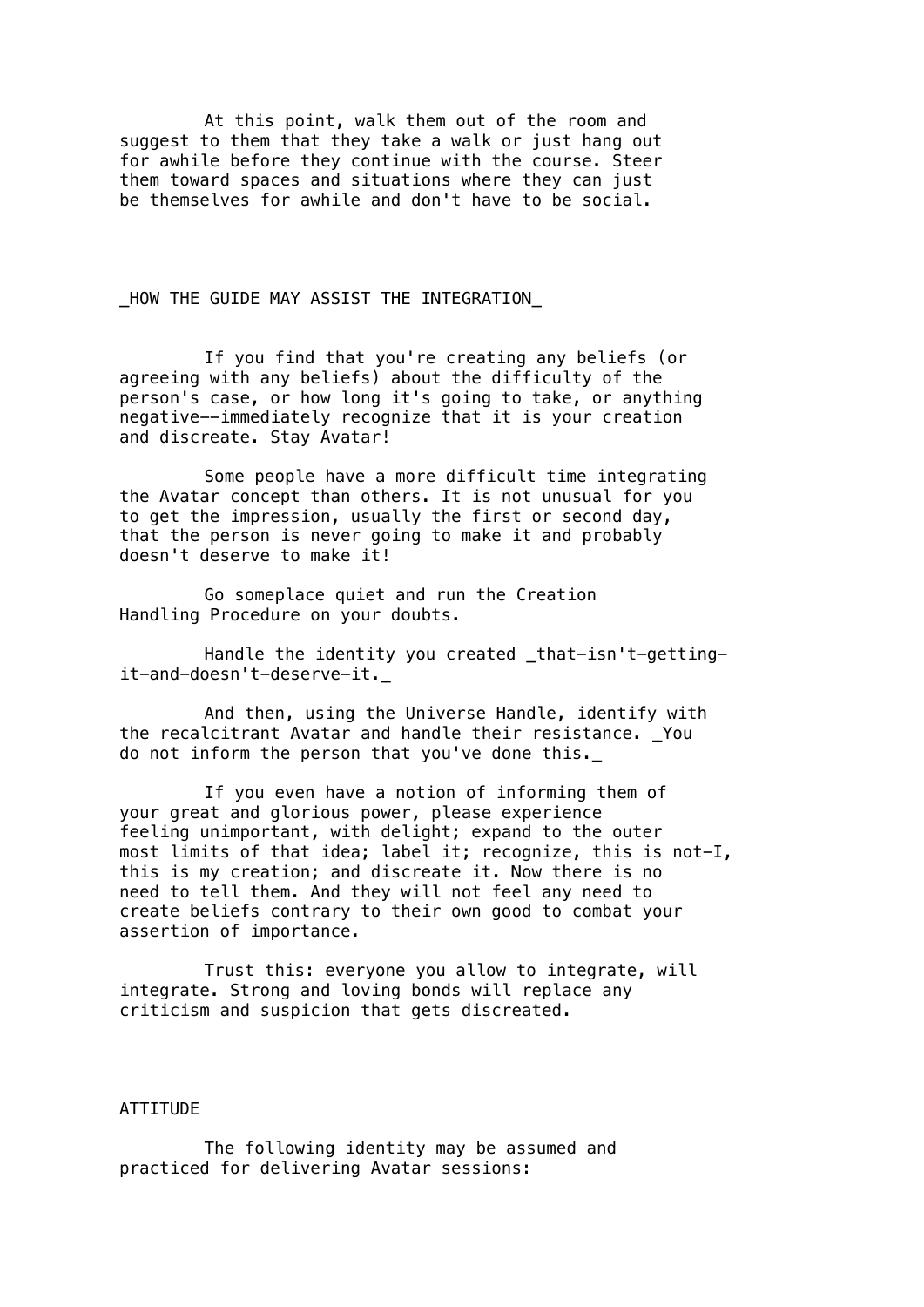At this point, walk them out of the room and suggest to them that they take a walk or just hang out for awhile before they continue with the course. Steer them toward spaces and situations where they can just be themselves for awhile and don't have to be social.

## _HOW THE GUIDE MAY ASSIST THE INTEGRATION_

If you find that you're creating any beliefs (or agreeing with any beliefs) about the difficulty of the person's case, or how long it's going to take, or anything negative--immediately recognize that it is your creation and discreate. Stay Avatar!

Some people have a more difficult time integrating the Avatar concept than others. It is not unusual for you to get the impression, usually the first or second day, that the person is never going to make it and probably doesn't deserve to make it!

Go someplace quiet and run the Creation Handling Procedure on your doubts.

Handle the identity you created _that-isn't-getting-it-and-doesn't-deserve-it._

And then, using the Universe Handle, identify with the recalcitrant Avatar and handle their resistance. _You do not inform the person that you've done this._

If you even have a notion of informing them of your great and glorious power, please experience feeling unimportant, with delight; expand to the outer most limits of that idea; label it; recognize, this is not-I, this is my creation; and discreate it. Now there is no need to tell them. And they will not feel any need to create beliefs contrary to their own good to combat your assertion of importance.

Trust this: everyone you allow to integrate, will integrate. Strong and loving bonds will replace any criticism and suspicion that gets discreated.

## ATTITUDE

The following identity may be assumed and practiced for delivering Avatar sessions: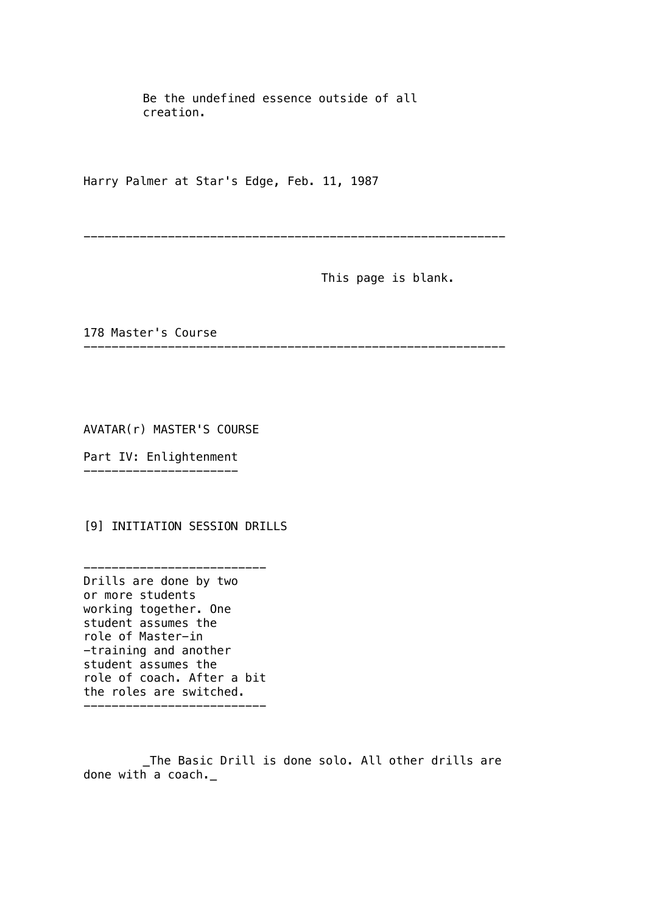Be the undefined essence outside of all creation.

Harry Palmer at Star's Edge, Feb. 11, 1987

---

This page is blank.

---

AVATAR(r) MASTER'S COURSE

## Part IV: Enlightenment

### [9] INITIATION SESSION DRILLS

---

Drills are done by two or more students working together. One student assumes the role of Master-in-training and another student assumes the role of coach. After a bit the roles are switched.

---

_The Basic Drill is done solo. All other drills are done with a coach._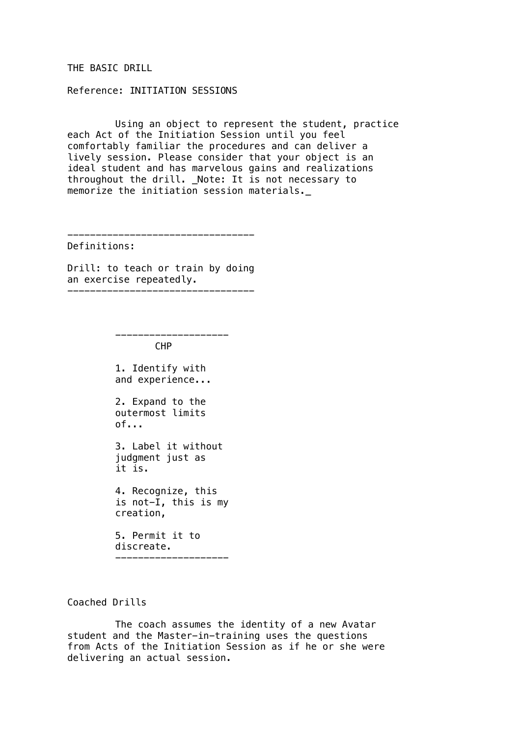# THE BASIC DRILL

Reference: INITIATION SESSIONS

Using an object to represent the student, practice each Act of the Initiation Session until you feel comfortably familiar the procedures and can deliver a lively session. Please consider that your object is an ideal student and has marvelous gains and realizations throughout the drill. _Note: It is not necessary to memorize the initiation session materials._

---

Definitions:

Drill: to teach or train by doing an exercise repeatedly.

---

---

**CHP**

1. Identify with and experience...

2. Expand to the outermost limits of...

3. Label it without judgment just as it is.

4. Recognize, this is not-I, this is my creation,

5. Permit it to discreate.

---

## Coached Drills

The coach assumes the identity of a new Avatar student and the Master-in-training uses the questions from Acts of the Initiation Session as if he or she were delivering an actual session.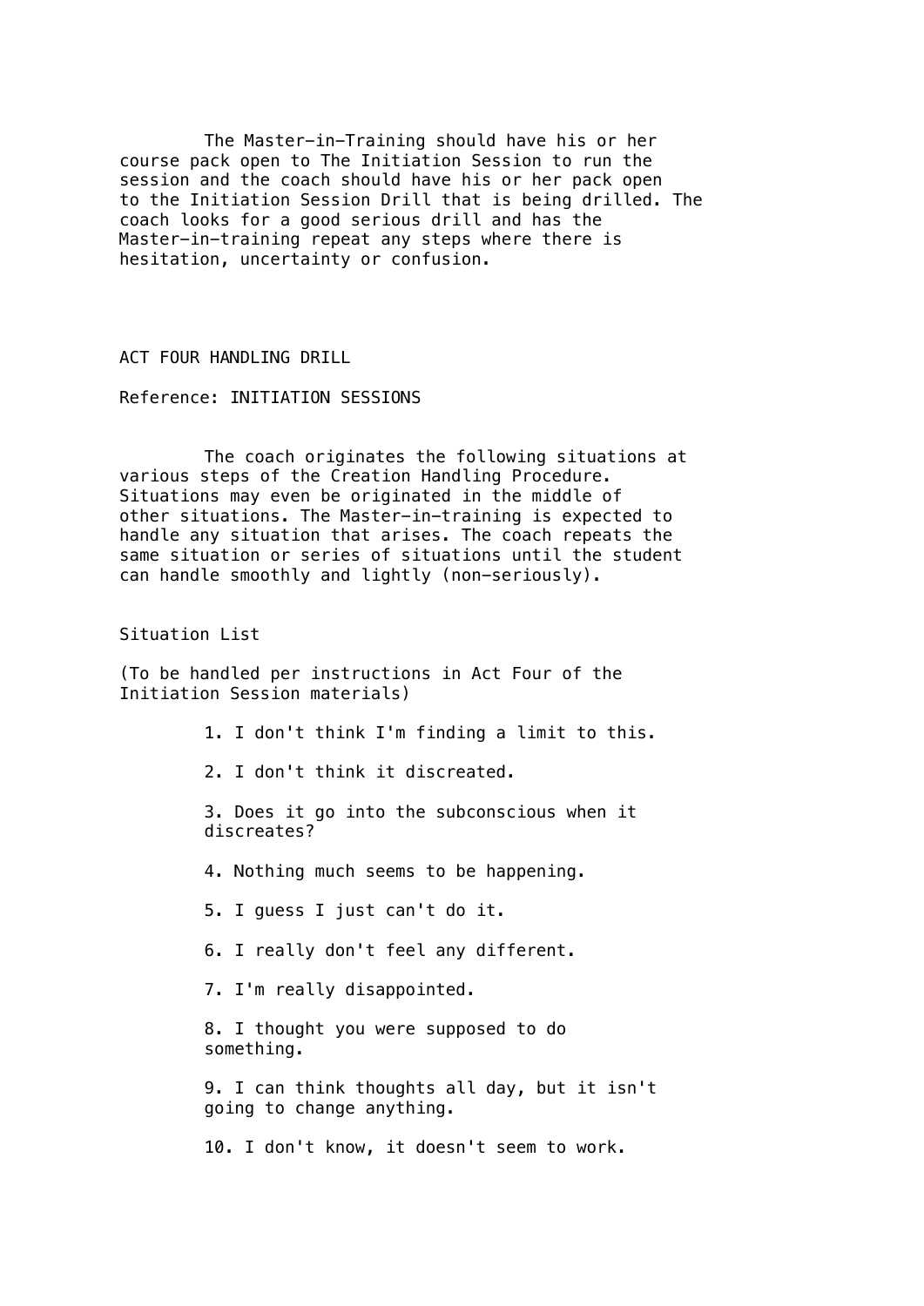The Master-in-Training should have his or her course pack open to The Initiation Session to run the session and the coach should have his or her pack open to the Initiation Session Drill that is being drilled. The coach looks for a good serious drill and has the Master-in-training repeat any steps where there is hesitation, uncertainty or confusion.

## ACT FOUR HANDLING DRILL

Reference: INITIATION SESSIONS

The coach originates the following situations at various steps of the Creation Handling Procedure. Situations may even be originated in the middle of other situations. The Master-in-training is expected to handle any situation that arises. The coach repeats the same situation or series of situations until the student can handle smoothly and lightly (non-seriously).

### Situation List

(To be handled per instructions in Act Four of the Initiation Session materials)

1. I don't think I'm finding a limit to this.
2. I don't think it discreated.
3. Does it go into the subconscious when it discreates?
4. Nothing much seems to be happening.
5. I guess I just can't do it.
6. I really don't feel any different.
7. I'm really disappointed.
8. I thought you were supposed to do something.
9. I can think thoughts all day, but it isn't going to change anything.
10. I don't know, it doesn't seem to work.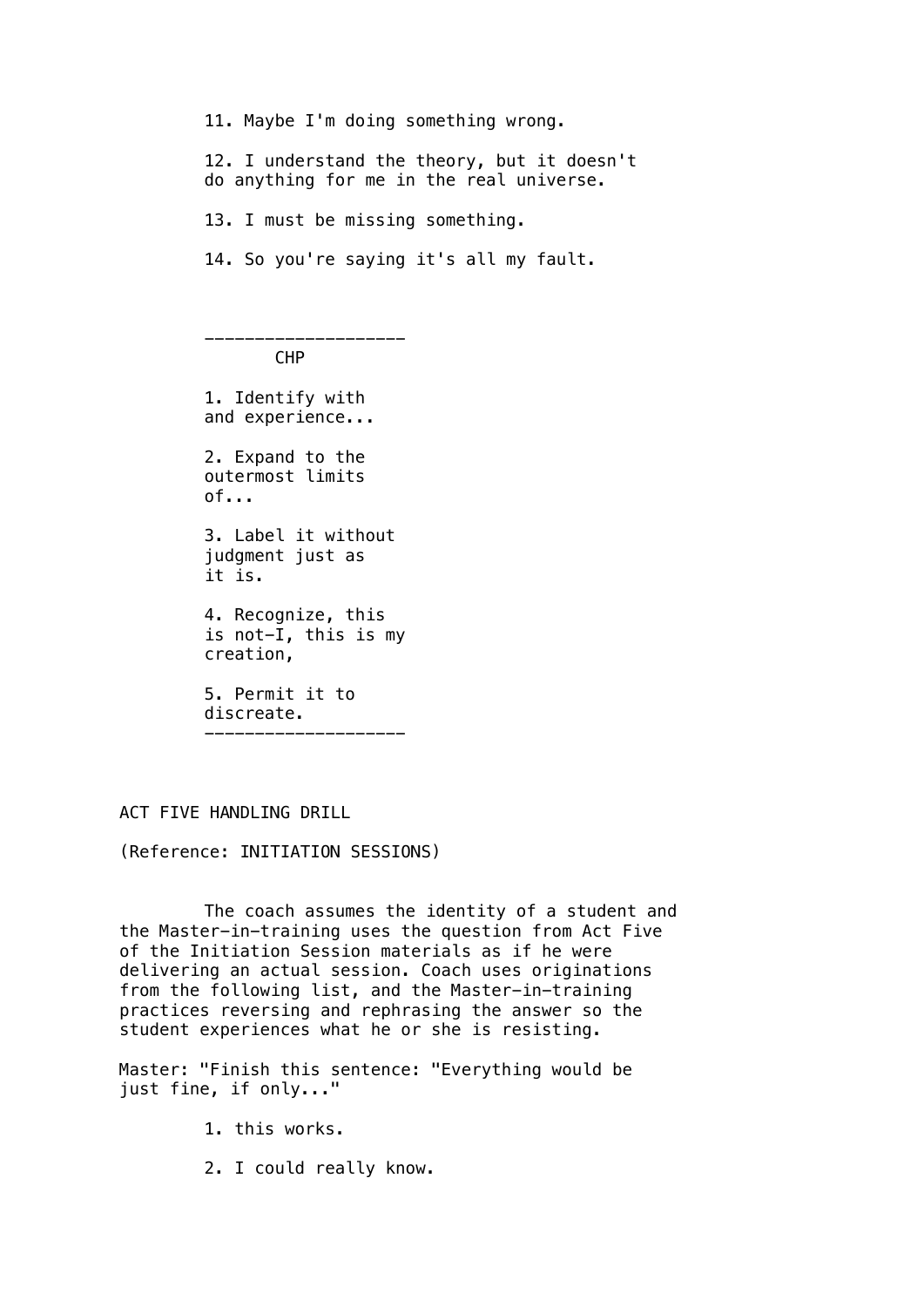11. Maybe I'm doing something wrong.

12. I understand the theory, but it doesn't do anything for me in the real universe.

13. I must be missing something.

14. So you're saying it's all my fault.

---

CHP

1. Identify with and experience...

2. Expand to the outermost limits of...

3. Label it without judgment just as it is.

4. Recognize, this is not-I, this is my creation,

5. Permit it to discreate.

---

ACT FIVE HANDLING DRILL

(Reference: INITIATION SESSIONS)

The coach assumes the identity of a student and the Master-in-training uses the question from Act Five of the Initiation Session materials as if he were delivering an actual session. Coach uses originations from the following list, and the Master-in-training practices reversing and rephrasing the answer so the student experiences what he or she is resisting.

Master: "Finish this sentence: "Everything would be just fine, if only..."

1. this works.

2. I could really know.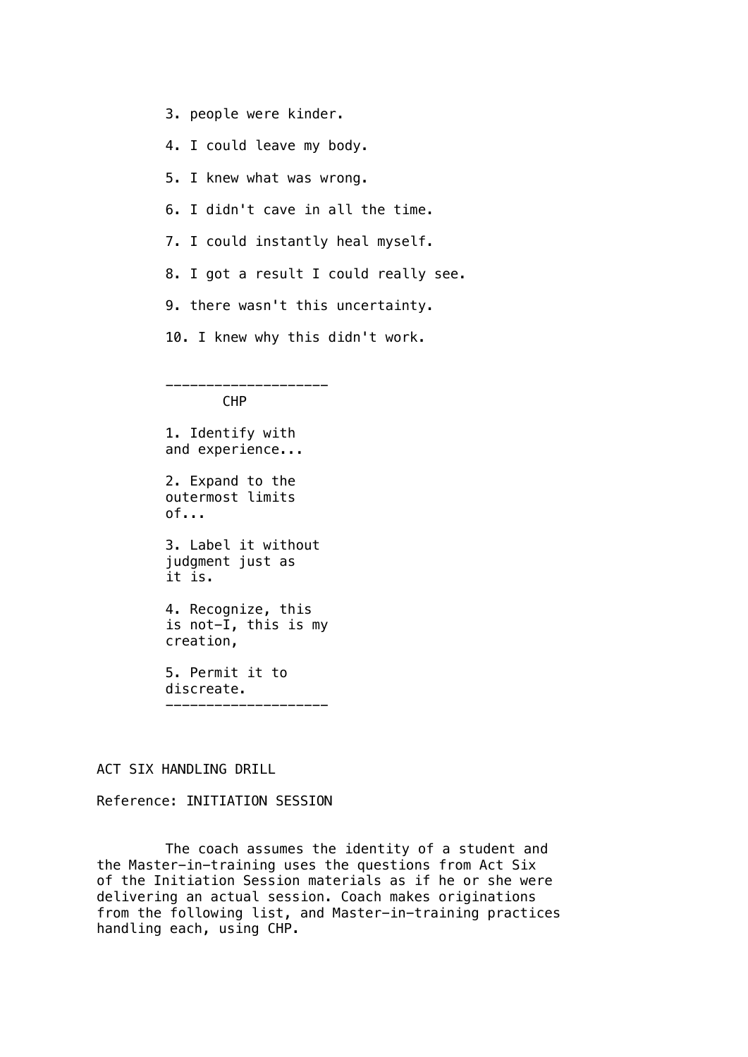3. people were kinder.

4. I could leave my body.

5. I knew what was wrong.

6. I didn't cave in all the time.

7. I could instantly heal myself.

8. I got a result I could really see.

9. there wasn't this uncertainty.

10. I knew why this didn't work.

---

CHP

1. Identify with and experience...

2. Expand to the outermost limits of...

3. Label it without judgment just as it is.

4. Recognize, this is not-I, this is my creation,

5. Permit it to discreate.

---

ACT SIX HANDLING DRILL

Reference: INITIATION SESSION

The coach assumes the identity of a student and the Master-in-training uses the questions from Act Six of the Initiation Session materials as if he or she were delivering an actual session. Coach makes originations from the following list, and Master-in-training practices handling each, using CHP.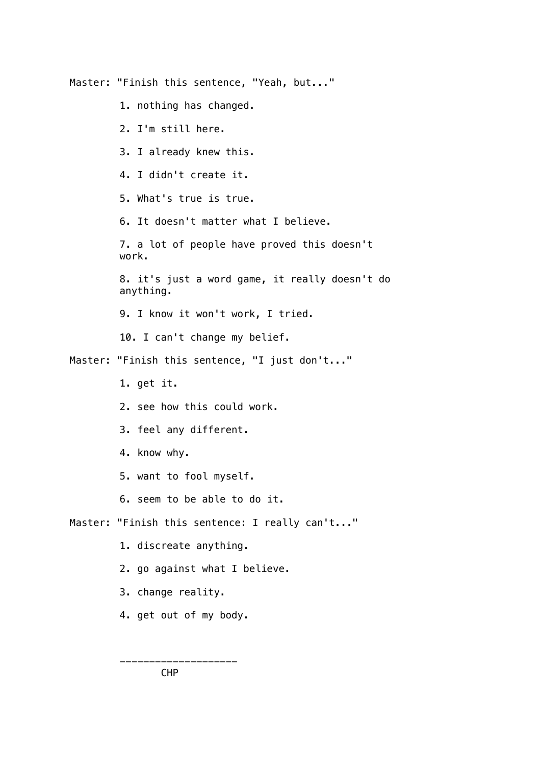Master: "Finish this sentence, "Yeah, but..."

1. nothing has changed.
2. I'm still here.
3. I already knew this.
4. I didn't create it.
5. What's true is true.
6. It doesn't matter what I believe.
7. a lot of people have proved this doesn't work.
8. it's just a word game, it really doesn't do anything.
9. I know it won't work, I tried.
10. I can't change my belief.

Master: "Finish this sentence, "I just don't..."

1. get it.
2. see how this could work.
3. feel any different.
4. know why.
5. want to fool myself.
6. seem to be able to do it.

Master: "Finish this sentence: I really can't..."

1. discreate anything.
2. go against what I believe.
3. change reality.
4. get out of my body.

---

CHP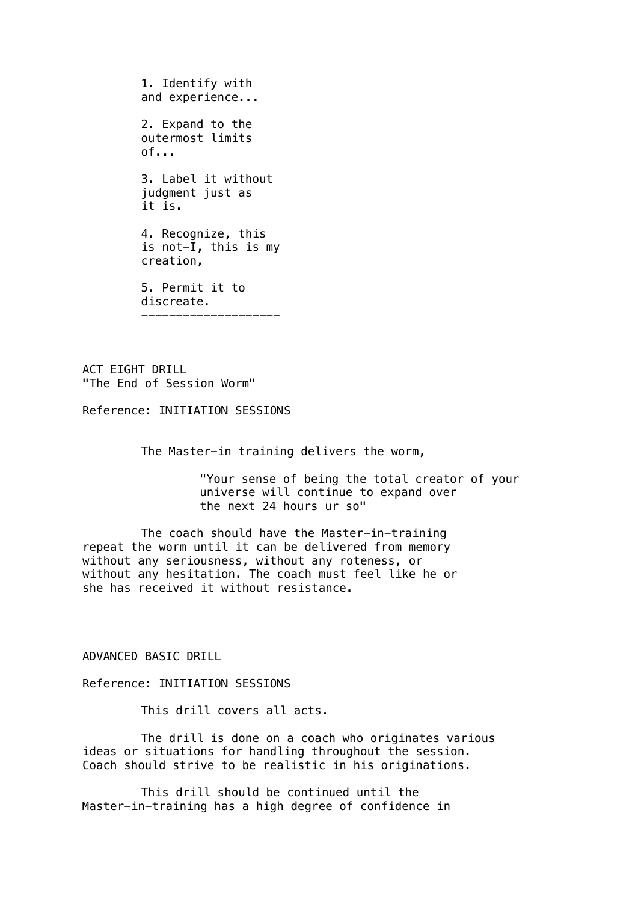1. Identify with and experience...

2. Expand to the outermost limits of...

3. Label it without judgment just as it is.

4. Recognize, this is not-I, this is my creation,

5. Permit it to discreate.

---

ACT EIGHT DRILL
"The End of Session Worm"

Reference: INITIATION SESSIONS

The Master-in training delivers the worm,

> "Your sense of being the total creator of your universe will continue to expand over the next 24 hours ur so"

The coach should have the Master-in-training repeat the worm until it can be delivered from memory without any seriousness, without any roteness, or without any hesitation. The coach must feel like he or she has received it without resistance.

ADVANCED BASIC DRILL

Reference: INITIATION SESSIONS

This drill covers all acts.

The drill is done on a coach who originates various ideas or situations for handling throughout the session. Coach should strive to be realistic in his originations.

This drill should be continued until the Master-in-training has a high degree of confidence in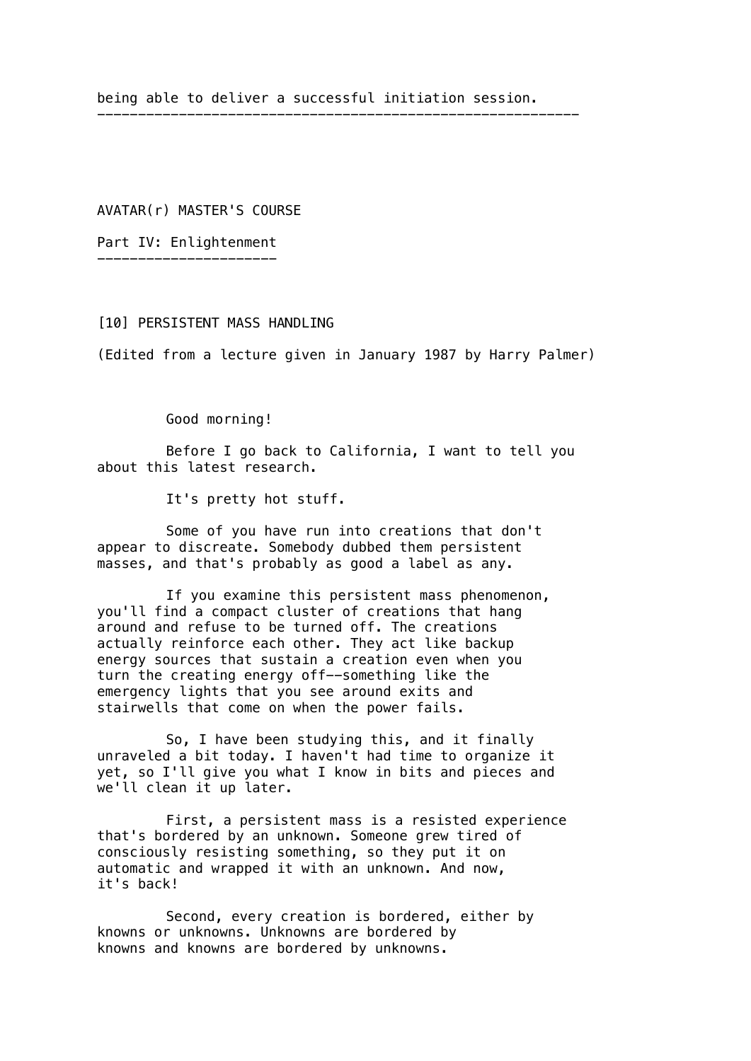being able to deliver a successful initiation session.

---

# AVATAR(r) MASTER'S COURSE

## Part IV: Enlightenment

### [10] PERSISTENT MASS HANDLING

(Edited from a lecture given in January 1987 by Harry Palmer)

Good morning!

Before I go back to California, I want to tell you about this latest research.

It's pretty hot stuff.

Some of you have run into creations that don't appear to discreate. Somebody dubbed them persistent masses, and that's probably as good a label as any.

If you examine this persistent mass phenomenon, you'll find a compact cluster of creations that hang around and refuse to be turned off. The creations actually reinforce each other. They act like backup energy sources that sustain a creation even when you turn the creating energy off--something like the emergency lights that you see around exits and stairwells that come on when the power fails.

So, I have been studying this, and it finally unraveled a bit today. I haven't had time to organize it yet, so I'll give you what I know in bits and pieces and we'll clean it up later.

First, a persistent mass is a resisted experience that's bordered by an unknown. Someone grew tired of consciously resisting something, so they put it on automatic and wrapped it with an unknown. And now, it's back!

Second, every creation is bordered, either by knowns or unknowns. Unknowns are bordered by knowns and knowns are bordered by unknowns.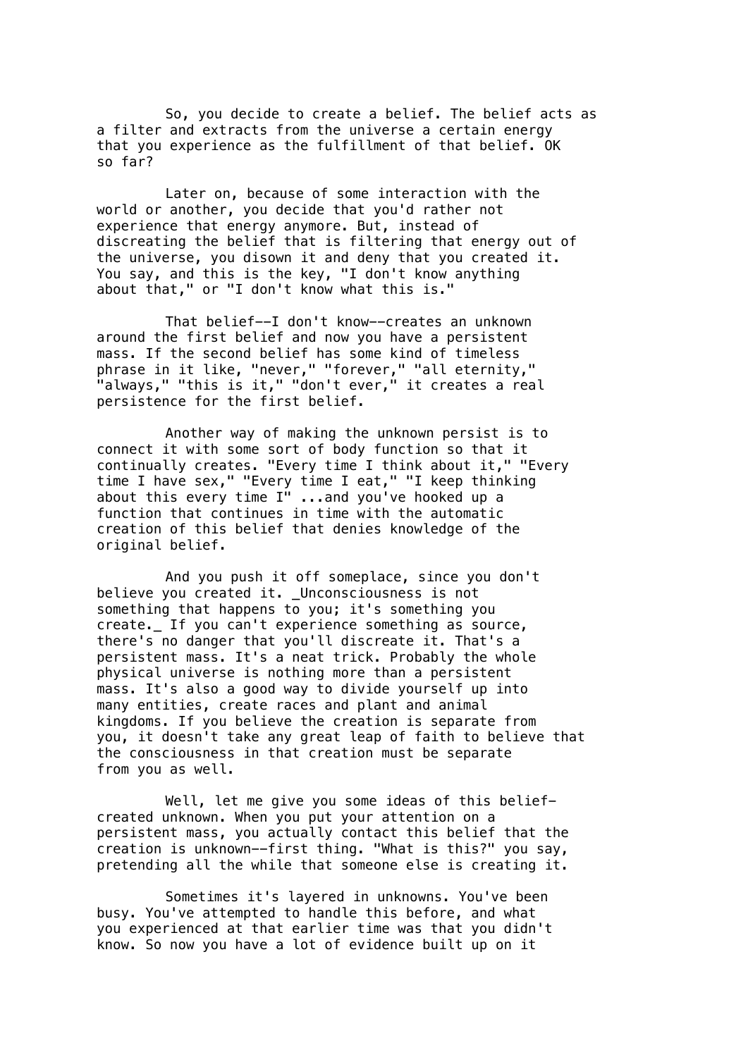So, you decide to create a belief. The belief acts as a filter and extracts from the universe a certain energy that you experience as the fulfillment of that belief. OK so far?

Later on, because of some interaction with the world or another, you decide that you'd rather not experience that energy anymore. But, instead of discreating the belief that is filtering that energy out of the universe, you disown it and deny that you created it. You say, and this is the key, "I don't know anything about that," or "I don't know what this is."

That belief--I don't know--creates an unknown around the first belief and now you have a persistent mass. If the second belief has some kind of timeless phrase in it like, "never," "forever," "all eternity," "always," "this is it," "don't ever," it creates a real persistence for the first belief.

Another way of making the unknown persist is to connect it with some sort of body function so that it continually creates. "Every time I think about it," "Every time I have sex," "Every time I eat," "I keep thinking about this every time I" ...and you've hooked up a function that continues in time with the automatic creation of this belief that denies knowledge of the original belief.

And you push it off someplace, since you don't believe you created it. _Unconsciousness is not something that happens to you; it's something you create._ If you can't experience something as source, there's no danger that you'll discreate it. That's a persistent mass. It's a neat trick. Probably the whole physical universe is nothing more than a persistent mass. It's also a good way to divide yourself up into many entities, create races and plant and animal kingdoms. If you believe the creation is separate from you, it doesn't take any great leap of faith to believe that the consciousness in that creation must be separate from you as well.

Well, let me give you some ideas of this belief-created unknown. When you put your attention on a persistent mass, you actually contact this belief that the creation is unknown--first thing. "What is this?" you say, pretending all the while that someone else is creating it.

Sometimes it's layered in unknowns. You've been busy. You've attempted to handle this before, and what you experienced at that earlier time was that you didn't know. So now you have a lot of evidence built up on it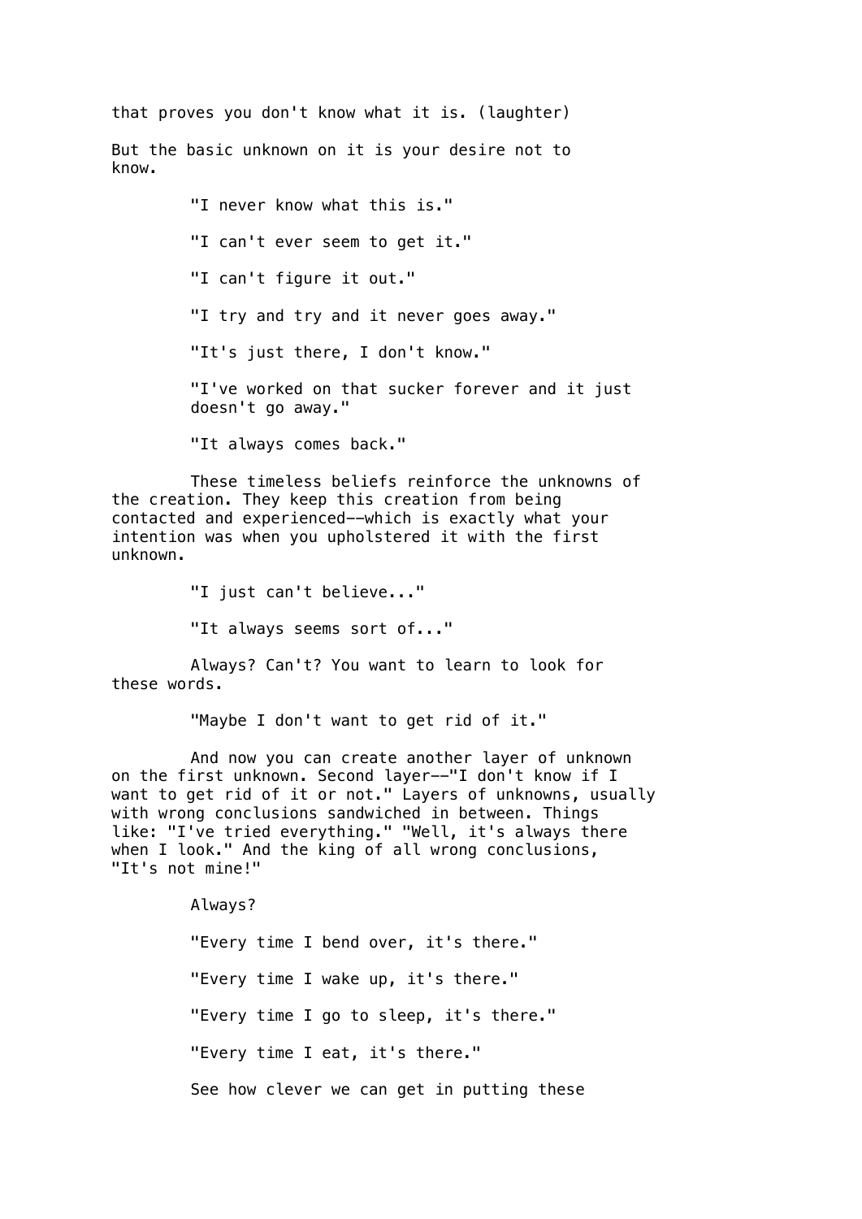that proves you don't know what it is. (laughter)

But the basic unknown on it is your desire not to know.

"I never know what this is."

"I can't ever seem to get it."

"I can't figure it out."

"I try and try and it never goes away."

"It's just there, I don't know."

"I've worked on that sucker forever and it just doesn't go away."

"It always comes back."

These timeless beliefs reinforce the unknowns of the creation. They keep this creation from being contacted and experienced--which is exactly what your intention was when you upholstered it with the first unknown.

"I just can't believe..."

"It always seems sort of..."

Always? Can't? You want to learn to look for these words.

"Maybe I don't want to get rid of it."

And now you can create another layer of unknown on the first unknown. Second layer--"I don't know if I want to get rid of it or not." Layers of unknowns, usually with wrong conclusions sandwiched in between. Things like: "I've tried everything." "Well, it's always there when I look." And the king of all wrong conclusions, "It's not mine!"

Always?

"Every time I bend over, it's there."

"Every time I wake up, it's there."

"Every time I go to sleep, it's there."

"Every time I eat, it's there."

See how clever we can get in putting these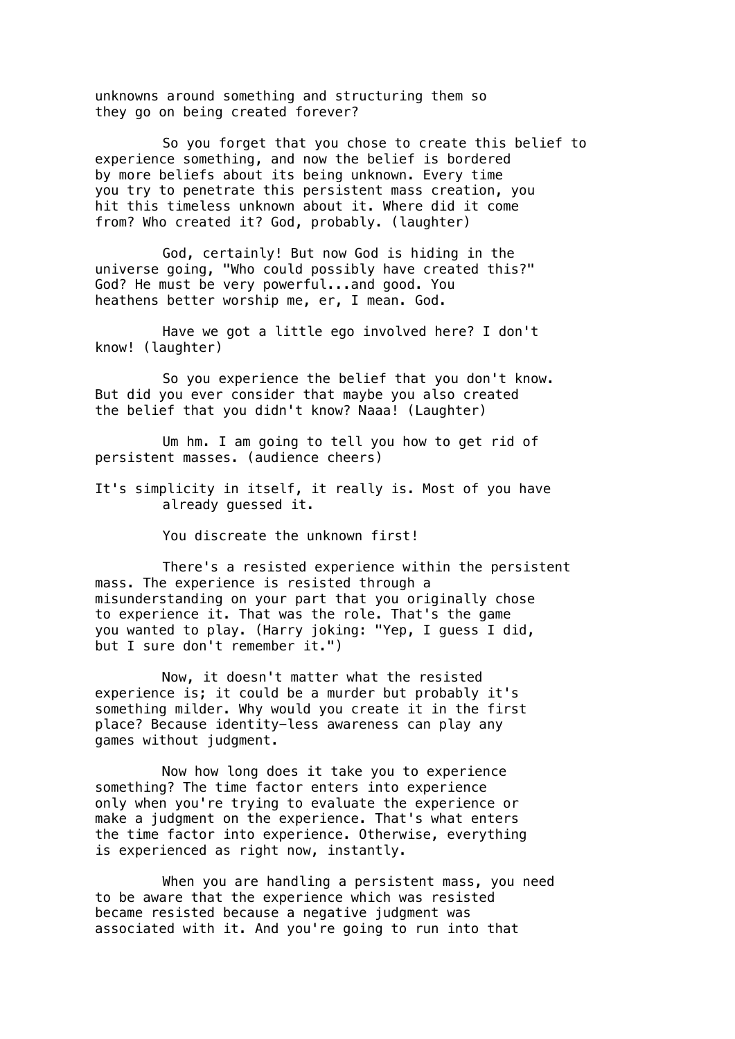unknowns around something and structuring them so they go on being created forever?

So you forget that you chose to create this belief to experience something, and now the belief is bordered by more beliefs about its being unknown. Every time you try to penetrate this persistent mass creation, you hit this timeless unknown about it. Where did it come from? Who created it? God, probably. (laughter)

God, certainly! But now God is hiding in the universe going, "Who could possibly have created this?" God? He must be very powerful...and good. You heathens better worship me, er, I mean. God.

Have we got a little ego involved here? I don't know! (laughter)

So you experience the belief that you don't know. But did you ever consider that maybe you also created the belief that you didn't know? Naaa! (Laughter)

Um hm. I am going to tell you how to get rid of persistent masses. (audience cheers)

It's simplicity in itself, it really is. Most of you have already guessed it.

You discreate the unknown first!

There's a resisted experience within the persistent mass. The experience is resisted through a misunderstanding on your part that you originally chose to experience it. That was the role. That's the game you wanted to play. (Harry joking: "Yep, I guess I did, but I sure don't remember it.")

Now, it doesn't matter what the resisted experience is; it could be a murder but probably it's something milder. Why would you create it in the first place? Because identity-less awareness can play any games without judgment.

Now how long does it take you to experience something? The time factor enters into experience only when you're trying to evaluate the experience or make a judgment on the experience. That's what enters the time factor into experience. Otherwise, everything is experienced as right now, instantly.

When you are handling a persistent mass, you need to be aware that the experience which was resisted became resisted because a negative judgment was associated with it. And you're going to run into that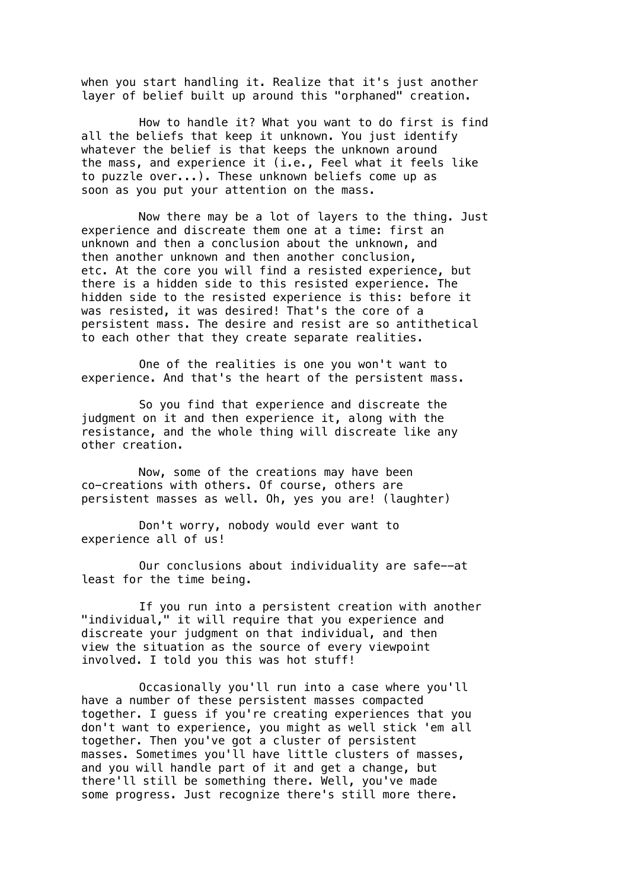when you start handling it. Realize that it's just another layer of belief built up around this "orphaned" creation.

How to handle it? What you want to do first is find all the beliefs that keep it unknown. You just identify whatever the belief is that keeps the unknown around the mass, and experience it (i.e., Feel what it feels like to puzzle over...). These unknown beliefs come up as soon as you put your attention on the mass.

Now there may be a lot of layers to the thing. Just experience and discreate them one at a time: first an unknown and then a conclusion about the unknown, and then another unknown and then another conclusion, etc. At the core you will find a resisted experience, but there is a hidden side to this resisted experience. The hidden side to the resisted experience is this: before it was resisted, it was desired! That's the core of a persistent mass. The desire and resist are so antithetical to each other that they create separate realities.

One of the realities is one you won't want to experience. And that's the heart of the persistent mass.

So you find that experience and discreate the judgment on it and then experience it, along with the resistance, and the whole thing will discreate like any other creation.

Now, some of the creations may have been co-creations with others. Of course, others are persistent masses as well. Oh, yes you are! (laughter)

Don't worry, nobody would ever want to experience all of us!

Our conclusions about individuality are safe--at least for the time being.

If you run into a persistent creation with another "individual," it will require that you experience and discreate your judgment on that individual, and then view the situation as the source of every viewpoint involved. I told you this was hot stuff!

Occasionally you'll run into a case where you'll have a number of these persistent masses compacted together. I guess if you're creating experiences that you don't want to experience, you might as well stick 'em all together. Then you've got a cluster of persistent masses. Sometimes you'll have little clusters of masses, and you will handle part of it and get a change, but there'll still be something there. Well, you've made some progress. Just recognize there's still more there.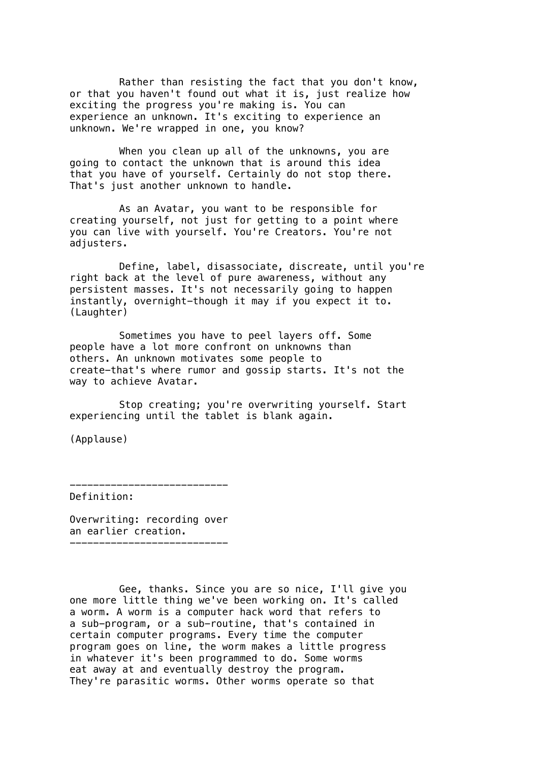Rather than resisting the fact that you don't know, or that you haven't found out what it is, just realize how exciting the progress you're making is. You can experience an unknown. It's exciting to experience an unknown. We're wrapped in one, you know?

When you clean up all of the unknowns, you are going to contact the unknown that is around this idea that you have of yourself. Certainly do not stop there. That's just another unknown to handle.

As an Avatar, you want to be responsible for creating yourself, not just for getting to a point where you can live with yourself. You're Creators. You're not adjusters.

Define, label, disassociate, discreate, until you're right back at the level of pure awareness, without any persistent masses. It's not necessarily going to happen instantly, overnight—though it may if you expect it to. (Laughter)

Sometimes you have to peel layers off. Some people have a lot more confront on unknowns than others. An unknown motivates some people to create—that's where rumor and gossip starts. It's not the way to achieve Avatar.

Stop creating; you're overwriting yourself. Start experiencing until the tablet is blank again.

(Applause)

---

Definition:

Overwriting: recording over an earlier creation.

---

Gee, thanks. Since you are so nice, I'll give you one more little thing we've been working on. It's called a worm. A worm is a computer hack word that refers to a sub-program, or a sub-routine, that's contained in certain computer programs. Every time the computer program goes on line, the worm makes a little progress in whatever it's been programmed to do. Some worms eat away at and eventually destroy the program. They're parasitic worms. Other worms operate so that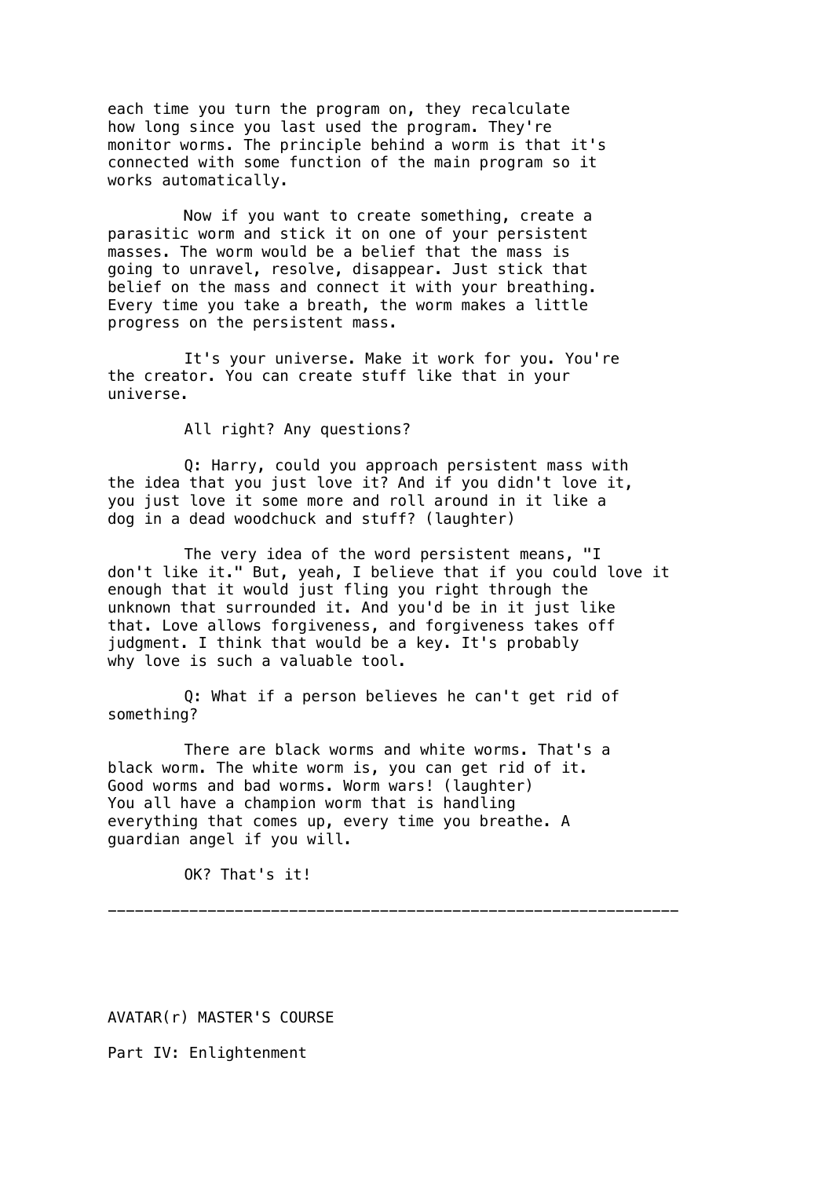each time you turn the program on, they recalculate how long since you last used the program. They're monitor worms. The principle behind a worm is that it's connected with some function of the main program so it works automatically.

Now if you want to create something, create a parasitic worm and stick it on one of your persistent masses. The worm would be a belief that the mass is going to unravel, resolve, disappear. Just stick that belief on the mass and connect it with your breathing. Every time you take a breath, the worm makes a little progress on the persistent mass.

It's your universe. Make it work for you. You're the creator. You can create stuff like that in your universe.

All right? Any questions?

Q: Harry, could you approach persistent mass with the idea that you just love it? And if you didn't love it, you just love it some more and roll around in it like a dog in a dead woodchuck and stuff? (laughter)

The very idea of the word persistent means, "I don't like it." But, yeah, I believe that if you could love it enough that it would just fling you right through the unknown that surrounded it. And you'd be in it just like that. Love allows forgiveness, and forgiveness takes off judgment. I think that would be a key. It's probably why love is such a valuable tool.

Q: What if a person believes he can't get rid of something?

There are black worms and white worms. That's a black worm. The white worm is, you can get rid of it. Good worms and bad worms. Worm wars! (laughter) You all have a champion worm that is handling everything that comes up, every time you breathe. A guardian angel if you will.

OK? That's it!

---

AVATAR(r) MASTER'S COURSE

Part IV: Enlightenment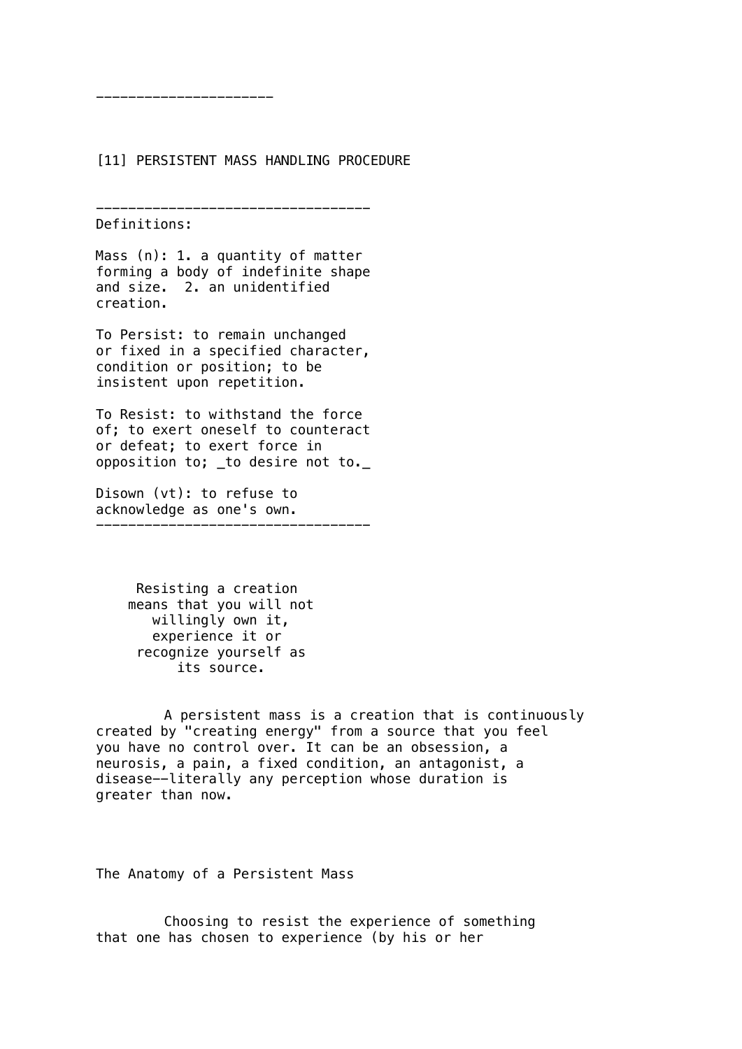---

## [11] PERSISTENT MASS HANDLING PROCEDURE

---

Definitions:

Mass (n): 1. a quantity of matter forming a body of indefinite shape and size. 2. an unidentified creation.

To Persist: to remain unchanged or fixed in a specified character, condition or position; to be insistent upon repetition.

To Resist: to withstand the force of; to exert oneself to counteract or defeat; to exert force in opposition to; _to desire not to._

Disown (vt): to refuse to acknowledge as one's own.

---

Resisting a creation means that you will not willingly own it, experience it or recognize yourself as its source.

A persistent mass is a creation that is continuously created by "creating energy" from a source that you feel you have no control over. It can be an obsession, a neurosis, a pain, a fixed condition, an antagonist, a disease--literally any perception whose duration is greater than now.

### The Anatomy of a Persistent Mass

Choosing to resist the experience of something that one has chosen to experience (by his or her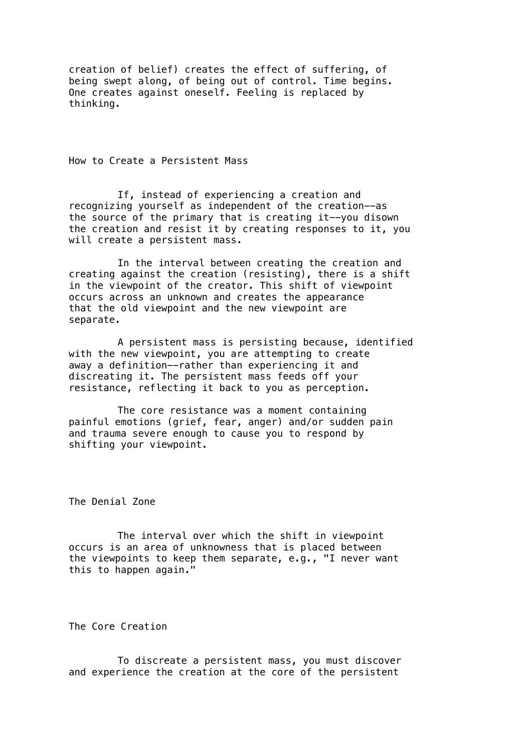creation of belief) creates the effect of suffering, of being swept along, of being out of control. Time begins. One creates against oneself. Feeling is replaced by thinking.

## How to Create a Persistent Mass

If, instead of experiencing a creation and recognizing yourself as independent of the creation--as the source of the primary that is creating it--you disown the creation and resist it by creating responses to it, you will create a persistent mass.

In the interval between creating the creation and creating against the creation (resisting), there is a shift in the viewpoint of the creator. This shift of viewpoint occurs across an unknown and creates the appearance that the old viewpoint and the new viewpoint are separate.

A persistent mass is persisting because, identified with the new viewpoint, you are attempting to create away a definition--rather than experiencing it and discreating it. The persistent mass feeds off your resistance, reflecting it back to you as perception.

The core resistance was a moment containing painful emotions (grief, fear, anger) and/or sudden pain and trauma severe enough to cause you to respond by shifting your viewpoint.

## The Denial Zone

The interval over which the shift in viewpoint occurs is an area of unknowness that is placed between the viewpoints to keep them separate, e.g., "I never want this to happen again."

## The Core Creation

To discreate a persistent mass, you must discover and experience the creation at the core of the persistent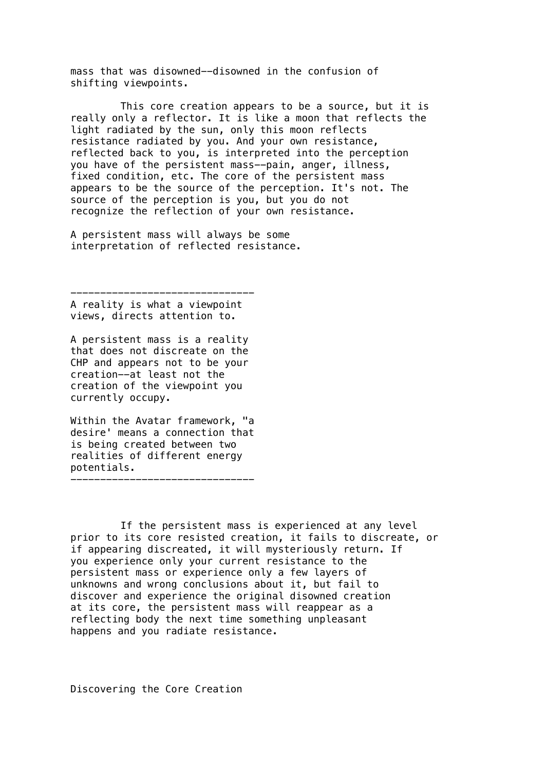mass that was disowned--disowned in the confusion of shifting viewpoints.

This core creation appears to be a source, but it is really only a reflector. It is like a moon that reflects the light radiated by the sun, only this moon reflects resistance radiated by you. And your own resistance, reflected back to you, is interpreted into the perception you have of the persistent mass--pain, anger, illness, fixed condition, etc. The core of the persistent mass appears to be the source of the perception. It's not. The source of the perception is you, but you do not recognize the reflection of your own resistance.

A persistent mass will always be some interpretation of reflected resistance.

---

A reality is what a viewpoint views, directs attention to.

A persistent mass is a reality that does not discreate on the CHP and appears not to be your creation--at least not the creation of the viewpoint you currently occupy.

Within the Avatar framework, "a desire' means a connection that is being created between two realities of different energy potentials.

---

If the persistent mass is experienced at any level prior to its core resisted creation, it fails to discreate, or if appearing discreated, it will mysteriously return. If you experience only your current resistance to the persistent mass or experience only a few layers of unknowns and wrong conclusions about it, but fail to discover and experience the original disowned creation at its core, the persistent mass will reappear as a reflecting body the next time something unpleasant happens and you radiate resistance.

## Discovering the Core Creation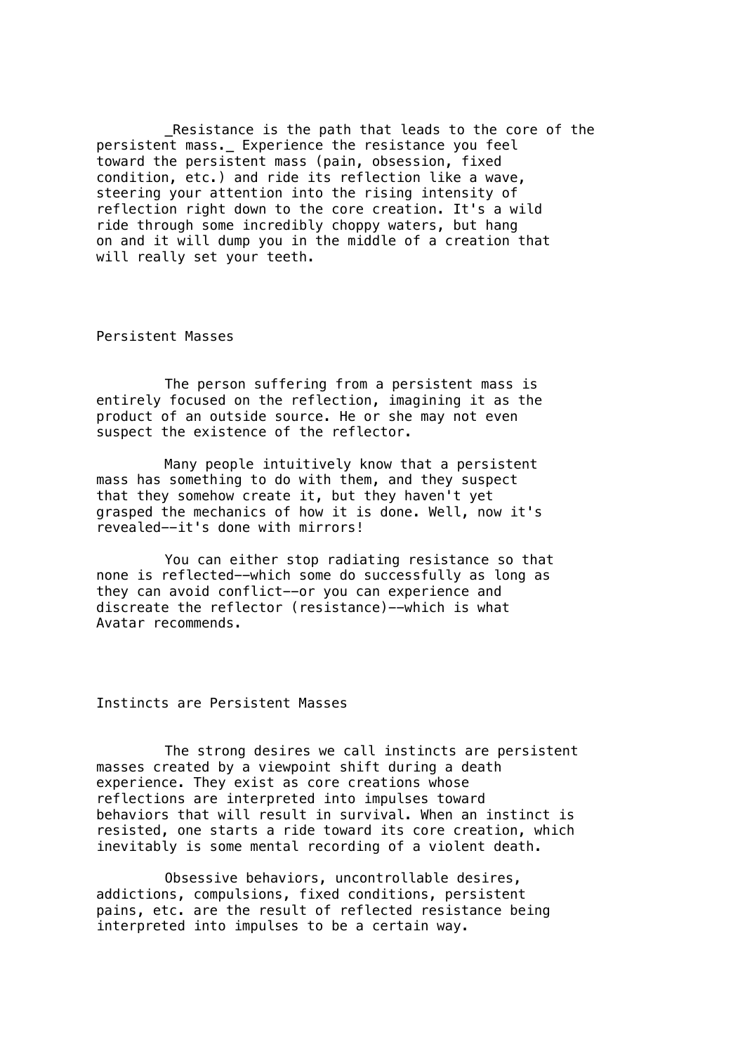_Resistance is the path that leads to the core of the persistent mass._ Experience the resistance you feel toward the persistent mass (pain, obsession, fixed condition, etc.) and ride its reflection like a wave, steering your attention into the rising intensity of reflection right down to the core creation. It's a wild ride through some incredibly choppy waters, but hang on and it will dump you in the middle of a creation that will really set your teeth.

## Persistent Masses

The person suffering from a persistent mass is entirely focused on the reflection, imagining it as the product of an outside source. He or she may not even suspect the existence of the reflector.

Many people intuitively know that a persistent mass has something to do with them, and they suspect that they somehow create it, but they haven't yet grasped the mechanics of how it is done. Well, now it's revealed--it's done with mirrors!

You can either stop radiating resistance so that none is reflected--which some do successfully as long as they can avoid conflict--or you can experience and discreate the reflector (resistance)--which is what Avatar recommends.

## Instincts are Persistent Masses

The strong desires we call instincts are persistent masses created by a viewpoint shift during a death experience. They exist as core creations whose reflections are interpreted into impulses toward behaviors that will result in survival. When an instinct is resisted, one starts a ride toward its core creation, which inevitably is some mental recording of a violent death.

Obsessive behaviors, uncontrollable desires, addictions, compulsions, fixed conditions, persistent pains, etc. are the result of reflected resistance being interpreted into impulses to be a certain way.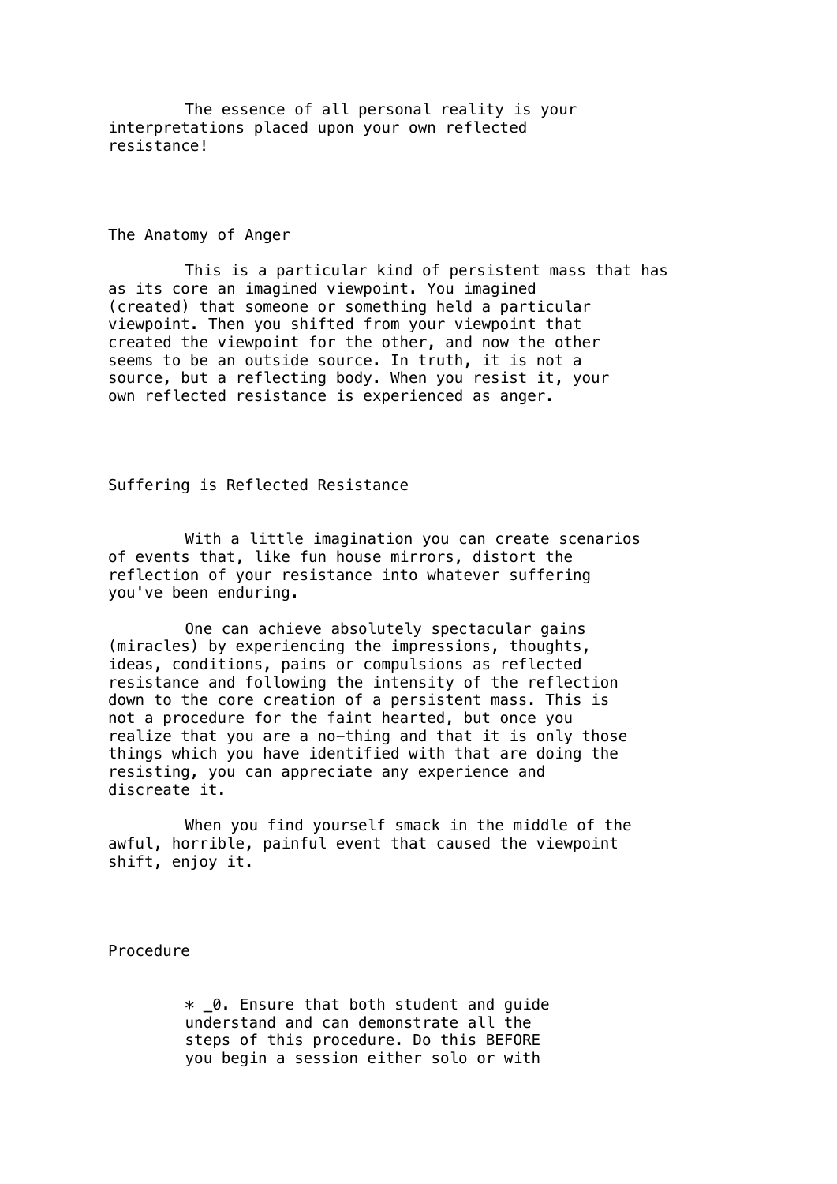The essence of all personal reality is your interpretations placed upon your own reflected resistance!

## The Anatomy of Anger

This is a particular kind of persistent mass that has as its core an imagined viewpoint. You imagined (created) that someone or something held a particular viewpoint. Then you shifted from your viewpoint that created the viewpoint for the other, and now the other seems to be an outside source. In truth, it is not a source, but a reflecting body. When you resist it, your own reflected resistance is experienced as anger.

## Suffering is Reflected Resistance

With a little imagination you can create scenarios of events that, like fun house mirrors, distort the reflection of your resistance into whatever suffering you've been enduring.

One can achieve absolutely spectacular gains (miracles) by experiencing the impressions, thoughts, ideas, conditions, pains or compulsions as reflected resistance and following the intensity of the reflection down to the core creation of a persistent mass. This is not a procedure for the faint hearted, but once you realize that you are a no-thing and that it is only those things which you have identified with that are doing the resisting, you can appreciate any experience and discreate it.

When you find yourself smack in the middle of the awful, horrible, painful event that caused the viewpoint shift, enjoy it.

## Procedure

* _0. Ensure that both student and guide understand and can demonstrate all the steps of this procedure. Do this BEFORE you begin a session either solo or with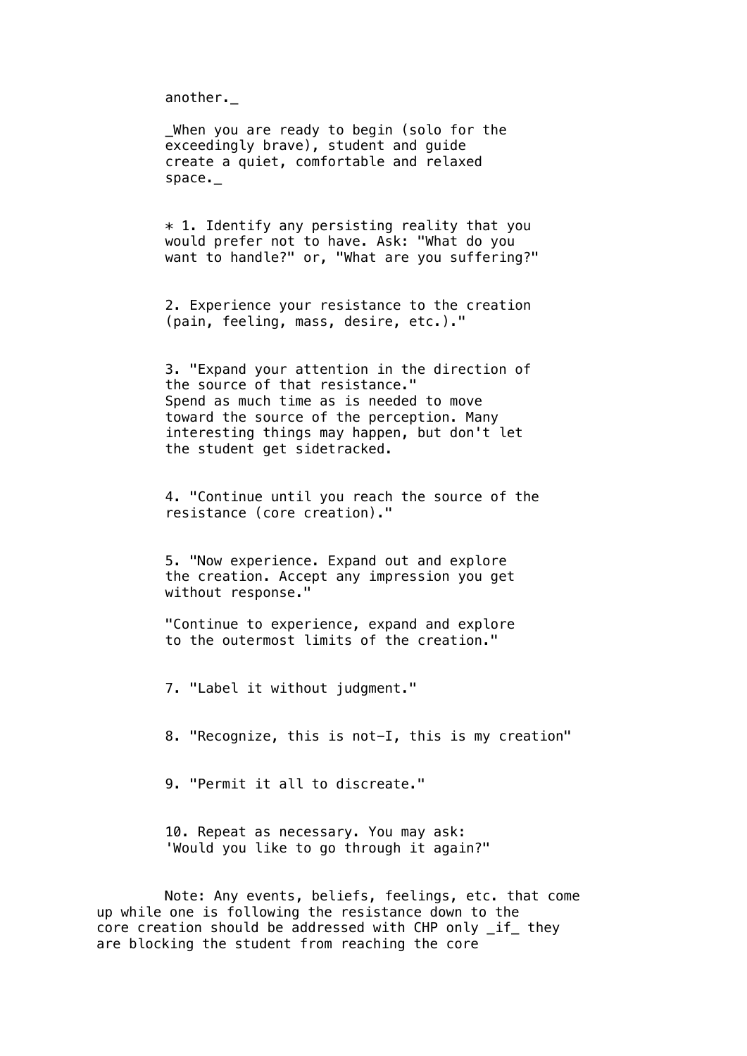another._

_When you are ready to begin (solo for the exceedingly brave), student and guide create a quiet, comfortable and relaxed space._

* 1. Identify any persisting reality that you would prefer not to have. Ask: "What do you want to handle?" or, "What are you suffering?"

2. Experience your resistance to the creation (pain, feeling, mass, desire, etc.)."

3. "Expand your attention in the direction of the source of that resistance."
Spend as much time as is needed to move toward the source of the perception. Many interesting things may happen, but don't let the student get sidetracked.

4. "Continue until you reach the source of the resistance (core creation)."

5. "Now experience. Expand out and explore the creation. Accept any impression you get without response."

"Continue to experience, expand and explore to the outermost limits of the creation."

7. "Label it without judgment."

8. "Recognize, this is not-I, this is my creation"

9. "Permit it all to discreate."

10. Repeat as necessary. You may ask: 'Would you like to go through it again?"

Note: Any events, beliefs, feelings, etc. that come up while one is following the resistance down to the core creation should be addressed with CHP only _if_ they are blocking the student from reaching the core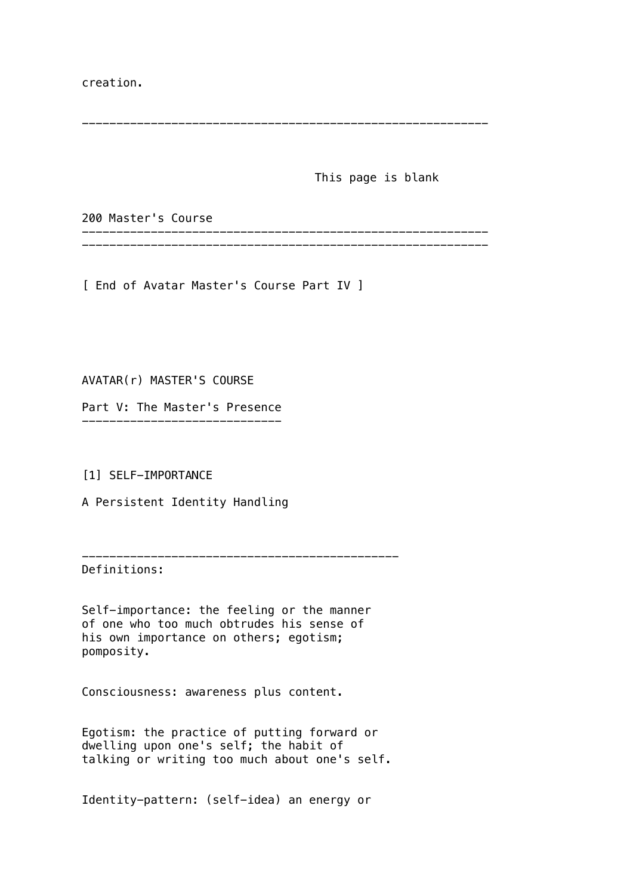creation.

---

This page is blank

---

[ End of Avatar Master's Course Part IV ]

# AVATAR(r) MASTER'S COURSE

## Part V: The Master's Presence

### [1] SELF-IMPORTANCE

A Persistent Identity Handling

---

Definitions:

Self-importance: the feeling or the manner of one who too much obtrudes his sense of his own importance on others; egotism; pomposity.

Consciousness: awareness plus content.

Egotism: the practice of putting forward or dwelling upon one's self; the habit of talking or writing too much about one's self.

Identity-pattern: (self-idea) an energy or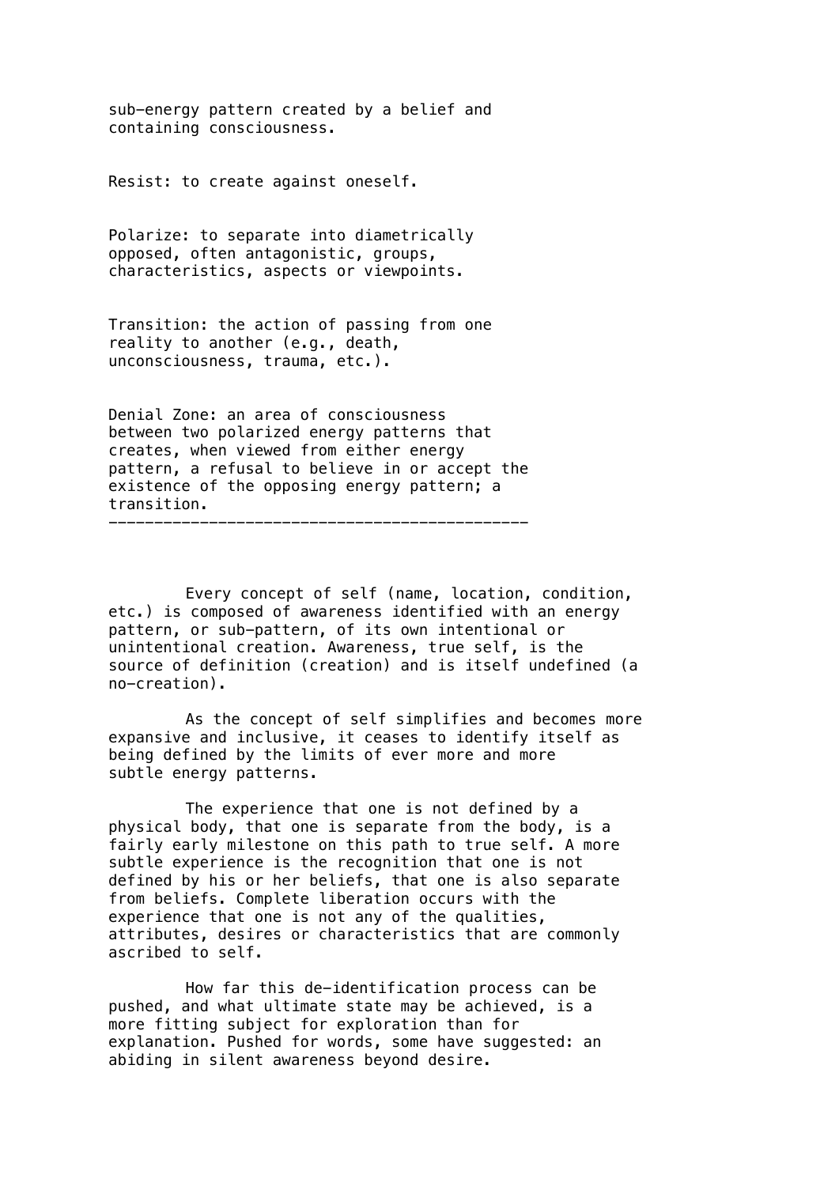sub-energy pattern created by a belief and containing consciousness.

Resist: to create against oneself.

Polarize: to separate into diametrically opposed, often antagonistic, groups, characteristics, aspects or viewpoints.

Transition: the action of passing from one reality to another (e.g., death, unconsciousness, trauma, etc.).

Denial Zone: an area of consciousness between two polarized energy patterns that creates, when viewed from either energy pattern, a refusal to believe in or accept the existence of the opposing energy pattern; a transition.

---

Every concept of self (name, location, condition, etc.) is composed of awareness identified with an energy pattern, or sub-pattern, of its own intentional or unintentional creation. Awareness, true self, is the source of definition (creation) and is itself undefined (a no-creation).

As the concept of self simplifies and becomes more expansive and inclusive, it ceases to identify itself as being defined by the limits of ever more and more subtle energy patterns.

The experience that one is not defined by a physical body, that one is separate from the body, is a fairly early milestone on this path to true self. A more subtle experience is the recognition that one is not defined by his or her beliefs, that one is also separate from beliefs. Complete liberation occurs with the experience that one is not any of the qualities, attributes, desires or characteristics that are commonly ascribed to self.

How far this de-identification process can be pushed, and what ultimate state may be achieved, is a more fitting subject for exploration than for explanation. Pushed for words, some have suggested: an abiding in silent awareness beyond desire.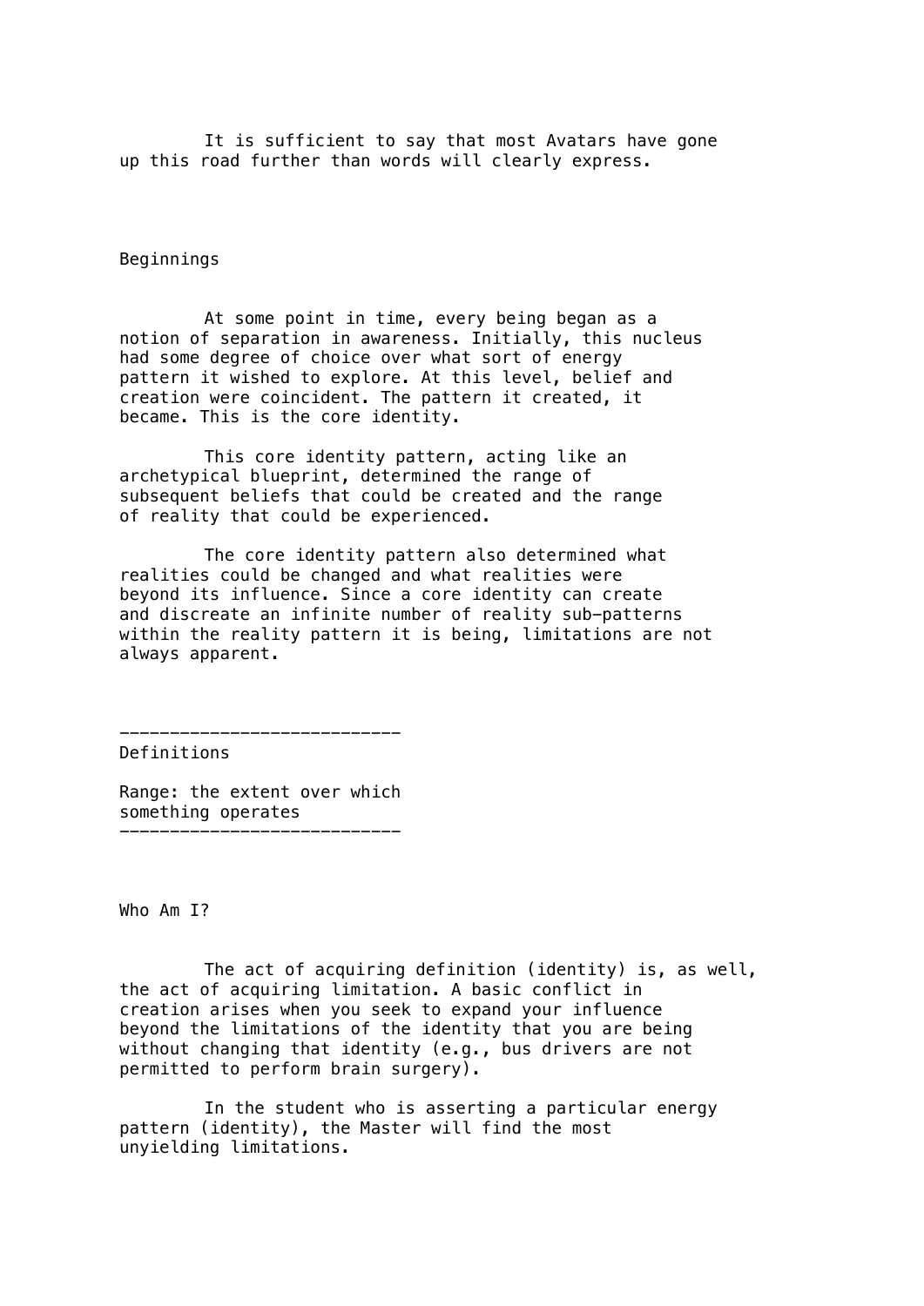It is sufficient to say that most Avatars have gone up this road further than words will clearly express.

## Beginnings

At some point in time, every being began as a notion of separation in awareness. Initially, this nucleus had some degree of choice over what sort of energy pattern it wished to explore. At this level, belief and creation were coincident. The pattern it created, it became. This is the core identity.

This core identity pattern, acting like an archetypical blueprint, determined the range of subsequent beliefs that could be created and the range of reality that could be experienced.

The core identity pattern also determined what realities could be changed and what realities were beyond its influence. Since a core identity can create and discreate an infinite number of reality sub-patterns within the reality pattern it is being, limitations are not always apparent.

---

Definitions

Range: the extent over which something operates

---

## Who Am I?

The act of acquiring definition (identity) is, as well, the act of acquiring limitation. A basic conflict in creation arises when you seek to expand your influence beyond the limitations of the identity that you are being without changing that identity (e.g., bus drivers are not permitted to perform brain surgery).

In the student who is asserting a particular energy pattern (identity), the Master will find the most unyielding limitations.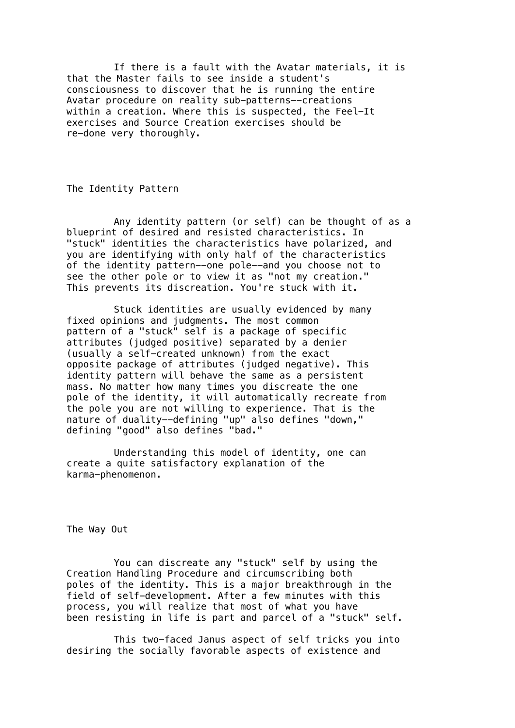If there is a fault with the Avatar materials, it is that the Master fails to see inside a student's consciousness to discover that he is running the entire Avatar procedure on reality sub-patterns--creations within a creation. Where this is suspected, the Feel-It exercises and Source Creation exercises should be re-done very thoroughly.

## The Identity Pattern

Any identity pattern (or self) can be thought of as a blueprint of desired and resisted characteristics. In "stuck" identities the characteristics have polarized, and you are identifying with only half of the characteristics of the identity pattern--one pole--and you choose not to see the other pole or to view it as "not my creation." This prevents its discreation. You're stuck with it.

Stuck identities are usually evidenced by many fixed opinions and judgments. The most common pattern of a "stuck" self is a package of specific attributes (judged positive) separated by a denier (usually a self-created unknown) from the exact opposite package of attributes (judged negative). This identity pattern will behave the same as a persistent mass. No matter how many times you discreate the one pole of the identity, it will automatically recreate from the pole you are not willing to experience. That is the nature of duality--defining "up" also defines "down," defining "good" also defines "bad."

Understanding this model of identity, one can create a quite satisfactory explanation of the karma-phenomenon.

## The Way Out

You can discreate any "stuck" self by using the Creation Handling Procedure and circumscribing both poles of the identity. This is a major breakthrough in the field of self-development. After a few minutes with this process, you will realize that most of what you have been resisting in life is part and parcel of a "stuck" self.

This two-faced Janus aspect of self tricks you into desiring the socially favorable aspects of existence and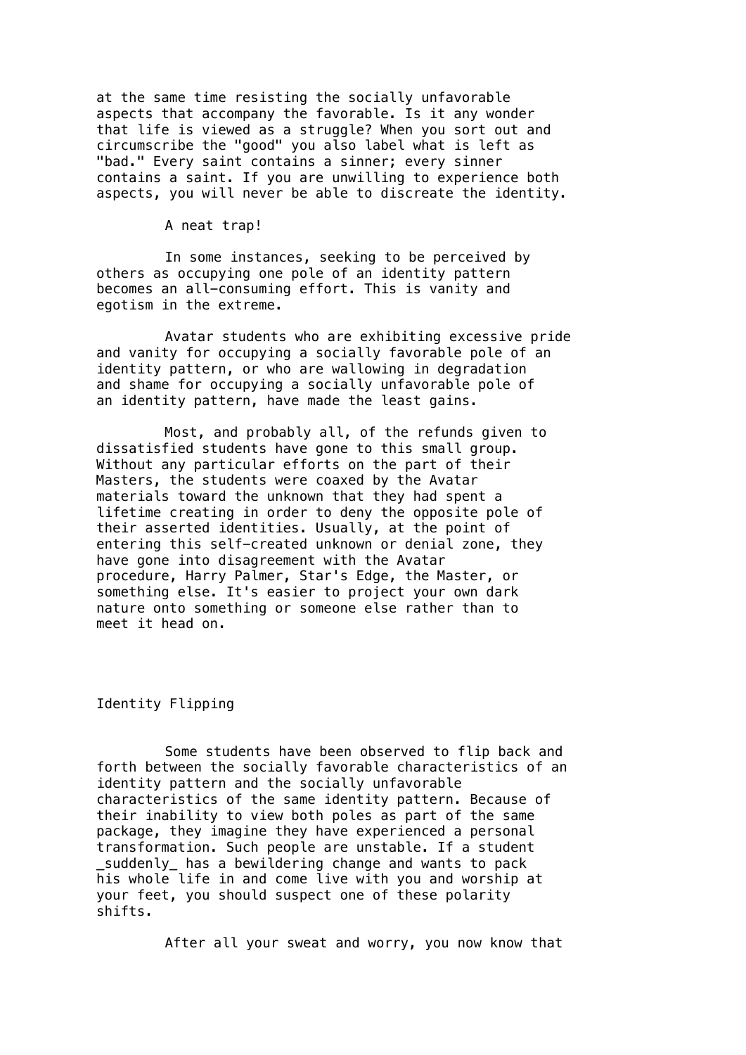at the same time resisting the socially unfavorable aspects that accompany the favorable. Is it any wonder that life is viewed as a struggle? When you sort out and circumscribe the "good" you also label what is left as "bad." Every saint contains a sinner; every sinner contains a saint. If you are unwilling to experience both aspects, you will never be able to discreate the identity.

A neat trap!

In some instances, seeking to be perceived by others as occupying one pole of an identity pattern becomes an all-consuming effort. This is vanity and egotism in the extreme.

Avatar students who are exhibiting excessive pride and vanity for occupying a socially favorable pole of an identity pattern, or who are wallowing in degradation and shame for occupying a socially unfavorable pole of an identity pattern, have made the least gains.

Most, and probably all, of the refunds given to dissatisfied students have gone to this small group. Without any particular efforts on the part of their Masters, the students were coaxed by the Avatar materials toward the unknown that they had spent a lifetime creating in order to deny the opposite pole of their asserted identities. Usually, at the point of entering this self-created unknown or denial zone, they have gone into disagreement with the Avatar procedure, Harry Palmer, Star's Edge, the Master, or something else. It's easier to project your own dark nature onto something or someone else rather than to meet it head on.

## Identity Flipping

Some students have been observed to flip back and forth between the socially favorable characteristics of an identity pattern and the socially unfavorable characteristics of the same identity pattern. Because of their inability to view both poles as part of the same package, they imagine they have experienced a personal transformation. Such people are unstable. If a student *suddenly* has a bewildering change and wants to pack his whole life in and come live with you and worship at your feet, you should suspect one of these polarity shifts.

After all your sweat and worry, you now know that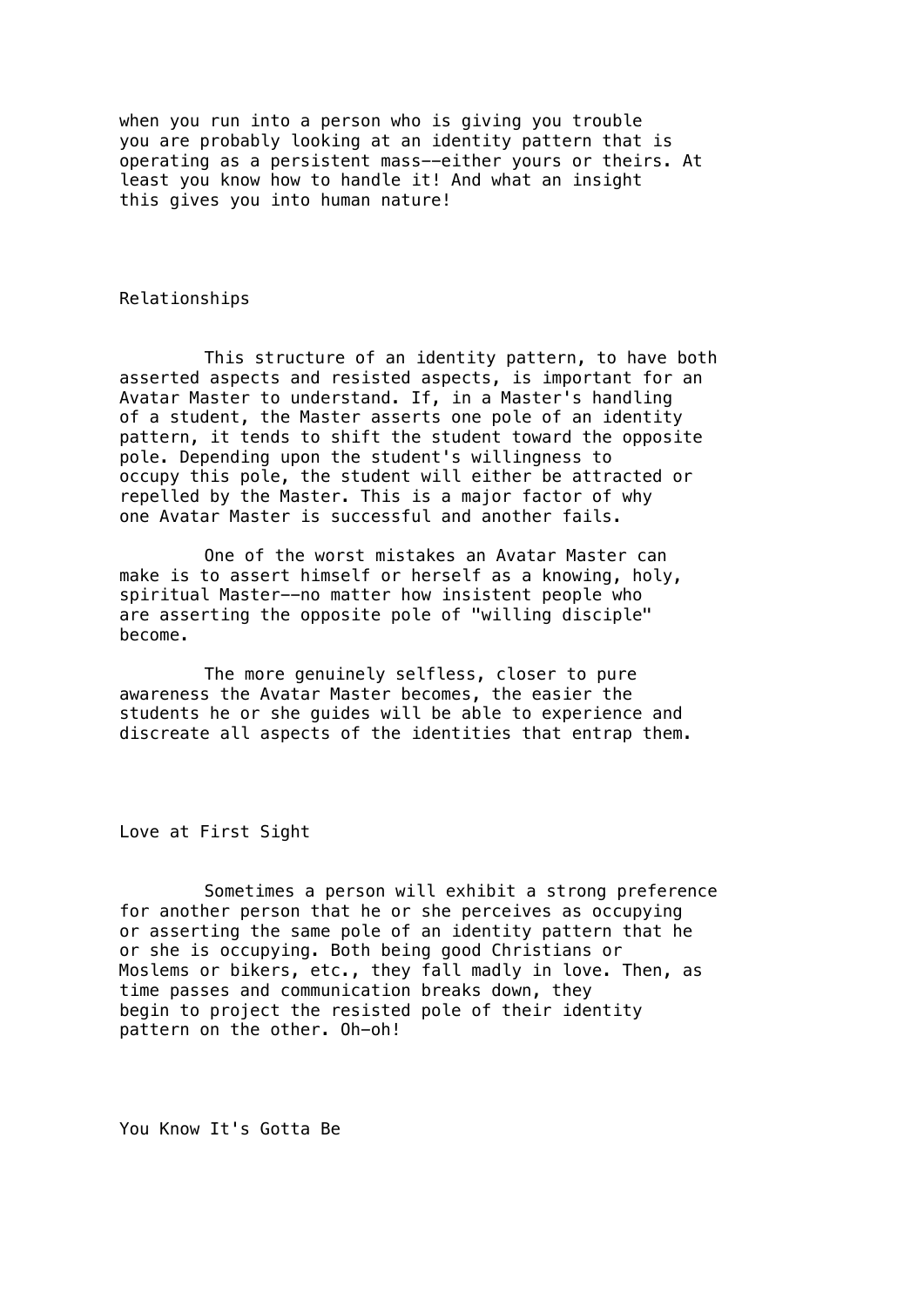when you run into a person who is giving you trouble you are probably looking at an identity pattern that is operating as a persistent mass--either yours or theirs. At least you know how to handle it! And what an insight this gives you into human nature!

## Relationships

This structure of an identity pattern, to have both asserted aspects and resisted aspects, is important for an Avatar Master to understand. If, in a Master's handling of a student, the Master asserts one pole of an identity pattern, it tends to shift the student toward the opposite pole. Depending upon the student's willingness to occupy this pole, the student will either be attracted or repelled by the Master. This is a major factor of why one Avatar Master is successful and another fails.

One of the worst mistakes an Avatar Master can make is to assert himself or herself as a knowing, holy, spiritual Master--no matter how insistent people who are asserting the opposite pole of "willing disciple" become.

The more genuinely selfless, closer to pure awareness the Avatar Master becomes, the easier the students he or she guides will be able to experience and discreate all aspects of the identities that entrap them.

## Love at First Sight

Sometimes a person will exhibit a strong preference for another person that he or she perceives as occupying or asserting the same pole of an identity pattern that he or she is occupying. Both being good Christians or Moslems or bikers, etc., they fall madly in love. Then, as time passes and communication breaks down, they begin to project the resisted pole of their identity pattern on the other. Oh-oh!

## You Know It's Gotta Be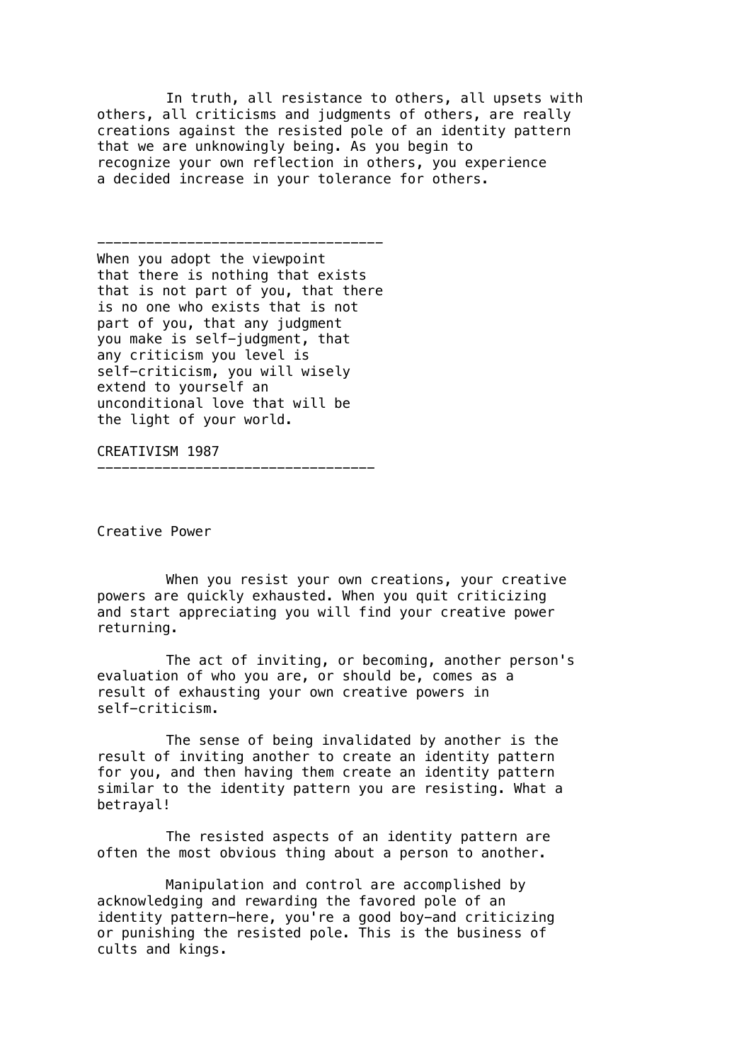In truth, all resistance to others, all upsets with others, all criticisms and judgments of others, are really creations against the resisted pole of an identity pattern that we are unknowingly being. As you begin to recognize your own reflection in others, you experience a decided increase in your tolerance for others.

---

When you adopt the viewpoint that there is nothing that exists that is not part of you, that there is no one who exists that is not part of you, that any judgment you make is self-judgment, that any criticism you level is self-criticism, you will wisely extend to yourself an unconditional love that will be the light of your world.

CREATIVISM 1987

---

## Creative Power

When you resist your own creations, your creative powers are quickly exhausted. When you quit criticizing and start appreciating you will find your creative power returning.

The act of inviting, or becoming, another person's evaluation of who you are, or should be, comes as a result of exhausting your own creative powers in self-criticism.

The sense of being invalidated by another is the result of inviting another to create an identity pattern for you, and then having them create an identity pattern similar to the identity pattern you are resisting. What a betrayal!

The resisted aspects of an identity pattern are often the most obvious thing about a person to another.

Manipulation and control are accomplished by acknowledging and rewarding the favored pole of an identity pattern—here, you're a good boy—and criticizing or punishing the resisted pole. This is the business of cults and kings.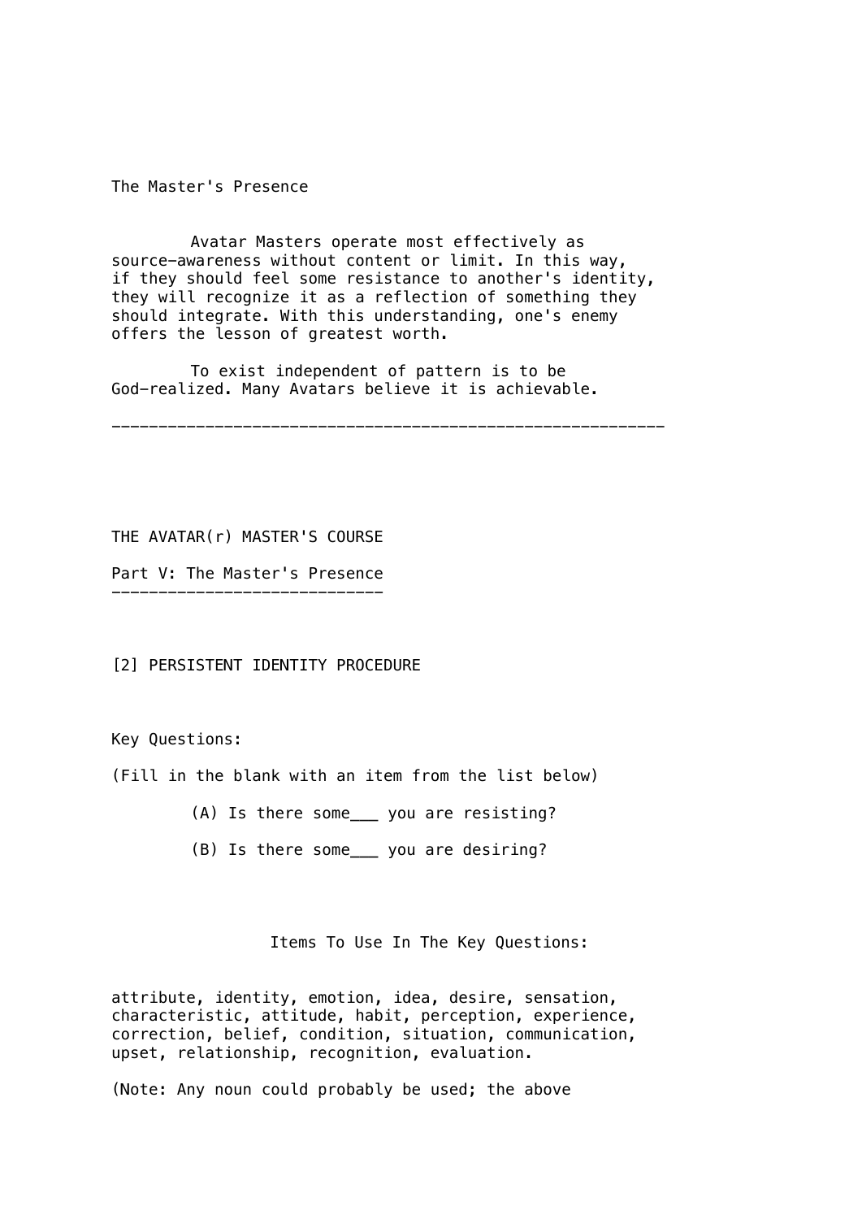The Master's Presence

Avatar Masters operate most effectively as source-awareness without content or limit. In this way, if they should feel some resistance to another's identity, they will recognize it as a reflection of something they should integrate. With this understanding, one's enemy offers the lesson of greatest worth.

To exist independent of pattern is to be God-realized. Many Avatars believe it is achievable.

---

THE AVATAR(r) MASTER'S COURSE

## Part V: The Master's Presence

### [2] PERSISTENT IDENTITY PROCEDURE

Key Questions:

(Fill in the blank with an item from the list below)

(A) Is there some___ you are resisting?

(B) Is there some___ you are desiring?

Items To Use In The Key Questions:

attribute, identity, emotion, idea, desire, sensation, characteristic, attitude, habit, perception, experience, correction, belief, condition, situation, communication, upset, relationship, recognition, evaluation.

(Note: Any noun could probably be used; the above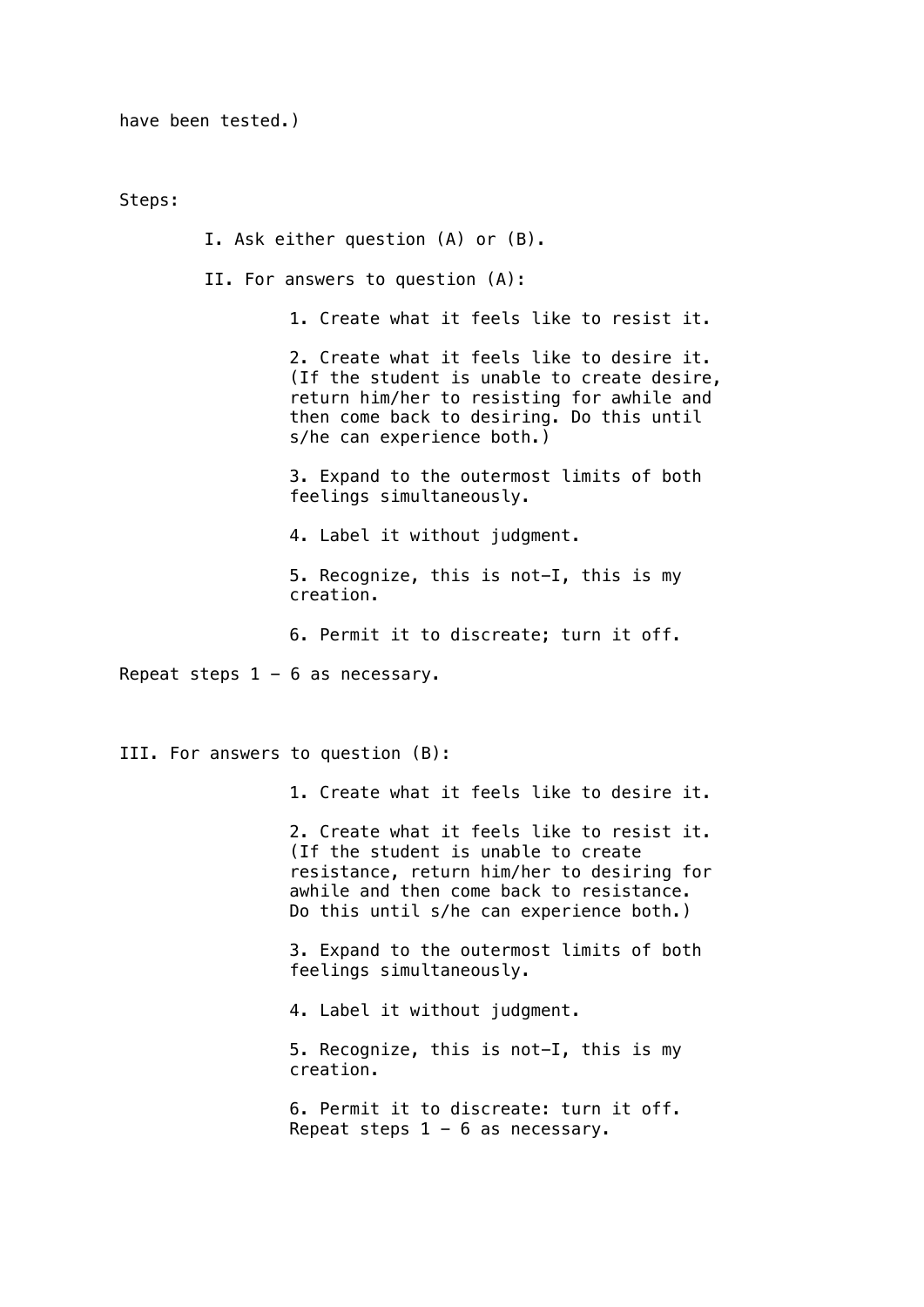have been tested.)

Steps:

I. Ask either question (A) or (B).

II. For answers to question (A):

1. Create what it feels like to resist it.

2. Create what it feels like to desire it. (If the student is unable to create desire, return him/her to resisting for awhile and then come back to desiring. Do this until s/he can experience both.)

3. Expand to the outermost limits of both feelings simultaneously.

4. Label it without judgment.

5. Recognize, this is not-I, this is my creation.

6. Permit it to discreate; turn it off.

Repeat steps 1 - 6 as necessary.

III. For answers to question (B):

1. Create what it feels like to desire it.

2. Create what it feels like to resist it. (If the student is unable to create resistance, return him/her to desiring for awhile and then come back to resistance. Do this until s/he can experience both.)

3. Expand to the outermost limits of both feelings simultaneously.

4. Label it without judgment.

5. Recognize, this is not-I, this is my creation.

6. Permit it to discreate: turn it off. Repeat steps 1 - 6 as necessary.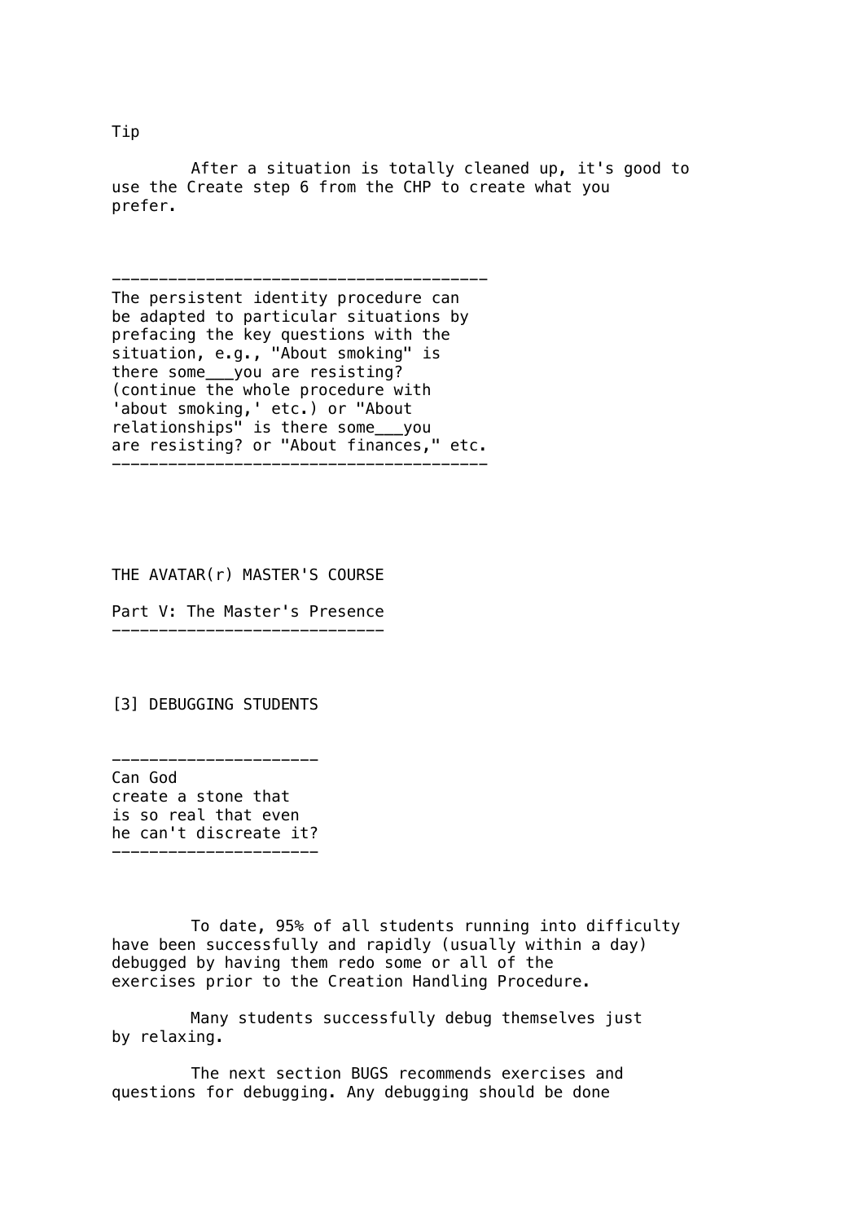Tip

After a situation is totally cleaned up, it's good to use the Create step 6 from the CHP to create what you prefer.

---

The persistent identity procedure can be adapted to particular situations by prefacing the key questions with the situation, e.g., "About smoking" is there some___you are resisting? (continue the whole procedure with 'about smoking,' etc.) or "About relationships" is there some___you are resisting? or "About finances," etc.

---

THE AVATAR(r) MASTER'S COURSE

## Part V: The Master's Presence

### [3] DEBUGGING STUDENTS

---

Can God create a stone that is so real that even he can't discreate it?

---

To date, 95% of all students running into difficulty have been successfully and rapidly (usually within a day) debugged by having them redo some or all of the exercises prior to the Creation Handling Procedure.

Many students successfully debug themselves just by relaxing.

The next section BUGS recommends exercises and questions for debugging. Any debugging should be done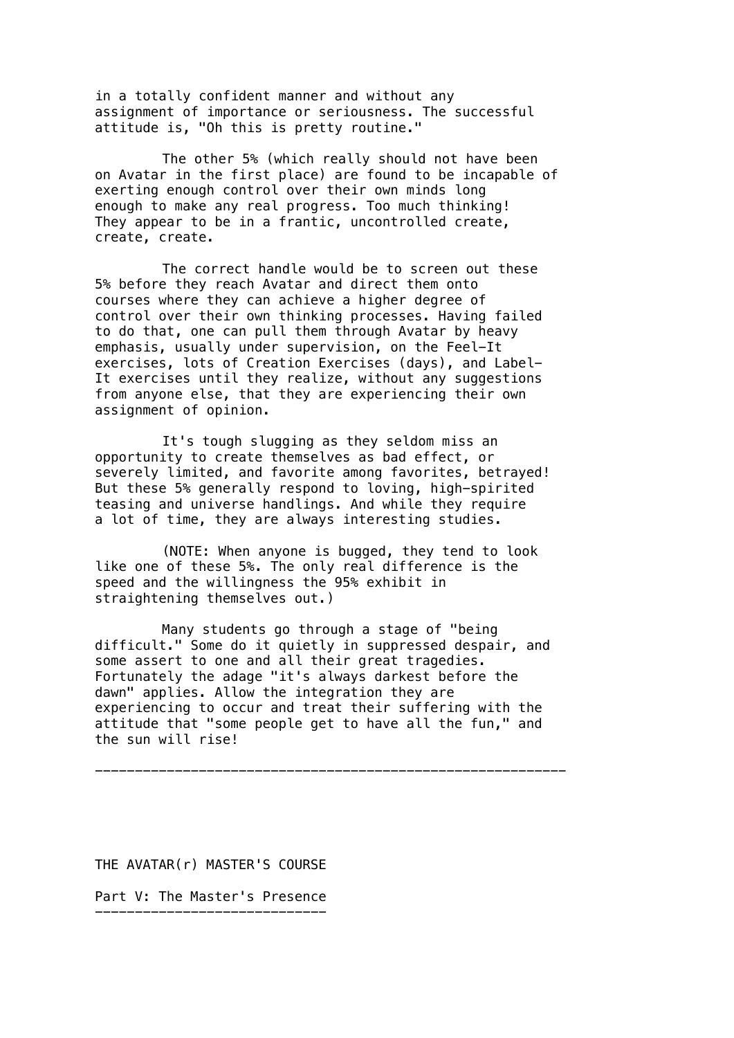in a totally confident manner and without any assignment of importance or seriousness. The successful attitude is, "Oh this is pretty routine."

The other 5% (which really should not have been on Avatar in the first place) are found to be incapable of exerting enough control over their own minds long enough to make any real progress. Too much thinking! They appear to be in a frantic, uncontrolled create, create, create.

The correct handle would be to screen out these 5% before they reach Avatar and direct them onto courses where they can achieve a higher degree of control over their own thinking processes. Having failed to do that, one can pull them through Avatar by heavy emphasis, usually under supervision, on the Feel-It exercises, lots of Creation Exercises (days), and Label-It exercises until they realize, without any suggestions from anyone else, that they are experiencing their own assignment of opinion.

It's tough slugging as they seldom miss an opportunity to create themselves as bad effect, or severely limited, and favorite among favorites, betrayed! But these 5% generally respond to loving, high-spirited teasing and universe handlings. And while they require a lot of time, they are always interesting studies.

(NOTE: When anyone is bugged, they tend to look like one of these 5%. The only real difference is the speed and the willingness the 95% exhibit in straightening themselves out.)

Many students go through a stage of "being difficult." Some do it quietly in suppressed despair, and some assert to one and all their great tragedies. Fortunately the adage "it's always darkest before the dawn" applies. Allow the integration they are experiencing to occur and treat their suffering with the attitude that "some people get to have all the fun," and the sun will rise!

---

THE AVATAR(r) MASTER'S COURSE

## Part V: The Master's Presence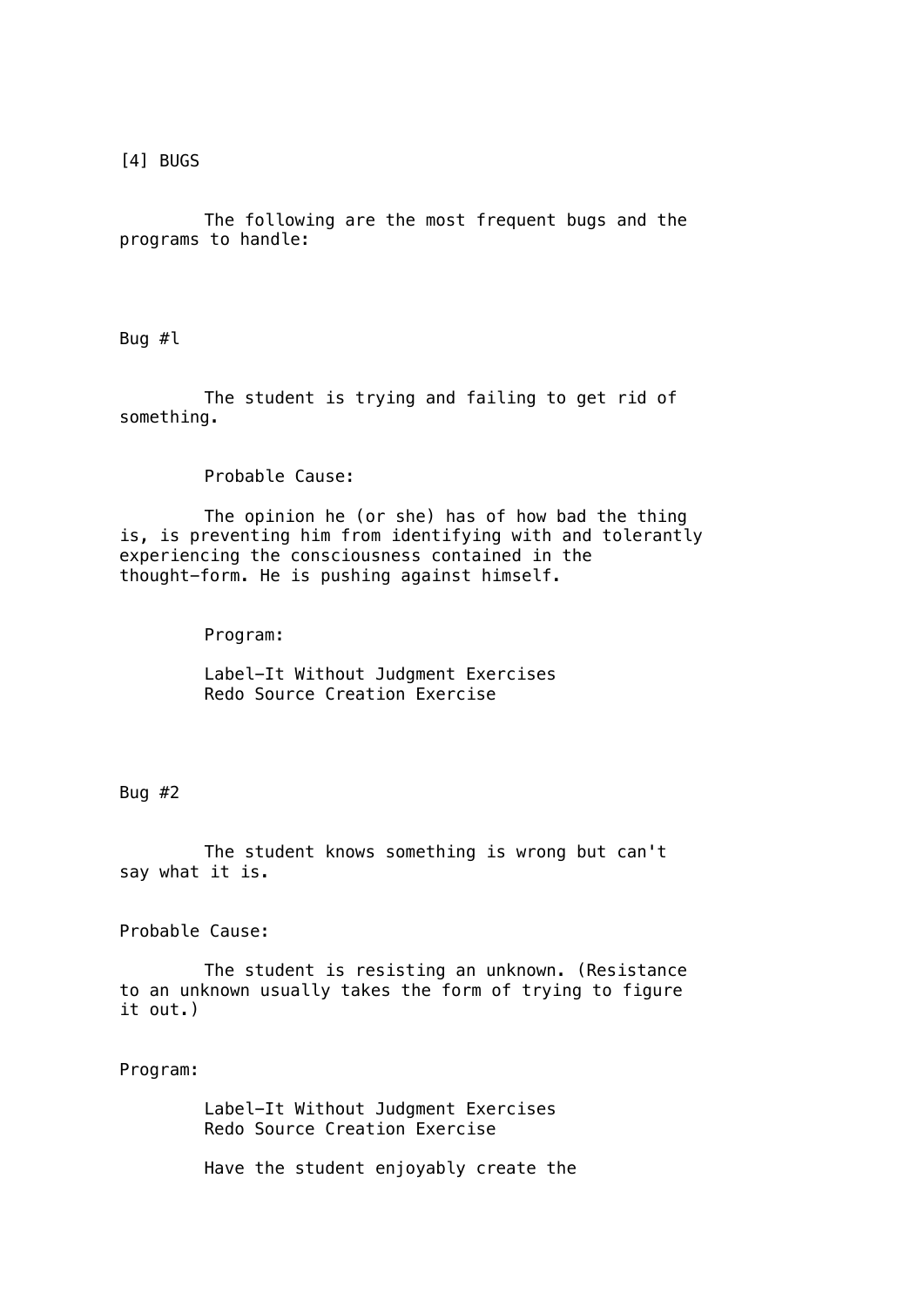## [4] BUGS

The following are the most frequent bugs and the programs to handle:

### Bug #l

The student is trying and failing to get rid of something.

Probable Cause:

The opinion he (or she) has of how bad the thing is, is preventing him from identifying with and tolerantly experiencing the consciousness contained in the thought-form. He is pushing against himself.

Program:

Label-It Without Judgment Exercises
Redo Source Creation Exercise

### Bug #2

The student knows something is wrong but can't say what it is.

Probable Cause:

The student is resisting an unknown. (Resistance to an unknown usually takes the form of trying to figure it out.)

Program:

Label-It Without Judgment Exercises
Redo Source Creation Exercise

Have the student enjoyably create the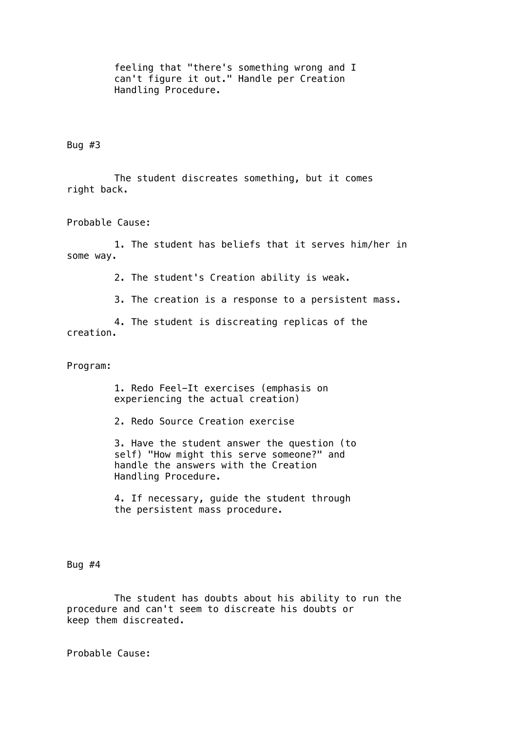feeling that "there's something wrong and I can't figure it out." Handle per Creation Handling Procedure.

Bug #3

The student discreates something, but it comes right back.

Probable Cause:

1. The student has beliefs that it serves him/her in some way.

2. The student's Creation ability is weak.

3. The creation is a response to a persistent mass.

4. The student is discreating replicas of the creation.

Program:

1. Redo Feel-It exercises (emphasis on experiencing the actual creation)

2. Redo Source Creation exercise

3. Have the student answer the question (to self) "How might this serve someone?" and handle the answers with the Creation Handling Procedure.

4. If necessary, guide the student through the persistent mass procedure.

Bug #4

The student has doubts about his ability to run the procedure and can't seem to discreate his doubts or keep them discreated.

Probable Cause: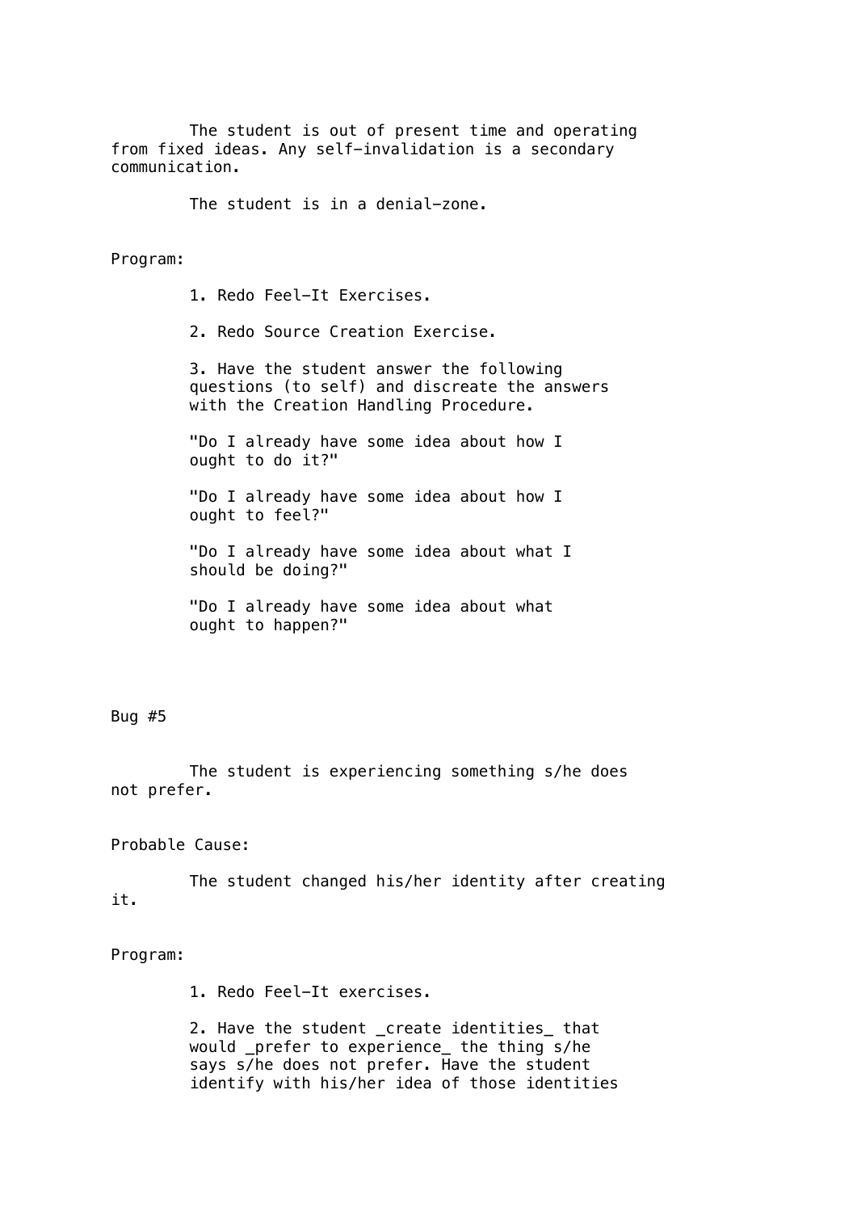The student is out of present time and operating from fixed ideas. Any self-invalidation is a secondary communication.

The student is in a denial-zone.

Program:

1. Redo Feel-It Exercises.

2. Redo Source Creation Exercise.

3. Have the student answer the following questions (to self) and discreate the answers with the Creation Handling Procedure.

"Do I already have some idea about how I ought to do it?"

"Do I already have some idea about how I ought to feel?"

"Do I already have some idea about what I should be doing?"

"Do I already have some idea about what ought to happen?"

Bug #5

The student is experiencing something s/he does not prefer.

Probable Cause:

The student changed his/her identity after creating it.

Program:

1. Redo Feel-It exercises.

2. Have the student _create identities_ that would _prefer to experience_ the thing s/he says s/he does not prefer. Have the student identify with his/her idea of those identities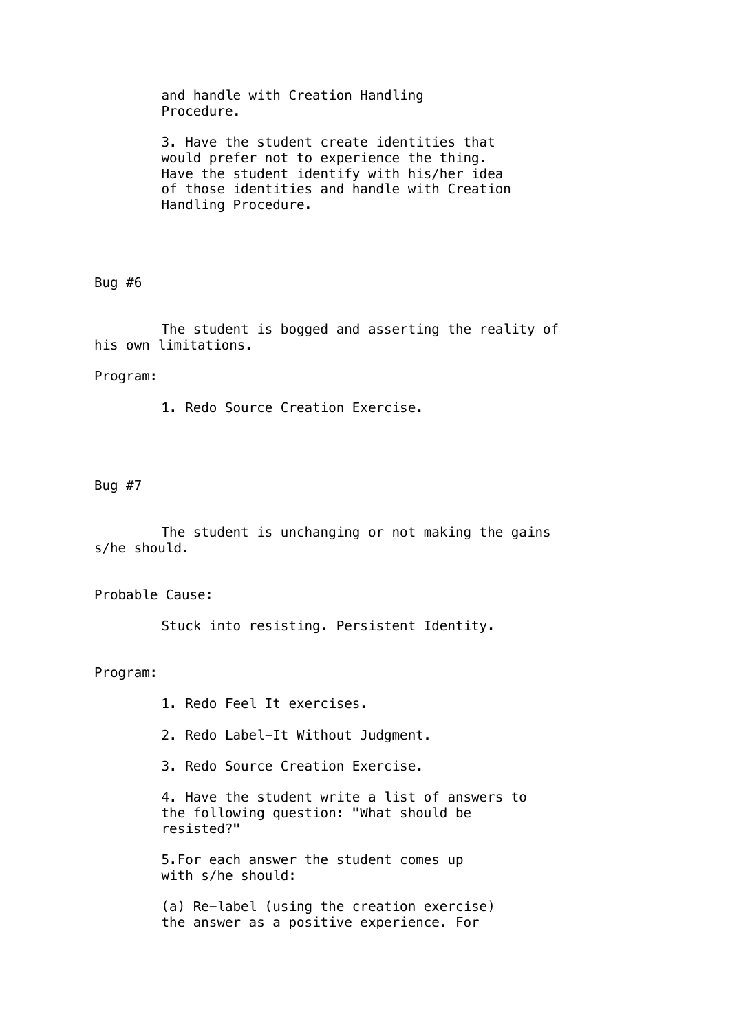and handle with Creation Handling Procedure.

3. Have the student create identities that would prefer not to experience the thing. Have the student identify with his/her idea of those identities and handle with Creation Handling Procedure.

## Bug #6

The student is bogged and asserting the reality of his own limitations.

Program:

1. Redo Source Creation Exercise.

## Bug #7

The student is unchanging or not making the gains s/he should.

Probable Cause:

Stuck into resisting. Persistent Identity.

Program:

1. Redo Feel It exercises.

2. Redo Label—It Without Judgment.

3. Redo Source Creation Exercise.

4. Have the student write a list of answers to the following question: "What should be resisted?"

5. For each answer the student comes up with s/he should:

(a) Re-label (using the creation exercise) the answer as a positive experience. For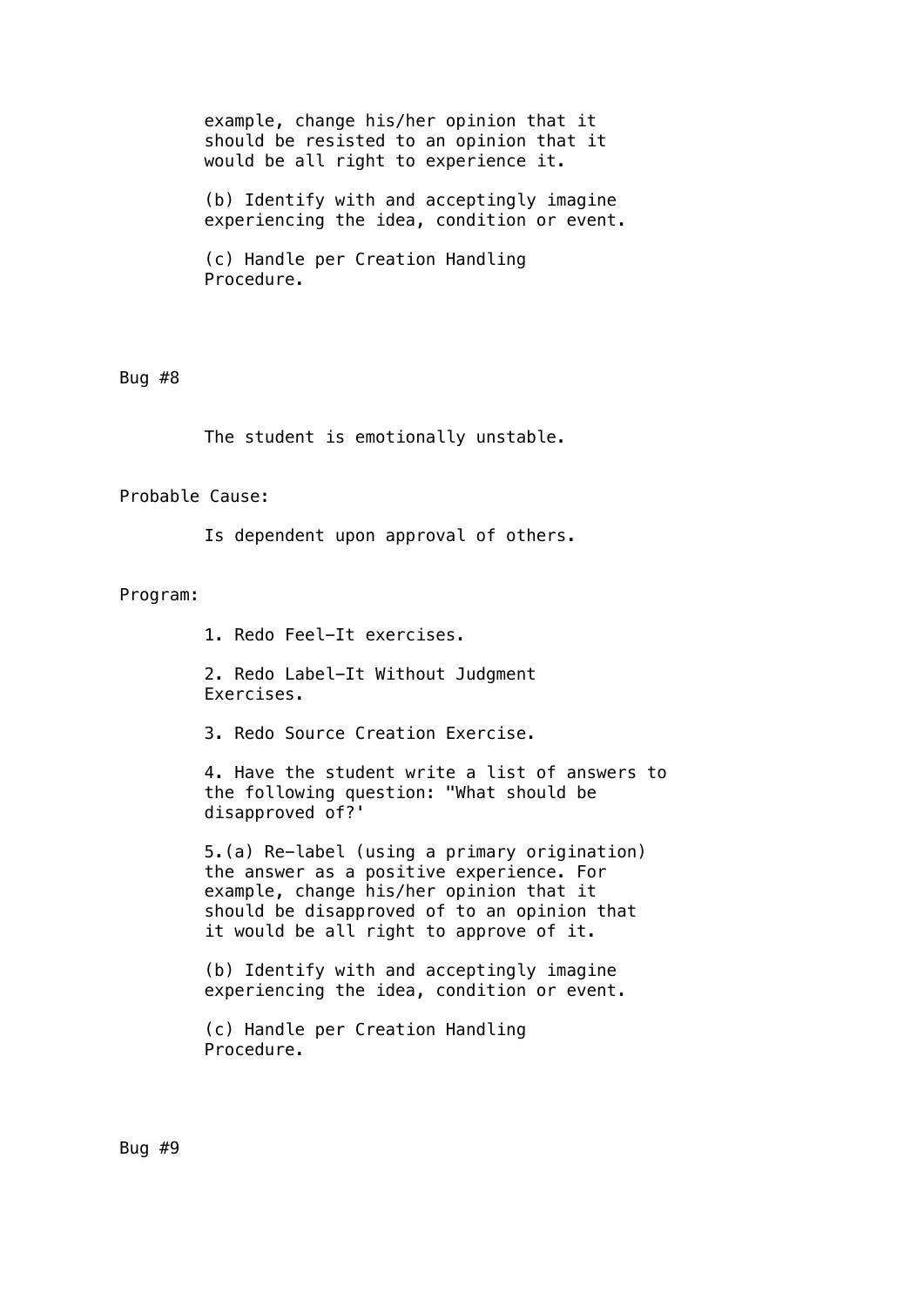example, change his/her opinion that it should be resisted to an opinion that it would be all right to experience it.

(b) Identify with and acceptingly imagine experiencing the idea, condition or event.

(c) Handle per Creation Handling Procedure.

Bug #8

The student is emotionally unstable.

Probable Cause:

Is dependent upon approval of others.

Program:

1. Redo Feel-It exercises.

2. Redo Label-It Without Judgment Exercises.

3. Redo Source Creation Exercise.

4. Have the student write a list of answers to the following question: "What should be disapproved of?'

5.(a) Re-label (using a primary origination) the answer as a positive experience. For example, change his/her opinion that it should be disapproved of to an opinion that it would be all right to approve of it.

(b) Identify with and acceptingly imagine experiencing the idea, condition or event.

(c) Handle per Creation Handling Procedure.

Bug #9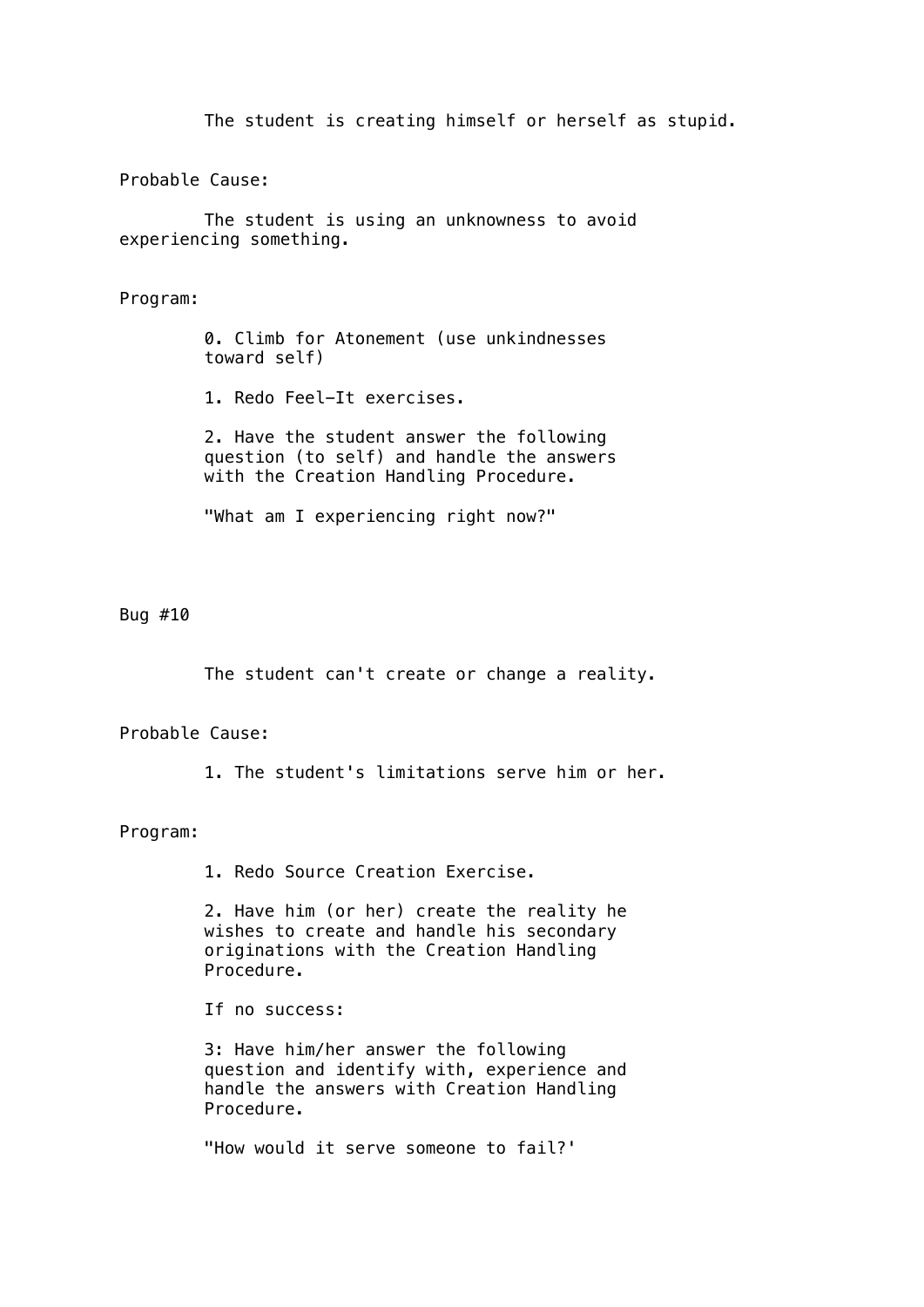The student is creating himself or herself as stupid.

Probable Cause:

The student is using an unknowness to avoid experiencing something.

Program:

0. Climb for Atonement (use unkindnesses toward self)

1. Redo Feel-It exercises.

2. Have the student answer the following question (to self) and handle the answers with the Creation Handling Procedure.

"What am I experiencing right now?"

Bug #10

The student can't create or change a reality.

Probable Cause:

1. The student's limitations serve him or her.

Program:

1. Redo Source Creation Exercise.

2. Have him (or her) create the reality he wishes to create and handle his secondary originations with the Creation Handling Procedure.

If no success:

3: Have him/her answer the following question and identify with, experience and handle the answers with Creation Handling Procedure.

"How would it serve someone to fail?'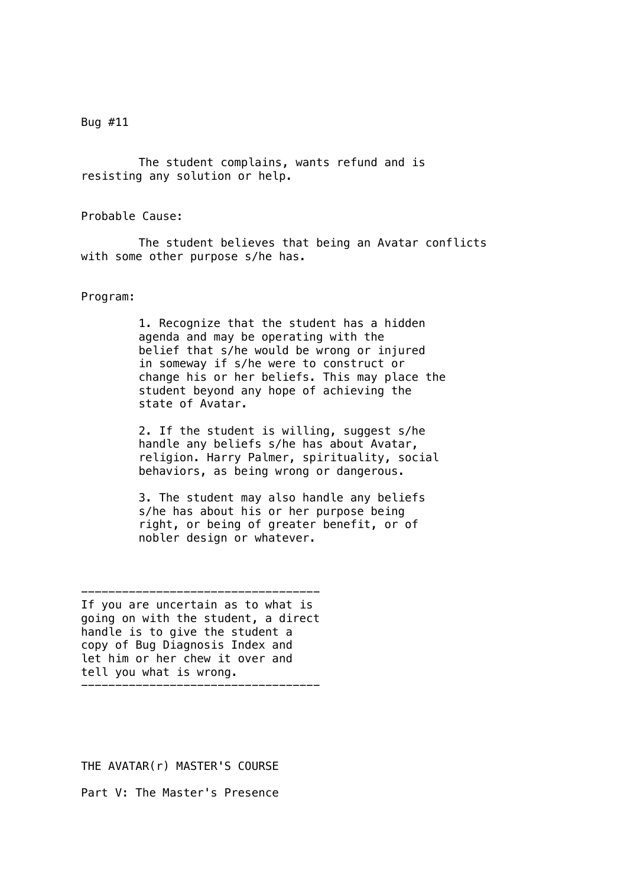Bug #11

The student complains, wants refund and is resisting any solution or help.

Probable Cause:

The student believes that being an Avatar conflicts with some other purpose s/he has.

Program:

1. Recognize that the student has a hidden agenda and may be operating with the belief that s/he would be wrong or injured in someway if s/he were to construct or change his or her beliefs. This may place the student beyond any hope of achieving the state of Avatar.

2. If the student is willing, suggest s/he handle any beliefs s/he has about Avatar, religion. Harry Palmer, spirituality, social behaviors, as being wrong or dangerous.

3. The student may also handle any beliefs s/he has about his or her purpose being right, or being of greater benefit, or of nobler design or whatever.

---

If you are uncertain as to what is going on with the student, a direct handle is to give the student a copy of Bug Diagnosis Index and let him or her chew it over and tell you what is wrong.

---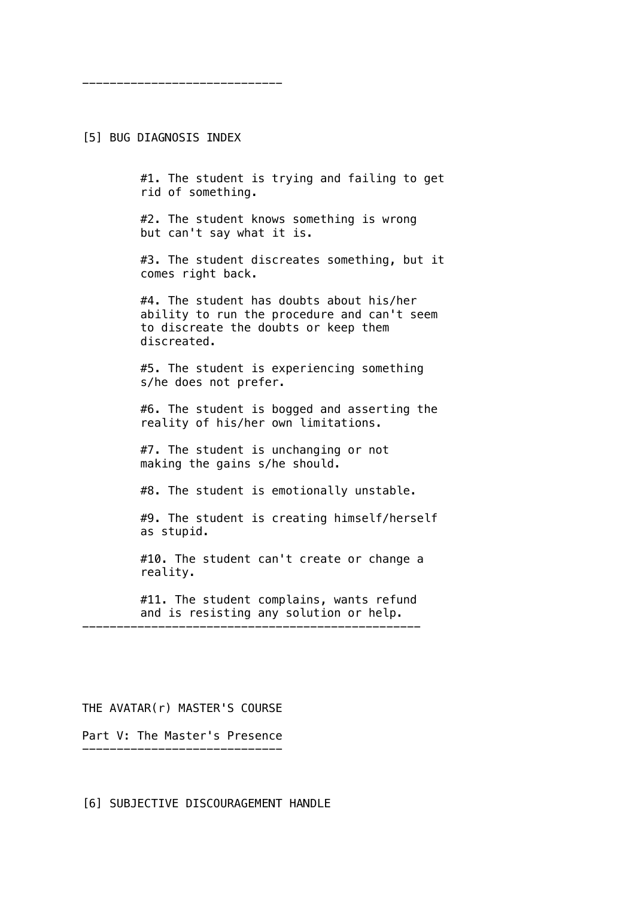-----------------------------

## [5] BUG DIAGNOSIS INDEX

#1. The student is trying and failing to get rid of something.

#2. The student knows something is wrong but can't say what it is.

#3. The student discreates something, but it comes right back.

#4. The student has doubts about his/her ability to run the procedure and can't seem to discreate the doubts or keep them discreated.

#5. The student is experiencing something s/he does not prefer.

#6. The student is bogged and asserting the reality of his/her own limitations.

#7. The student is unchanging or not making the gains s/he should.

#8. The student is emotionally unstable.

#9. The student is creating himself/herself as stupid.

#10. The student can't create or change a reality.

#11. The student complains, wants refund and is resisting any solution or help.

-------------------------------------------------

# THE AVATAR(r) MASTER'S COURSE

## Part V: The Master's Presence

-----------------------------

## [6] SUBJECTIVE DISCOURAGEMENT HANDLE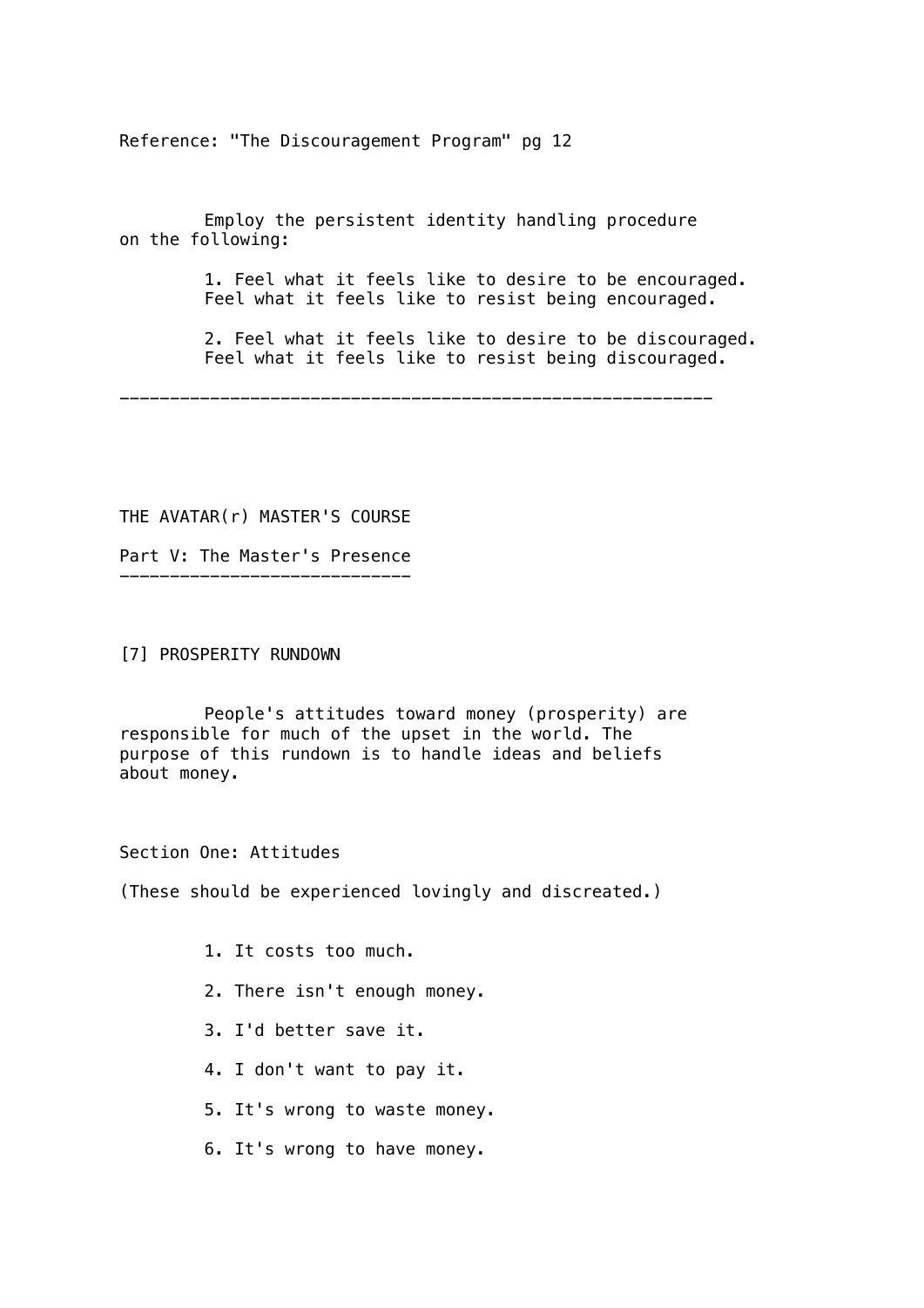Reference: "The Discouragement Program" pg 12

Employ the persistent identity handling procedure on the following:

1. Feel what it feels like to desire to be encouraged.
   Feel what it feels like to resist being encouraged.

2. Feel what it feels like to desire to be discouraged.
   Feel what it feels like to resist being discouraged.

---

## THE AVATAR(r) MASTER'S COURSE

## Part V: The Master's Presence

### [7] PROSPERITY RUNDOWN

People's attitudes toward money (prosperity) are responsible for much of the upset in the world. The purpose of this rundown is to handle ideas and beliefs about money.

#### Section One: Attitudes

(These should be experienced lovingly and discreated.)

1. It costs too much.
2. There isn't enough money.
3. I'd better save it.
4. I don't want to pay it.
5. It's wrong to waste money.
6. It's wrong to have money.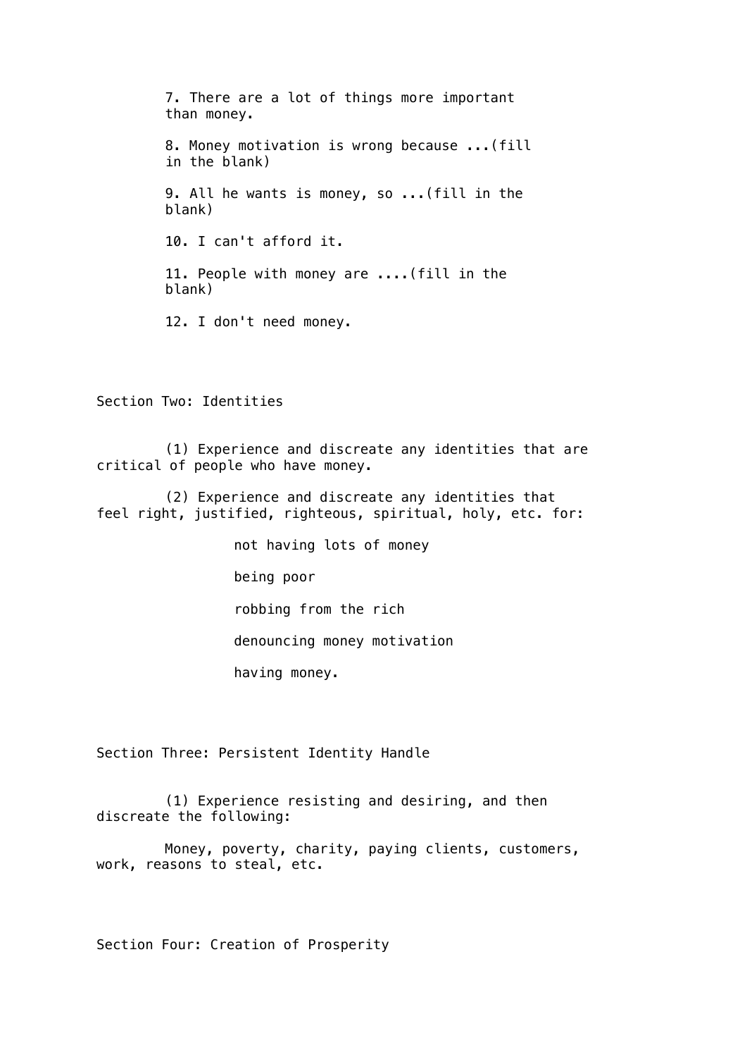7. There are a lot of things more important than money.

8. Money motivation is wrong because ...(fill in the blank)

9. All he wants is money, so ...(fill in the blank)

10. I can't afford it.

11. People with money are ....(fill in the blank)

12. I don't need money.

## Section Two: Identities

(1) Experience and discreate any identities that are critical of people who have money.

(2) Experience and discreate any identities that feel right, justified, righteous, spiritual, holy, etc. for:

- not having lots of money
- being poor
- robbing from the rich
- denouncing money motivation
- having money.

## Section Three: Persistent Identity Handle

(1) Experience resisting and desiring, and then discreate the following:

Money, poverty, charity, paying clients, customers, work, reasons to steal, etc.

## Section Four: Creation of Prosperity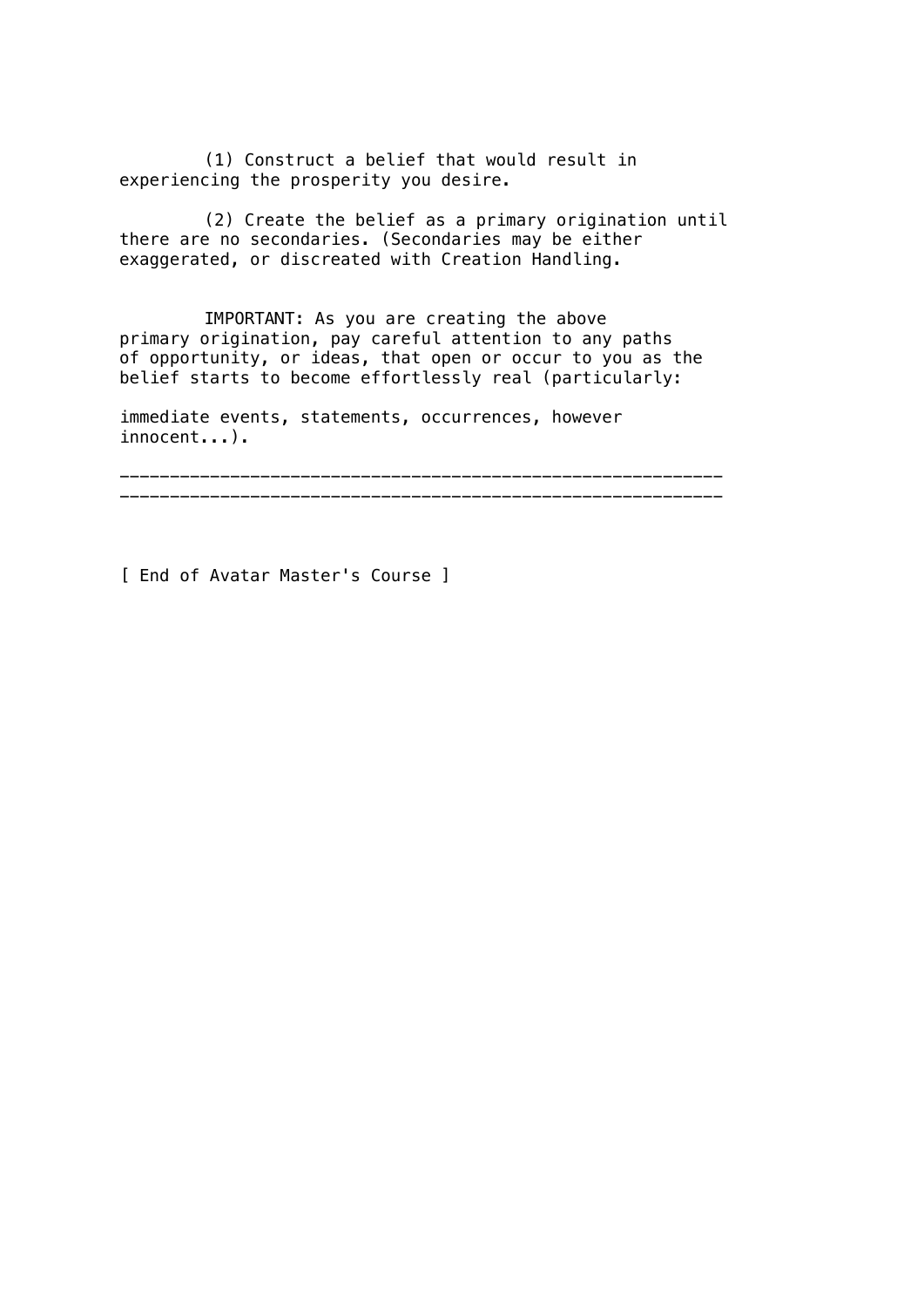(1) Construct a belief that would result in experiencing the prosperity you desire.

(2) Create the belief as a primary origination until there are no secondaries. (Secondaries may be either exaggerated, or discreated with Creation Handling.

IMPORTANT: As you are creating the above primary origination, pay careful attention to any paths of opportunity, or ideas, that open or occur to you as the belief starts to become effortlessly real (particularly:

immediate events, statements, occurrences, however innocent...).

---

---

[ End of Avatar Master's Course ]